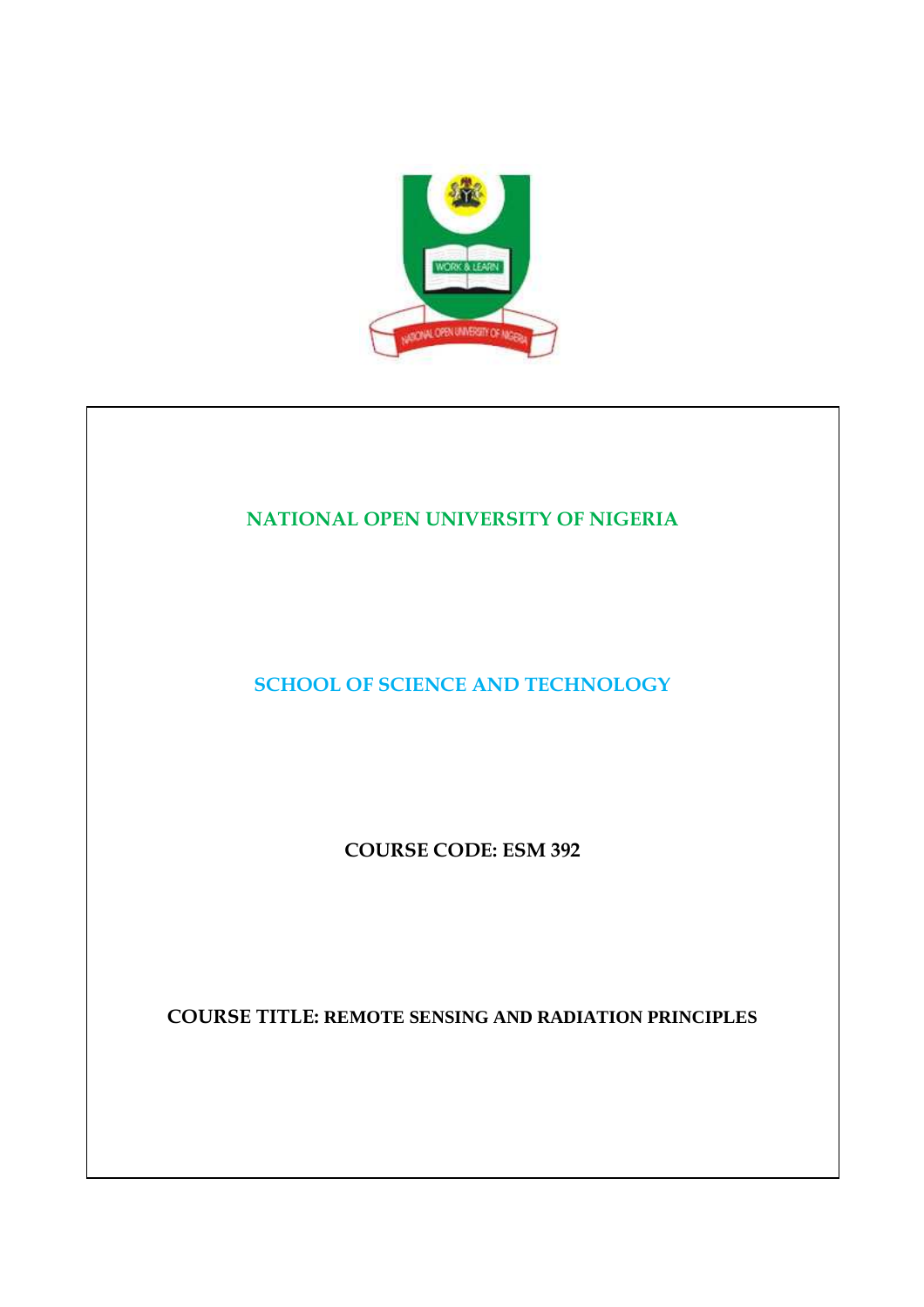# NATIONAL OPEN UNIVERSITY OF NIGERIA

## SCHOOL OF SCIENCE AND TECHNOLOGY

**COURSE CODE: ESM 392**

**COURSE TITLE: REMOTE SENSING AND RADIATION PRINCIPLES**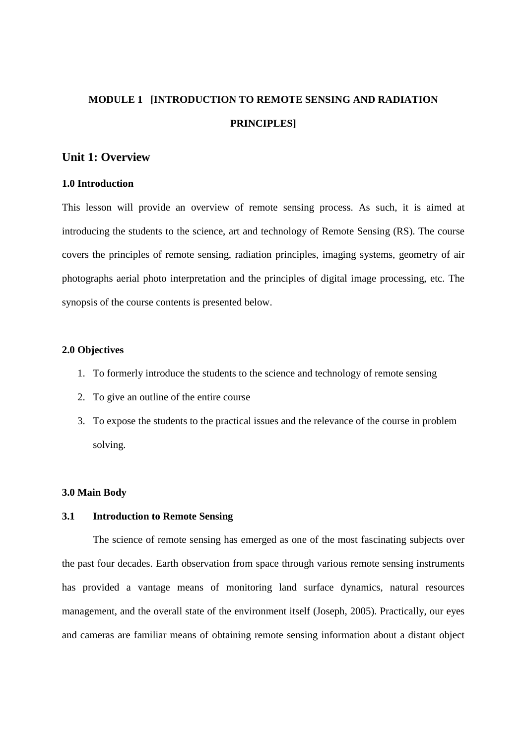# MODULE 1 [INTRODUCTION TO REMOTE SENSING AND RADIATION PRINCIPLES]

## Unit 1: Overview

### 1.0 Introduction

This lesson will provide an overview of remote sensing process. As such, it is aimed at introducing the students to the science, art and technology of Remote Sensing (RS). The course covers the principles of remote sensing, radiation principles, imaging systems, geometry of air photographs aerial photo interpretation and the principles of digital image processing, etc. The synopsis of the course contents is presented below.

### 2.0 Objectives

1. To formerly introduce the students to the science and technology of remote sensing
2. To give an outline of the entire course
3. To expose the students to the practical issues and the relevance of the course in problem solving.

### 3.0 Main Body

#### 3.1 Introduction to Remote Sensing

The science of remote sensing has emerged as one of the most fascinating subjects over the past four decades. Earth observation from space through various remote sensing instruments has provided a vantage means of monitoring land surface dynamics, natural resources management, and the overall state of the environment itself (Joseph, 2005). Practically, our eyes and cameras are familiar means of obtaining remote sensing information about a distant object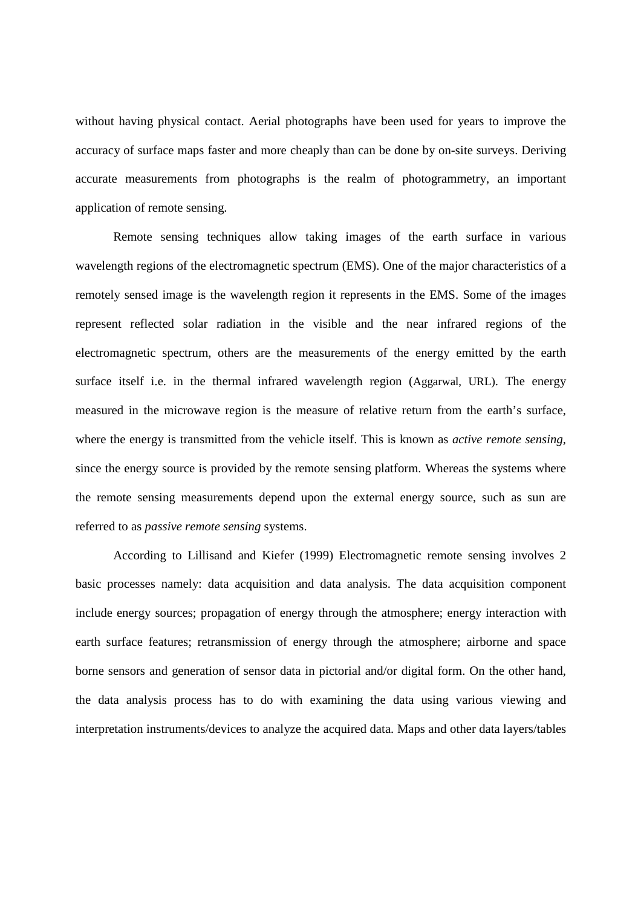without having physical contact. Aerial photographs have been used for years to improve the accuracy of surface maps faster and more cheaply than can be done by on-site surveys. Deriving accurate measurements from photographs is the realm of photogrammetry, an important application of remote sensing.

Remote sensing techniques allow taking images of the earth surface in various wavelength regions of the electromagnetic spectrum (EMS). One of the major characteristics of a remotely sensed image is the wavelength region it represents in the EMS. Some of the images represent reflected solar radiation in the visible and the near infrared regions of the electromagnetic spectrum, others are the measurements of the energy emitted by the earth surface itself i.e. in the thermal infrared wavelength region (Aggarwal, URL). The energy measured in the microwave region is the measure of relative return from the earth's surface, where the energy is transmitted from the vehicle itself. This is known as *active remote sensing*, since the energy source is provided by the remote sensing platform. Whereas the systems where the remote sensing measurements depend upon the external energy source, such as sun are referred to as *passive remote sensing* systems.

According to Lillisand and Kiefer (1999) Electromagnetic remote sensing involves 2 basic processes namely: data acquisition and data analysis. The data acquisition component include energy sources; propagation of energy through the atmosphere; energy interaction with earth surface features; retransmission of energy through the atmosphere; airborne and space borne sensors and generation of sensor data in pictorial and/or digital form. On the other hand, the data analysis process has to do with examining the data using various viewing and interpretation instruments/devices to analyze the acquired data. Maps and other data layers/tables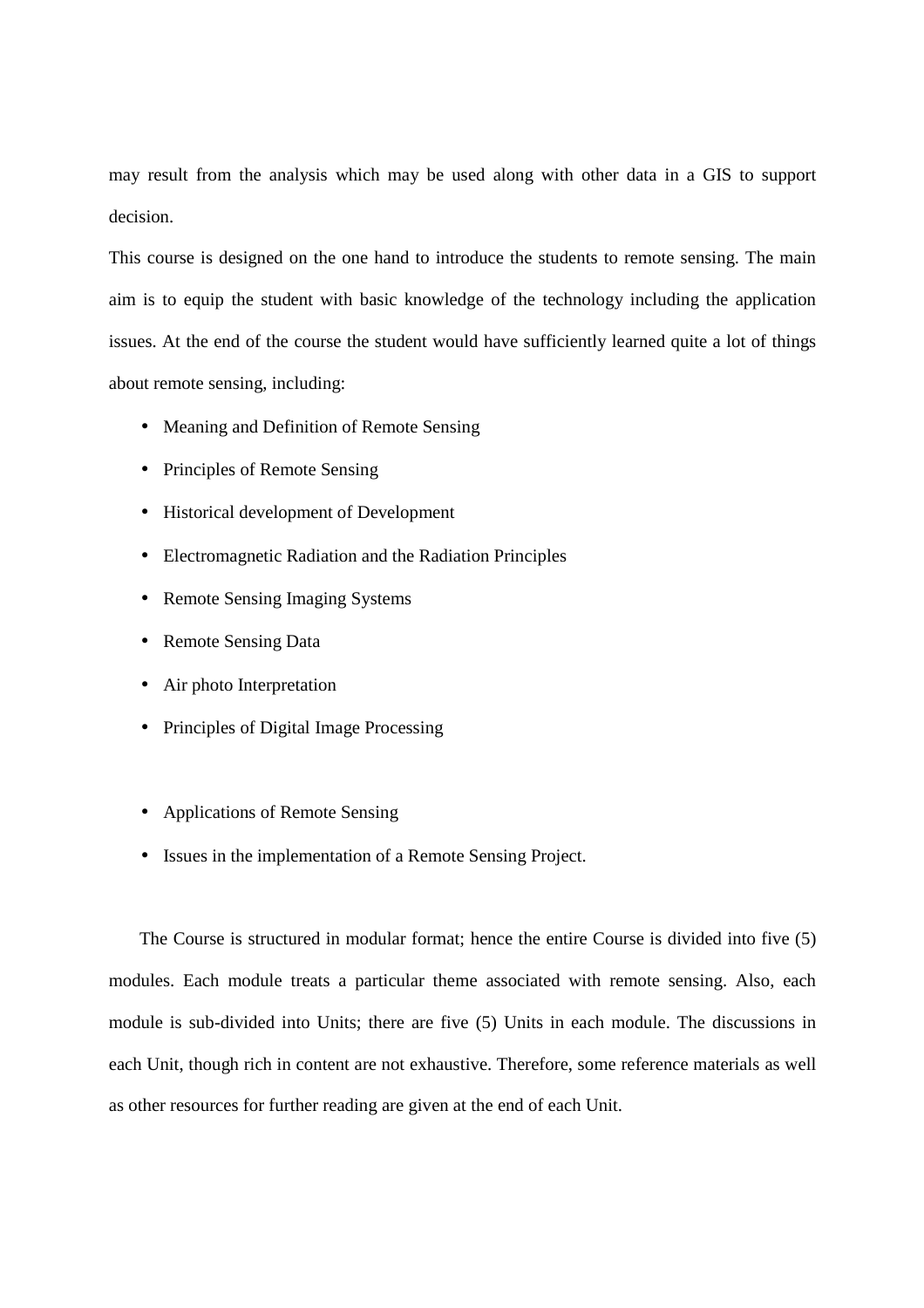may result from the analysis which may be used along with other data in a GIS to support decision.

This course is designed on the one hand to introduce the students to remote sensing. The main aim is to equip the student with basic knowledge of the technology including the application issues. At the end of the course the student would have sufficiently learned quite a lot of things about remote sensing, including:

- Meaning and Definition of Remote Sensing
- Principles of Remote Sensing
- Historical development of Development
- Electromagnetic Radiation and the Radiation Principles
- Remote Sensing Imaging Systems
- Remote Sensing Data
- Air photo Interpretation
- Principles of Digital Image Processing

- Applications of Remote Sensing
- Issues in the implementation of a Remote Sensing Project.

The Course is structured in modular format; hence the entire Course is divided into five (5) modules. Each module treats a particular theme associated with remote sensing. Also, each module is sub-divided into Units; there are five (5) Units in each module. The discussions in each Unit, though rich in content are not exhaustive. Therefore, some reference materials as well as other resources for further reading are given at the end of each Unit.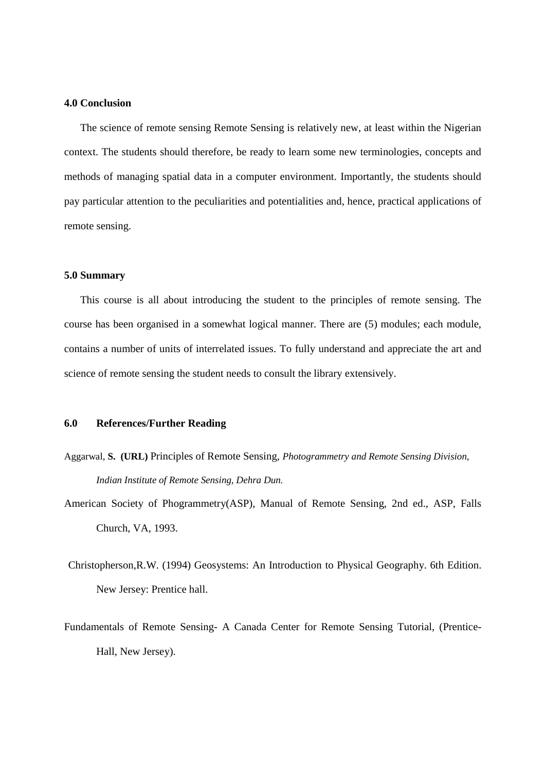## 4.0 Conclusion

The science of remote sensing Remote Sensing is relatively new, at least within the Nigerian context. The students should therefore, be ready to learn some new terminologies, concepts and methods of managing spatial data in a computer environment. Importantly, the students should pay particular attention to the peculiarities and potentialities and, hence, practical applications of remote sensing.

## 5.0 Summary

This course is all about introducing the student to the principles of remote sensing. The course has been organised in a somewhat logical manner. There are (5) modules; each module, contains a number of units of interrelated issues. To fully understand and appreciate the art and science of remote sensing the student needs to consult the library extensively.

## 6.0 References/Further Reading

Aggarwal, **S. (URL)** Principles of Remote Sensing, *Photogrammetry and Remote Sensing Division, Indian Institute of Remote Sensing, Dehra Dun.*

American Society of Phogrammetry(ASP), Manual of Remote Sensing, 2nd ed., ASP, Falls Church, VA, 1993.

Christopherson,R.W. (1994) Geosystems: An Introduction to Physical Geography. 6th Edition. New Jersey: Prentice hall.

Fundamentals of Remote Sensing- A Canada Center for Remote Sensing Tutorial, (Prentice-Hall, New Jersey).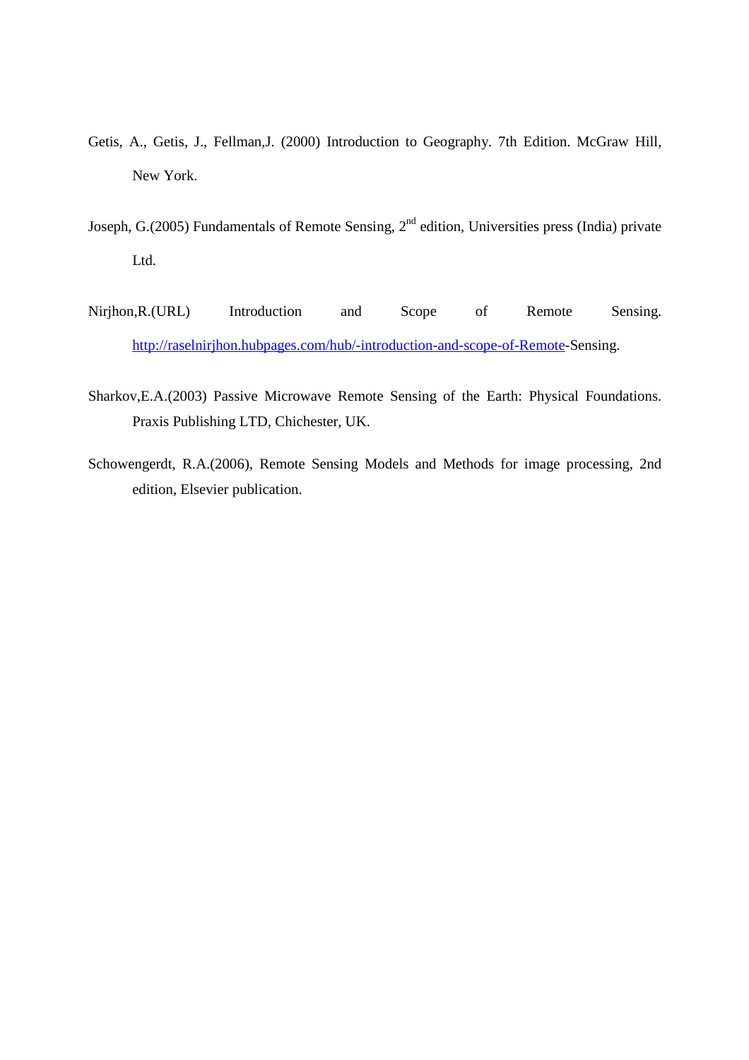Getis, A., Getis, J., Fellman,J. (2000) Introduction to Geography. 7th Edition. McGraw Hill, New York.

Joseph, G.(2005) Fundamentals of Remote Sensing, 2nd edition, Universities press (India) private Ltd.

Nirjhon,R.(URL) Introduction and Scope of Remote Sensing. http://raselnirjhon.hubpages.com/hub/-introduction-and-scope-of-Remote-Sensing.

Sharkov,E.A.(2003) Passive Microwave Remote Sensing of the Earth: Physical Foundations. Praxis Publishing LTD, Chichester, UK.

Schowengerdt, R.A.(2006), Remote Sensing Models and Methods for image processing, 2nd edition, Elsevier publication.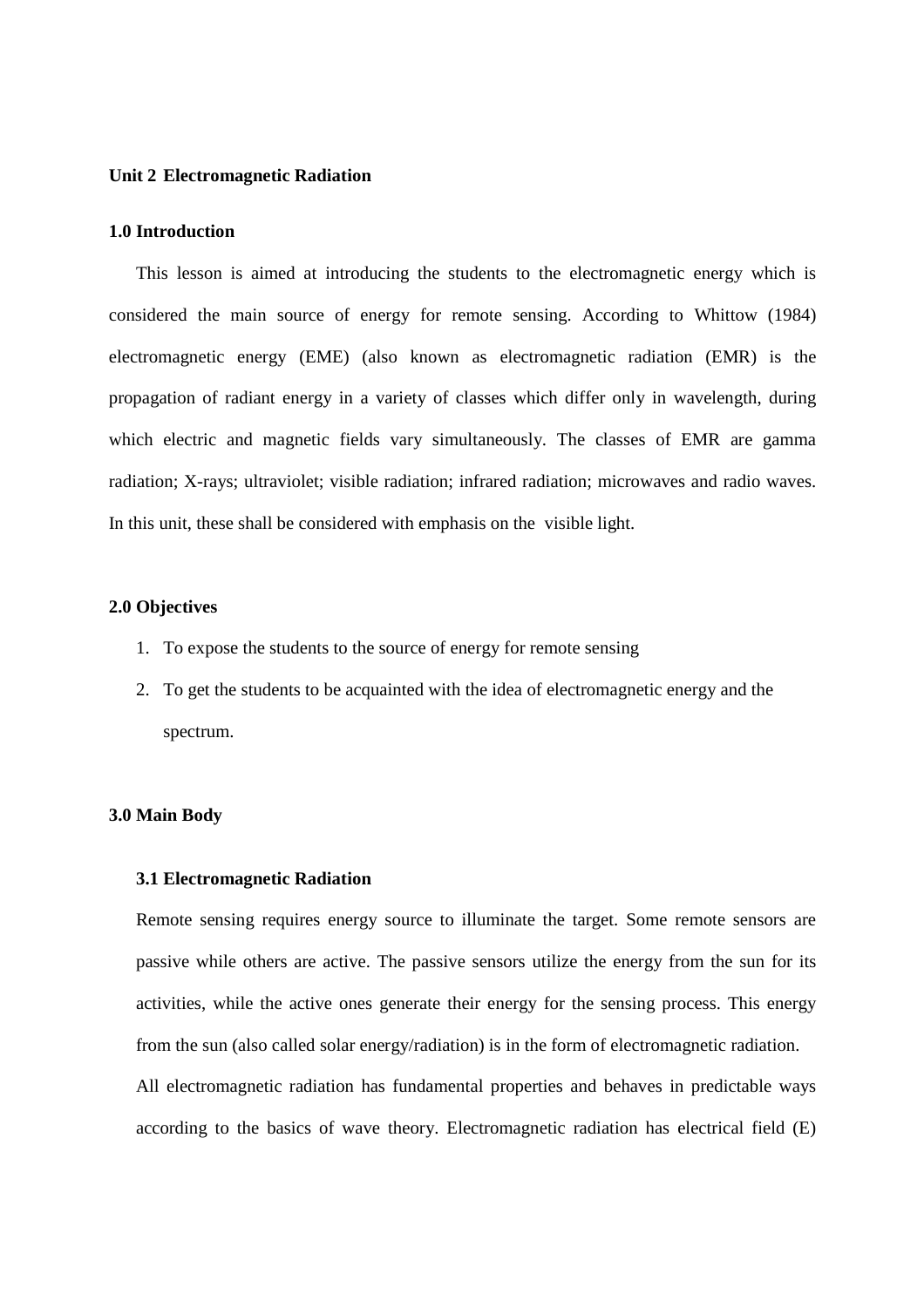# Unit 2 Electromagnetic Radiation

## 1.0 Introduction

This lesson is aimed at introducing the students to the electromagnetic energy which is considered the main source of energy for remote sensing. According to Whittow (1984) electromagnetic energy (EME) (also known as electromagnetic radiation (EMR) is the propagation of radiant energy in a variety of classes which differ only in wavelength, during which electric and magnetic fields vary simultaneously. The classes of EMR are gamma radiation; X-rays; ultraviolet; visible radiation; infrared radiation; microwaves and radio waves. In this unit, these shall be considered with emphasis on the visible light.

## 2.0 Objectives

1. To expose the students to the source of energy for remote sensing
2. To get the students to be acquainted with the idea of electromagnetic energy and the spectrum.

## 3.0 Main Body

### 3.1 Electromagnetic Radiation

Remote sensing requires energy source to illuminate the target. Some remote sensors are passive while others are active. The passive sensors utilize the energy from the sun for its activities, while the active ones generate their energy for the sensing process. This energy from the sun (also called solar energy/radiation) is in the form of electromagnetic radiation.

All electromagnetic radiation has fundamental properties and behaves in predictable ways according to the basics of wave theory. Electromagnetic radiation has electrical field (E)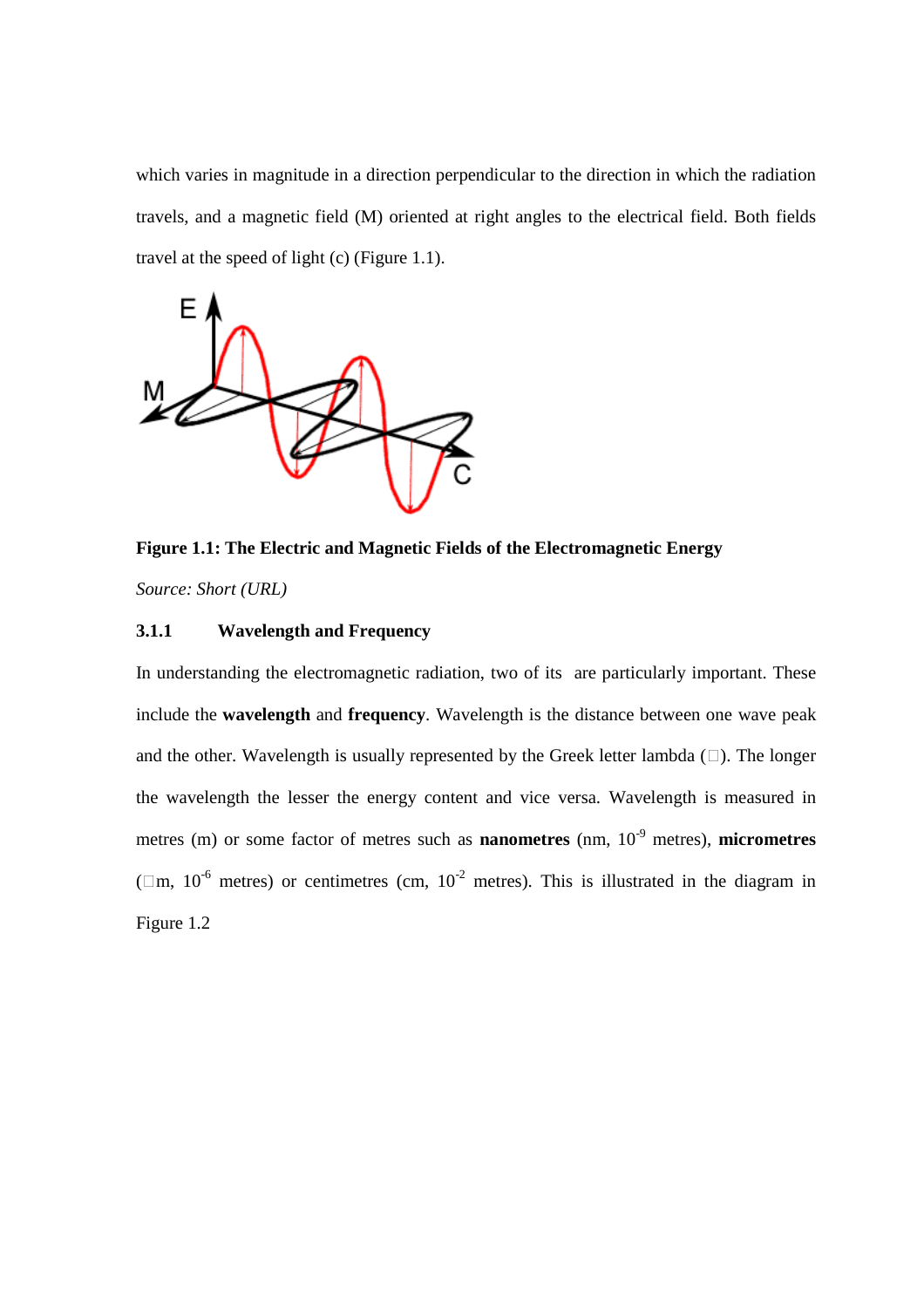which varies in magnitude in a direction perpendicular to the direction in which the radiation travels, and a magnetic field (M) oriented at right angles to the electrical field. Both fields travel at the speed of light (c) (Figure 1.1).

**Figure 1.1: The Electric and Magnetic Fields of the Electromagnetic Energy**

*Source: Short (URL)*

### 3.1.1 Wavelength and Frequency

In understanding the electromagnetic radiation, two of its  are particularly important. These include the **wavelength** and **frequency**. Wavelength is the distance between one wave peak and the other. Wavelength is usually represented by the Greek letter lambda (). The longer the wavelength the lesser the energy content and vice versa. Wavelength is measured in metres (m) or some factor of metres such as **nanometres** (nm, $10^{-9}$ metres), **micrometres** (m, $10^{-6}$ metres) or centimetres (cm, $10^{-2}$ metres). This is illustrated in the diagram in Figure 1.2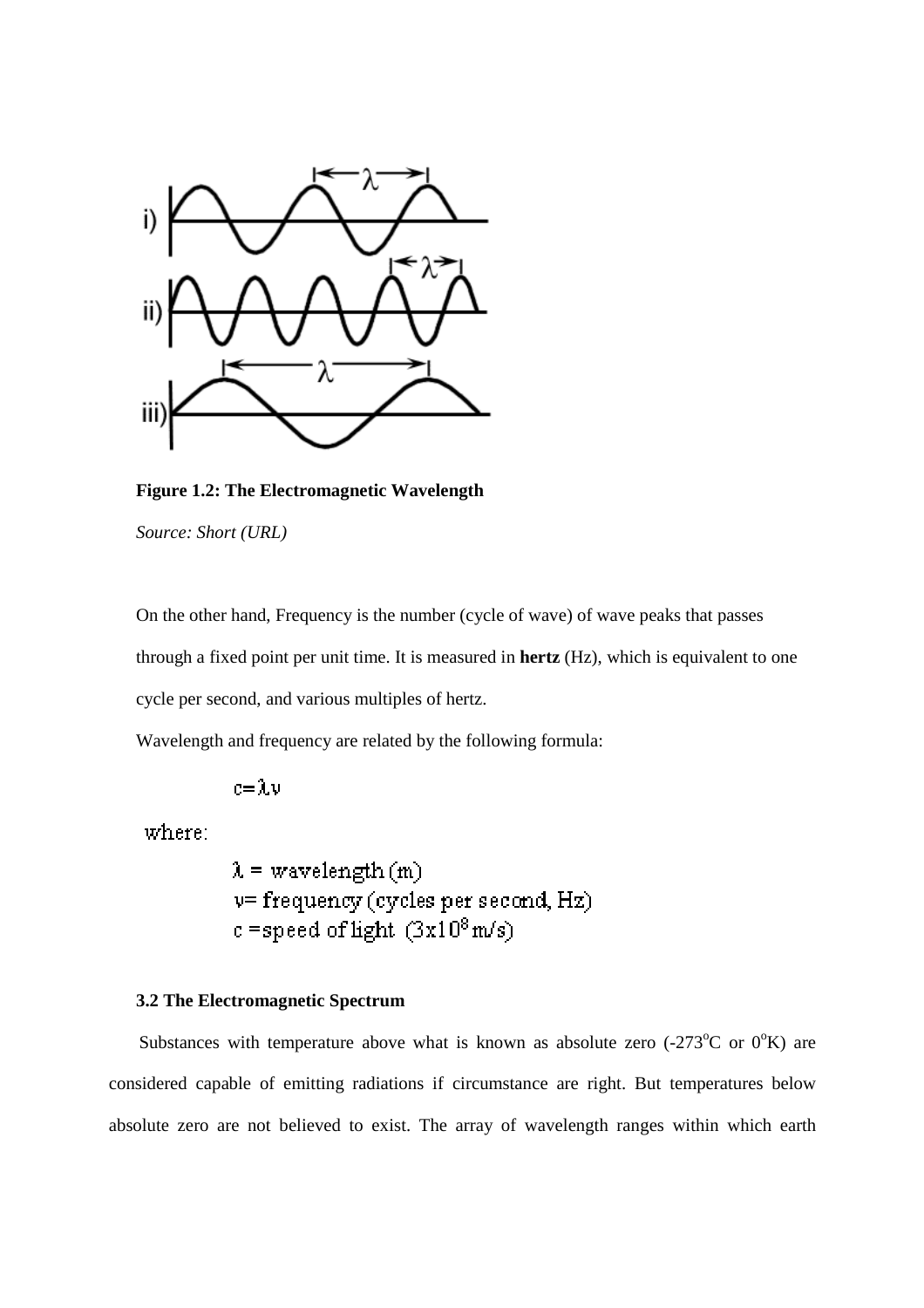**Figure 1.2: The Electromagnetic Wavelength**

*Source: Short (URL)*

On the other hand, Frequency is the number (cycle of wave) of wave peaks that passes through a fixed point per unit time. It is measured in **hertz** (Hz), which is equivalent to one cycle per second, and various multiples of hertz.

Wavelength and frequency are related by the following formula:

$$c = \lambda v$$

where:

$\lambda$ = wavelength (m)

$v$ = frequency (cycles per second, Hz)

$c$ = speed of light ($3 \times 10^8$ m/s)

### 3.2 The Electromagnetic Spectrum

Substances with temperature above what is known as absolute zero (-273$^o$C or 0$^o$K) are considered capable of emitting radiations if circumstance are right. But temperatures below absolute zero are not believed to exist. The array of wavelength ranges within which earth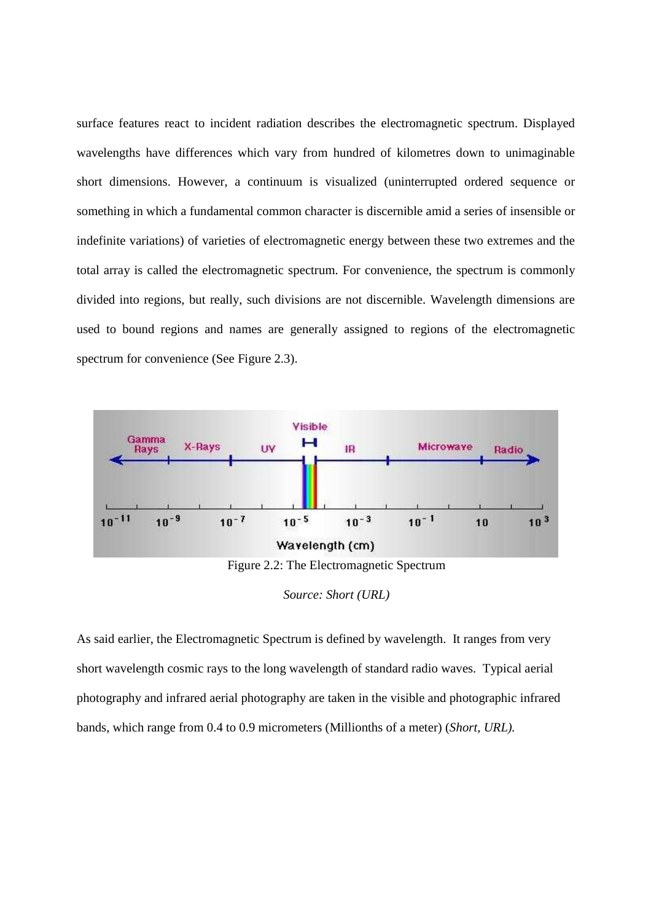surface features react to incident radiation describes the electromagnetic spectrum. Displayed wavelengths have differences which vary from hundred of kilometres down to unimaginable short dimensions. However, a continuum is visualized (uninterrupted ordered sequence or something in which a fundamental common character is discernible amid a series of insensible or indefinite variations) of varieties of electromagnetic energy between these two extremes and the total array is called the electromagnetic spectrum. For convenience, the spectrum is commonly divided into regions, but really, such divisions are not discernible. Wavelength dimensions are used to bound regions and names are generally assigned to regions of the electromagnetic spectrum for convenience (See Figure 2.3).

Figure 2.2: The Electromagnetic Spectrum

*Source: Short (URL)*

As said earlier, the Electromagnetic Spectrum is defined by wavelength. It ranges from very short wavelength cosmic rays to the long wavelength of standard radio waves. Typical aerial photography and infrared aerial photography are taken in the visible and photographic infrared bands, which range from 0.4 to 0.9 micrometers (Millionths of a meter) (*Short, URL).*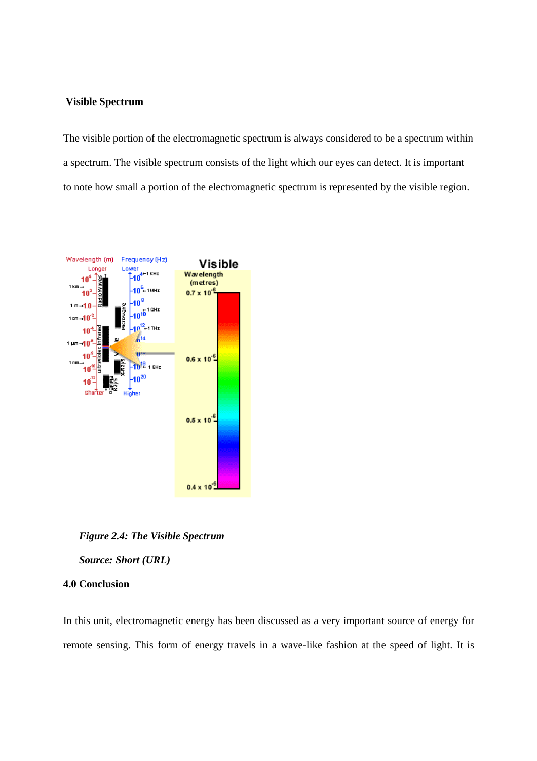**Visible Spectrum**

The visible portion of the electromagnetic spectrum is always considered to be a spectrum within a spectrum. The visible spectrum consists of the light which our eyes can detect. It is important to note how small a portion of the electromagnetic spectrum is represented by the visible region.

***Figure 2.4: The Visible Spectrum***

***Source: Short (URL)***

**4.0 Conclusion**

In this unit, electromagnetic energy has been discussed as a very important source of energy for remote sensing. This form of energy travels in a wave-like fashion at the speed of light. It is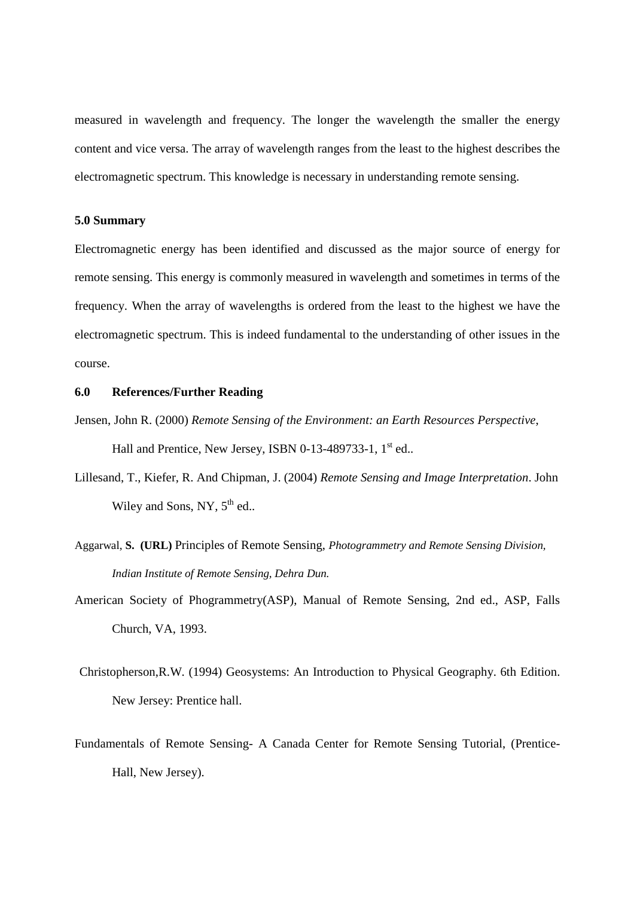measured in wavelength and frequency. The longer the wavelength the smaller the energy content and vice versa. The array of wavelength ranges from the least to the highest describes the electromagnetic spectrum. This knowledge is necessary in understanding remote sensing.

### 5.0 Summary

Electromagnetic energy has been identified and discussed as the major source of energy for remote sensing. This energy is commonly measured in wavelength and sometimes in terms of the frequency. When the array of wavelengths is ordered from the least to the highest we have the electromagnetic spectrum. This is indeed fundamental to the understanding of other issues in the course.

### 6.0 References/Further Reading

Jensen, John R. (2000) *Remote Sensing of the Environment: an Earth Resources Perspective*, Hall and Prentice, New Jersey, ISBN 0-13-489733-1, 1st ed..

Lillesand, T., Kiefer, R. And Chipman, J. (2004) *Remote Sensing and Image Interpretation*. John Wiley and Sons, NY, 5th ed..

Aggarwal, **S. (URL)** Principles of Remote Sensing, *Photogrammetry and Remote Sensing Division, Indian Institute of Remote Sensing, Dehra Dun.*

American Society of Phogrammetry(ASP), Manual of Remote Sensing, 2nd ed., ASP, Falls Church, VA, 1993.

Christopherson,R.W. (1994) Geosystems: An Introduction to Physical Geography. 6th Edition. New Jersey: Prentice hall.

Fundamentals of Remote Sensing- A Canada Center for Remote Sensing Tutorial, (Prentice-Hall, New Jersey).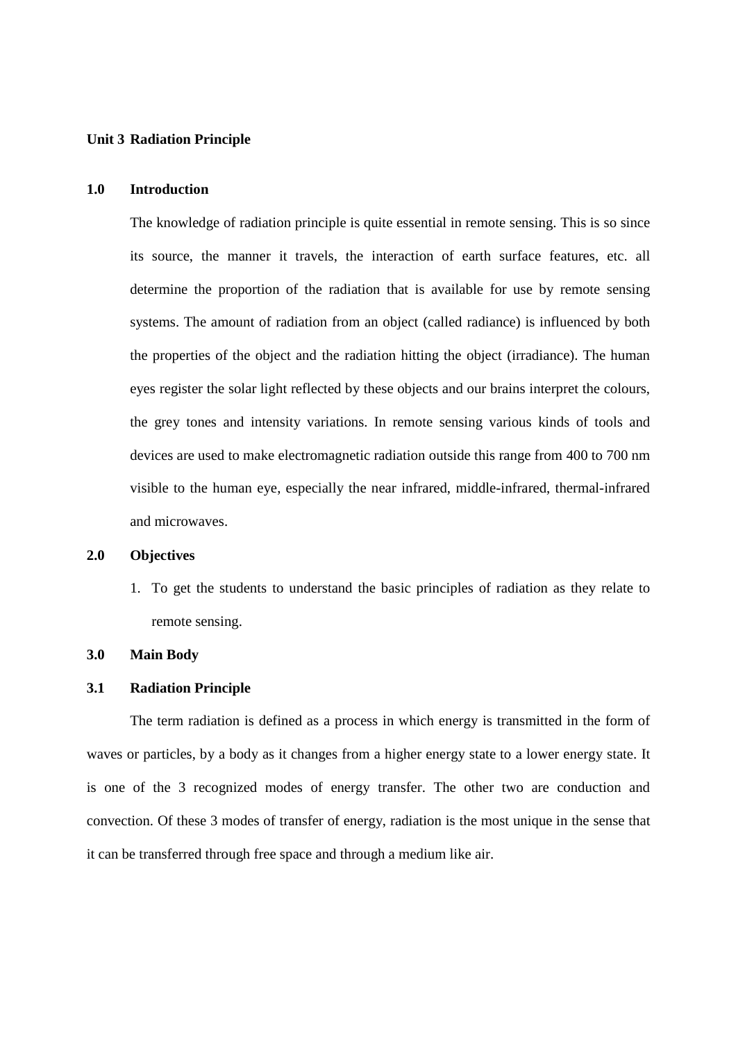**Unit 3 Radiation Principle**

## 1.0 Introduction

The knowledge of radiation principle is quite essential in remote sensing. This is so since its source, the manner it travels, the interaction of earth surface features, etc. all determine the proportion of the radiation that is available for use by remote sensing systems. The amount of radiation from an object (called radiance) is influenced by both the properties of the object and the radiation hitting the object (irradiance). The human eyes register the solar light reflected by these objects and our brains interpret the colours, the grey tones and intensity variations. In remote sensing various kinds of tools and devices are used to make electromagnetic radiation outside this range from 400 to 700 nm visible to the human eye, especially the near infrared, middle-infrared, thermal-infrared and microwaves.

## 2.0 Objectives

1. To get the students to understand the basic principles of radiation as they relate to remote sensing.

## 3.0 Main Body

### 3.1 Radiation Principle

The term radiation is defined as a process in which energy is transmitted in the form of waves or particles, by a body as it changes from a higher energy state to a lower energy state. It is one of the 3 recognized modes of energy transfer. The other two are conduction and convection. Of these 3 modes of transfer of energy, radiation is the most unique in the sense that it can be transferred through free space and through a medium like air.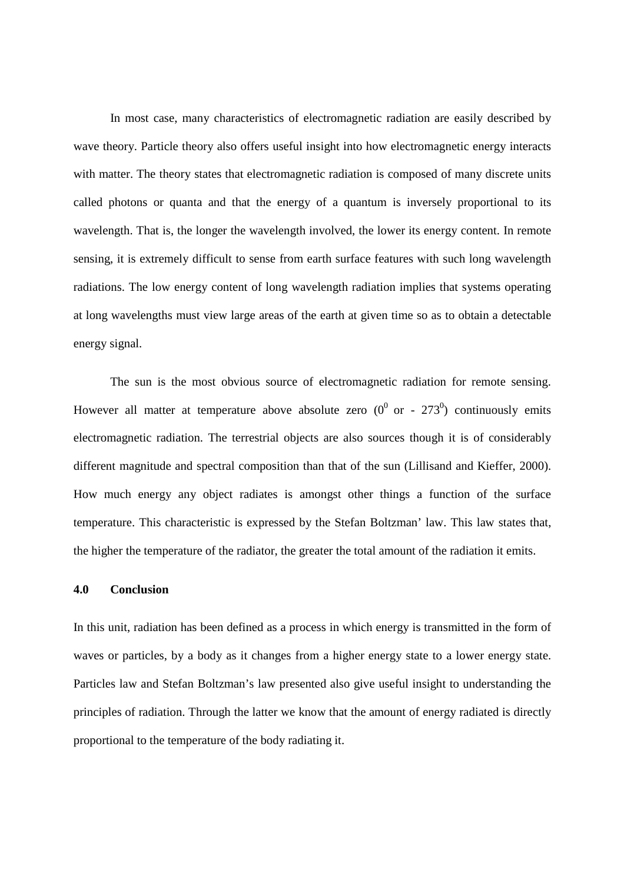In most case, many characteristics of electromagnetic radiation are easily described by wave theory. Particle theory also offers useful insight into how electromagnetic energy interacts with matter. The theory states that electromagnetic radiation is composed of many discrete units called photons or quanta and that the energy of a quantum is inversely proportional to its wavelength. That is, the longer the wavelength involved, the lower its energy content. In remote sensing, it is extremely difficult to sense from earth surface features with such long wavelength radiations. The low energy content of long wavelength radiation implies that systems operating at long wavelengths must view large areas of the earth at given time so as to obtain a detectable energy signal.

The sun is the most obvious source of electromagnetic radiation for remote sensing. However all matter at temperature above absolute zero ($0^0$ or - $273^0$) continuously emits electromagnetic radiation. The terrestrial objects are also sources though it is of considerably different magnitude and spectral composition than that of the sun (Lillisand and Kieffer, 2000). How much energy any object radiates is amongst other things a function of the surface temperature. This characteristic is expressed by the Stefan Boltzman' law. This law states that, the higher the temperature of the radiator, the greater the total amount of the radiation it emits.

### 4.0 Conclusion

In this unit, radiation has been defined as a process in which energy is transmitted in the form of waves or particles, by a body as it changes from a higher energy state to a lower energy state. Particles law and Stefan Boltzman's law presented also give useful insight to understanding the principles of radiation. Through the latter we know that the amount of energy radiated is directly proportional to the temperature of the body radiating it.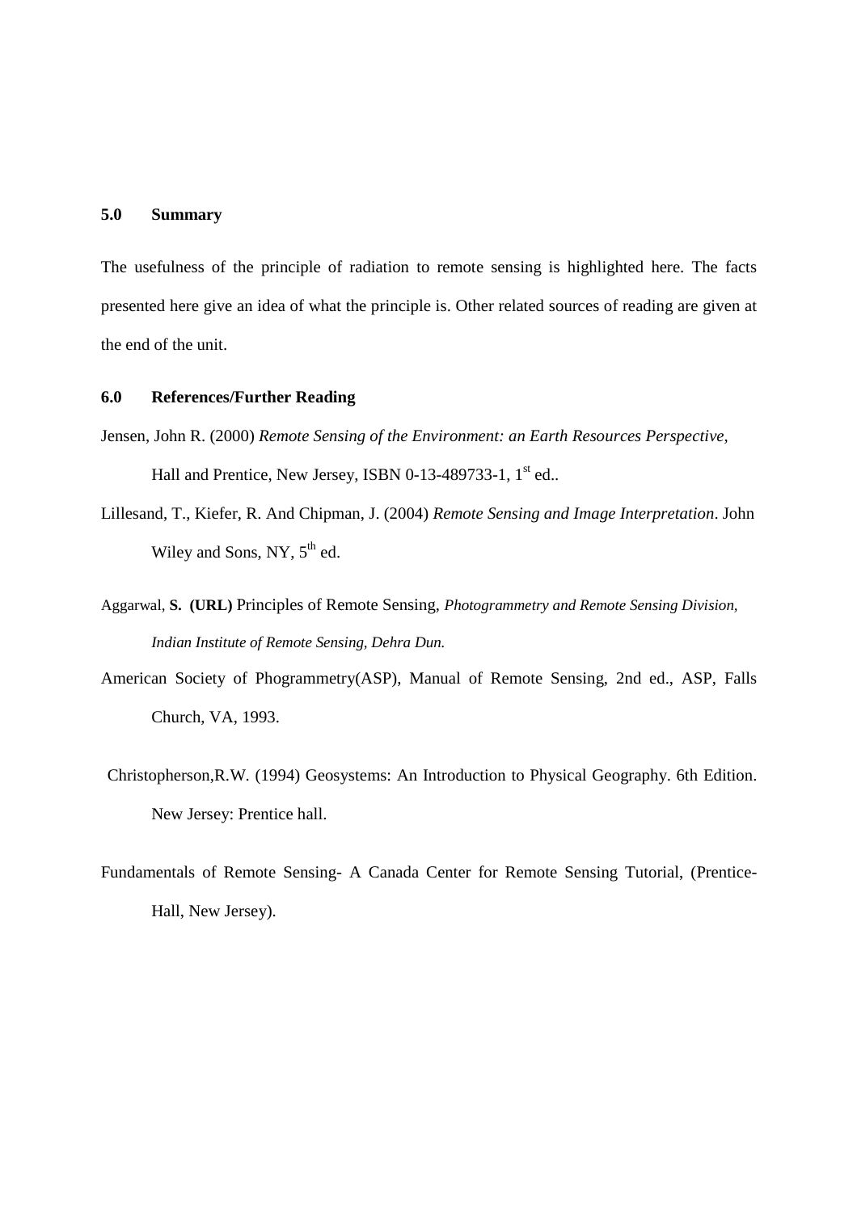## 5.0 Summary

The usefulness of the principle of radiation to remote sensing is highlighted here. The facts presented here give an idea of what the principle is. Other related sources of reading are given at the end of the unit.

## 6.0 References/Further Reading

Jensen, John R. (2000) *Remote Sensing of the Environment: an Earth Resources Perspective*, Hall and Prentice, New Jersey, ISBN 0-13-489733-1, 1st ed..

Lillesand, T., Kiefer, R. And Chipman, J. (2004) *Remote Sensing and Image Interpretation*. John Wiley and Sons, NY, 5th ed.

Aggarwal, **S. (URL)** Principles of Remote Sensing, *Photogrammetry and Remote Sensing Division, Indian Institute of Remote Sensing, Dehra Dun.*

American Society of Phogrammetry(ASP), Manual of Remote Sensing, 2nd ed., ASP, Falls Church, VA, 1993.

Christopherson,R.W. (1994) Geosystems: An Introduction to Physical Geography. 6th Edition. New Jersey: Prentice hall.

Fundamentals of Remote Sensing- A Canada Center for Remote Sensing Tutorial, (Prentice-Hall, New Jersey).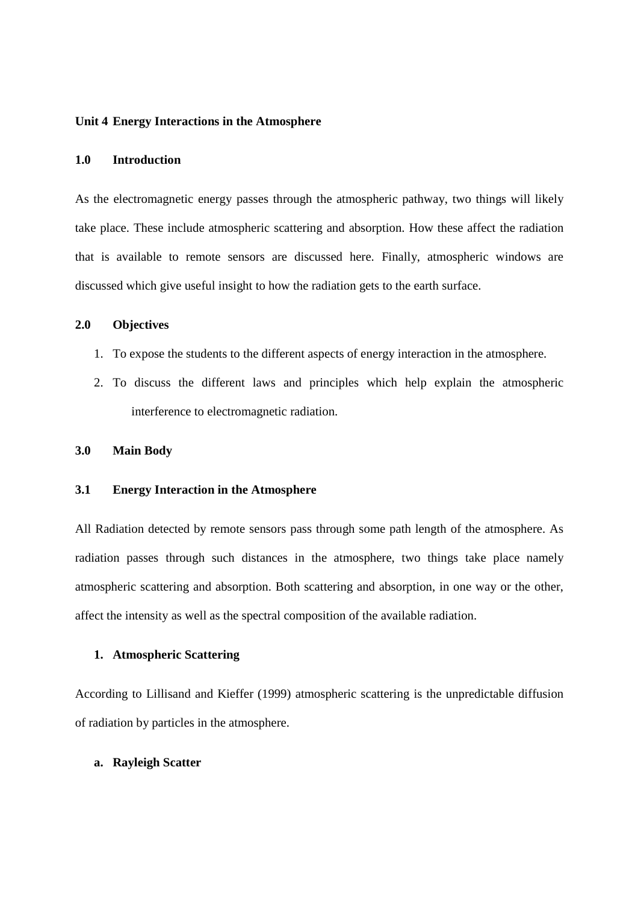## Unit 4 Energy Interactions in the Atmosphere

### 1.0 Introduction

As the electromagnetic energy passes through the atmospheric pathway, two things will likely take place. These include atmospheric scattering and absorption. How these affect the radiation that is available to remote sensors are discussed here. Finally, atmospheric windows are discussed which give useful insight to how the radiation gets to the earth surface.

### 2.0 Objectives

1. To expose the students to the different aspects of energy interaction in the atmosphere.
2. To discuss the different laws and principles which help explain the atmospheric interference to electromagnetic radiation.

### 3.0 Main Body

### 3.1 Energy Interaction in the Atmosphere

All Radiation detected by remote sensors pass through some path length of the atmosphere. As radiation passes through such distances in the atmosphere, two things take place namely atmospheric scattering and absorption. Both scattering and absorption, in one way or the other, affect the intensity as well as the spectral composition of the available radiation.

1. **Atmospheric Scattering**

According to Lillisand and Kieffer (1999) atmospheric scattering is the unpredictable diffusion of radiation by particles in the atmosphere.

a. **Rayleigh Scatter**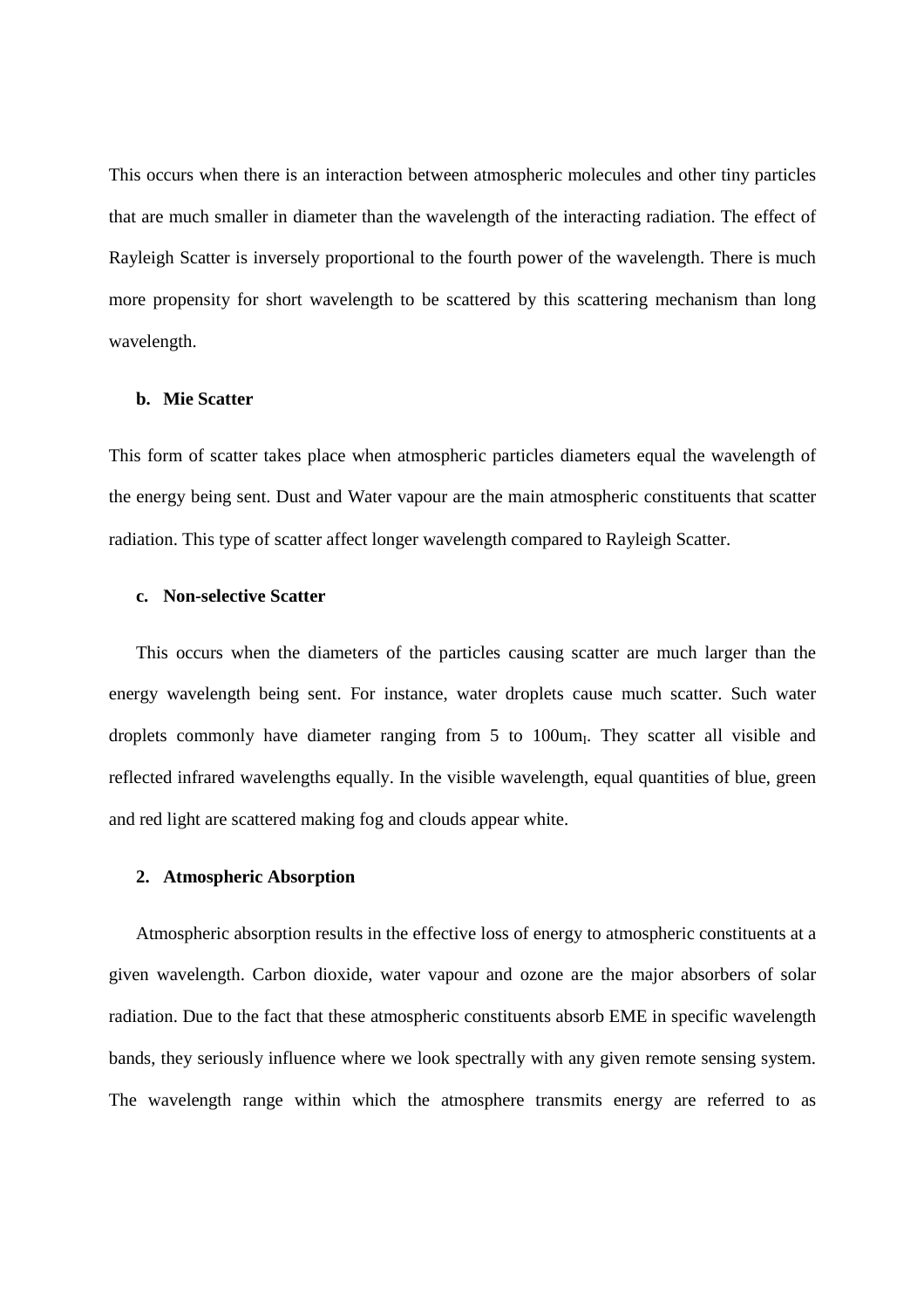This occurs when there is an interaction between atmospheric molecules and other tiny particles that are much smaller in diameter than the wavelength of the interacting radiation. The effect of Rayleigh Scatter is inversely proportional to the fourth power of the wavelength. There is much more propensity for short wavelength to be scattered by this scattering mechanism than long wavelength.

**b. Mie Scatter**

This form of scatter takes place when atmospheric particles diameters equal the wavelength of the energy being sent. Dust and Water vapour are the main atmospheric constituents that scatter radiation. This type of scatter affect longer wavelength compared to Rayleigh Scatter.

**c. Non-selective Scatter**

This occurs when the diameters of the particles causing scatter are much larger than the energy wavelength being sent. For instance, water droplets cause much scatter. Such water droplets commonly have diameter ranging from 5 to $100um_I$. They scatter all visible and reflected infrared wavelengths equally. In the visible wavelength, equal quantities of blue, green and red light are scattered making fog and clouds appear white.

**2. Atmospheric Absorption**

Atmospheric absorption results in the effective loss of energy to atmospheric constituents at a given wavelength. Carbon dioxide, water vapour and ozone are the major absorbers of solar radiation. Due to the fact that these atmospheric constituents absorb EME in specific wavelength bands, they seriously influence where we look spectrally with any given remote sensing system. The wavelength range within which the atmosphere transmits energy are referred to as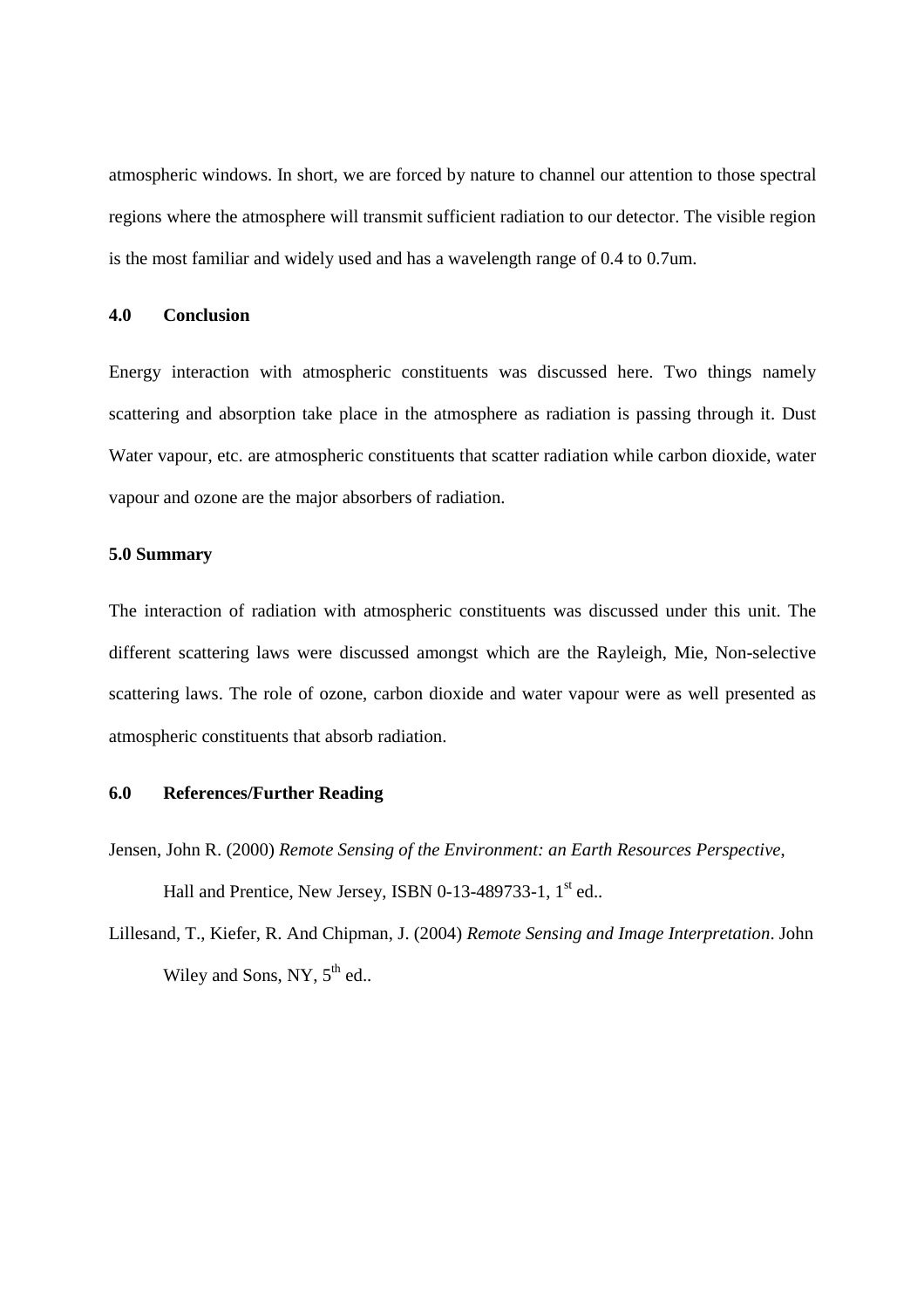atmospheric windows. In short, we are forced by nature to channel our attention to those spectral regions where the atmosphere will transmit sufficient radiation to our detector. The visible region is the most familiar and widely used and has a wavelength range of 0.4 to 0.7um.

## 4.0 Conclusion

Energy interaction with atmospheric constituents was discussed here. Two things namely scattering and absorption take place in the atmosphere as radiation is passing through it. Dust Water vapour, etc. are atmospheric constituents that scatter radiation while carbon dioxide, water vapour and ozone are the major absorbers of radiation.

## 5.0 Summary

The interaction of radiation with atmospheric constituents was discussed under this unit. The different scattering laws were discussed amongst which are the Rayleigh, Mie, Non-selective scattering laws. The role of ozone, carbon dioxide and water vapour were as well presented as atmospheric constituents that absorb radiation.

## 6.0 References/Further Reading

Jensen, John R. (2000) *Remote Sensing of the Environment: an Earth Resources Perspective*, Hall and Prentice, New Jersey, ISBN 0-13-489733-1, 1st ed..

Lillesand, T., Kiefer, R. And Chipman, J. (2004) *Remote Sensing and Image Interpretation*. John Wiley and Sons, NY, 5th ed..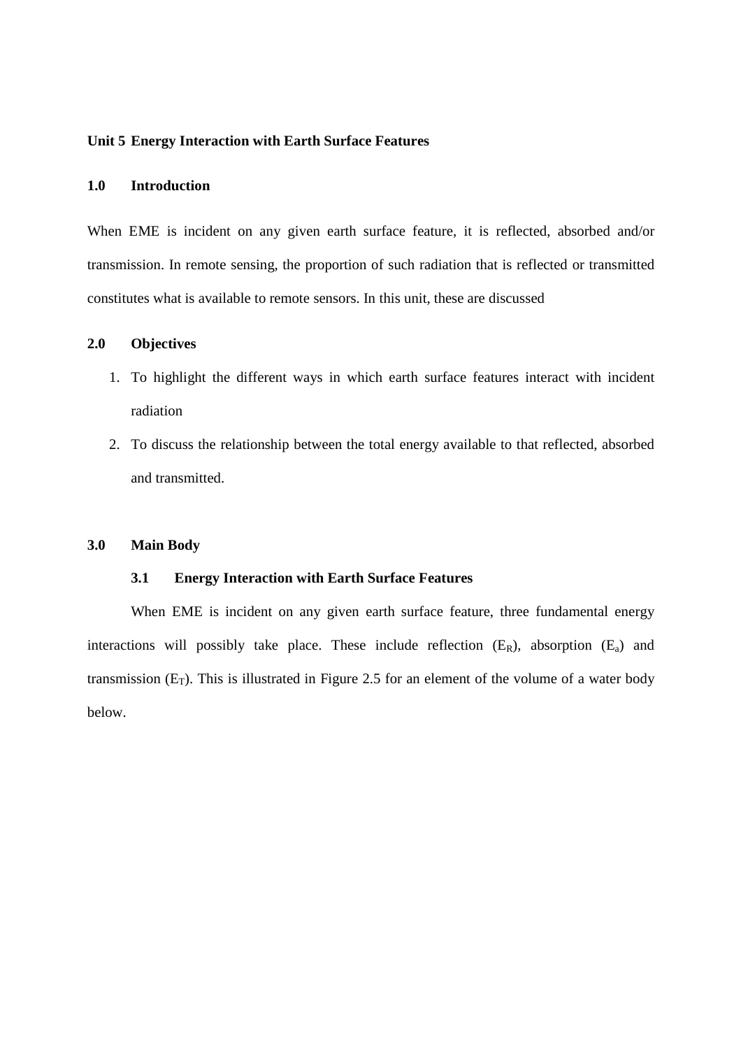## Unit 5 Energy Interaction with Earth Surface Features

### 1.0 Introduction

When EME is incident on any given earth surface feature, it is reflected, absorbed and/or transmission. In remote sensing, the proportion of such radiation that is reflected or transmitted constitutes what is available to remote sensors. In this unit, these are discussed

### 2.0 Objectives

1. To highlight the different ways in which earth surface features interact with incident radiation
2. To discuss the relationship between the total energy available to that reflected, absorbed and transmitted.

### 3.0 Main Body

#### 3.1 Energy Interaction with Earth Surface Features

When EME is incident on any given earth surface feature, three fundamental energy interactions will possibly take place. These include reflection ($E_R$), absorption ($E_a$) and transmission ($E_T$). This is illustrated in Figure 2.5 for an element of the volume of a water body below.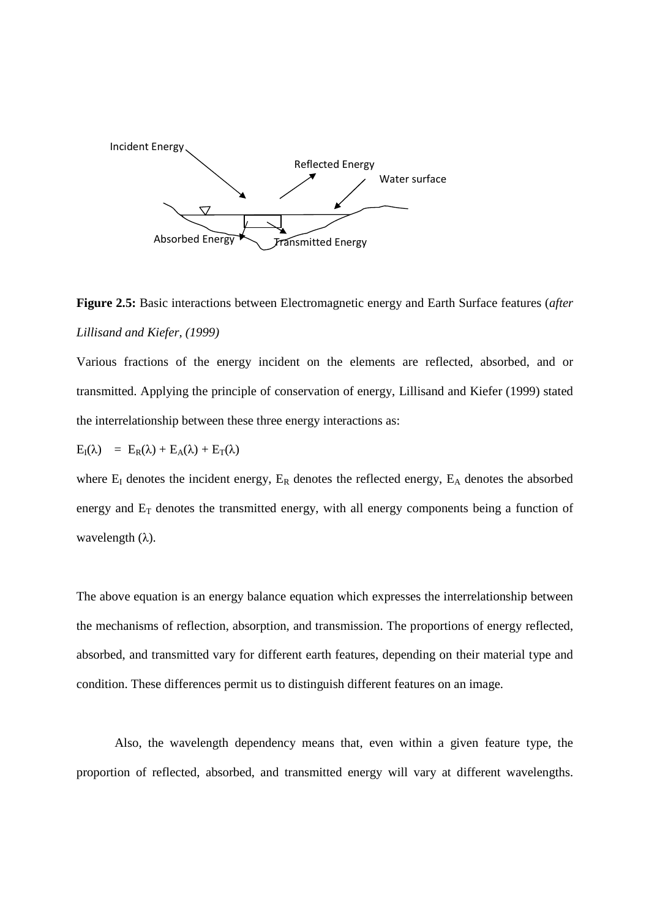Incident Energy

Reflected Energy

Water surface

Absorbed Energy

Transmitted Energy

**Figure 2.5:** Basic interactions between Electromagnetic energy and Earth Surface features (*after Lillisand and Kiefer, (1999)*

Various fractions of the energy incident on the elements are reflected, absorbed, and or transmitted. Applying the principle of conservation of energy, Lillisand and Kiefer (1999) stated the interrelationship between these three energy interactions as:

$$E_I(\lambda) = E_R(\lambda) + E_A(\lambda) + E_T(\lambda)$$

where $E_I$ denotes the incident energy, $E_R$ denotes the reflected energy, $E_A$ denotes the absorbed energy and $E_T$ denotes the transmitted energy, with all energy components being a function of wavelength ($\lambda$).

The above equation is an energy balance equation which expresses the interrelationship between the mechanisms of reflection, absorption, and transmission. The proportions of energy reflected, absorbed, and transmitted vary for different earth features, depending on their material type and condition. These differences permit us to distinguish different features on an image.

Also, the wavelength dependency means that, even within a given feature type, the proportion of reflected, absorbed, and transmitted energy will vary at different wavelengths.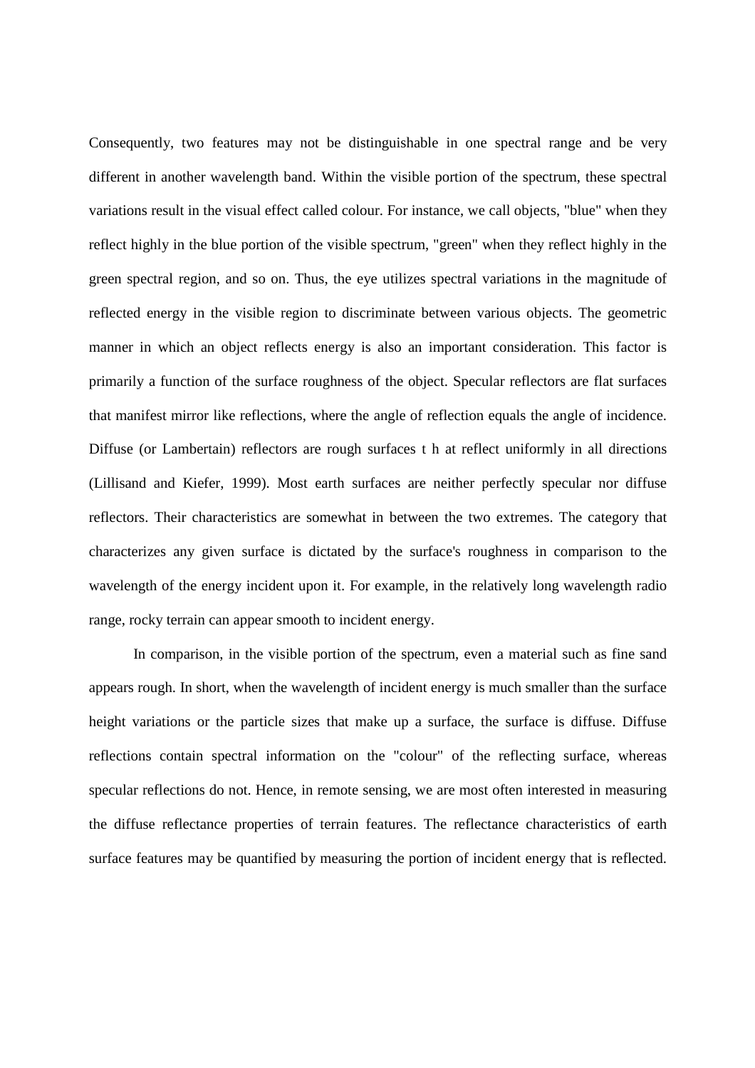Consequently, two features may not be distinguishable in one spectral range and be very different in another wavelength band. Within the visible portion of the spectrum, these spectral variations result in the visual effect called colour. For instance, we call objects, "blue" when they reflect highly in the blue portion of the visible spectrum, "green" when they reflect highly in the green spectral region, and so on. Thus, the eye utilizes spectral variations in the magnitude of reflected energy in the visible region to discriminate between various objects. The geometric manner in which an object reflects energy is also an important consideration. This factor is primarily a function of the surface roughness of the object. Specular reflectors are flat surfaces that manifest mirror like reflections, where the angle of reflection equals the angle of incidence. Diffuse (or Lambertain) reflectors are rough surfaces t h at reflect uniformly in all directions (Lillisand and Kiefer, 1999). Most earth surfaces are neither perfectly specular nor diffuse reflectors. Their characteristics are somewhat in between the two extremes. The category that characterizes any given surface is dictated by the surface's roughness in comparison to the wavelength of the energy incident upon it. For example, in the relatively long wavelength radio range, rocky terrain can appear smooth to incident energy.

In comparison, in the visible portion of the spectrum, even a material such as fine sand appears rough. In short, when the wavelength of incident energy is much smaller than the surface height variations or the particle sizes that make up a surface, the surface is diffuse. Diffuse reflections contain spectral information on the "colour" of the reflecting surface, whereas specular reflections do not. Hence, in remote sensing, we are most often interested in measuring the diffuse reflectance properties of terrain features. The reflectance characteristics of earth surface features may be quantified by measuring the portion of incident energy that is reflected.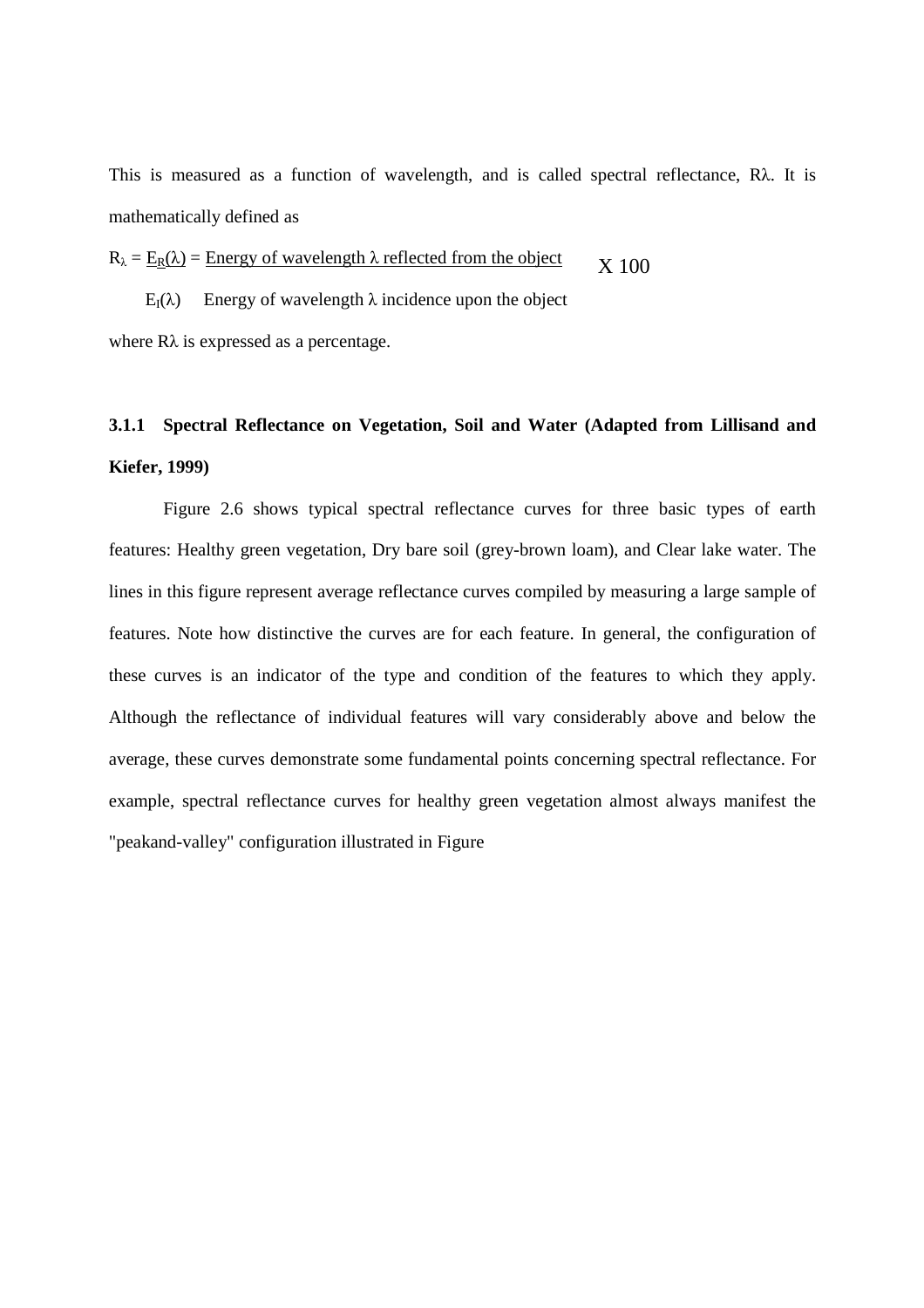This is measured as a function of wavelength, and is called spectral reflectance, Rλ. It is mathematically defined as

$$R_{\lambda} = \frac{E_R(\lambda)}{E_I(\lambda)} = \frac{\text{Energy of wavelength } \lambda \text{ reflected from the object}}{\text{Energy of wavelength } \lambda \text{ incidence upon the object}} \times 100$$

where Rλ is expressed as a percentage.

### 3.1.1 Spectral Reflectance on Vegetation, Soil and Water (Adapted from Lillisand and Kiefer, 1999)

Figure 2.6 shows typical spectral reflectance curves for three basic types of earth features: Healthy green vegetation, Dry bare soil (grey-brown loam), and Clear lake water. The lines in this figure represent average reflectance curves compiled by measuring a large sample of features. Note how distinctive the curves are for each feature. In general, the configuration of these curves is an indicator of the type and condition of the features to which they apply. Although the reflectance of individual features will vary considerably above and below the average, these curves demonstrate some fundamental points concerning spectral reflectance. For example, spectral reflectance curves for healthy green vegetation almost always manifest the "peakand-valley" configuration illustrated in Figure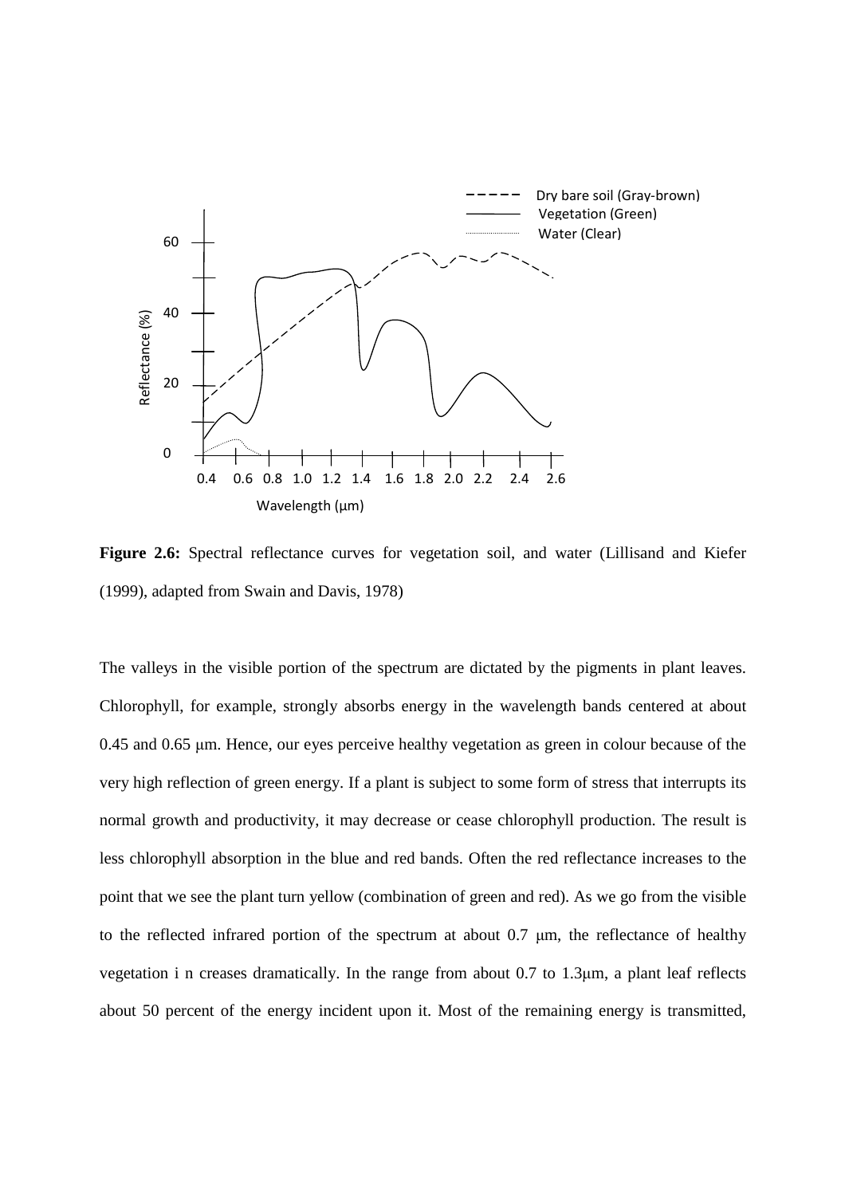**Figure 2.6:** Spectral reflectance curves for vegetation soil, and water (Lillisand and Kiefer (1999), adapted from Swain and Davis, 1978)

The valleys in the visible portion of the spectrum are dictated by the pigments in plant leaves. Chlorophyll, for example, strongly absorbs energy in the wavelength bands centered at about 0.45 and 0.65 μm. Hence, our eyes perceive healthy vegetation as green in colour because of the very high reflection of green energy. If a plant is subject to some form of stress that interrupts its normal growth and productivity, it may decrease or cease chlorophyll production. The result is less chlorophyll absorption in the blue and red bands. Often the red reflectance increases to the point that we see the plant turn yellow (combination of green and red). As we go from the visible to the reflected infrared portion of the spectrum at about 0.7 μm, the reflectance of healthy vegetation i n creases dramatically. In the range from about 0.7 to 1.3μm, a plant leaf reflects about 50 percent of the energy incident upon it. Most of the remaining energy is transmitted,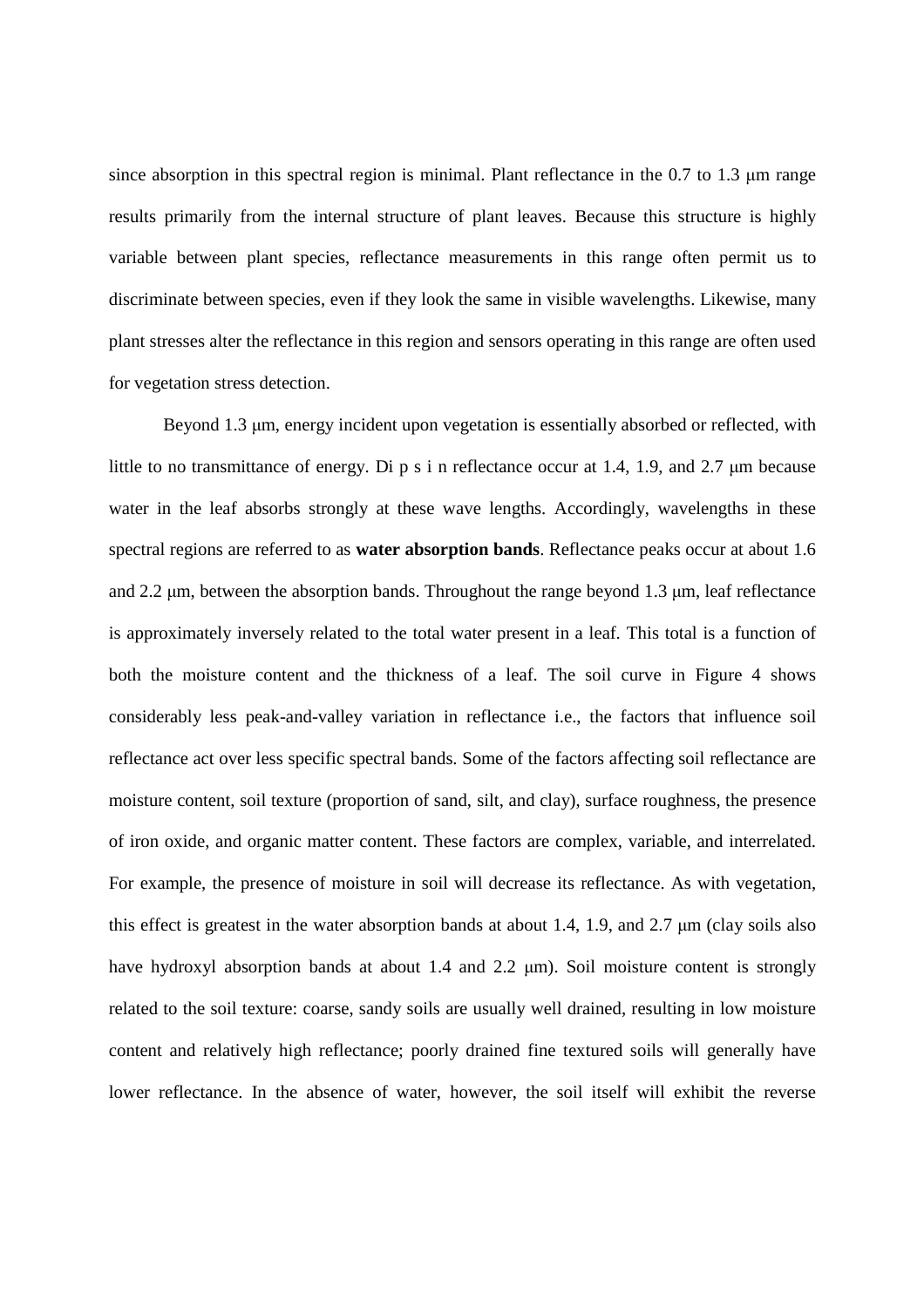since absorption in this spectral region is minimal. Plant reflectance in the 0.7 to 1.3 μm range results primarily from the internal structure of plant leaves. Because this structure is highly variable between plant species, reflectance measurements in this range often permit us to discriminate between species, even if they look the same in visible wavelengths. Likewise, many plant stresses alter the reflectance in this region and sensors operating in this range are often used for vegetation stress detection.

Beyond 1.3 μm, energy incident upon vegetation is essentially absorbed or reflected, with little to no transmittance of energy. Di p s i n reflectance occur at 1.4, 1.9, and 2.7 μm because water in the leaf absorbs strongly at these wave lengths. Accordingly, wavelengths in these spectral regions are referred to as **water absorption bands**. Reflectance peaks occur at about 1.6 and 2.2 μm, between the absorption bands. Throughout the range beyond 1.3 μm, leaf reflectance is approximately inversely related to the total water present in a leaf. This total is a function of both the moisture content and the thickness of a leaf. The soil curve in Figure 4 shows considerably less peak-and-valley variation in reflectance i.e., the factors that influence soil reflectance act over less specific spectral bands. Some of the factors affecting soil reflectance are moisture content, soil texture (proportion of sand, silt, and clay), surface roughness, the presence of iron oxide, and organic matter content. These factors are complex, variable, and interrelated. For example, the presence of moisture in soil will decrease its reflectance. As with vegetation, this effect is greatest in the water absorption bands at about 1.4, 1.9, and 2.7 μm (clay soils also have hydroxyl absorption bands at about 1.4 and 2.2 μm). Soil moisture content is strongly related to the soil texture: coarse, sandy soils are usually well drained, resulting in low moisture content and relatively high reflectance; poorly drained fine textured soils will generally have lower reflectance. In the absence of water, however, the soil itself will exhibit the reverse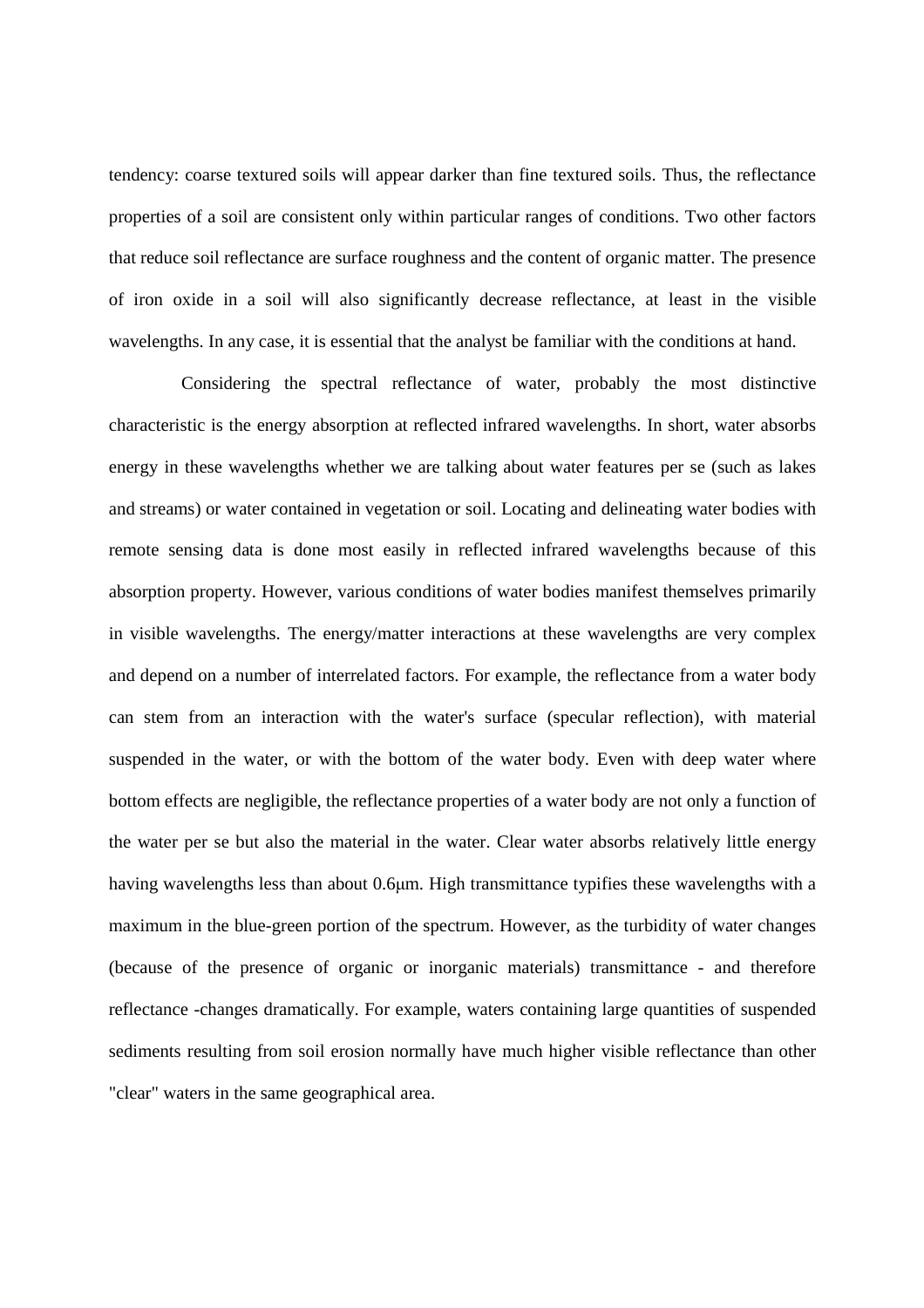tendency: coarse textured soils will appear darker than fine textured soils. Thus, the reflectance properties of a soil are consistent only within particular ranges of conditions. Two other factors that reduce soil reflectance are surface roughness and the content of organic matter. The presence of iron oxide in a soil will also significantly decrease reflectance, at least in the visible wavelengths. In any case, it is essential that the analyst be familiar with the conditions at hand.

Considering the spectral reflectance of water, probably the most distinctive characteristic is the energy absorption at reflected infrared wavelengths. In short, water absorbs energy in these wavelengths whether we are talking about water features per se (such as lakes and streams) or water contained in vegetation or soil. Locating and delineating water bodies with remote sensing data is done most easily in reflected infrared wavelengths because of this absorption property. However, various conditions of water bodies manifest themselves primarily in visible wavelengths. The energy/matter interactions at these wavelengths are very complex and depend on a number of interrelated factors. For example, the reflectance from a water body can stem from an interaction with the water's surface (specular reflection), with material suspended in the water, or with the bottom of the water body. Even with deep water where bottom effects are negligible, the reflectance properties of a water body are not only a function of the water per se but also the material in the water. Clear water absorbs relatively little energy having wavelengths less than about 0.6μm. High transmittance typifies these wavelengths with a maximum in the blue-green portion of the spectrum. However, as the turbidity of water changes (because of the presence of organic or inorganic materials) transmittance - and therefore reflectance -changes dramatically. For example, waters containing large quantities of suspended sediments resulting from soil erosion normally have much higher visible reflectance than other "clear" waters in the same geographical area.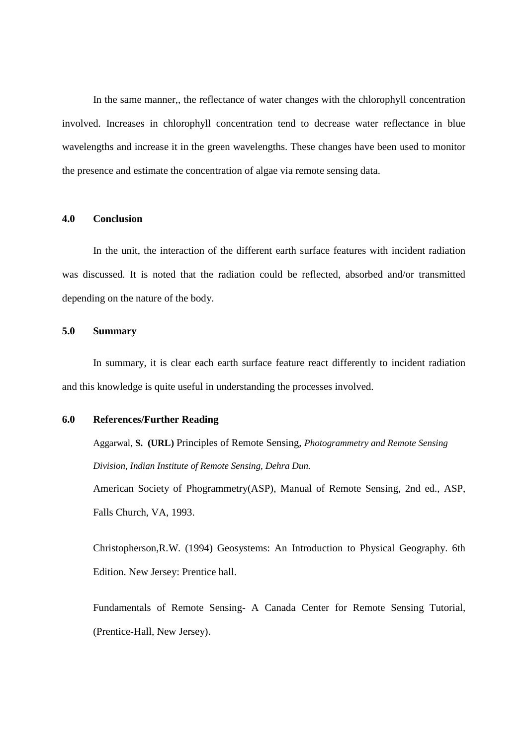In the same manner,, the reflectance of water changes with the chlorophyll concentration involved. Increases in chlorophyll concentration tend to decrease water reflectance in blue wavelengths and increase it in the green wavelengths. These changes have been used to monitor the presence and estimate the concentration of algae via remote sensing data.

## 4.0 Conclusion

In the unit, the interaction of the different earth surface features with incident radiation was discussed. It is noted that the radiation could be reflected, absorbed and/or transmitted depending on the nature of the body.

## 5.0 Summary

In summary, it is clear each earth surface feature react differently to incident radiation and this knowledge is quite useful in understanding the processes involved.

## 6.0 References/Further Reading

Aggarwal, **S. (URL)** Principles of Remote Sensing, *Photogrammetry and Remote Sensing Division, Indian Institute of Remote Sensing, Dehra Dun.*

American Society of Phogrammetry(ASP), Manual of Remote Sensing, 2nd ed., ASP, Falls Church, VA, 1993.

Christopherson,R.W. (1994) Geosystems: An Introduction to Physical Geography. 6th Edition. New Jersey: Prentice hall.

Fundamentals of Remote Sensing- A Canada Center for Remote Sensing Tutorial, (Prentice-Hall, New Jersey).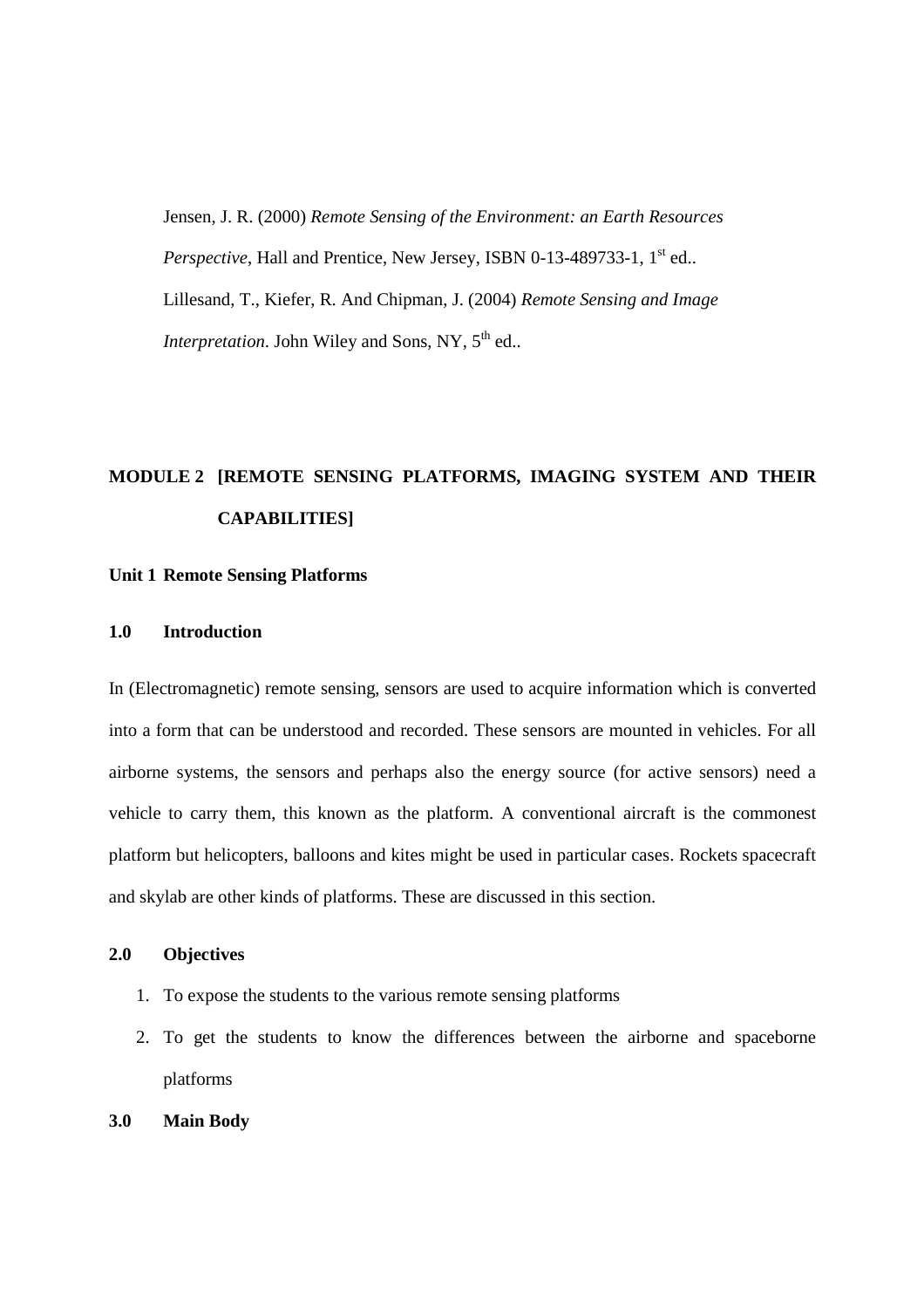Jensen, J. R. (2000) *Remote Sensing of the Environment: an Earth Resources Perspective*, Hall and Prentice, New Jersey, ISBN 0-13-489733-1, 1st ed..

Lillesand, T., Kiefer, R. And Chipman, J. (2004) *Remote Sensing and Image Interpretation*. John Wiley and Sons, NY, 5th ed..

# MODULE 2 [REMOTE SENSING PLATFORMS, IMAGING SYSTEM AND THEIR CAPABILITIES]

## Unit 1 Remote Sensing Platforms

### 1.0 Introduction

In (Electromagnetic) remote sensing, sensors are used to acquire information which is converted into a form that can be understood and recorded. These sensors are mounted in vehicles. For all airborne systems, the sensors and perhaps also the energy source (for active sensors) need a vehicle to carry them, this known as the platform. A conventional aircraft is the commonest platform but helicopters, balloons and kites might be used in particular cases. Rockets spacecraft and skylab are other kinds of platforms. These are discussed in this section.

### 2.0 Objectives

1. To expose the students to the various remote sensing platforms
2. To get the students to know the differences between the airborne and spaceborne platforms

### 3.0 Main Body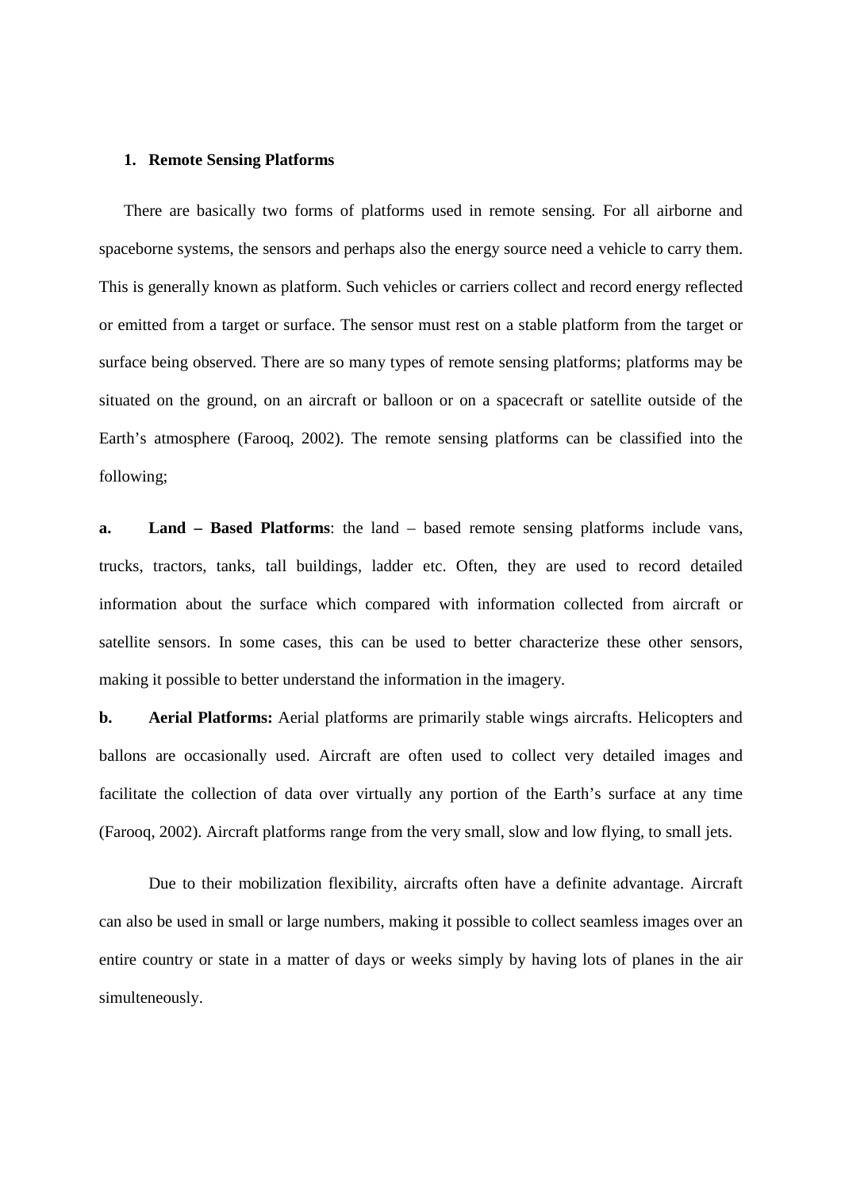## 1. Remote Sensing Platforms

There are basically two forms of platforms used in remote sensing. For all airborne and spaceborne systems, the sensors and perhaps also the energy source need a vehicle to carry them. This is generally known as platform. Such vehicles or carriers collect and record energy reflected or emitted from a target or surface. The sensor must rest on a stable platform from the target or surface being observed. There are so many types of remote sensing platforms; platforms may be situated on the ground, on an aircraft or balloon or on a spacecraft or satellite outside of the Earth's atmosphere (Farooq, 2002). The remote sensing platforms can be classified into the following;

**a. Land – Based Platforms**: the land – based remote sensing platforms include vans, trucks, tractors, tanks, tall buildings, ladder etc. Often, they are used to record detailed information about the surface which compared with information collected from aircraft or satellite sensors. In some cases, this can be used to better characterize these other sensors, making it possible to better understand the information in the imagery.

**b. Aerial Platforms:** Aerial platforms are primarily stable wings aircrafts. Helicopters and ballons are occasionally used. Aircraft are often used to collect very detailed images and facilitate the collection of data over virtually any portion of the Earth's surface at any time (Farooq, 2002). Aircraft platforms range from the very small, slow and low flying, to small jets.

Due to their mobilization flexibility, aircrafts often have a definite advantage. Aircraft can also be used in small or large numbers, making it possible to collect seamless images over an entire country or state in a matter of days or weeks simply by having lots of planes in the air simulteneously.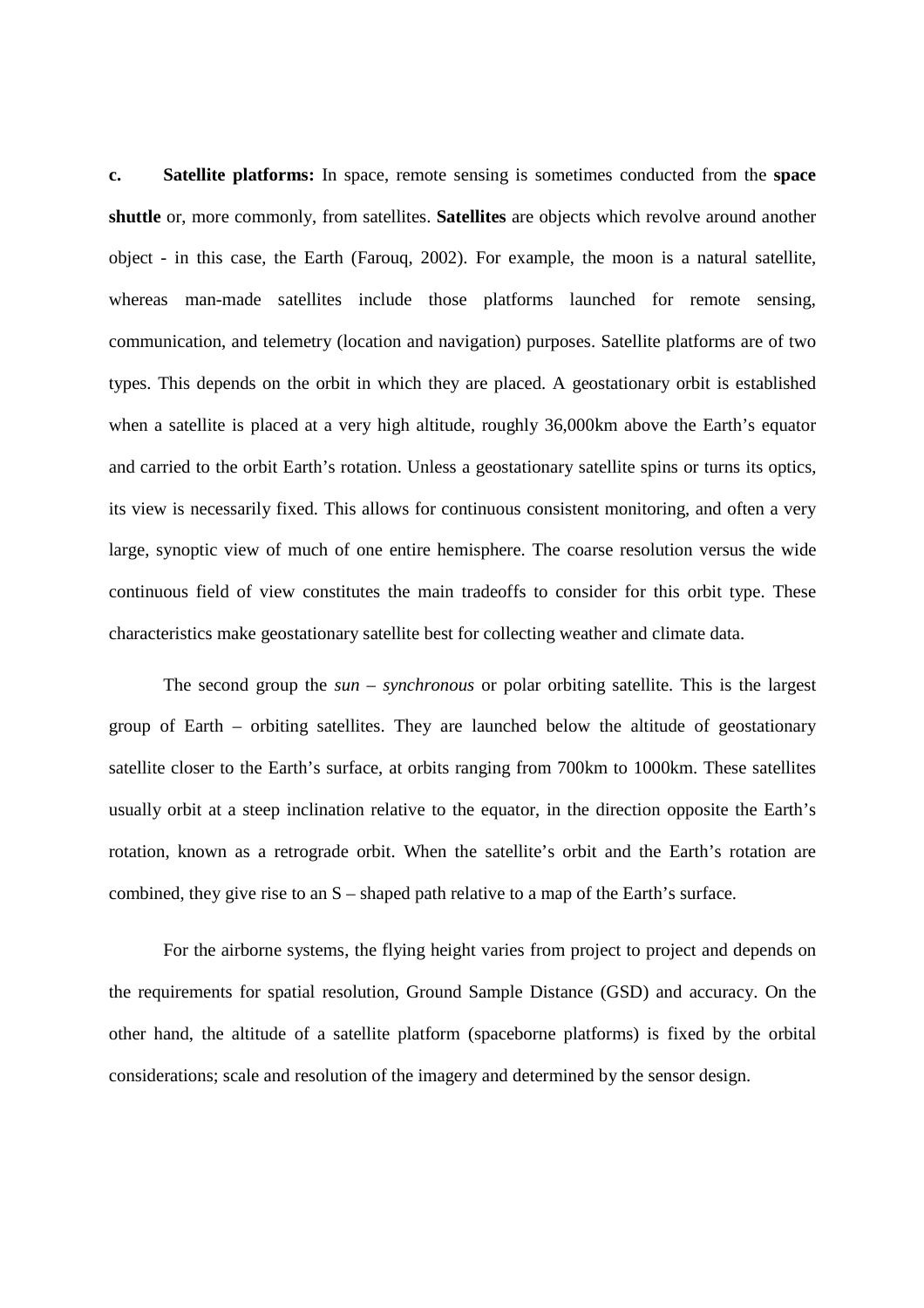**c. Satellite platforms:** In space, remote sensing is sometimes conducted from the **space shuttle** or, more commonly, from satellites. **Satellites** are objects which revolve around another object - in this case, the Earth (Farouq, 2002). For example, the moon is a natural satellite, whereas man-made satellites include those platforms launched for remote sensing, communication, and telemetry (location and navigation) purposes. Satellite platforms are of two types. This depends on the orbit in which they are placed. A geostationary orbit is established when a satellite is placed at a very high altitude, roughly 36,000km above the Earth's equator and carried to the orbit Earth's rotation. Unless a geostationary satellite spins or turns its optics, its view is necessarily fixed. This allows for continuous consistent monitoring, and often a very large, synoptic view of much of one entire hemisphere. The coarse resolution versus the wide continuous field of view constitutes the main tradeoffs to consider for this orbit type. These characteristics make geostationary satellite best for collecting weather and climate data.

The second group the *sun – synchronous* or polar orbiting satellite. This is the largest group of Earth – orbiting satellites. They are launched below the altitude of geostationary satellite closer to the Earth's surface, at orbits ranging from 700km to 1000km. These satellites usually orbit at a steep inclination relative to the equator, in the direction opposite the Earth's rotation, known as a retrograde orbit. When the satellite's orbit and the Earth's rotation are combined, they give rise to an S – shaped path relative to a map of the Earth's surface.

For the airborne systems, the flying height varies from project to project and depends on the requirements for spatial resolution, Ground Sample Distance (GSD) and accuracy. On the other hand, the altitude of a satellite platform (spaceborne platforms) is fixed by the orbital considerations; scale and resolution of the imagery and determined by the sensor design.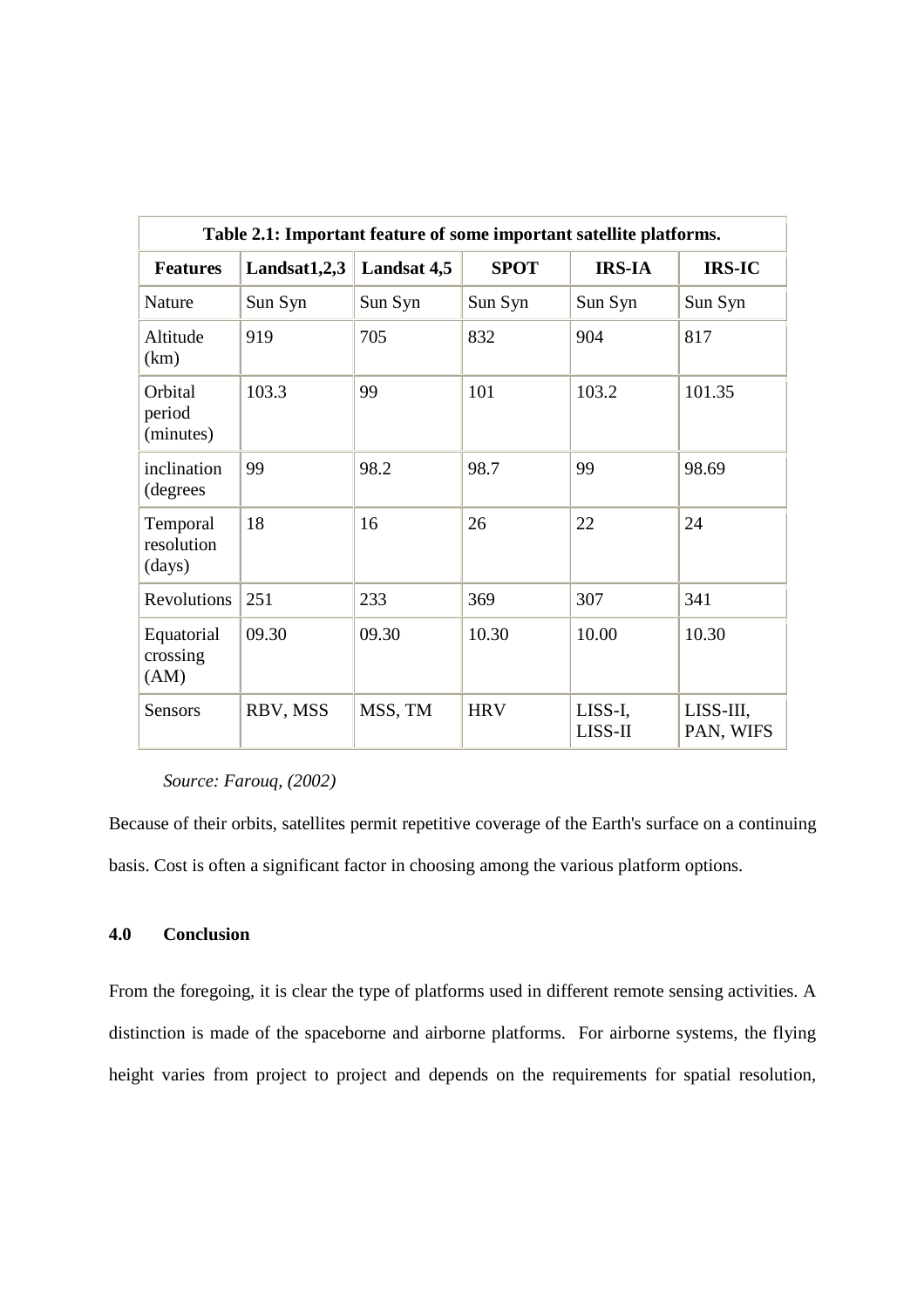**Table 2.1: Important feature of some important satellite platforms.**

| Features | Landsat1,2,3 | Landsat 4,5 | SPOT | IRS-IA | IRS-IC |
|---|---|---|---|---|---|
| Nature | Sun Syn | Sun Syn | Sun Syn | Sun Syn | Sun Syn |
| Altitude (km) | 919 | 705 | 832 | 904 | 817 |
| Orbital period (minutes) | 103.3 | 99 | 101 | 103.2 | 101.35 |
| inclination (degrees | 99 | 98.2 | 98.7 | 99 | 98.69 |
| Temporal resolution (days) | 18 | 16 | 26 | 22 | 24 |
| Revolutions | 251 | 233 | 369 | 307 | 341 |
| Equatorial crossing (AM) | 09.30 | 09.30 | 10.30 | 10.00 | 10.30 |
| Sensors | RBV, MSS | MSS, TM | HRV | LISS-I, LISS-II | LISS-III, PAN, WIFS |

*Source: Farouq, (2002)*

Because of their orbits, satellites permit repetitive coverage of the Earth's surface on a continuing basis. Cost is often a significant factor in choosing among the various platform options.

## 4.0 Conclusion

From the foregoing, it is clear the type of platforms used in different remote sensing activities. A distinction is made of the spaceborne and airborne platforms. For airborne systems, the flying height varies from project to project and depends on the requirements for spatial resolution,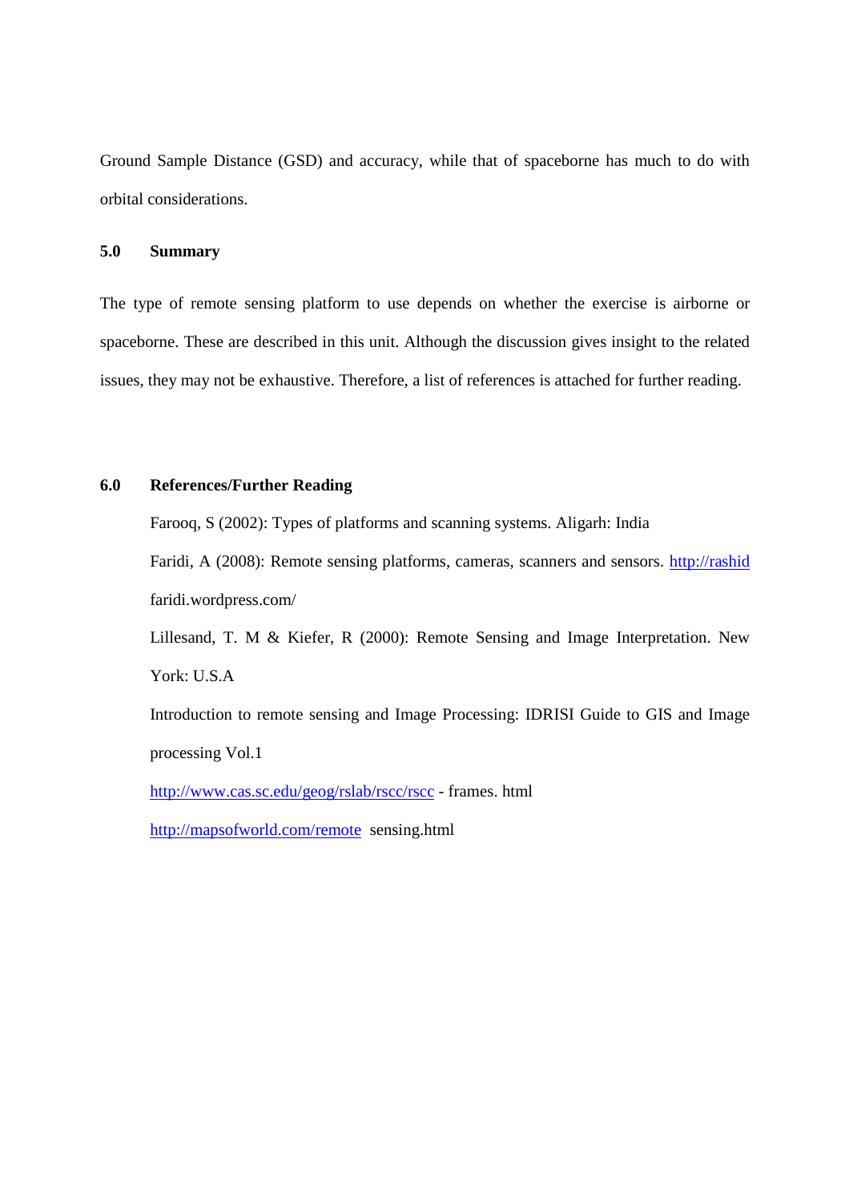Ground Sample Distance (GSD) and accuracy, while that of spaceborne has much to do with orbital considerations.

## 5.0 Summary

The type of remote sensing platform to use depends on whether the exercise is airborne or spaceborne. These are described in this unit. Although the discussion gives insight to the related issues, they may not be exhaustive. Therefore, a list of references is attached for further reading.

## 6.0 References/Further Reading

Farooq, S (2002): Types of platforms and scanning systems. Aligarh: India

Faridi, A (2008): Remote sensing platforms, cameras, scanners and sensors. http://rashid faridi.wordpress.com/

Lillesand, T. M & Kiefer, R (2000): Remote Sensing and Image Interpretation. New York: U.S.A

Introduction to remote sensing and Image Processing: IDRISI Guide to GIS and Image processing Vol.1

http://www.cas.sc.edu/geog/rslab/rscc/rscc - frames. html

http://mapsofworld.com/remote sensing.html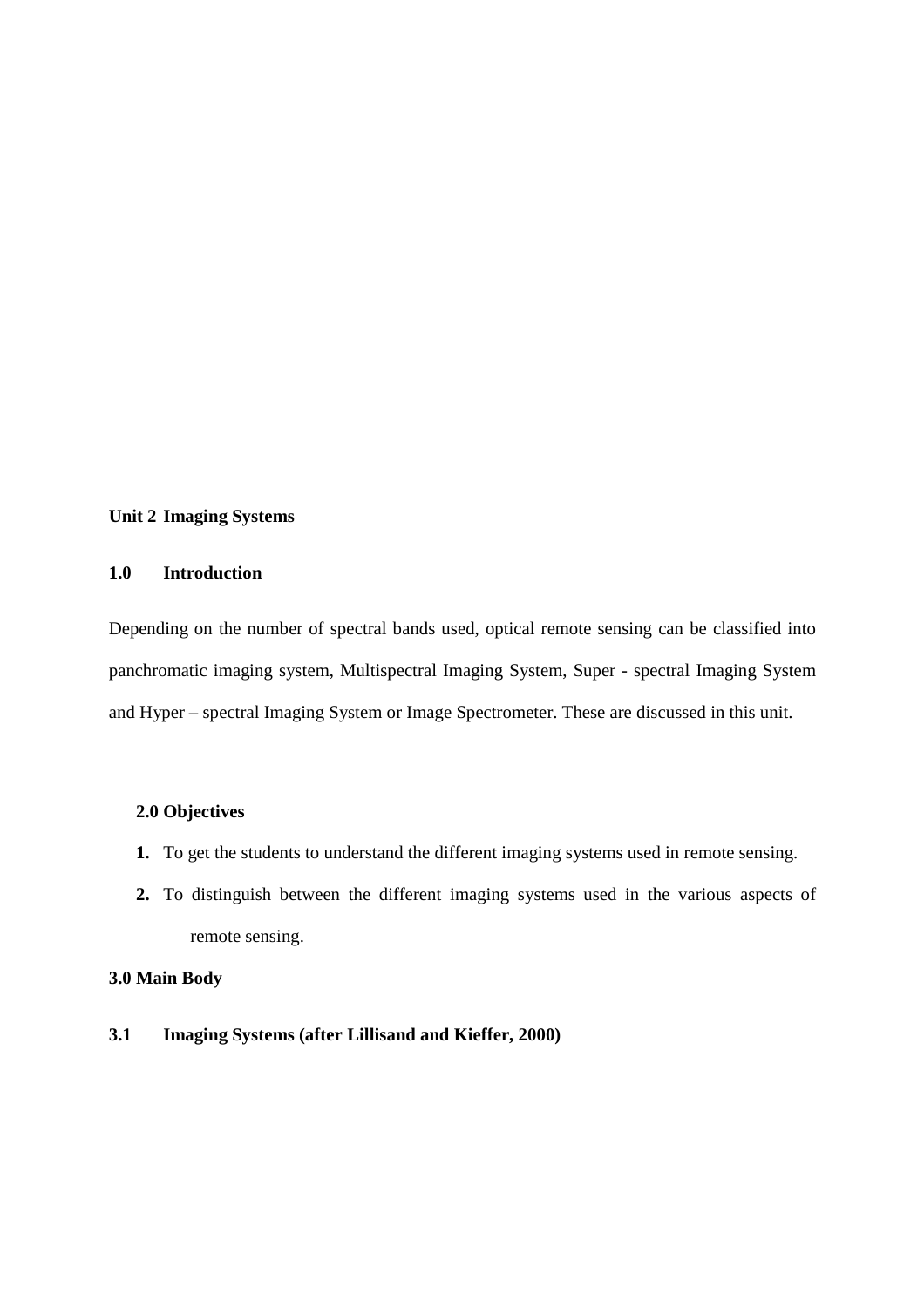**Unit 2 Imaging Systems**

**1.0 Introduction**

Depending on the number of spectral bands used, optical remote sensing can be classified into panchromatic imaging system, Multispectral Imaging System, Super - spectral Imaging System and Hyper – spectral Imaging System or Image Spectrometer. These are discussed in this unit.

**2.0 Objectives**

1. To get the students to understand the different imaging systems used in remote sensing.
2. To distinguish between the different imaging systems used in the various aspects of remote sensing.

**3.0 Main Body**

**3.1 Imaging Systems (after Lillisand and Kieffer, 2000)**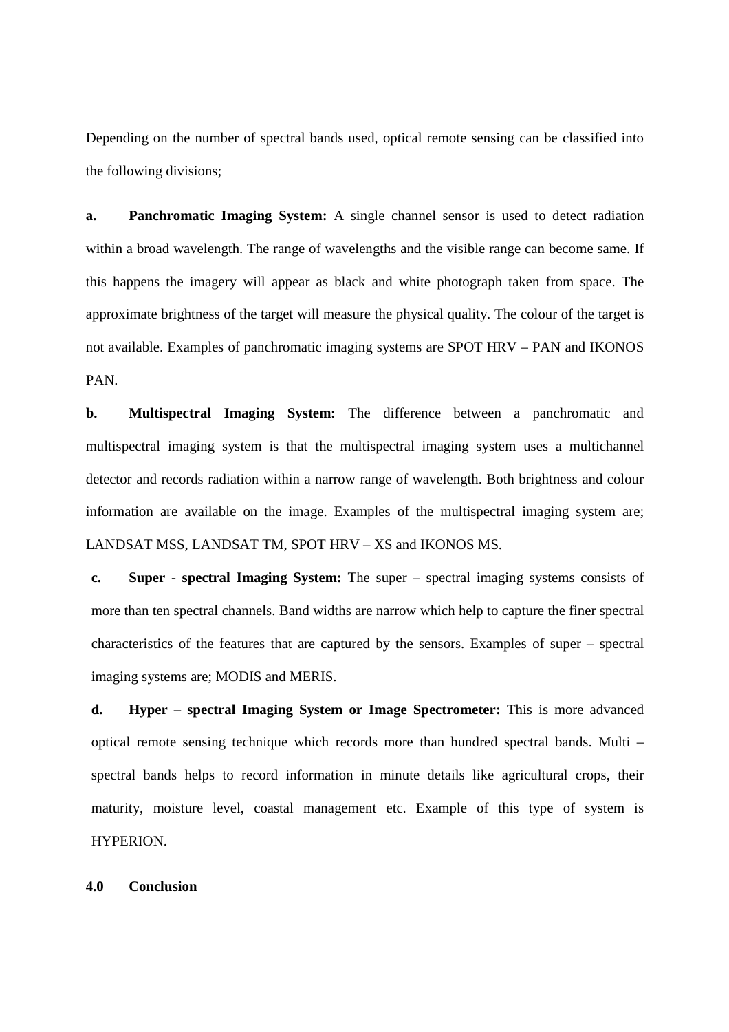Depending on the number of spectral bands used, optical remote sensing can be classified into the following divisions;

**a. Panchromatic Imaging System:** A single channel sensor is used to detect radiation within a broad wavelength. The range of wavelengths and the visible range can become same. If this happens the imagery will appear as black and white photograph taken from space. The approximate brightness of the target will measure the physical quality. The colour of the target is not available. Examples of panchromatic imaging systems are SPOT HRV – PAN and IKONOS PAN.

**b. Multispectral Imaging System:** The difference between a panchromatic and multispectral imaging system is that the multispectral imaging system uses a multichannel detector and records radiation within a narrow range of wavelength. Both brightness and colour information are available on the image. Examples of the multispectral imaging system are; LANDSAT MSS, LANDSAT TM, SPOT HRV – XS and IKONOS MS.

**c. Super - spectral Imaging System:** The super – spectral imaging systems consists of more than ten spectral channels. Band widths are narrow which help to capture the finer spectral characteristics of the features that are captured by the sensors. Examples of super – spectral imaging systems are; MODIS and MERIS.

**d. Hyper – spectral Imaging System or Image Spectrometer:** This is more advanced optical remote sensing technique which records more than hundred spectral bands. Multi – spectral bands helps to record information in minute details like agricultural crops, their maturity, moisture level, coastal management etc. Example of this type of system is HYPERION.

## 4.0 Conclusion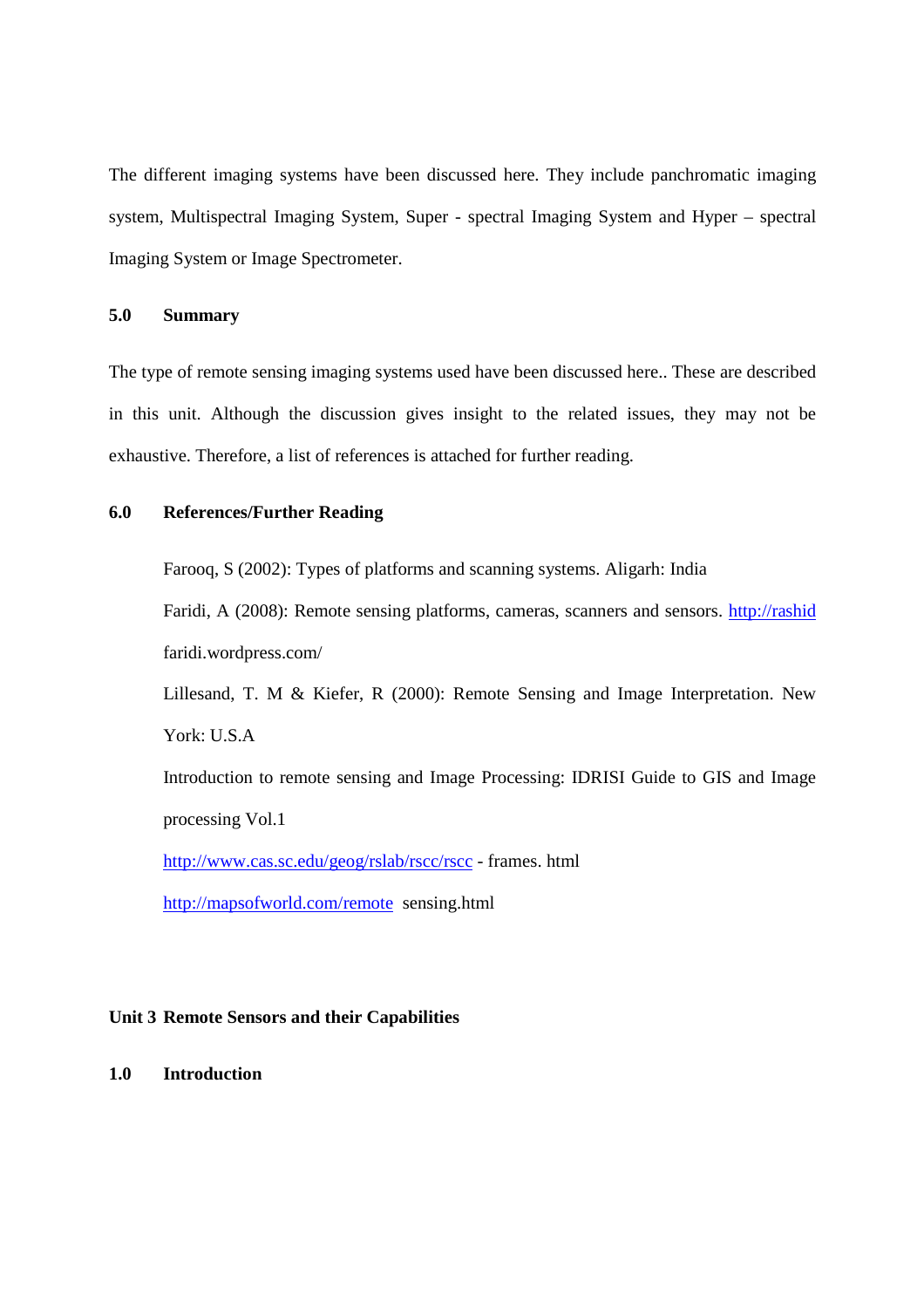The different imaging systems have been discussed here. They include panchromatic imaging system, Multispectral Imaging System, Super - spectral Imaging System and Hyper – spectral Imaging System or Image Spectrometer.

## 5.0 Summary

The type of remote sensing imaging systems used have been discussed here.. These are described in this unit. Although the discussion gives insight to the related issues, they may not be exhaustive. Therefore, a list of references is attached for further reading.

## 6.0 References/Further Reading

Farooq, S (2002): Types of platforms and scanning systems. Aligarh: India

Faridi, A (2008): Remote sensing platforms, cameras, scanners and sensors. http://rashid faridi.wordpress.com/

Lillesand, T. M & Kiefer, R (2000): Remote Sensing and Image Interpretation. New York: U.S.A

Introduction to remote sensing and Image Processing: IDRISI Guide to GIS and Image processing Vol.1

http://www.cas.sc.edu/geog/rslab/rscc/rscc - frames. html

http://mapsofworld.com/remote sensing.html

# Unit 3 Remote Sensors and their Capabilities

## 1.0 Introduction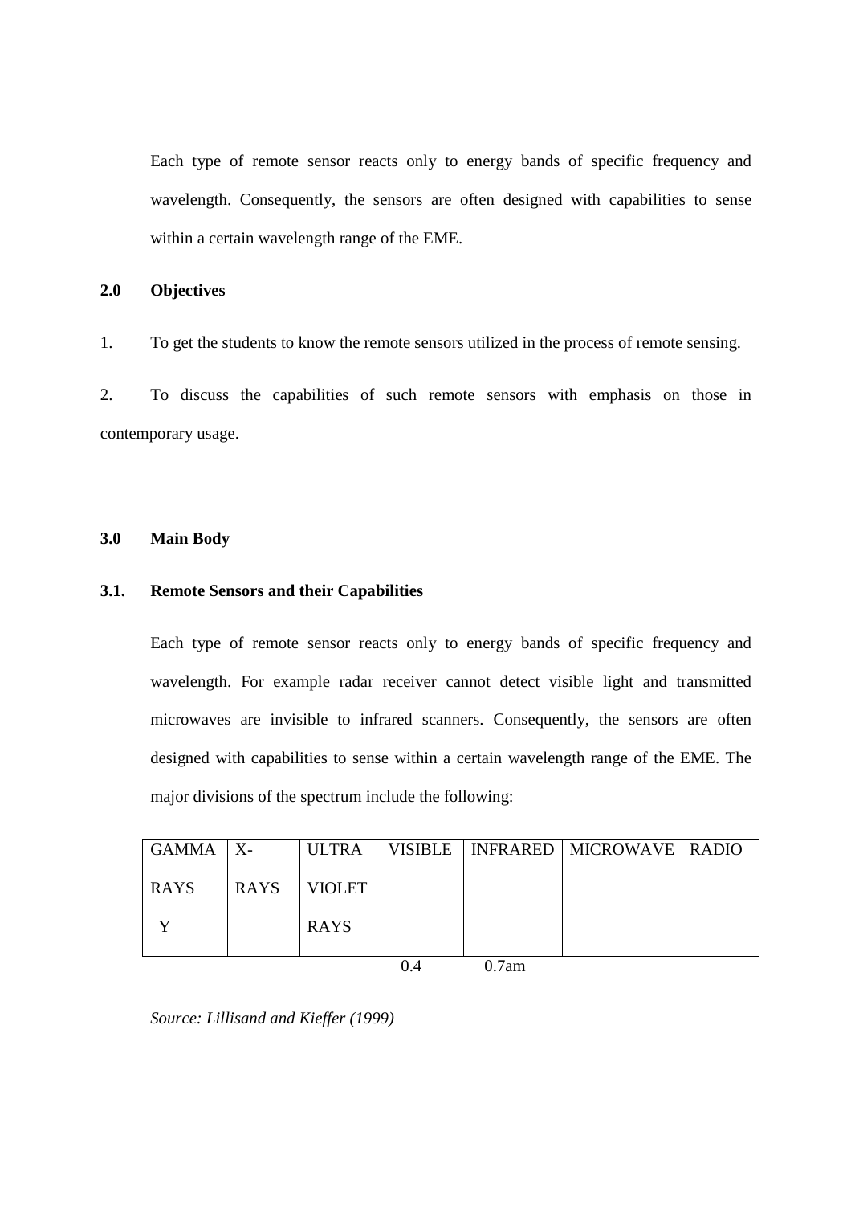Each type of remote sensor reacts only to energy bands of specific frequency and wavelength. Consequently, the sensors are often designed with capabilities to sense within a certain wavelength range of the EME.

## 2.0 Objectives

1. To get the students to know the remote sensors utilized in the process of remote sensing.

2. To discuss the capabilities of such remote sensors with emphasis on those in contemporary usage.

## 3.0 Main Body

### 3.1. Remote Sensors and their Capabilities

Each type of remote sensor reacts only to energy bands of specific frequency and wavelength. For example radar receiver cannot detect visible light and transmitted microwaves are invisible to infrared scanners. Consequently, the sensors are often designed with capabilities to sense within a certain wavelength range of the EME. The major divisions of the spectrum include the following:

| GAMMA RAYS Y | X-RAYS | ULTRA VIOLET RAYS | VISIBLE | INFRARED | MICROWAVE | RADIO |
|---|---|---|---|---|---|---|

0.4 0.7am

*Source: Lillisand and Kieffer (1999)*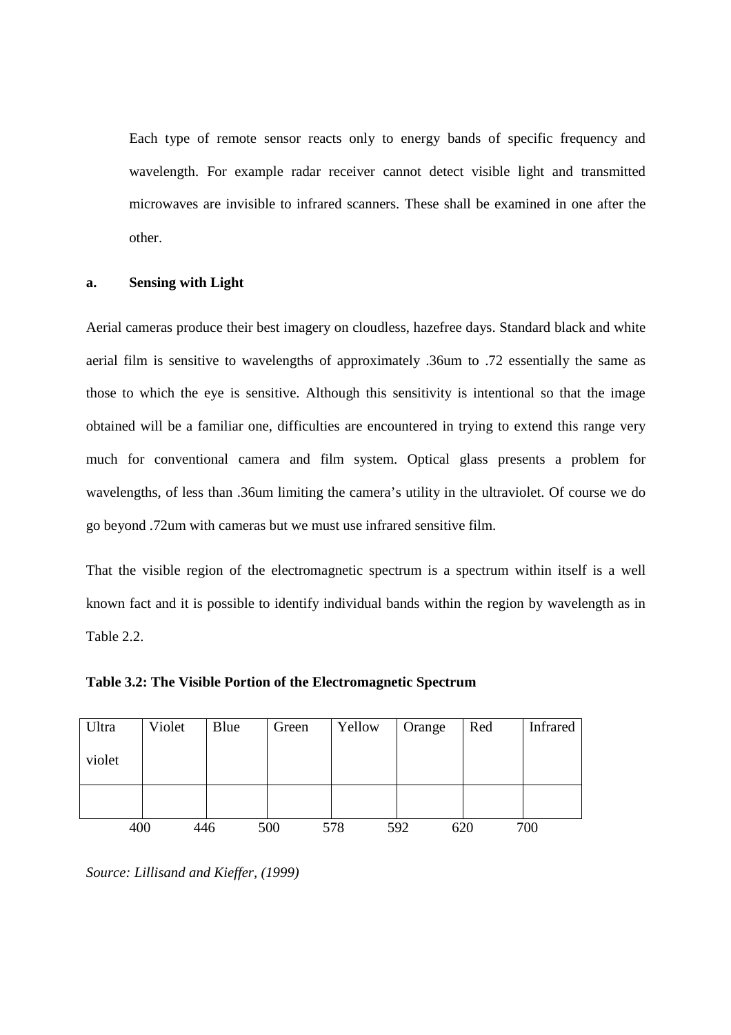Each type of remote sensor reacts only to energy bands of specific frequency and wavelength. For example radar receiver cannot detect visible light and transmitted microwaves are invisible to infrared scanners. These shall be examined in one after the other.

**a. Sensing with Light**

Aerial cameras produce their best imagery on cloudless, hazefree days. Standard black and white aerial film is sensitive to wavelengths of approximately .36um to .72 essentially the same as those to which the eye is sensitive. Although this sensitivity is intentional so that the image obtained will be a familiar one, difficulties are encountered in trying to extend this range very much for conventional camera and film system. Optical glass presents a problem for wavelengths, of less than .36um limiting the camera's utility in the ultraviolet. Of course we do go beyond .72um with cameras but we must use infrared sensitive film.

That the visible region of the electromagnetic spectrum is a spectrum within itself is a well known fact and it is possible to identify individual bands within the region by wavelength as in Table 2.2.

**Table 3.2: The Visible Portion of the Electromagnetic Spectrum**

| Ultra violet | Violet | Blue | Green | Yellow | Orange | Red | Infrared |
|---|---|---|---|---|---|---|---|
| | | | | | | | |

400 446 500 578 592 620 700

*Source: Lillisand and Kieffer, (1999)*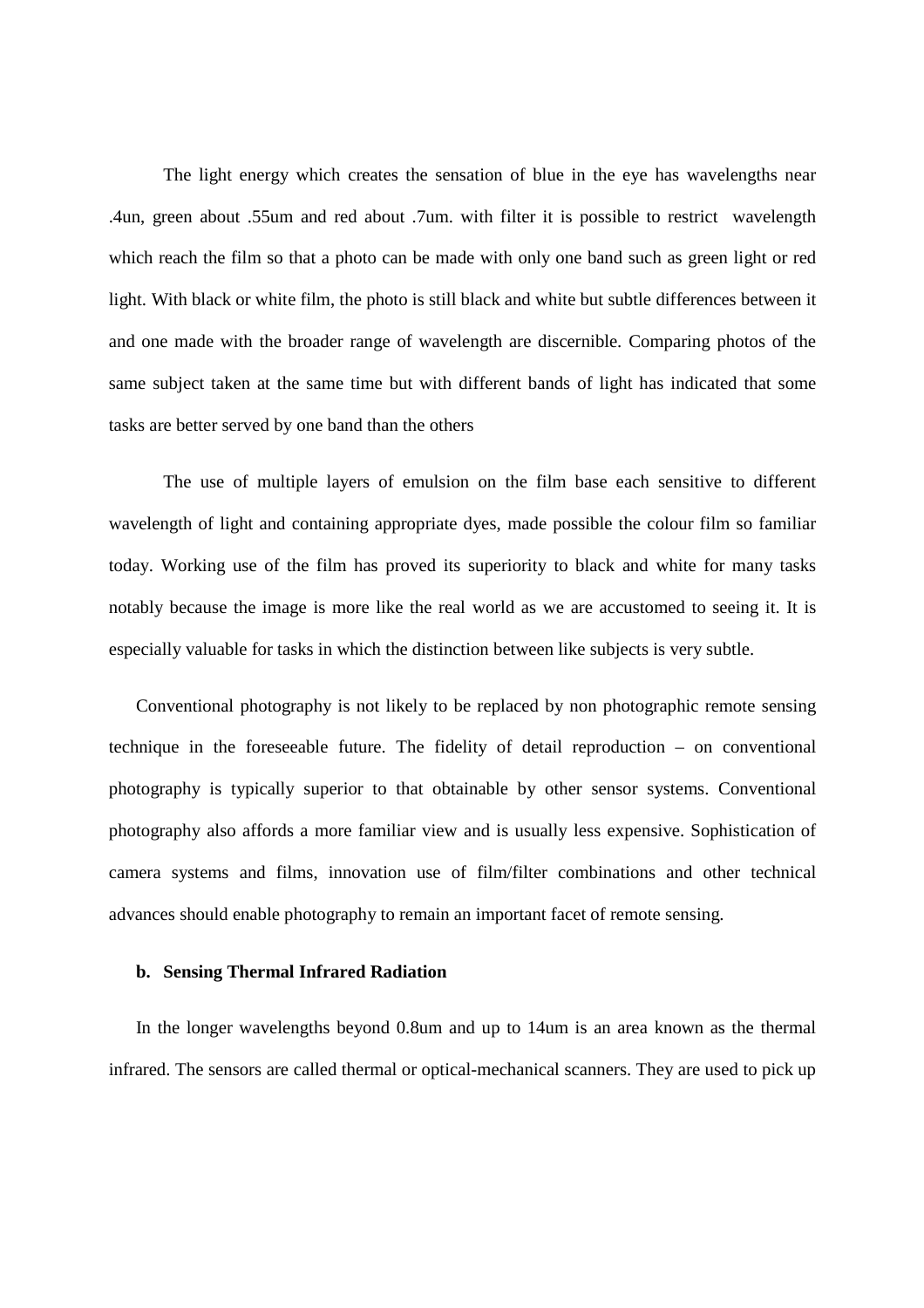The light energy which creates the sensation of blue in the eye has wavelengths near .4un, green about .55um and red about .7um. with filter it is possible to restrict wavelength which reach the film so that a photo can be made with only one band such as green light or red light. With black or white film, the photo is still black and white but subtle differences between it and one made with the broader range of wavelength are discernible. Comparing photos of the same subject taken at the same time but with different bands of light has indicated that some tasks are better served by one band than the others

The use of multiple layers of emulsion on the film base each sensitive to different wavelength of light and containing appropriate dyes, made possible the colour film so familiar today. Working use of the film has proved its superiority to black and white for many tasks notably because the image is more like the real world as we are accustomed to seeing it. It is especially valuable for tasks in which the distinction between like subjects is very subtle.

Conventional photography is not likely to be replaced by non photographic remote sensing technique in the foreseeable future. The fidelity of detail reproduction – on conventional photography is typically superior to that obtainable by other sensor systems. Conventional photography also affords a more familiar view and is usually less expensive. Sophistication of camera systems and films, innovation use of film/filter combinations and other technical advances should enable photography to remain an important facet of remote sensing.

**b. Sensing Thermal Infrared Radiation**

In the longer wavelengths beyond 0.8um and up to 14um is an area known as the thermal infrared. The sensors are called thermal or optical-mechanical scanners. They are used to pick up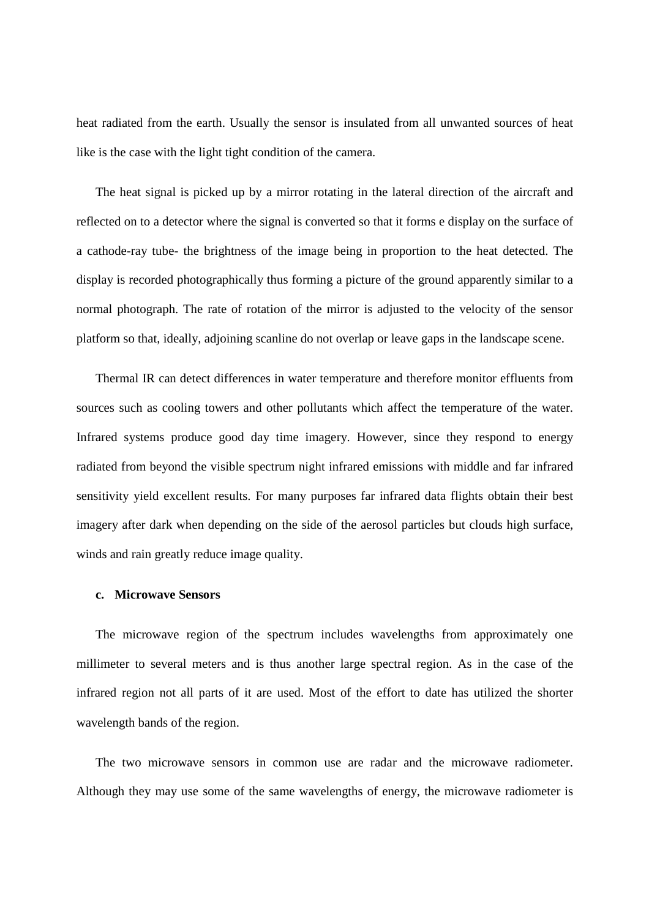heat radiated from the earth. Usually the sensor is insulated from all unwanted sources of heat like is the case with the light tight condition of the camera.

The heat signal is picked up by a mirror rotating in the lateral direction of the aircraft and reflected on to a detector where the signal is converted so that it forms e display on the surface of a cathode-ray tube- the brightness of the image being in proportion to the heat detected. The display is recorded photographically thus forming a picture of the ground apparently similar to a normal photograph. The rate of rotation of the mirror is adjusted to the velocity of the sensor platform so that, ideally, adjoining scanline do not overlap or leave gaps in the landscape scene.

Thermal IR can detect differences in water temperature and therefore monitor effluents from sources such as cooling towers and other pollutants which affect the temperature of the water. Infrared systems produce good day time imagery. However, since they respond to energy radiated from beyond the visible spectrum night infrared emissions with middle and far infrared sensitivity yield excellent results. For many purposes far infrared data flights obtain their best imagery after dark when depending on the side of the aerosol particles but clouds high surface, winds and rain greatly reduce image quality.

**c. Microwave Sensors**

The microwave region of the spectrum includes wavelengths from approximately one millimeter to several meters and is thus another large spectral region. As in the case of the infrared region not all parts of it are used. Most of the effort to date has utilized the shorter wavelength bands of the region.

The two microwave sensors in common use are radar and the microwave radiometer. Although they may use some of the same wavelengths of energy, the microwave radiometer is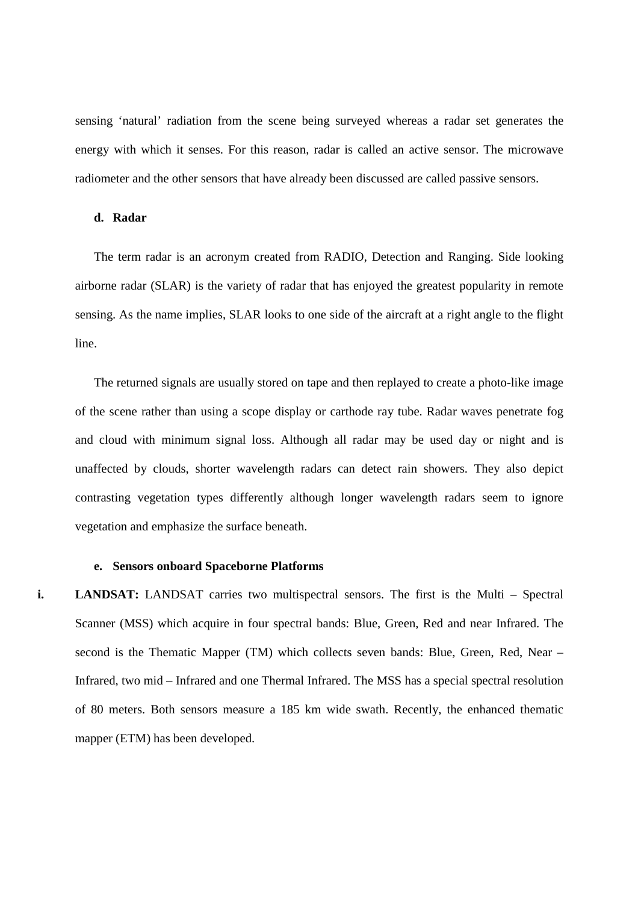sensing 'natural' radiation from the scene being surveyed whereas a radar set generates the energy with which it senses. For this reason, radar is called an active sensor. The microwave radiometer and the other sensors that have already been discussed are called passive sensors.

**d. Radar**

The term radar is an acronym created from RADIO, Detection and Ranging. Side looking airborne radar (SLAR) is the variety of radar that has enjoyed the greatest popularity in remote sensing. As the name implies, SLAR looks to one side of the aircraft at a right angle to the flight line.

The returned signals are usually stored on tape and then replayed to create a photo-like image of the scene rather than using a scope display or carthode ray tube. Radar waves penetrate fog and cloud with minimum signal loss. Although all radar may be used day or night and is unaffected by clouds, shorter wavelength radars can detect rain showers. They also depict contrasting vegetation types differently although longer wavelength radars seem to ignore vegetation and emphasize the surface beneath.

**e. Sensors onboard Spaceborne Platforms**

**i. LANDSAT:** LANDSAT carries two multispectral sensors. The first is the Multi – Spectral Scanner (MSS) which acquire in four spectral bands: Blue, Green, Red and near Infrared. The second is the Thematic Mapper (TM) which collects seven bands: Blue, Green, Red, Near – Infrared, two mid – Infrared and one Thermal Infrared. The MSS has a special spectral resolution of 80 meters. Both sensors measure a 185 km wide swath. Recently, the enhanced thematic mapper (ETM) has been developed.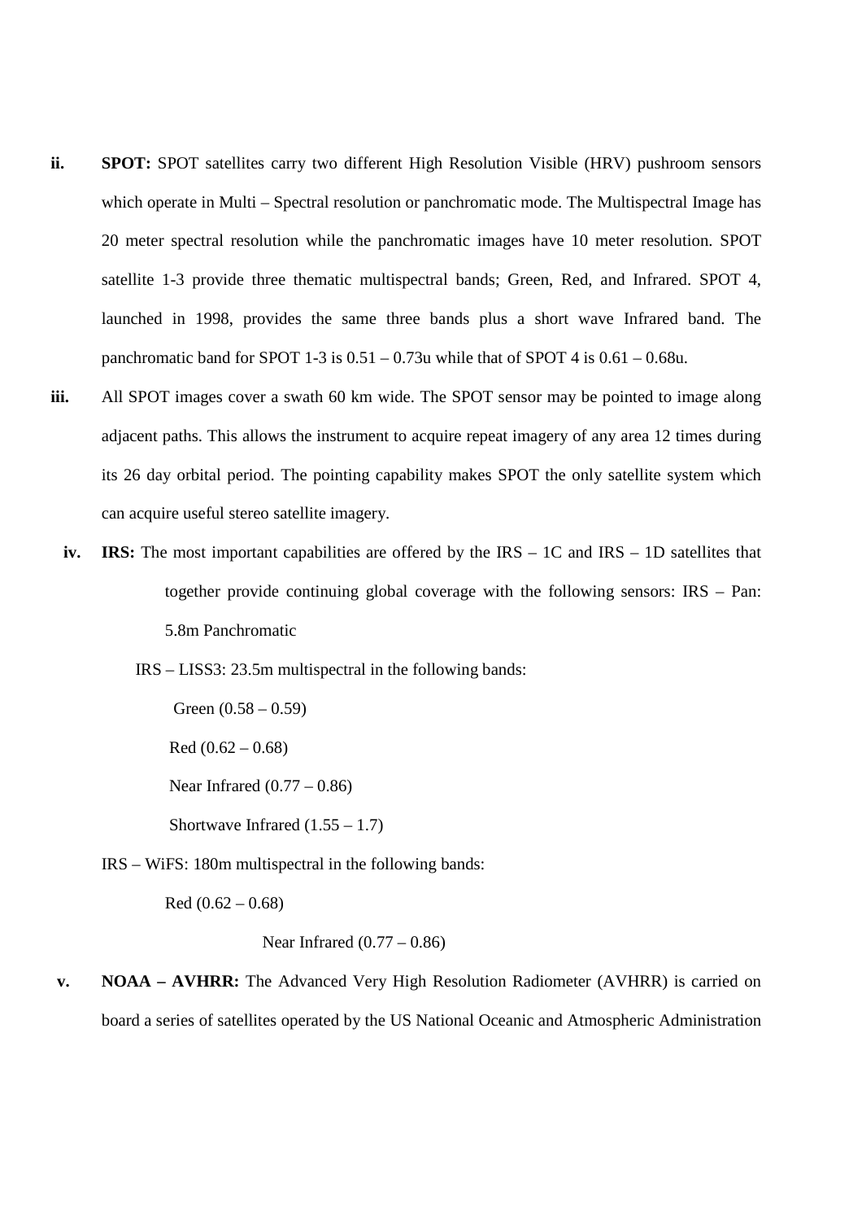ii. **SPOT:** SPOT satellites carry two different High Resolution Visible (HRV) pushroom sensors which operate in Multi – Spectral resolution or panchromatic mode. The Multispectral Image has 20 meter spectral resolution while the panchromatic images have 10 meter resolution. SPOT satellite 1-3 provide three thematic multispectral bands; Green, Red, and Infrared. SPOT 4, launched in 1998, provides the same three bands plus a short wave Infrared band. The panchromatic band for SPOT 1-3 is 0.51 – 0.73u while that of SPOT 4 is 0.61 – 0.68u.

iii. All SPOT images cover a swath 60 km wide. The SPOT sensor may be pointed to image along adjacent paths. This allows the instrument to acquire repeat imagery of any area 12 times during its 26 day orbital period. The pointing capability makes SPOT the only satellite system which can acquire useful stereo satellite imagery.

iv. **IRS:** The most important capabilities are offered by the IRS – 1C and IRS – 1D satellites that together provide continuing global coverage with the following sensors: IRS – Pan: 5.8m Panchromatic

IRS – LISS3: 23.5m multispectral in the following bands:

Green (0.58 – 0.59)

Red (0.62 – 0.68)

Near Infrared (0.77 – 0.86)

Shortwave Infrared (1.55 – 1.7)

IRS – WiFS: 180m multispectral in the following bands:

Red (0.62 – 0.68)

Near Infrared (0.77 – 0.86)

v. **NOAA – AVHRR:** The Advanced Very High Resolution Radiometer (AVHRR) is carried on board a series of satellites operated by the US National Oceanic and Atmospheric Administration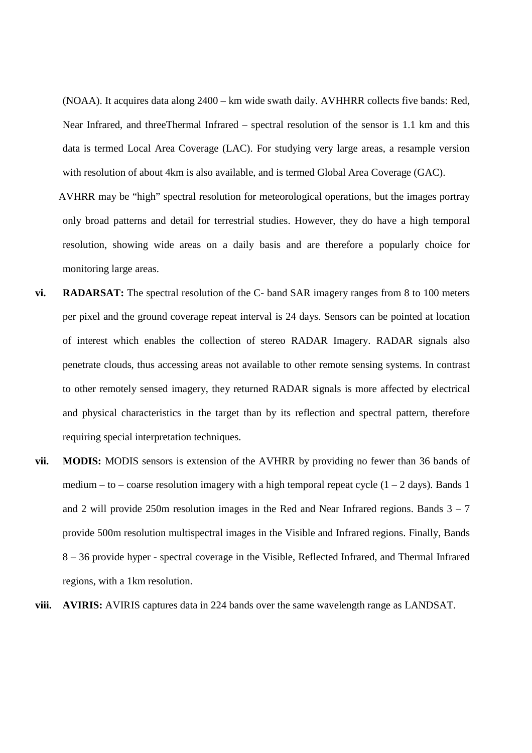(NOAA). It acquires data along 2400 – km wide swath daily. AVHHRR collects five bands: Red, Near Infrared, and threeThermal Infrared – spectral resolution of the sensor is 1.1 km and this data is termed Local Area Coverage (LAC). For studying very large areas, a resample version with resolution of about 4km is also available, and is termed Global Area Coverage (GAC).

AVHRR may be "high" spectral resolution for meteorological operations, but the images portray only broad patterns and detail for terrestrial studies. However, they do have a high temporal resolution, showing wide areas on a daily basis and are therefore a popularly choice for monitoring large areas.

vi. **RADARSAT:** The spectral resolution of the C- band SAR imagery ranges from 8 to 100 meters per pixel and the ground coverage repeat interval is 24 days. Sensors can be pointed at location of interest which enables the collection of stereo RADAR Imagery. RADAR signals also penetrate clouds, thus accessing areas not available to other remote sensing systems. In contrast to other remotely sensed imagery, they returned RADAR signals is more affected by electrical and physical characteristics in the target than by its reflection and spectral pattern, therefore requiring special interpretation techniques.

vii. **MODIS:** MODIS sensors is extension of the AVHRR by providing no fewer than 36 bands of medium – to – coarse resolution imagery with a high temporal repeat cycle (1 – 2 days). Bands 1 and 2 will provide 250m resolution images in the Red and Near Infrared regions. Bands 3 – 7 provide 500m resolution multispectral images in the Visible and Infrared regions. Finally, Bands 8 – 36 provide hyper - spectral coverage in the Visible, Reflected Infrared, and Thermal Infrared regions, with a 1km resolution.

viii. **AVIRIS:** AVIRIS captures data in 224 bands over the same wavelength range as LANDSAT.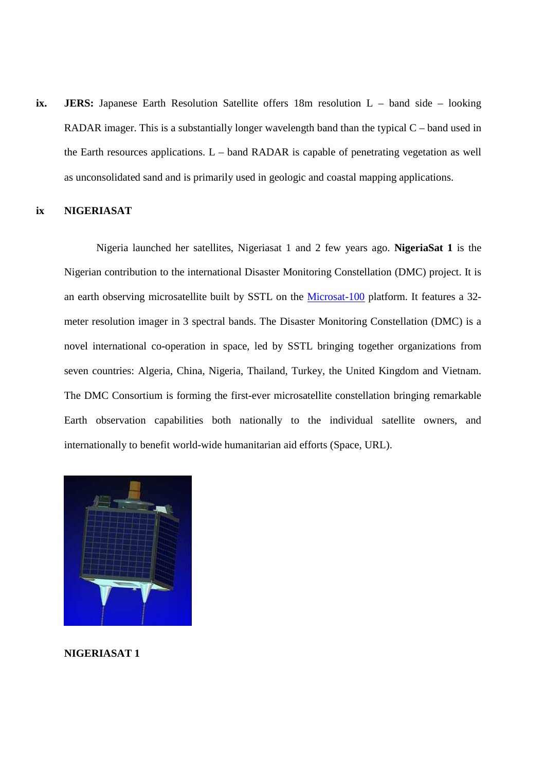**ix. JERS:** Japanese Earth Resolution Satellite offers 18m resolution L – band side – looking RADAR imager. This is a substantially longer wavelength band than the typical C – band used in the Earth resources applications. L – band RADAR is capable of penetrating vegetation as well as unconsolidated sand and is primarily used in geologic and coastal mapping applications.

**ix NIGERIASAT**

Nigeria launched her satellites, Nigeriasat 1 and 2 few years ago. **NigeriaSat 1** is the Nigerian contribution to the international Disaster Monitoring Constellation (DMC) project. It is an earth observing microsatellite built by SSTL on the Microsat-100 platform. It features a 32-meter resolution imager in 3 spectral bands. The Disaster Monitoring Constellation (DMC) is a novel international co-operation in space, led by SSTL bringing together organizations from seven countries: Algeria, China, Nigeria, Thailand, Turkey, the United Kingdom and Vietnam. The DMC Consortium is forming the first-ever microsatellite constellation bringing remarkable Earth observation capabilities both nationally to the individual satellite owners, and internationally to benefit world-wide humanitarian aid efforts (Space, URL).

**NIGERIASAT 1**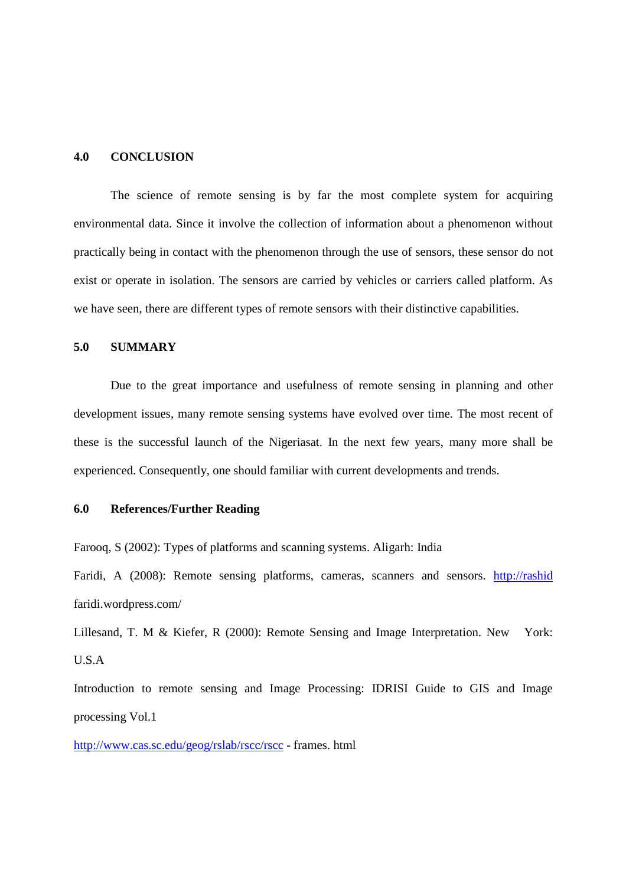## 4.0 CONCLUSION

The science of remote sensing is by far the most complete system for acquiring environmental data. Since it involve the collection of information about a phenomenon without practically being in contact with the phenomenon through the use of sensors, these sensor do not exist or operate in isolation. The sensors are carried by vehicles or carriers called platform. As we have seen, there are different types of remote sensors with their distinctive capabilities.

## 5.0 SUMMARY

Due to the great importance and usefulness of remote sensing in planning and other development issues, many remote sensing systems have evolved over time. The most recent of these is the successful launch of the Nigeriasat. In the next few years, many more shall be experienced. Consequently, one should familiar with current developments and trends.

## 6.0 References/Further Reading

Farooq, S (2002): Types of platforms and scanning systems. Aligarh: India

Faridi, A (2008): Remote sensing platforms, cameras, scanners and sensors. http://rashid faridi.wordpress.com/

Lillesand, T. M & Kiefer, R (2000): Remote Sensing and Image Interpretation. New York: U.S.A

Introduction to remote sensing and Image Processing: IDRISI Guide to GIS and Image processing Vol.1

http://www.cas.sc.edu/geog/rslab/rscc/rscc - frames. html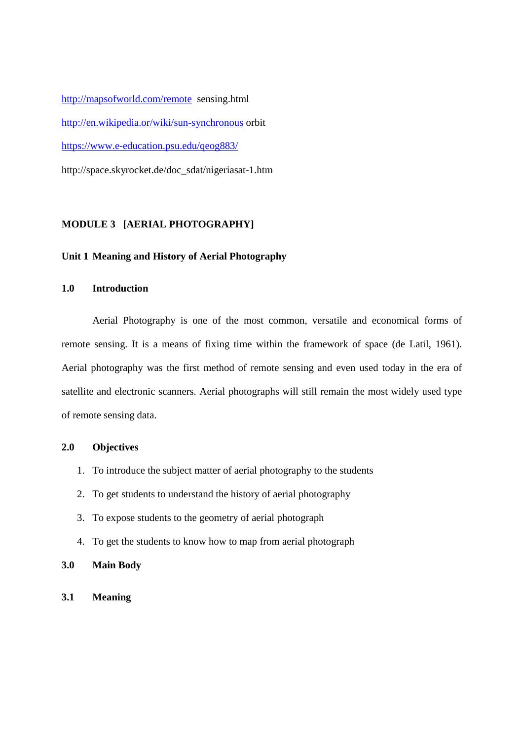http://mapsofworld.com/remote sensing.html

http://en.wikipedia.or/wiki/sun-synchronous orbit

https://www.e-education.psu.edu/qeog883/

http://space.skyrocket.de/doc_sdat/nigeriasat-1.htm

## MODULE 3 [AERIAL PHOTOGRAPHY]

### Unit 1 Meaning and History of Aerial Photography

### 1.0 Introduction

Aerial Photography is one of the most common, versatile and economical forms of remote sensing. It is a means of fixing time within the framework of space (de Latil, 1961). Aerial photography was the first method of remote sensing and even used today in the era of satellite and electronic scanners. Aerial photographs will still remain the most widely used type of remote sensing data.

### 2.0 Objectives

1. To introduce the subject matter of aerial photography to the students
2. To get students to understand the history of aerial photography
3. To expose students to the geometry of aerial photograph
4. To get the students to know how to map from aerial photograph

### 3.0 Main Body

### 3.1 Meaning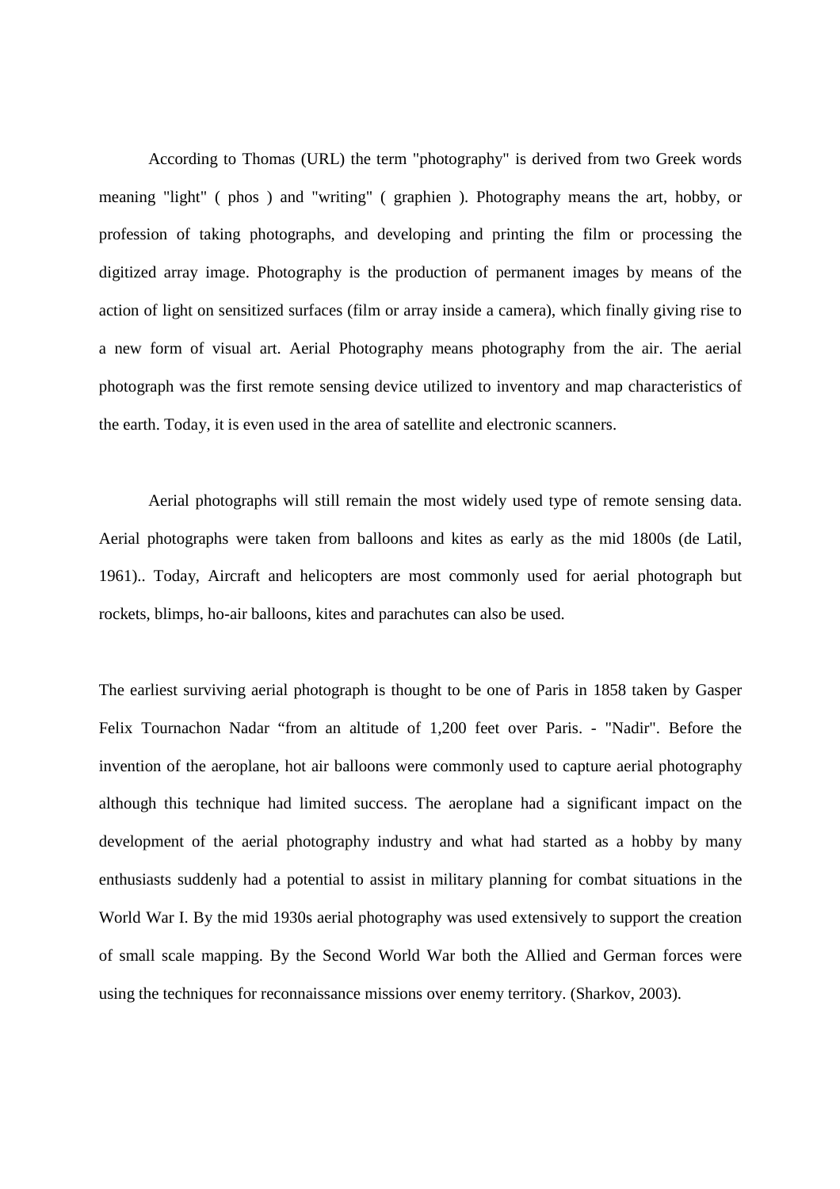According to Thomas (URL) the term "photography" is derived from two Greek words meaning "light" ( phos ) and "writing" ( graphien ). Photography means the art, hobby, or profession of taking photographs, and developing and printing the film or processing the digitized array image. Photography is the production of permanent images by means of the action of light on sensitized surfaces (film or array inside a camera), which finally giving rise to a new form of visual art. Aerial Photography means photography from the air. The aerial photograph was the first remote sensing device utilized to inventory and map characteristics of the earth. Today, it is even used in the area of satellite and electronic scanners.

Aerial photographs will still remain the most widely used type of remote sensing data. Aerial photographs were taken from balloons and kites as early as the mid 1800s (de Latil, 1961).. Today, Aircraft and helicopters are most commonly used for aerial photograph but rockets, blimps, ho-air balloons, kites and parachutes can also be used.

The earliest surviving aerial photograph is thought to be one of Paris in 1858 taken by Gasper Felix Tournachon Nadar "from an altitude of 1,200 feet over Paris. - "Nadir". Before the invention of the aeroplane, hot air balloons were commonly used to capture aerial photography although this technique had limited success. The aeroplane had a significant impact on the development of the aerial photography industry and what had started as a hobby by many enthusiasts suddenly had a potential to assist in military planning for combat situations in the World War I. By the mid 1930s aerial photography was used extensively to support the creation of small scale mapping. By the Second World War both the Allied and German forces were using the techniques for reconnaissance missions over enemy territory. (Sharkov, 2003).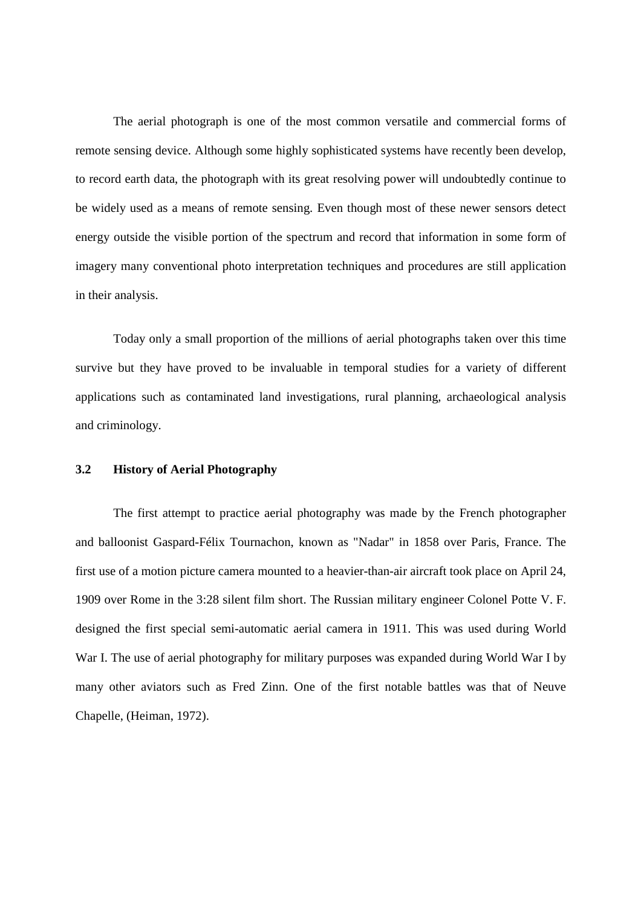The aerial photograph is one of the most common versatile and commercial forms of remote sensing device. Although some highly sophisticated systems have recently been develop, to record earth data, the photograph with its great resolving power will undoubtedly continue to be widely used as a means of remote sensing. Even though most of these newer sensors detect energy outside the visible portion of the spectrum and record that information in some form of imagery many conventional photo interpretation techniques and procedures are still application in their analysis.

Today only a small proportion of the millions of aerial photographs taken over this time survive but they have proved to be invaluable in temporal studies for a variety of different applications such as contaminated land investigations, rural planning, archaeological analysis and criminology.

### 3.2 History of Aerial Photography

The first attempt to practice aerial photography was made by the French photographer and balloonist Gaspard-Félix Tournachon, known as "Nadar" in 1858 over Paris, France. The first use of a motion picture camera mounted to a heavier-than-air aircraft took place on April 24, 1909 over Rome in the 3:28 silent film short. The Russian military engineer Colonel Potte V. F. designed the first special semi-automatic aerial camera in 1911. This was used during World War I. The use of aerial photography for military purposes was expanded during World War I by many other aviators such as Fred Zinn. One of the first notable battles was that of Neuve Chapelle, (Heiman, 1972).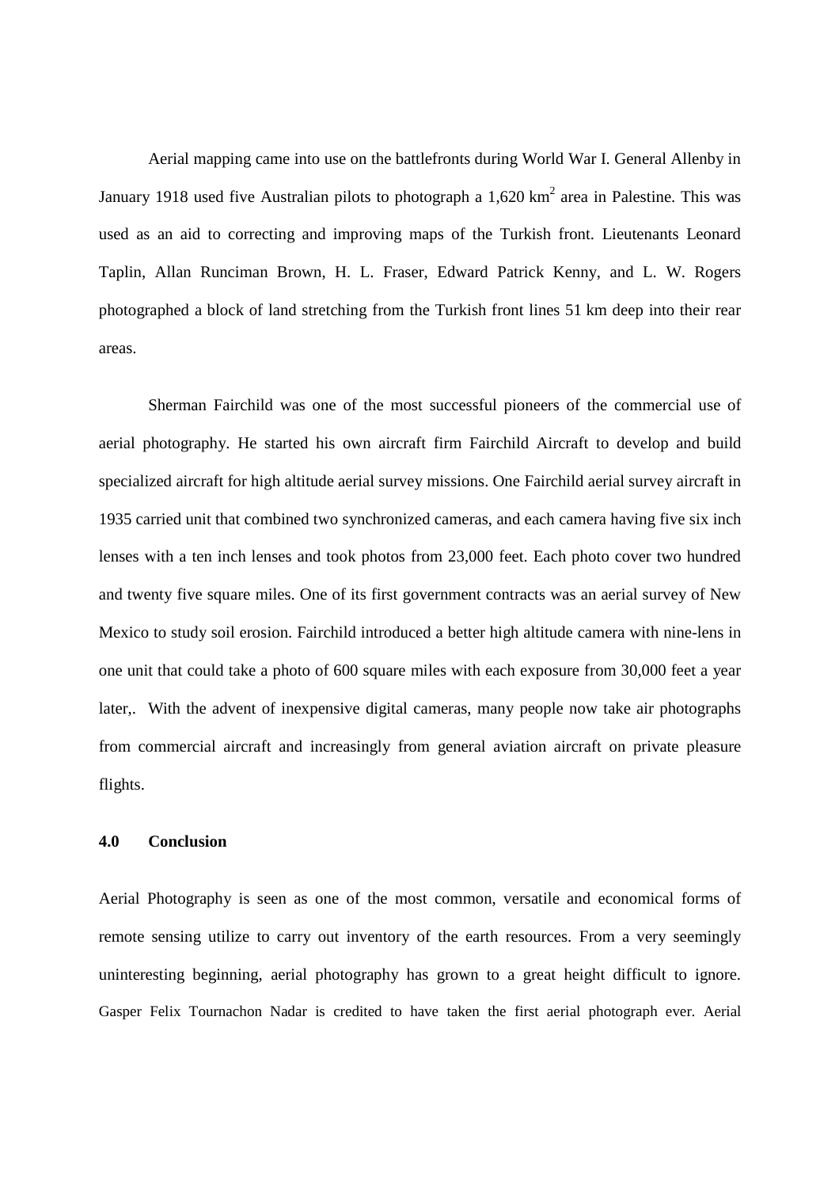Aerial mapping came into use on the battlefronts during World War I. General Allenby in January 1918 used five Australian pilots to photograph a 1,620 $km^2$ area in Palestine. This was used as an aid to correcting and improving maps of the Turkish front. Lieutenants Leonard Taplin, Allan Runciman Brown, H. L. Fraser, Edward Patrick Kenny, and L. W. Rogers photographed a block of land stretching from the Turkish front lines 51 km deep into their rear areas.

Sherman Fairchild was one of the most successful pioneers of the commercial use of aerial photography. He started his own aircraft firm Fairchild Aircraft to develop and build specialized aircraft for high altitude aerial survey missions. One Fairchild aerial survey aircraft in 1935 carried unit that combined two synchronized cameras, and each camera having five six inch lenses with a ten inch lenses and took photos from 23,000 feet. Each photo cover two hundred and twenty five square miles. One of its first government contracts was an aerial survey of New Mexico to study soil erosion. Fairchild introduced a better high altitude camera with nine-lens in one unit that could take a photo of 600 square miles with each exposure from 30,000 feet a year later,. With the advent of inexpensive digital cameras, many people now take air photographs from commercial aircraft and increasingly from general aviation aircraft on private pleasure flights.

## 4.0 Conclusion

Aerial Photography is seen as one of the most common, versatile and economical forms of remote sensing utilize to carry out inventory of the earth resources. From a very seemingly uninteresting beginning, aerial photography has grown to a great height difficult to ignore. Gasper Felix Tournachon Nadar is credited to have taken the first aerial photograph ever. Aerial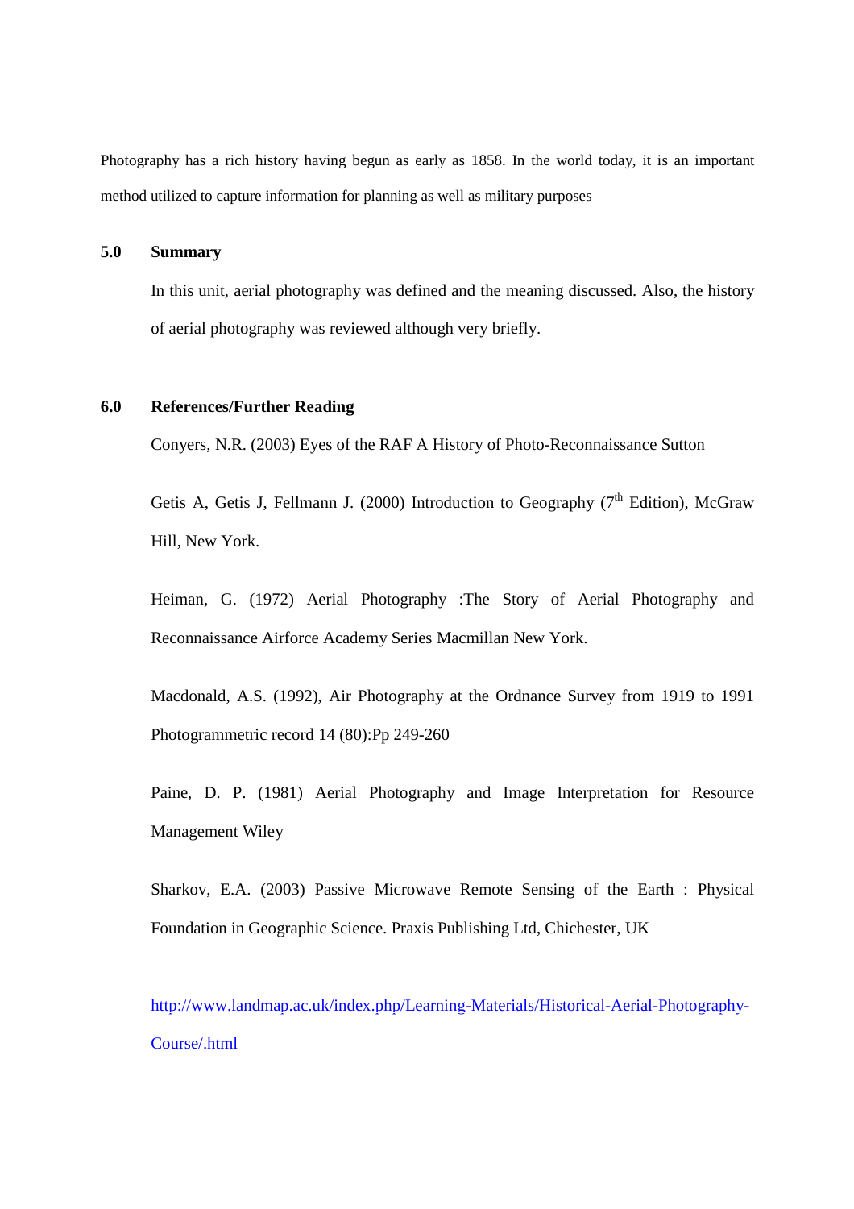Photography has a rich history having begun as early as 1858. In the world today, it is an important method utilized to capture information for planning as well as military purposes

## 5.0 Summary

In this unit, aerial photography was defined and the meaning discussed. Also, the history of aerial photography was reviewed although very briefly.

## 6.0 References/Further Reading

Conyers, N.R. (2003) Eyes of the RAF A History of Photo-Reconnaissance Sutton

Getis A, Getis J, Fellmann J. (2000) Introduction to Geography (7th Edition), McGraw Hill, New York.

Heiman, G. (1972) Aerial Photography :The Story of Aerial Photography and Reconnaissance Airforce Academy Series Macmillan New York.

Macdonald, A.S. (1992), Air Photography at the Ordnance Survey from 1919 to 1991 Photogrammetric record 14 (80):Pp 249-260

Paine, D. P. (1981) Aerial Photography and Image Interpretation for Resource Management Wiley

Sharkov, E.A. (2003) Passive Microwave Remote Sensing of the Earth : Physical Foundation in Geographic Science. Praxis Publishing Ltd, Chichester, UK

http://www.landmap.ac.uk/index.php/Learning-Materials/Historical-Aerial-Photography-Course/.html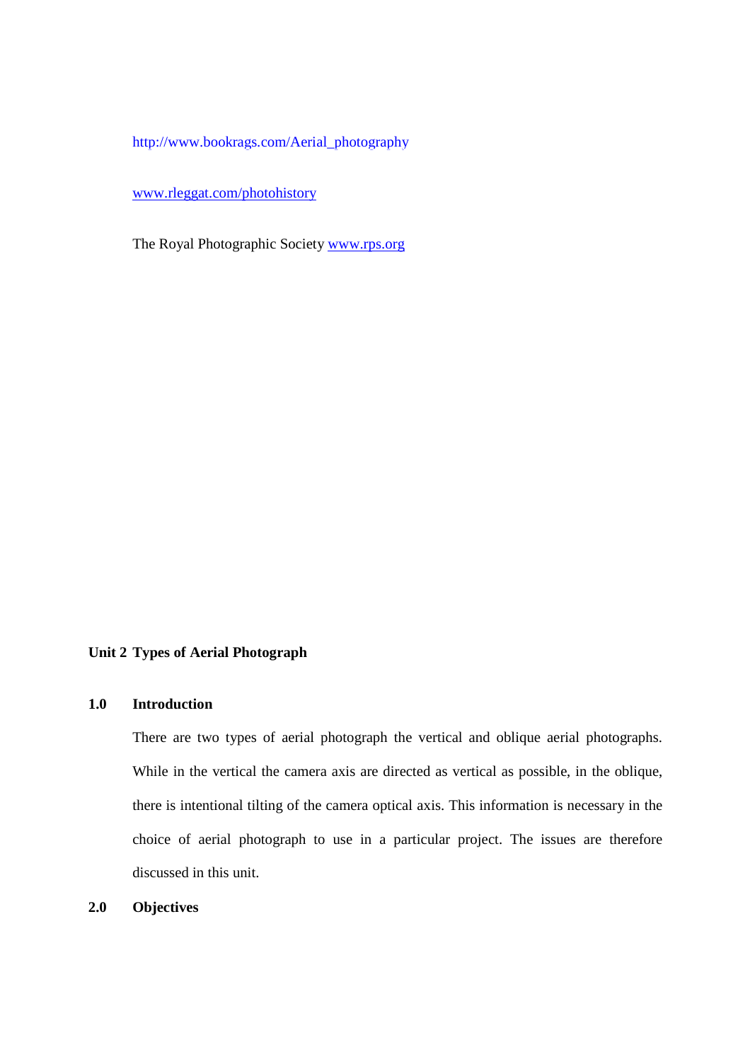http://www.bookrags.com/Aerial_photography

www.rleggat.com/photohistory

The Royal Photographic Society www.rps.org

## Unit 2 Types of Aerial Photograph

### 1.0 Introduction

There are two types of aerial photograph the vertical and oblique aerial photographs. While in the vertical the camera axis are directed as vertical as possible, in the oblique, there is intentional tilting of the camera optical axis. This information is necessary in the choice of aerial photograph to use in a particular project. The issues are therefore discussed in this unit.

### 2.0 Objectives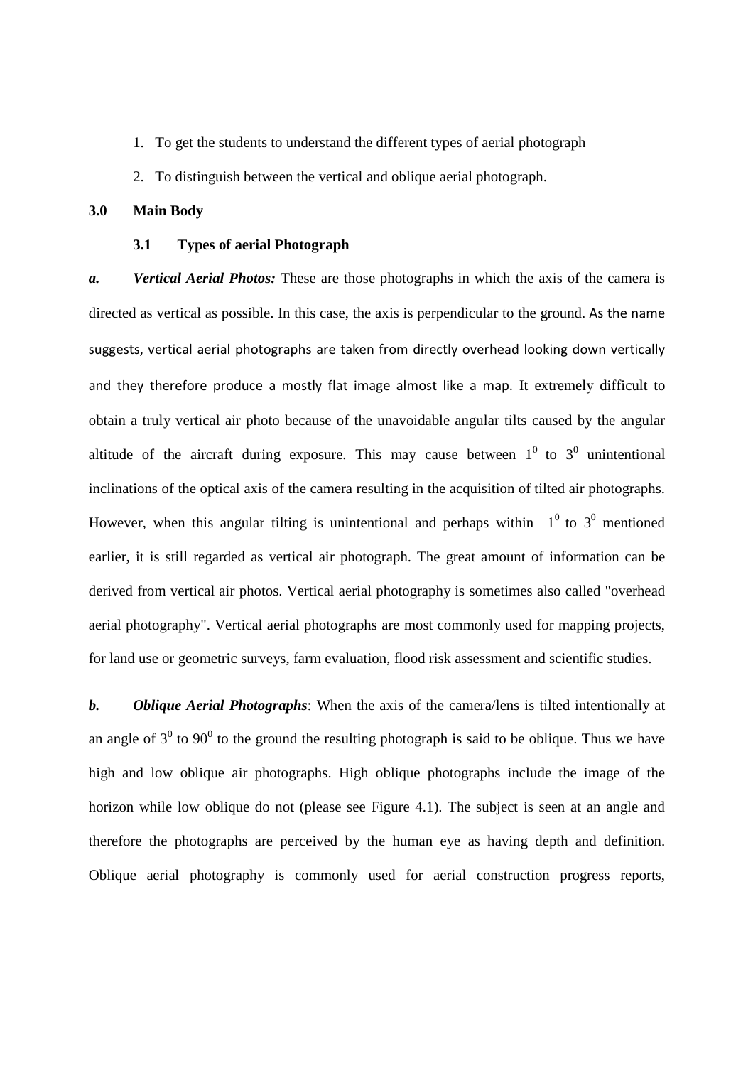1. To get the students to understand the different types of aerial photograph
2. To distinguish between the vertical and oblique aerial photograph.

## 3.0 Main Body

### 3.1 Types of aerial Photograph

***a. Vertical Aerial Photos:*** These are those photographs in which the axis of the camera is directed as vertical as possible. In this case, the axis is perpendicular to the ground. As the name suggests, vertical aerial photographs are taken from directly overhead looking down vertically and they therefore produce a mostly flat image almost like a map. It extremely difficult to obtain a truly vertical air photo because of the unavoidable angular tilts caused by the angular altitude of the aircraft during exposure. This may cause between $1^0$ to $3^0$ unintentional inclinations of the optical axis of the camera resulting in the acquisition of tilted air photographs. However, when this angular tilting is unintentional and perhaps within $1^0$ to $3^0$ mentioned earlier, it is still regarded as vertical air photograph. The great amount of information can be derived from vertical air photos. Vertical aerial photography is sometimes also called "overhead aerial photography". Vertical aerial photographs are most commonly used for mapping projects, for land use or geometric surveys, farm evaluation, flood risk assessment and scientific studies.

***b. Oblique Aerial Photographs***: When the axis of the camera/lens is tilted intentionally at an angle of $3^0$ to $90^0$ to the ground the resulting photograph is said to be oblique. Thus we have high and low oblique air photographs. High oblique photographs include the image of the horizon while low oblique do not (please see Figure 4.1). The subject is seen at an angle and therefore the photographs are perceived by the human eye as having depth and definition. Oblique aerial photography is commonly used for aerial construction progress reports,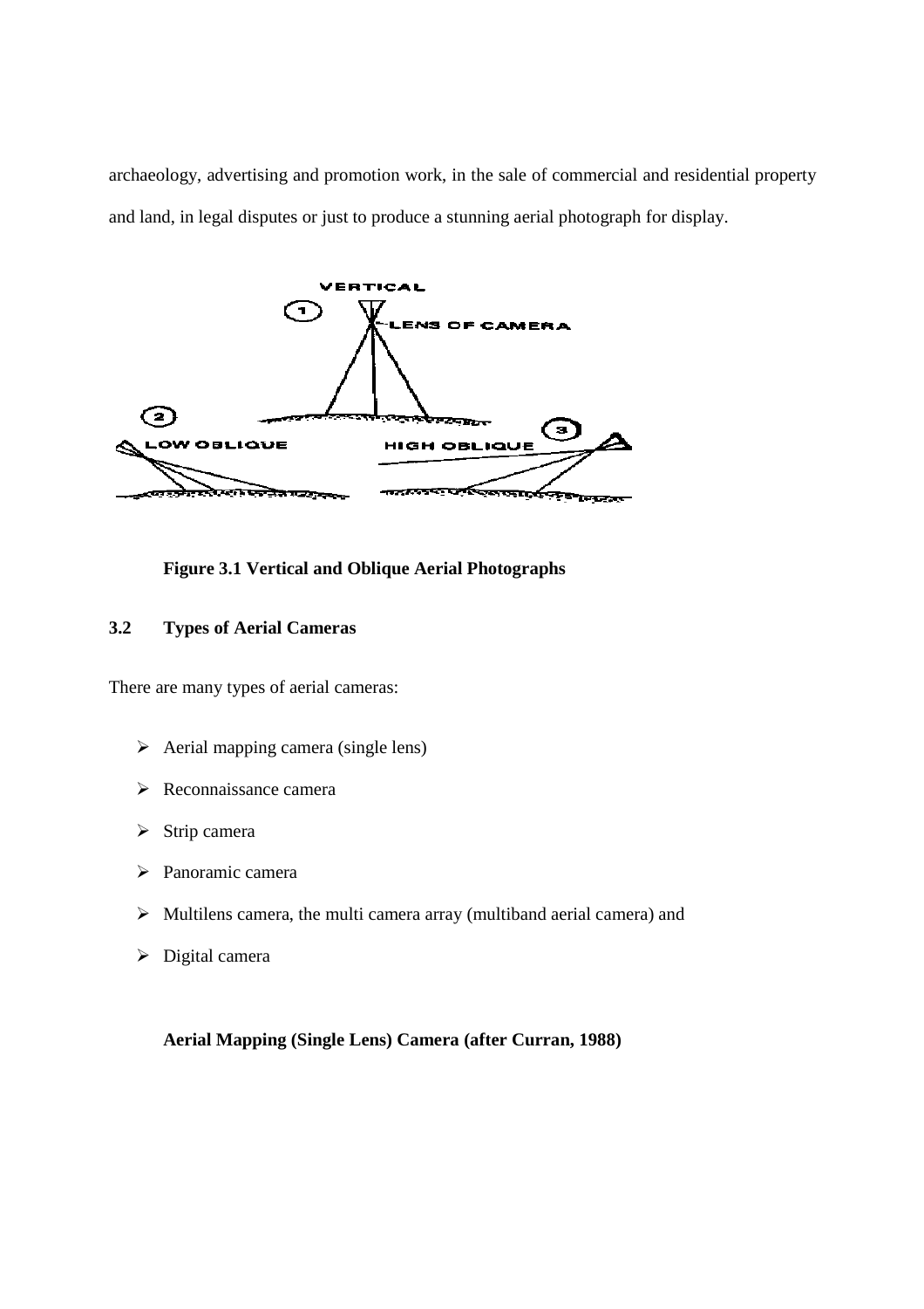archaeology, advertising and promotion work, in the sale of commercial and residential property and land, in legal disputes or just to produce a stunning aerial photograph for display.

**Figure 3.1 Vertical and Oblique Aerial Photographs**

## 3.2 Types of Aerial Cameras

There are many types of aerial cameras:

- Aerial mapping camera (single lens)
- Reconnaissance camera
- Strip camera
- Panoramic camera
- Multilens camera, the multi camera array (multiband aerial camera) and
- Digital camera

**Aerial Mapping (Single Lens) Camera (after Curran, 1988)**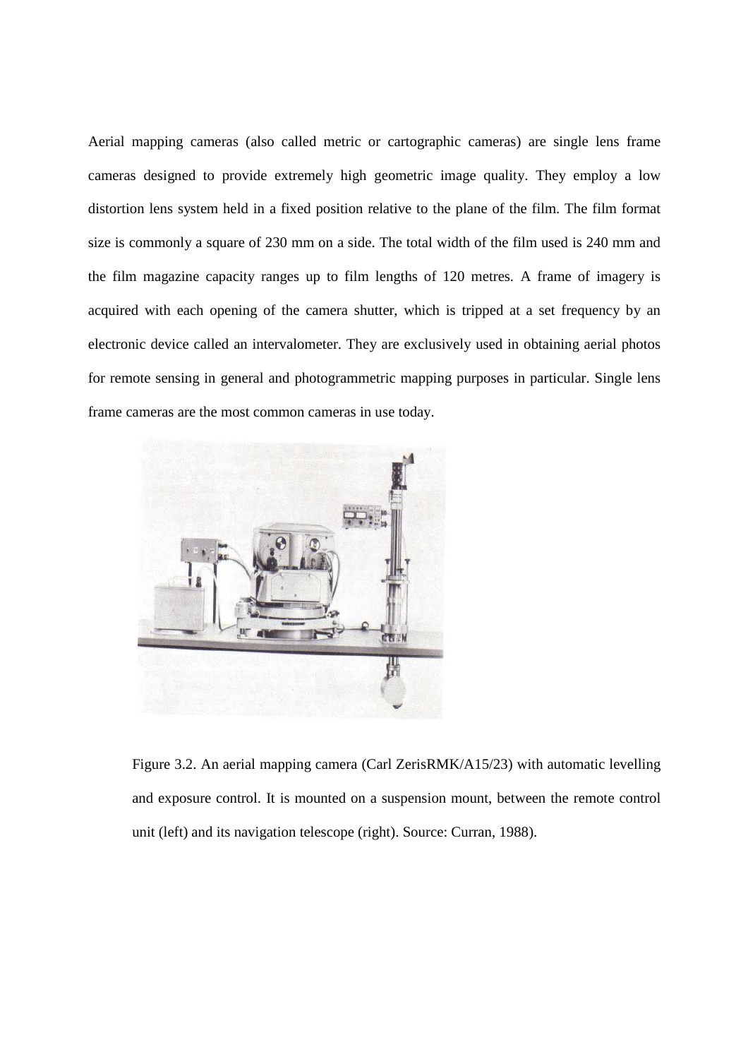Aerial mapping cameras (also called metric or cartographic cameras) are single lens frame cameras designed to provide extremely high geometric image quality. They employ a low distortion lens system held in a fixed position relative to the plane of the film. The film format size is commonly a square of 230 mm on a side. The total width of the film used is 240 mm and the film magazine capacity ranges up to film lengths of 120 metres. A frame of imagery is acquired with each opening of the camera shutter, which is tripped at a set frequency by an electronic device called an intervalometer. They are exclusively used in obtaining aerial photos for remote sensing in general and photogrammetric mapping purposes in particular. Single lens frame cameras are the most common cameras in use today.

Figure 3.2. An aerial mapping camera (Carl ZerisRMK/A15/23) with automatic levelling and exposure control. It is mounted on a suspension mount, between the remote control unit (left) and its navigation telescope (right). Source: Curran, 1988).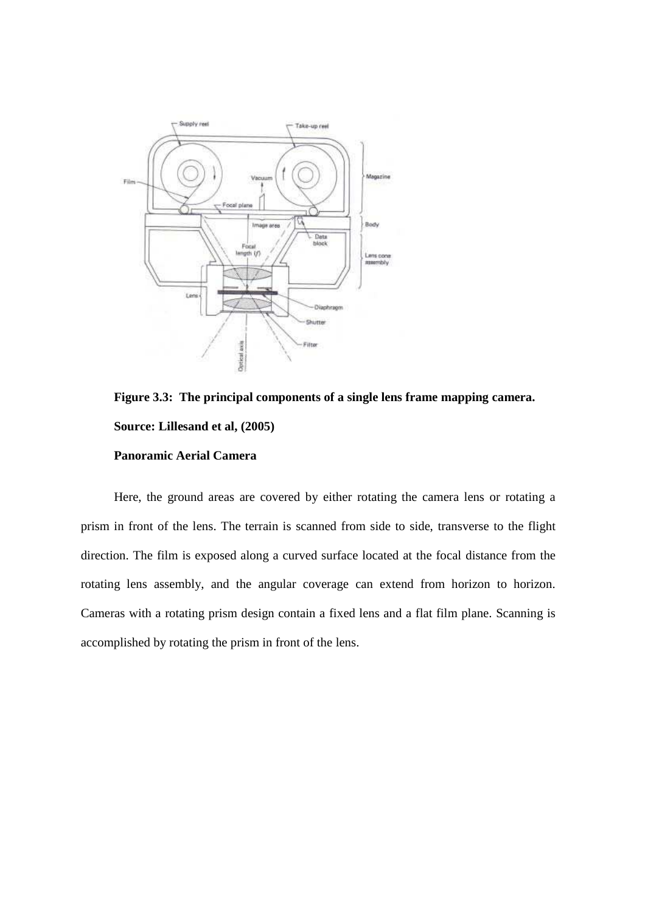**Figure 3.3: The principal components of a single lens frame mapping camera.**

**Source: Lillesand et al, (2005)**

**Panoramic Aerial Camera**

Here, the ground areas are covered by either rotating the camera lens or rotating a prism in front of the lens. The terrain is scanned from side to side, transverse to the flight direction. The film is exposed along a curved surface located at the focal distance from the rotating lens assembly, and the angular coverage can extend from horizon to horizon. Cameras with a rotating prism design contain a fixed lens and a flat film plane. Scanning is accomplished by rotating the prism in front of the lens.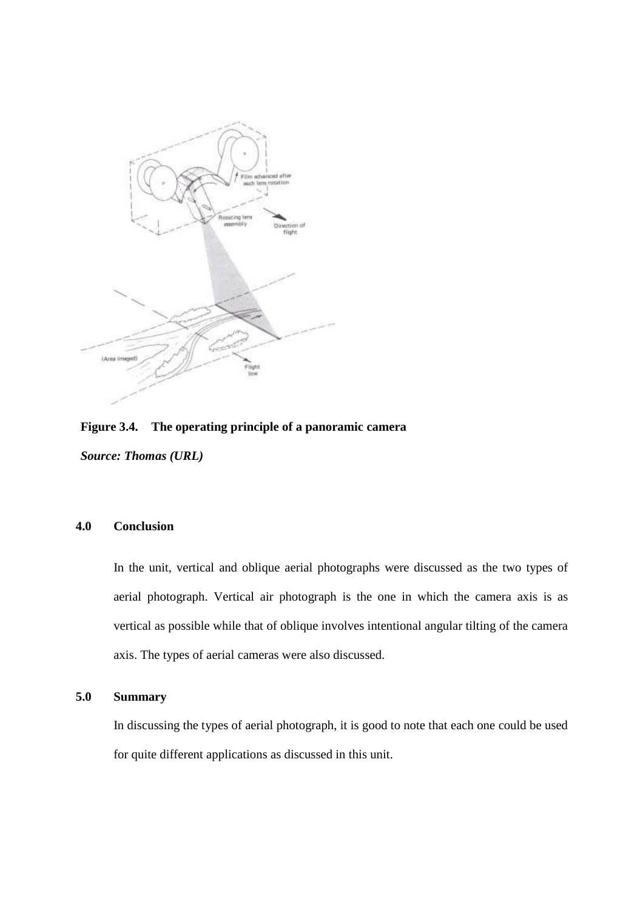**Figure 3.4. The operating principle of a panoramic camera**

***Source: Thomas (URL)***

## 4.0 Conclusion

In the unit, vertical and oblique aerial photographs were discussed as the two types of aerial photograph. Vertical air photograph is the one in which the camera axis is as vertical as possible while that of oblique involves intentional angular tilting of the camera axis. The types of aerial cameras were also discussed.

## 5.0 Summary

In discussing the types of aerial photograph, it is good to note that each one could be used for quite different applications as discussed in this unit.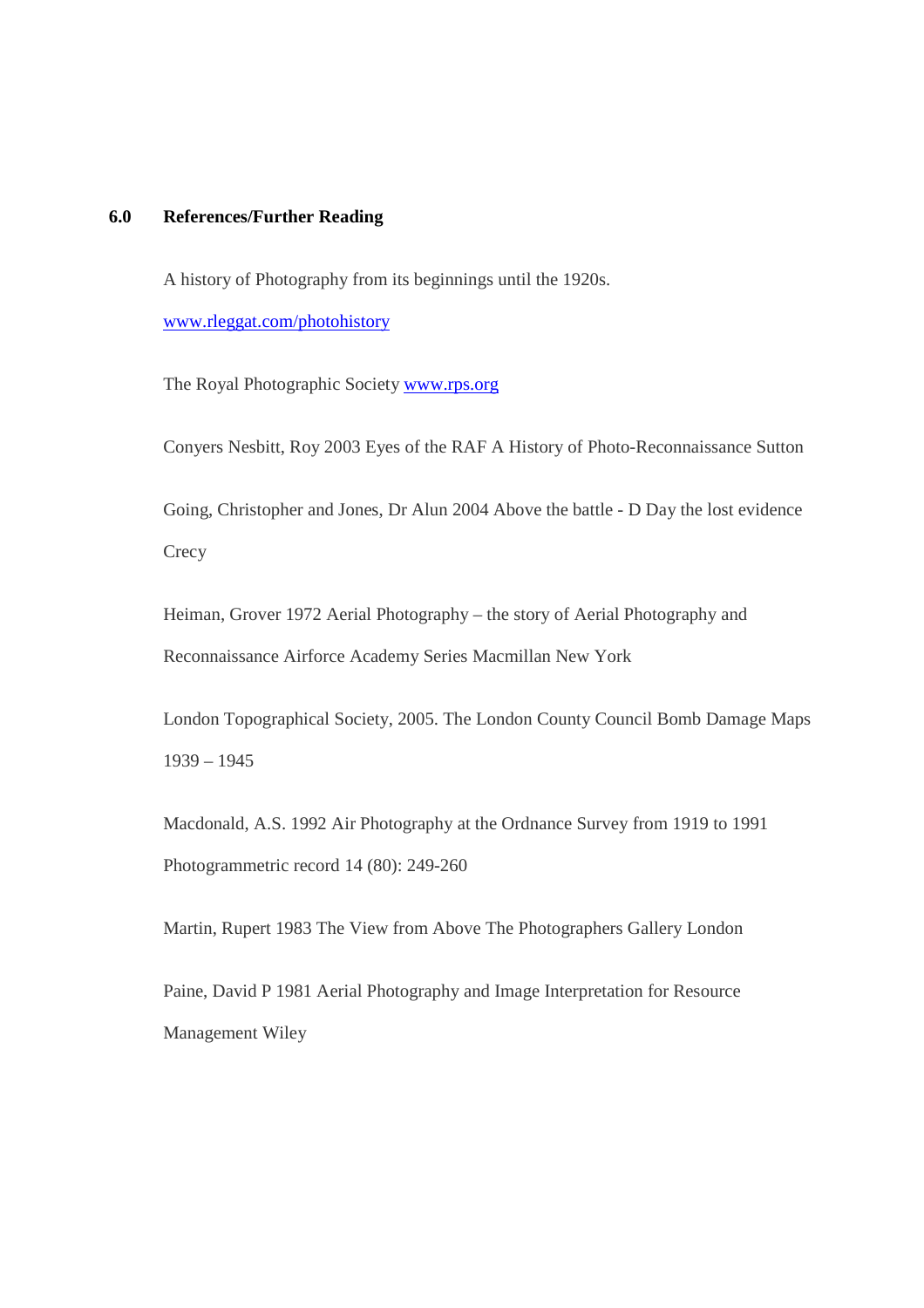## 6.0 References/Further Reading

A history of Photography from its beginnings until the 1920s.

www.rleggat.com/photohistory

The Royal Photographic Society www.rps.org

Conyers Nesbitt, Roy 2003 Eyes of the RAF A History of Photo-Reconnaissance Sutton

Going, Christopher and Jones, Dr Alun 2004 Above the battle - D Day the lost evidence Crecy

Heiman, Grover 1972 Aerial Photography – the story of Aerial Photography and Reconnaissance Airforce Academy Series Macmillan New York

London Topographical Society, 2005. The London County Council Bomb Damage Maps 1939 – 1945

Macdonald, A.S. 1992 Air Photography at the Ordnance Survey from 1919 to 1991 Photogrammetric record 14 (80): 249-260

Martin, Rupert 1983 The View from Above The Photographers Gallery London

Paine, David P 1981 Aerial Photography and Image Interpretation for Resource Management Wiley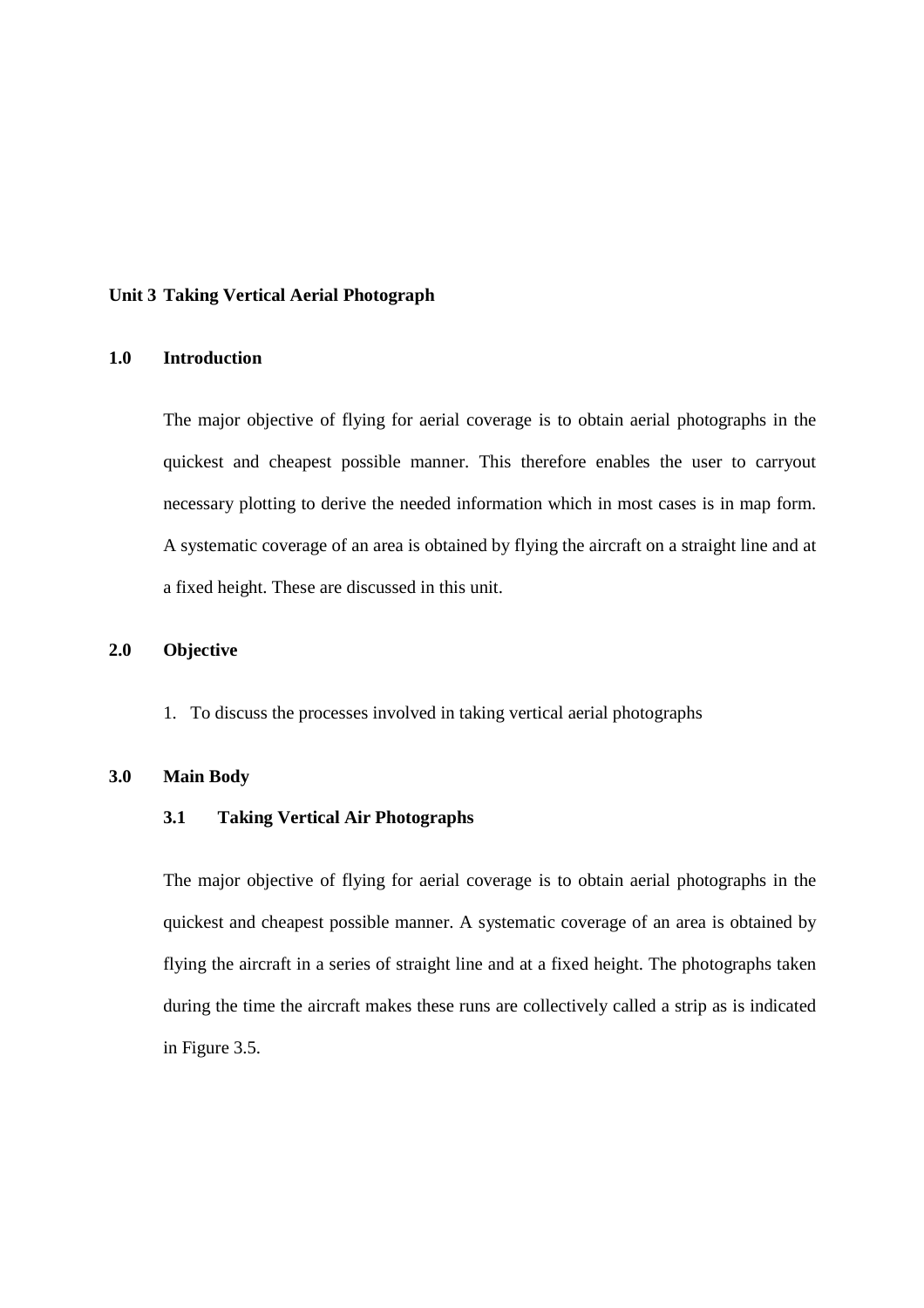## Unit 3 Taking Vertical Aerial Photograph

### 1.0 Introduction

The major objective of flying for aerial coverage is to obtain aerial photographs in the quickest and cheapest possible manner. This therefore enables the user to carryout necessary plotting to derive the needed information which in most cases is in map form. A systematic coverage of an area is obtained by flying the aircraft on a straight line and at a fixed height. These are discussed in this unit.

### 2.0 Objective

1. To discuss the processes involved in taking vertical aerial photographs

### 3.0 Main Body

#### 3.1 Taking Vertical Air Photographs

The major objective of flying for aerial coverage is to obtain aerial photographs in the quickest and cheapest possible manner. A systematic coverage of an area is obtained by flying the aircraft in a series of straight line and at a fixed height. The photographs taken during the time the aircraft makes these runs are collectively called a strip as is indicated in Figure 3.5.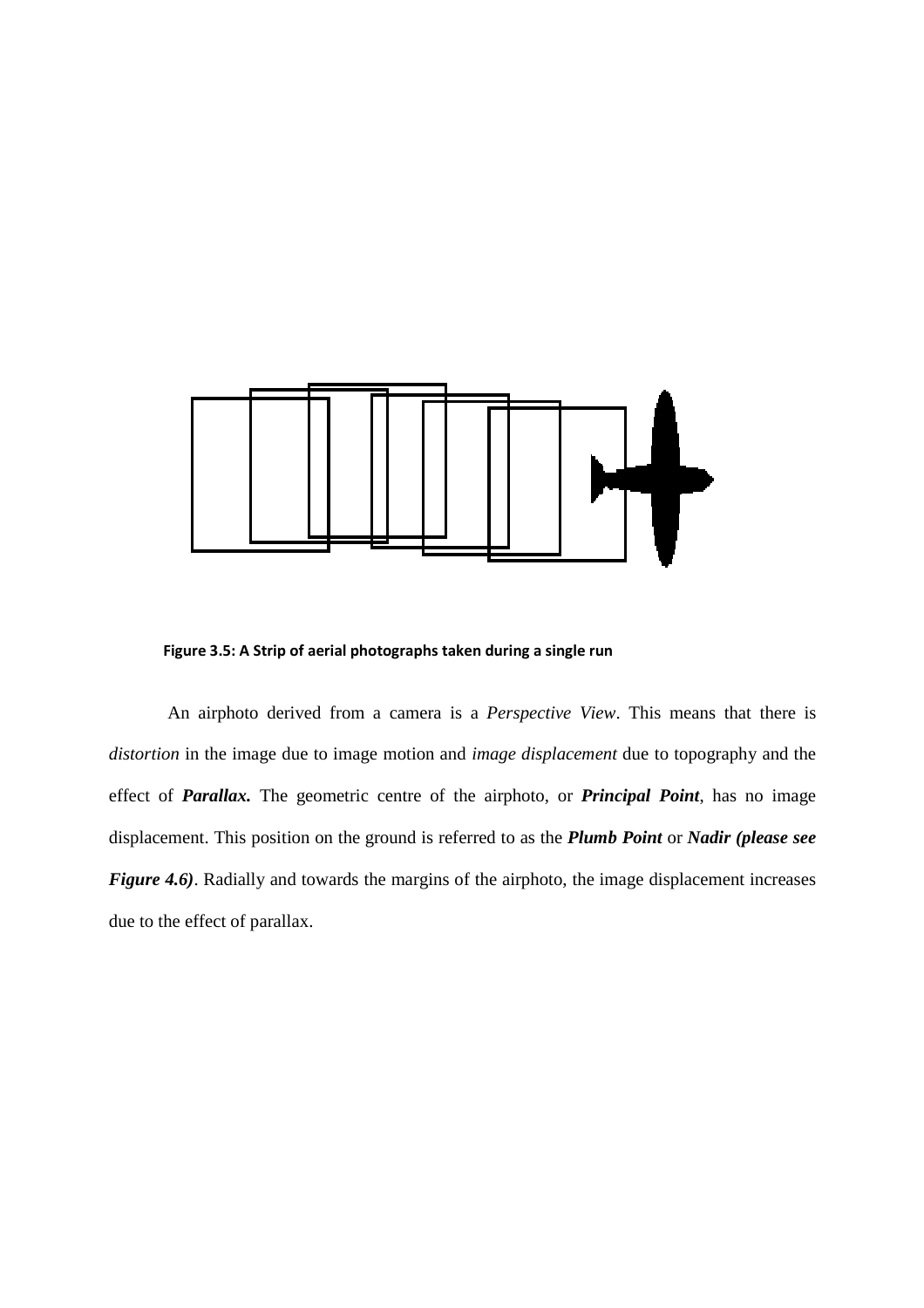**Figure 3.5: A Strip of aerial photographs taken during a single run**

An airphoto derived from a camera is a *Perspective View*. This means that there is *distortion* in the image due to image motion and *image displacement* due to topography and the effect of ***Parallax.*** The geometric centre of the airphoto, or ***Principal Point***, has no image displacement. This position on the ground is referred to as the ***Plumb Point*** or ***Nadir (please see Figure 4.6)***. Radially and towards the margins of the airphoto, the image displacement increases due to the effect of parallax.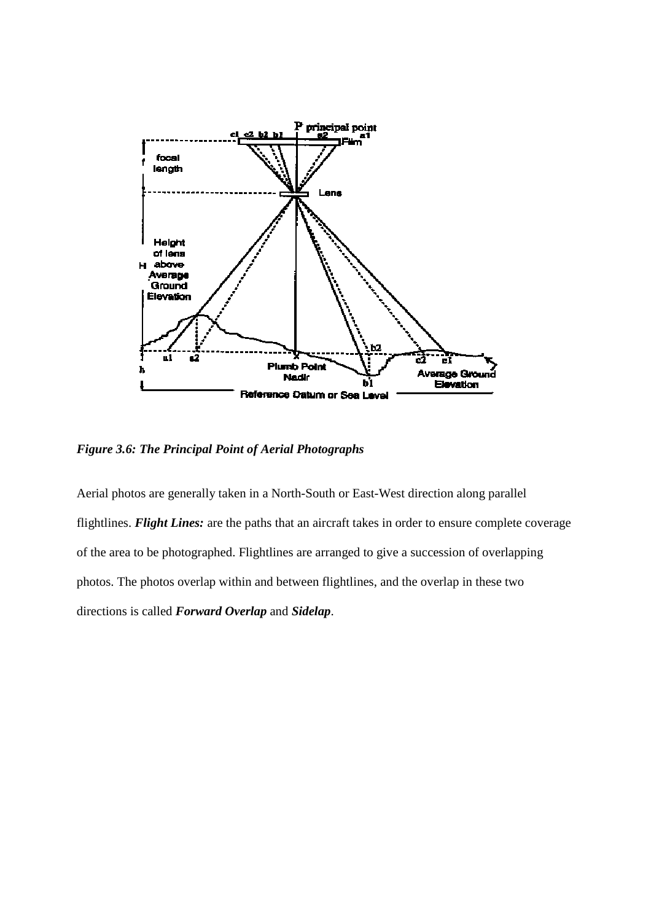*Figure 3.6: The Principal Point of Aerial Photographs*

Aerial photos are generally taken in a North-South or East-West direction along parallel flightlines. ***Flight Lines:*** are the paths that an aircraft takes in order to ensure complete coverage of the area to be photographed. Flightlines are arranged to give a succession of overlapping photos. The photos overlap within and between flightlines, and the overlap in these two directions is called ***Forward Overlap*** and ***Sidelap***.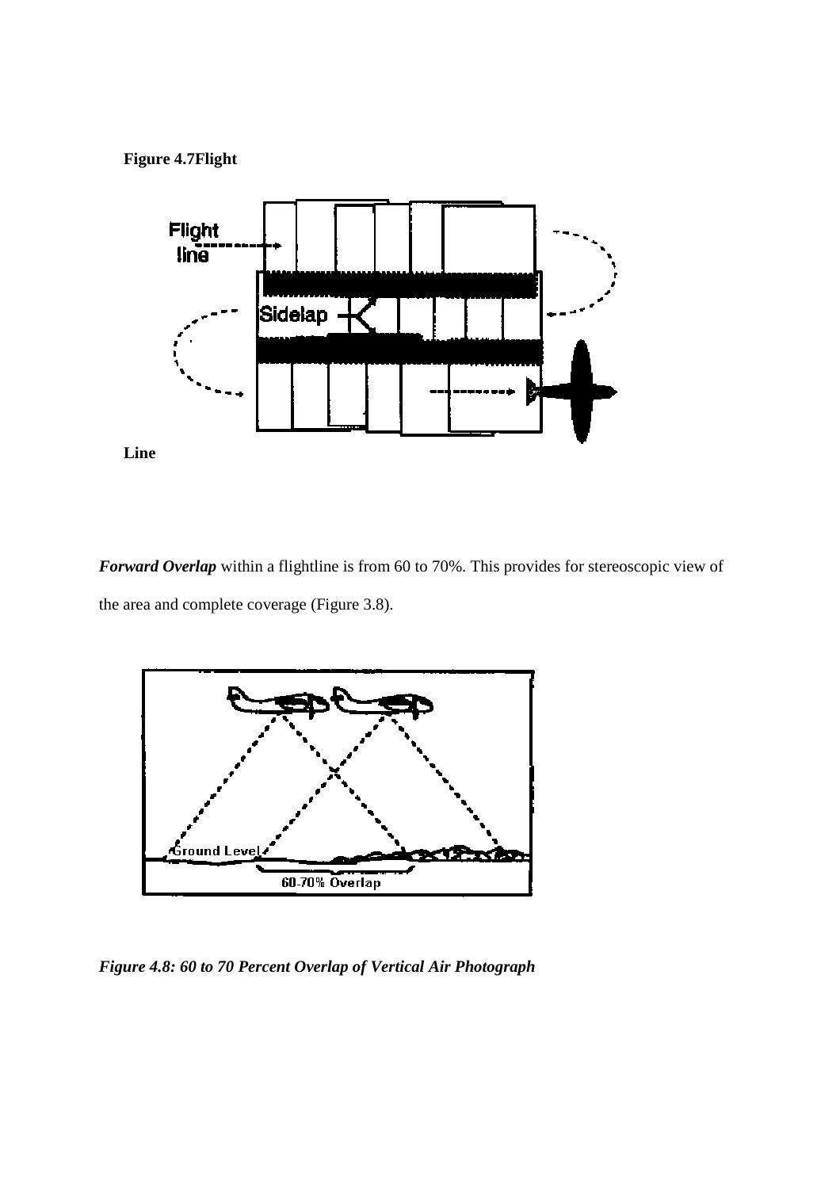**Figure 4.7Flight**

**Line**

***Forward Overlap*** within a flightline is from 60 to 70%. This provides for stereoscopic view of the area and complete coverage (Figure 3.8).

***Figure 4.8: 60 to 70 Percent Overlap of Vertical Air Photograph***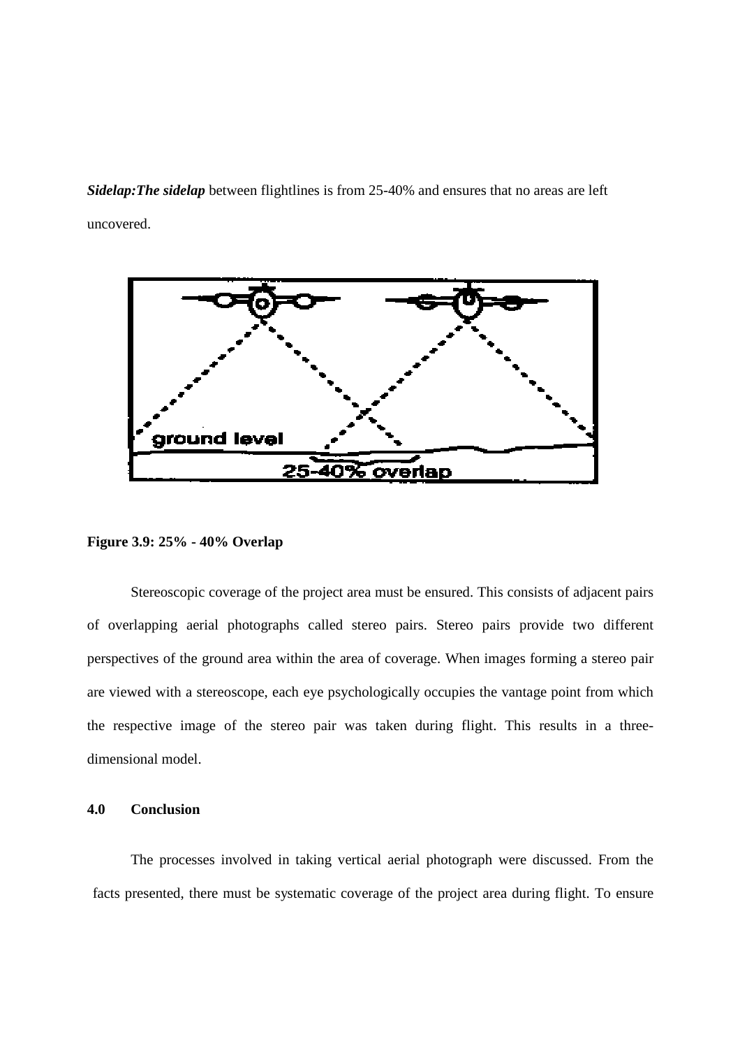***Sidelap:The sidelap*** between flightlines is from 25-40% and ensures that no areas are left uncovered.

**Figure 3.9: 25% - 40% Overlap**

Stereoscopic coverage of the project area must be ensured. This consists of adjacent pairs of overlapping aerial photographs called stereo pairs. Stereo pairs provide two different perspectives of the ground area within the area of coverage. When images forming a stereo pair are viewed with a stereoscope, each eye psychologically occupies the vantage point from which the respective image of the stereo pair was taken during flight. This results in a three-dimensional model.

## 4.0 Conclusion

The processes involved in taking vertical aerial photograph were discussed. From the facts presented, there must be systematic coverage of the project area during flight. To ensure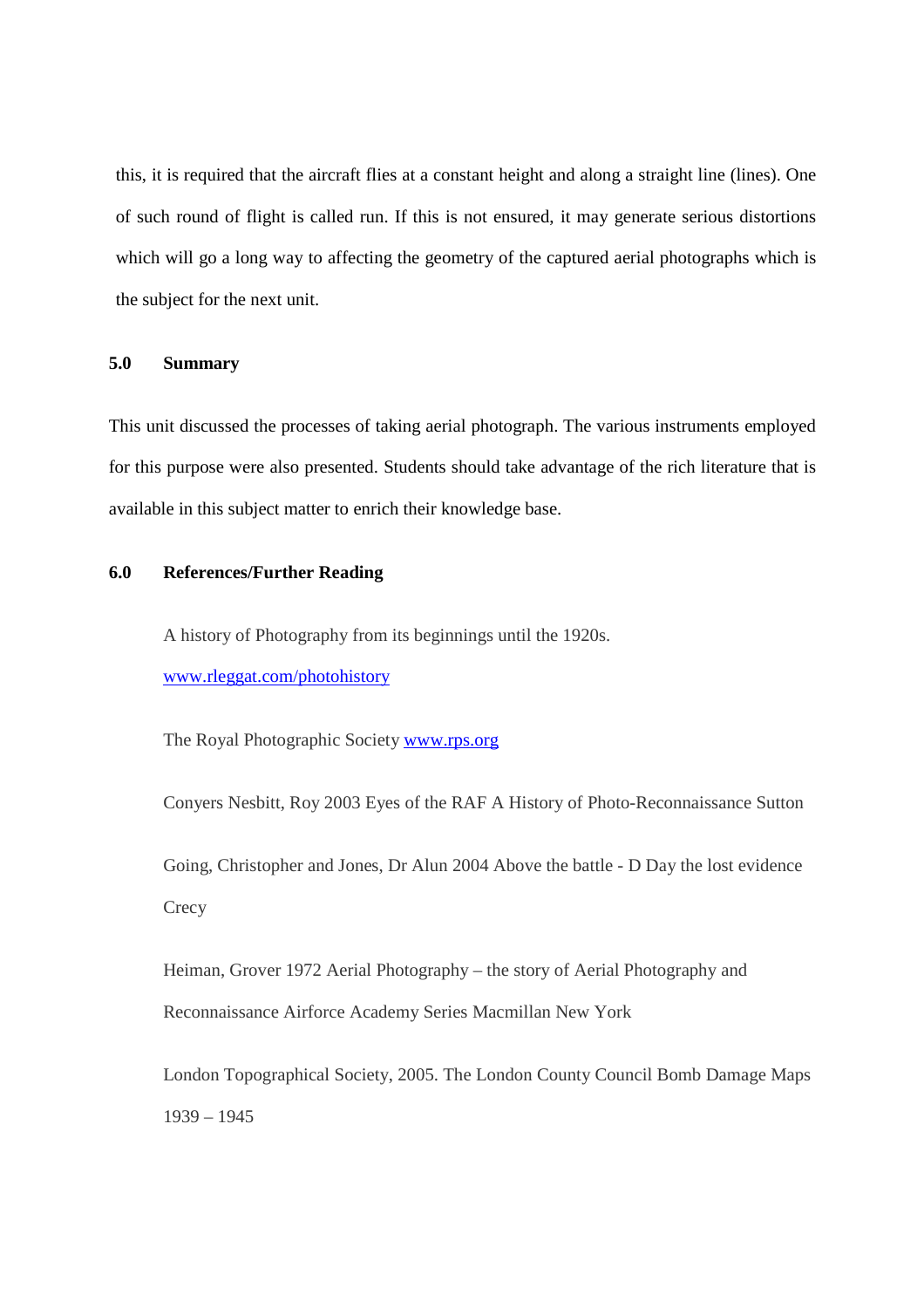this, it is required that the aircraft flies at a constant height and along a straight line (lines). One of such round of flight is called run. If this is not ensured, it may generate serious distortions which will go a long way to affecting the geometry of the captured aerial photographs which is the subject for the next unit.

## 5.0 Summary

This unit discussed the processes of taking aerial photograph. The various instruments employed for this purpose were also presented. Students should take advantage of the rich literature that is available in this subject matter to enrich their knowledge base.

## 6.0 References/Further Reading

A history of Photography from its beginnings until the 1920s. [www.rleggat.com/photohistory](www.rleggat.com/photohistory)

The Royal Photographic Society [www.rps.org](www.rps.org)

Conyers Nesbitt, Roy 2003 Eyes of the RAF A History of Photo-Reconnaissance Sutton

Going, Christopher and Jones, Dr Alun 2004 Above the battle - D Day the lost evidence Crecy

Heiman, Grover 1972 Aerial Photography – the story of Aerial Photography and Reconnaissance Airforce Academy Series Macmillan New York

London Topographical Society, 2005. The London County Council Bomb Damage Maps 1939 – 1945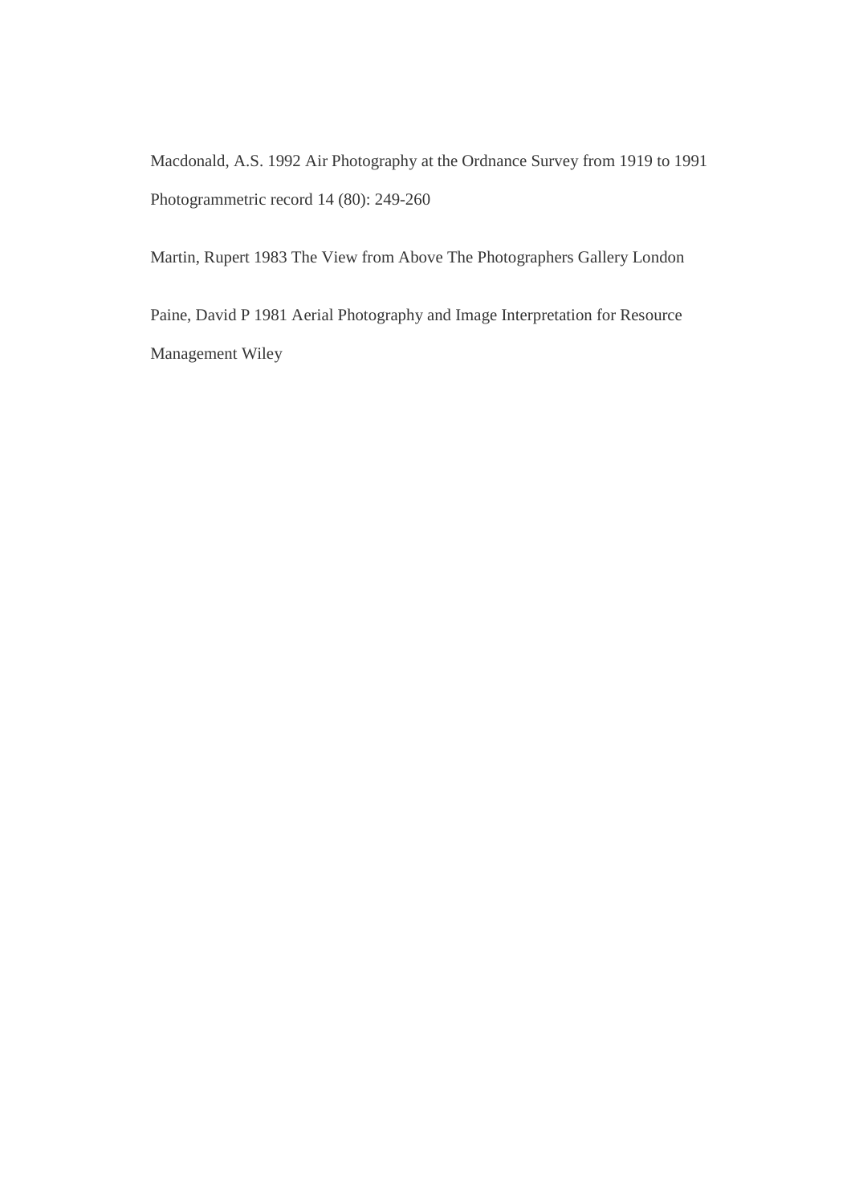Macdonald, A.S. 1992 Air Photography at the Ordnance Survey from 1919 to 1991 Photogrammetric record 14 (80): 249-260

Martin, Rupert 1983 The View from Above The Photographers Gallery London

Paine, David P 1981 Aerial Photography and Image Interpretation for Resource Management Wiley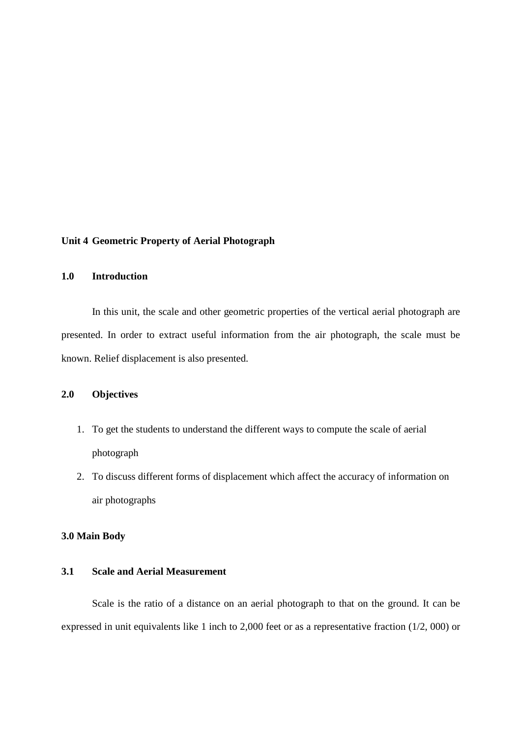**Unit 4 Geometric Property of Aerial Photograph**

**1.0 Introduction**

In this unit, the scale and other geometric properties of the vertical aerial photograph are presented. In order to extract useful information from the air photograph, the scale must be known. Relief displacement is also presented.

**2.0 Objectives**

1. To get the students to understand the different ways to compute the scale of aerial photograph
2. To discuss different forms of displacement which affect the accuracy of information on air photographs

**3.0 Main Body**

**3.1 Scale and Aerial Measurement**

Scale is the ratio of a distance on an aerial photograph to that on the ground. It can be expressed in unit equivalents like 1 inch to 2,000 feet or as a representative fraction (1/2, 000) or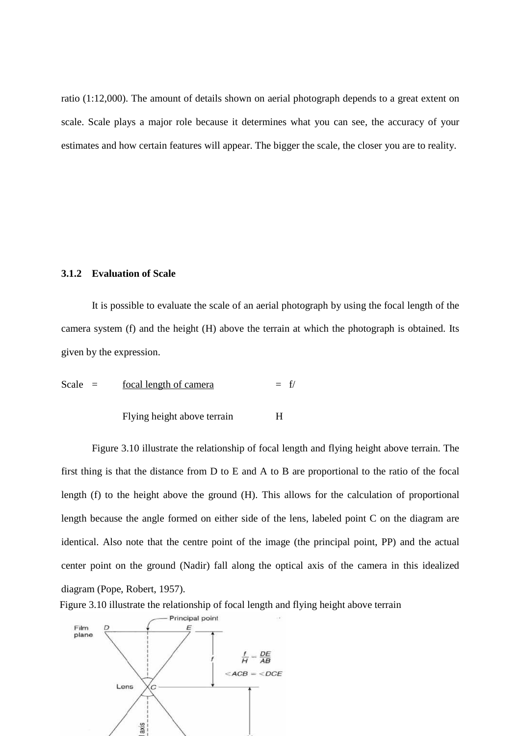ratio (1:12,000). The amount of details shown on aerial photograph depends to a great extent on scale. Scale plays a major role because it determines what you can see, the accuracy of your estimates and how certain features will appear. The bigger the scale, the closer you are to reality.

### 3.1.2 Evaluation of Scale

It is possible to evaluate the scale of an aerial photograph by using the focal length of the camera system (f) and the height (H) above the terrain at which the photograph is obtained. Its given by the expression.

$$\text{Scale} = \frac{\text{focal length of camera}}{\text{Flying height above terrain}} = \frac{f}{H}$$

Figure 3.10 illustrate the relationship of focal length and flying height above terrain. The first thing is that the distance from D to E and A to B are proportional to the ratio of the focal length (f) to the height above the ground (H). This allows for the calculation of proportional length because the angle formed on either side of the lens, labeled point C on the diagram are identical. Also note that the centre point of the image (the principal point, PP) and the actual center point on the ground (Nadir) fall along the optical axis of the camera in this idealized diagram (Pope, Robert, 1957).

Figure 3.10 illustrate the relationship of focal length and flying height above terrain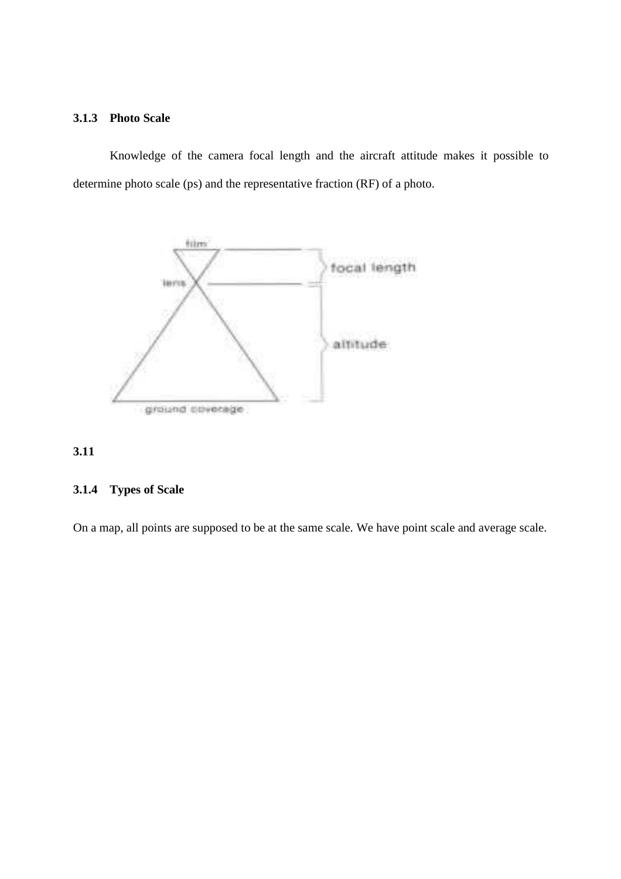### 3.1.3 Photo Scale

Knowledge of the camera focal length and the aircraft attitude makes it possible to determine photo scale (ps) and the representative fraction (RF) of a photo.

film

lens

focal length

altitude

ground coverage

**3.11**

### 3.1.4 Types of Scale

On a map, all points are supposed to be at the same scale. We have point scale and average scale.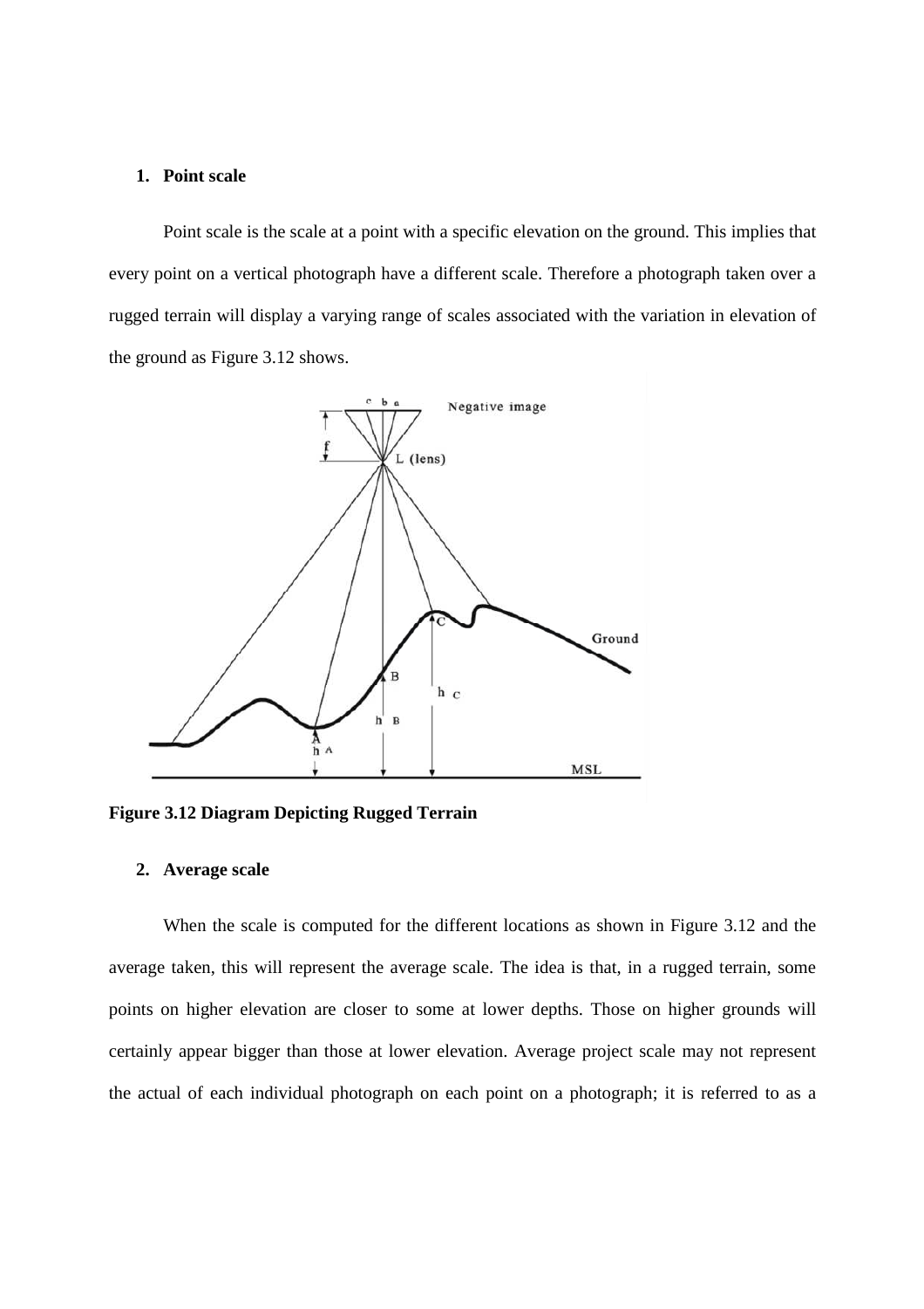1. **Point scale**

Point scale is the scale at a point with a specific elevation on the ground. This implies that every point on a vertical photograph have a different scale. Therefore a photograph taken over a rugged terrain will display a varying range of scales associated with the variation in elevation of the ground as Figure 3.12 shows.

**Figure 3.12 Diagram Depicting Rugged Terrain**

2. **Average scale**

When the scale is computed for the different locations as shown in Figure 3.12 and the average taken, this will represent the average scale. The idea is that, in a rugged terrain, some points on higher elevation are closer to some at lower depths. Those on higher grounds will certainly appear bigger than those at lower elevation. Average project scale may not represent the actual of each individual photograph on each point on a photograph; it is referred to as a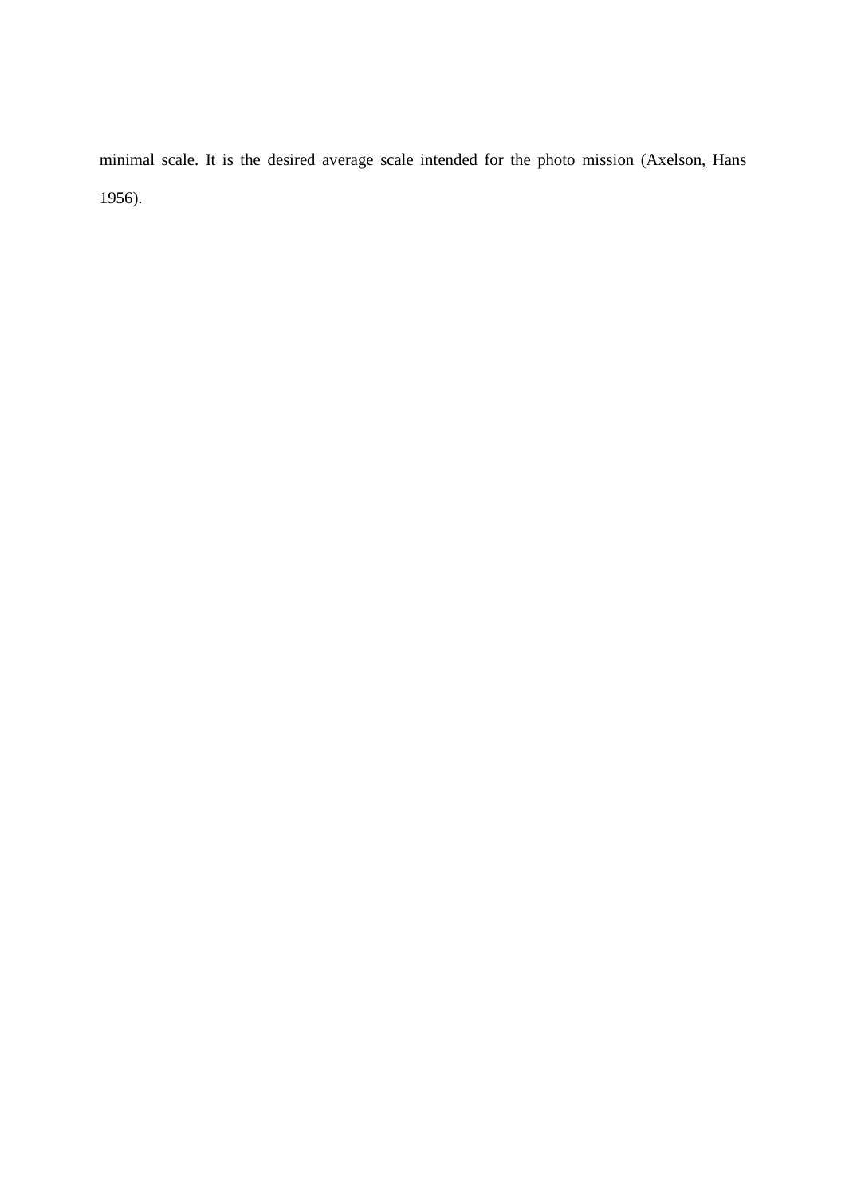minimal scale. It is the desired average scale intended for the photo mission (Axelson, Hans 1956).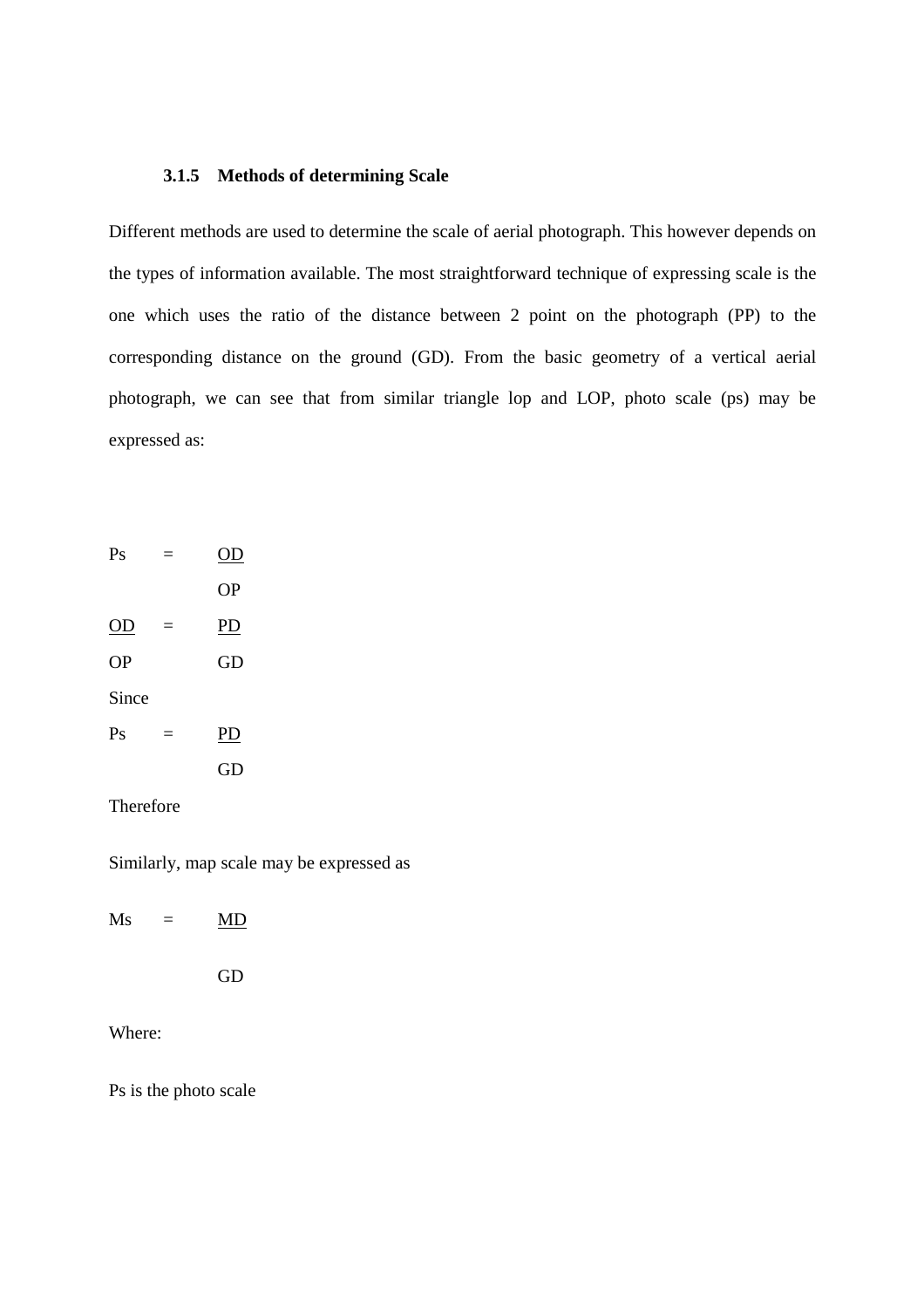### 3.1.5 Methods of determining Scale

Different methods are used to determine the scale of aerial photograph. This however depends on the types of information available. The most straightforward technique of expressing scale is the one which uses the ratio of the distance between 2 point on the photograph (PP) to the corresponding distance on the ground (GD). From the basic geometry of a vertical aerial photograph, we can see that from similar triangle lop and LOP, photo scale (ps) may be expressed as:

$$Ps = \frac{OD}{OP}$$

$$\frac{OD}{OP} = \frac{PD}{GD}$$

Since

$$Ps = \frac{PD}{GD}$$

Therefore

Similarly, map scale may be expressed as

$$Ms = \frac{MD}{GD}$$

Where:

Ps is the photo scale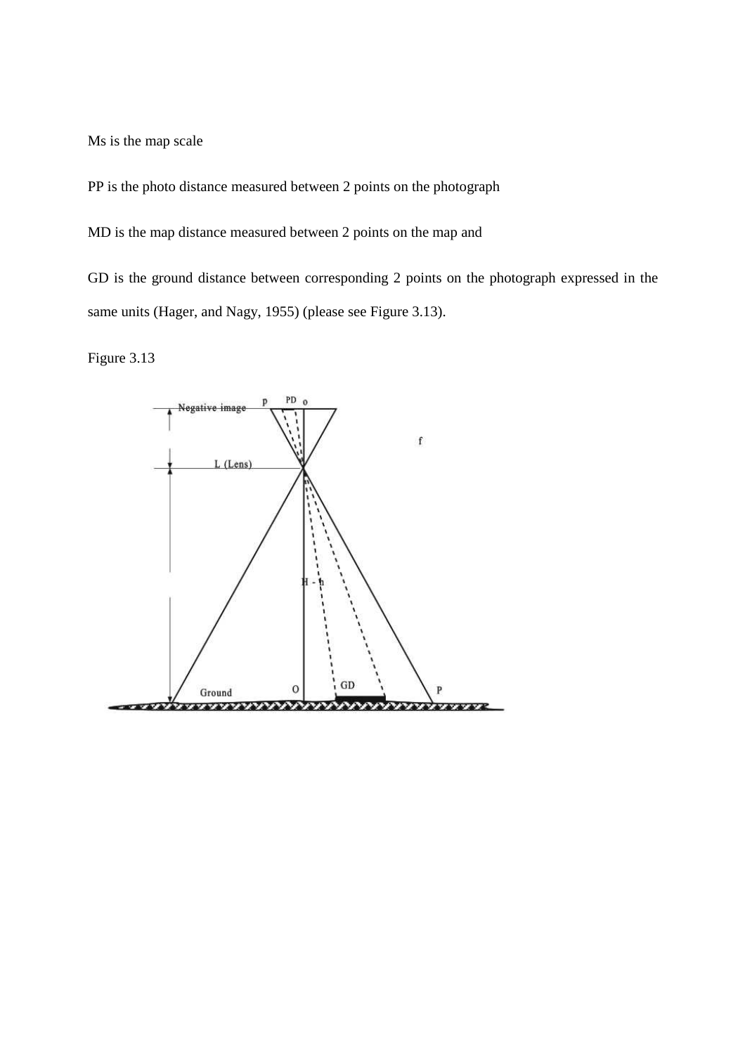Ms is the map scale

PP is the photo distance measured between 2 points on the photograph

MD is the map distance measured between 2 points on the map and

GD is the ground distance between corresponding 2 points on the photograph expressed in the same units (Hager, and Nagy, 1955) (please see Figure 3.13).

Figure 3.13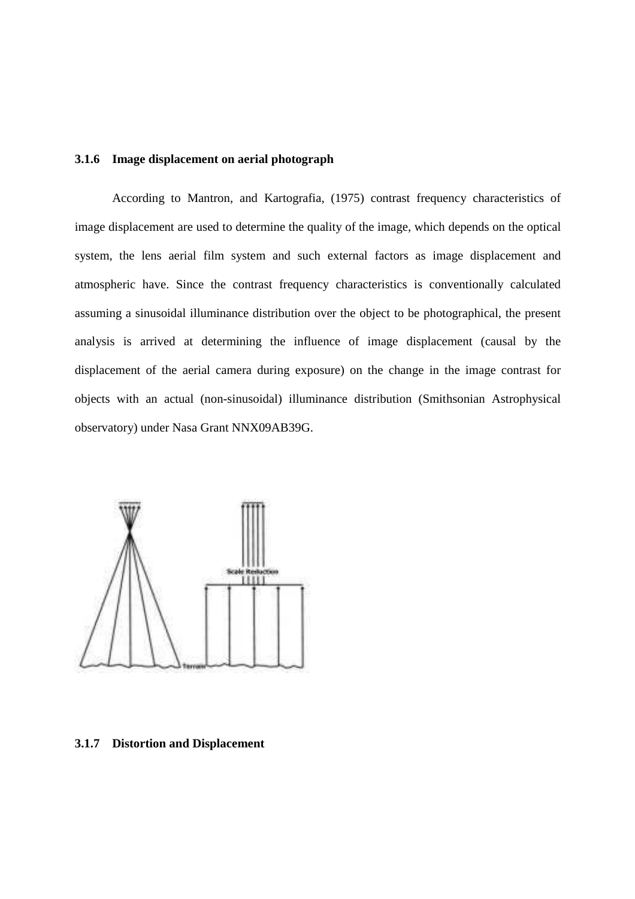### 3.1.6 Image displacement on aerial photograph

According to Mantron, and Kartografia, (1975) contrast frequency characteristics of image displacement are used to determine the quality of the image, which depends on the optical system, the lens aerial film system and such external factors as image displacement and atmospheric have. Since the contrast frequency characteristics is conventionally calculated assuming a sinusoidal illuminance distribution over the object to be photographical, the present analysis is arrived at determining the influence of image displacement (causal by the displacement of the aerial camera during exposure) on the change in the image contrast for objects with an actual (non-sinusoidal) illuminance distribution (Smithsonian Astrophysical observatory) under Nasa Grant NNX09AB39G.

### 3.1.7 Distortion and Displacement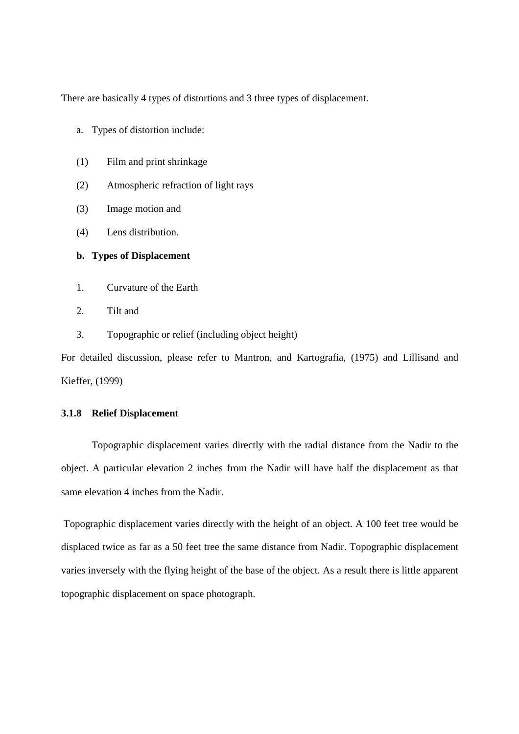There are basically 4 types of distortions and 3 three types of displacement.

a. Types of distortion include:

(1) Film and print shrinkage

(2) Atmospheric refraction of light rays

(3) Image motion and

(4) Lens distribution.

**b. Types of Displacement**

1. Curvature of the Earth
2. Tilt and
3. Topographic or relief (including object height)

For detailed discussion, please refer to Mantron, and Kartografia, (1975) and Lillisand and Kieffer, (1999)

### 3.1.8 Relief Displacement

Topographic displacement varies directly with the radial distance from the Nadir to the object. A particular elevation 2 inches from the Nadir will have half the displacement as that same elevation 4 inches from the Nadir.

Topographic displacement varies directly with the height of an object. A 100 feet tree would be displaced twice as far as a 50 feet tree the same distance from Nadir. Topographic displacement varies inversely with the flying height of the base of the object. As a result there is little apparent topographic displacement on space photograph.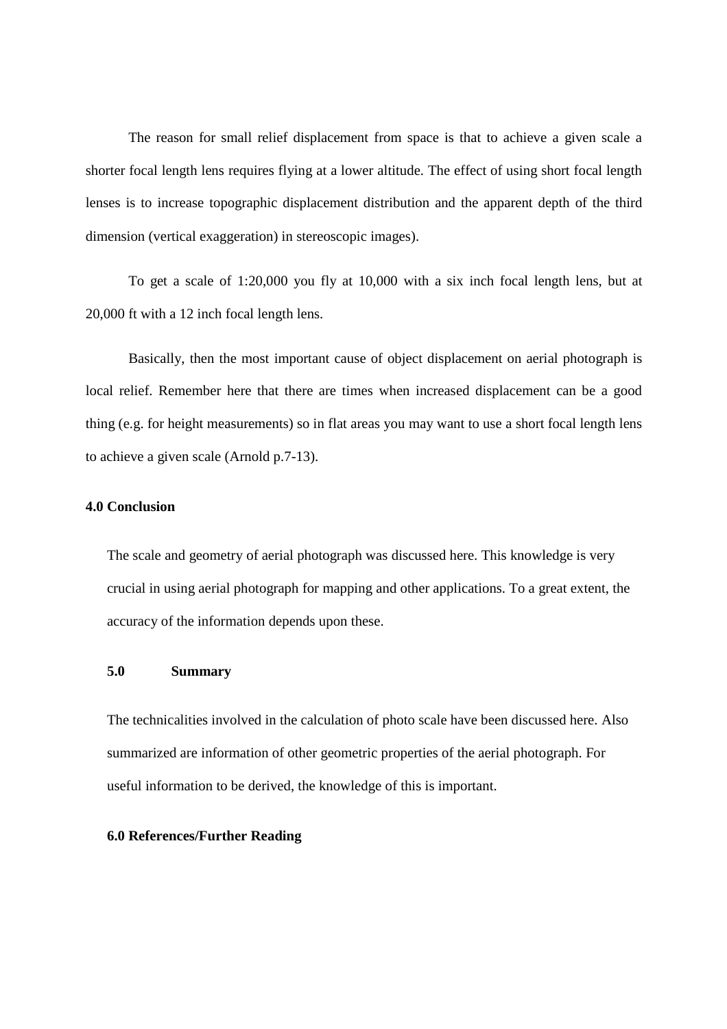The reason for small relief displacement from space is that to achieve a given scale a shorter focal length lens requires flying at a lower altitude. The effect of using short focal length lenses is to increase topographic displacement distribution and the apparent depth of the third dimension (vertical exaggeration) in stereoscopic images).

To get a scale of 1:20,000 you fly at 10,000 with a six inch focal length lens, but at 20,000 ft with a 12 inch focal length lens.

Basically, then the most important cause of object displacement on aerial photograph is local relief. Remember here that there are times when increased displacement can be a good thing (e.g. for height measurements) so in flat areas you may want to use a short focal length lens to achieve a given scale (Arnold p.7-13).

## 4.0 Conclusion

The scale and geometry of aerial photograph was discussed here. This knowledge is very crucial in using aerial photograph for mapping and other applications. To a great extent, the accuracy of the information depends upon these.

## 5.0 Summary

The technicalities involved in the calculation of photo scale have been discussed here. Also summarized are information of other geometric properties of the aerial photograph. For useful information to be derived, the knowledge of this is important.

## 6.0 References/Further Reading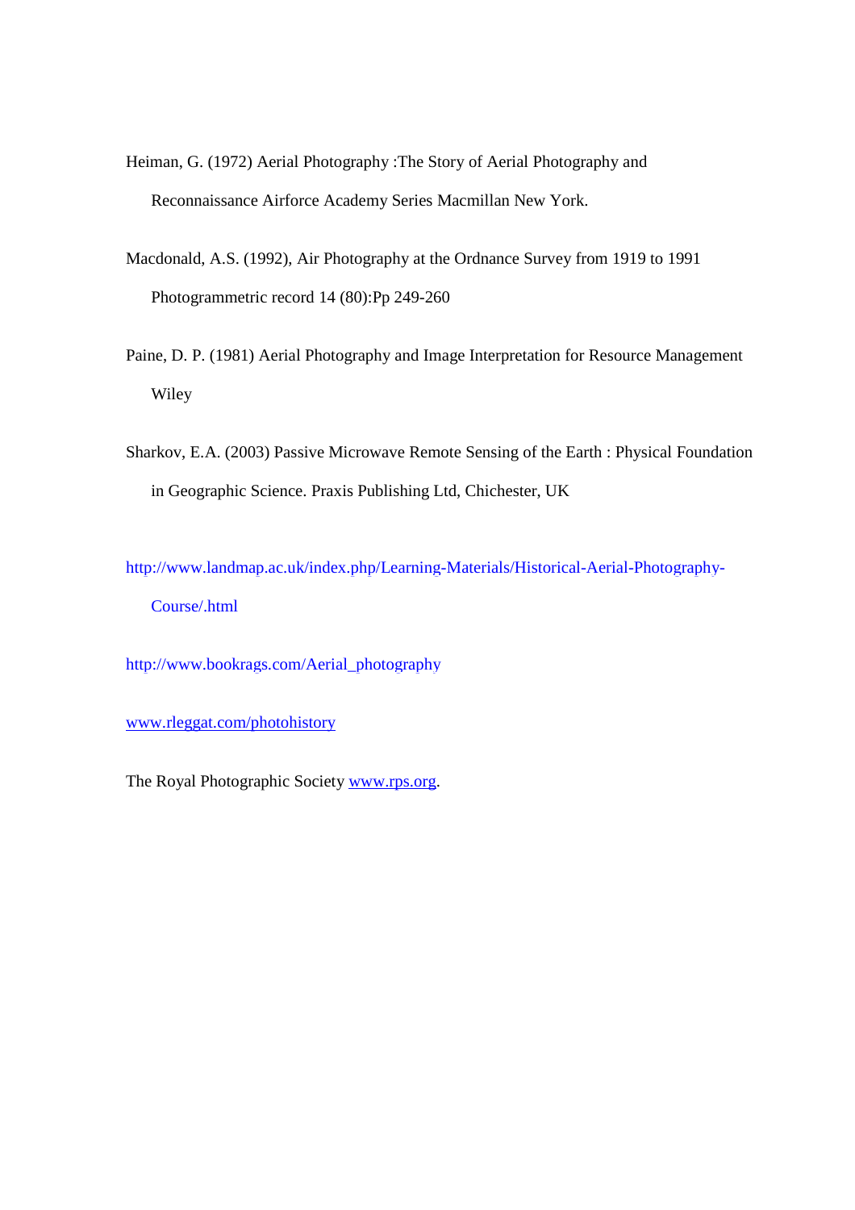Heiman, G. (1972) Aerial Photography :The Story of Aerial Photography and Reconnaissance Airforce Academy Series Macmillan New York.

Macdonald, A.S. (1992), Air Photography at the Ordnance Survey from 1919 to 1991 Photogrammetric record 14 (80):Pp 249-260

Paine, D. P. (1981) Aerial Photography and Image Interpretation for Resource Management Wiley

Sharkov, E.A. (2003) Passive Microwave Remote Sensing of the Earth : Physical Foundation in Geographic Science. Praxis Publishing Ltd, Chichester, UK

http://www.landmap.ac.uk/index.php/Learning-Materials/Historical-Aerial-Photography-Course/.html

http://www.bookrags.com/Aerial_photography

www.rleggat.com/photohistory

The Royal Photographic Society www.rps.org.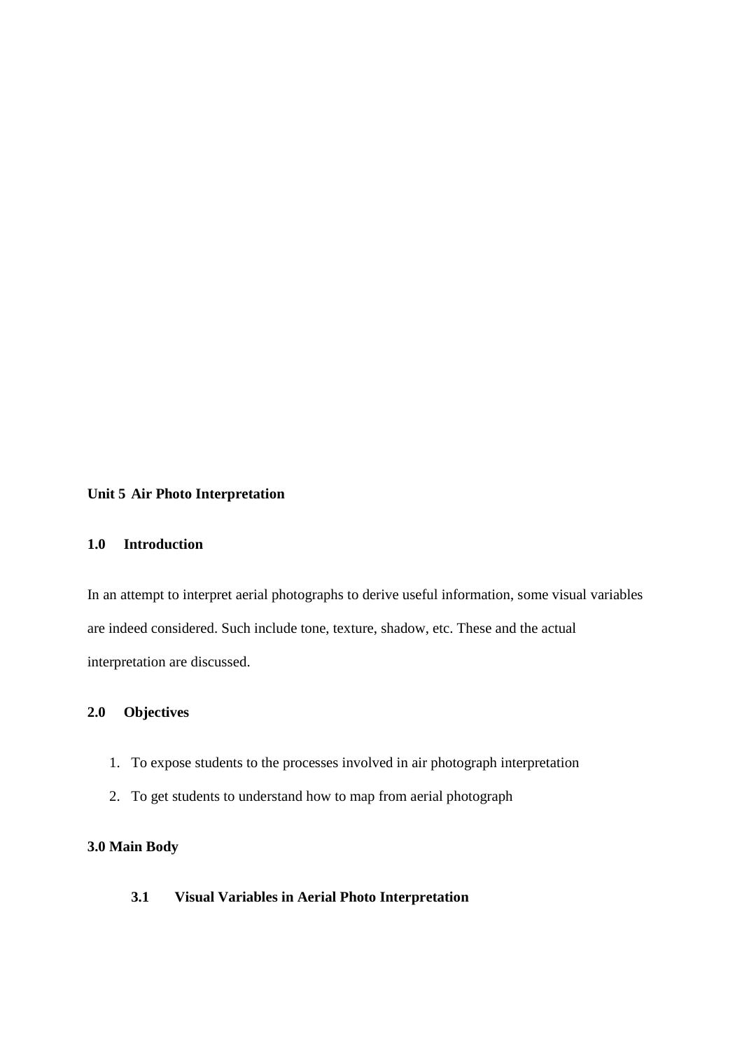# Unit 5 Air Photo Interpretation

## 1.0 Introduction

In an attempt to interpret aerial photographs to derive useful information, some visual variables are indeed considered. Such include tone, texture, shadow, etc. These and the actual interpretation are discussed.

## 2.0 Objectives

1. To expose students to the processes involved in air photograph interpretation
2. To get students to understand how to map from aerial photograph

## 3.0 Main Body

### 3.1 Visual Variables in Aerial Photo Interpretation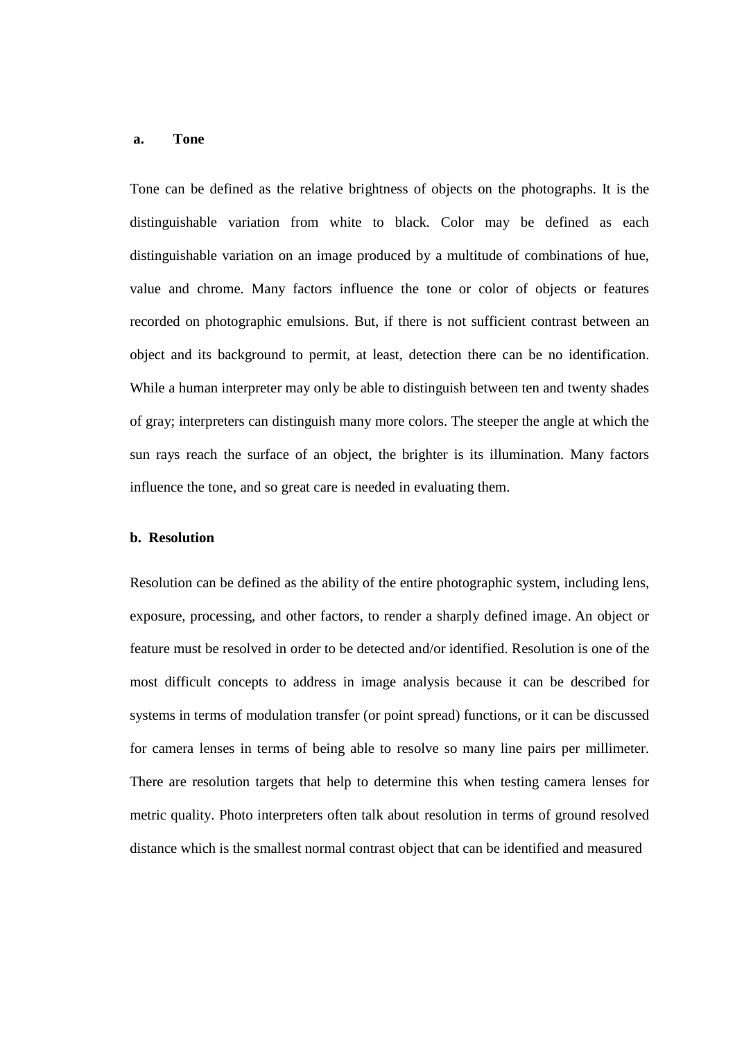**a. Tone**

Tone can be defined as the relative brightness of objects on the photographs. It is the distinguishable variation from white to black. Color may be defined as each distinguishable variation on an image produced by a multitude of combinations of hue, value and chrome. Many factors influence the tone or color of objects or features recorded on photographic emulsions. But, if there is not sufficient contrast between an object and its background to permit, at least, detection there can be no identification. While a human interpreter may only be able to distinguish between ten and twenty shades of gray; interpreters can distinguish many more colors. The steeper the angle at which the sun rays reach the surface of an object, the brighter is its illumination. Many factors influence the tone, and so great care is needed in evaluating them.

**b. Resolution**

Resolution can be defined as the ability of the entire photographic system, including lens, exposure, processing, and other factors, to render a sharply defined image. An object or feature must be resolved in order to be detected and/or identified. Resolution is one of the most difficult concepts to address in image analysis because it can be described for systems in terms of modulation transfer (or point spread) functions, or it can be discussed for camera lenses in terms of being able to resolve so many line pairs per millimeter. There are resolution targets that help to determine this when testing camera lenses for metric quality. Photo interpreters often talk about resolution in terms of ground resolved distance which is the smallest normal contrast object that can be identified and measured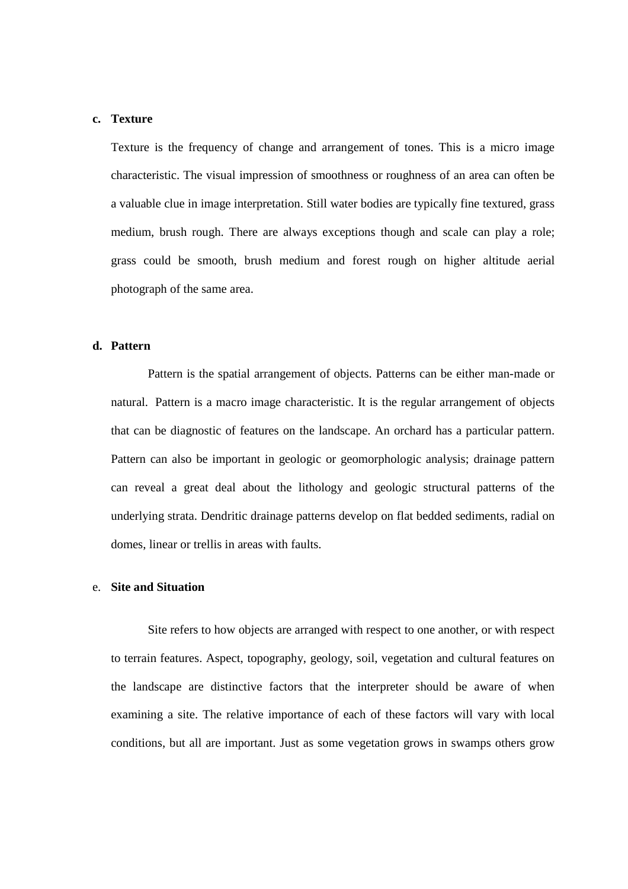**c. Texture**

Texture is the frequency of change and arrangement of tones. This is a micro image characteristic. The visual impression of smoothness or roughness of an area can often be a valuable clue in image interpretation. Still water bodies are typically fine textured, grass medium, brush rough. There are always exceptions though and scale can play a role; grass could be smooth, brush medium and forest rough on higher altitude aerial photograph of the same area.

**d. Pattern**

Pattern is the spatial arrangement of objects. Patterns can be either man-made or natural. Pattern is a macro image characteristic. It is the regular arrangement of objects that can be diagnostic of features on the landscape. An orchard has a particular pattern. Pattern can also be important in geologic or geomorphologic analysis; drainage pattern can reveal a great deal about the lithology and geologic structural patterns of the underlying strata. Dendritic drainage patterns develop on flat bedded sediments, radial on domes, linear or trellis in areas with faults.

e. **Site and Situation**

Site refers to how objects are arranged with respect to one another, or with respect to terrain features. Aspect, topography, geology, soil, vegetation and cultural features on the landscape are distinctive factors that the interpreter should be aware of when examining a site. The relative importance of each of these factors will vary with local conditions, but all are important. Just as some vegetation grows in swamps others grow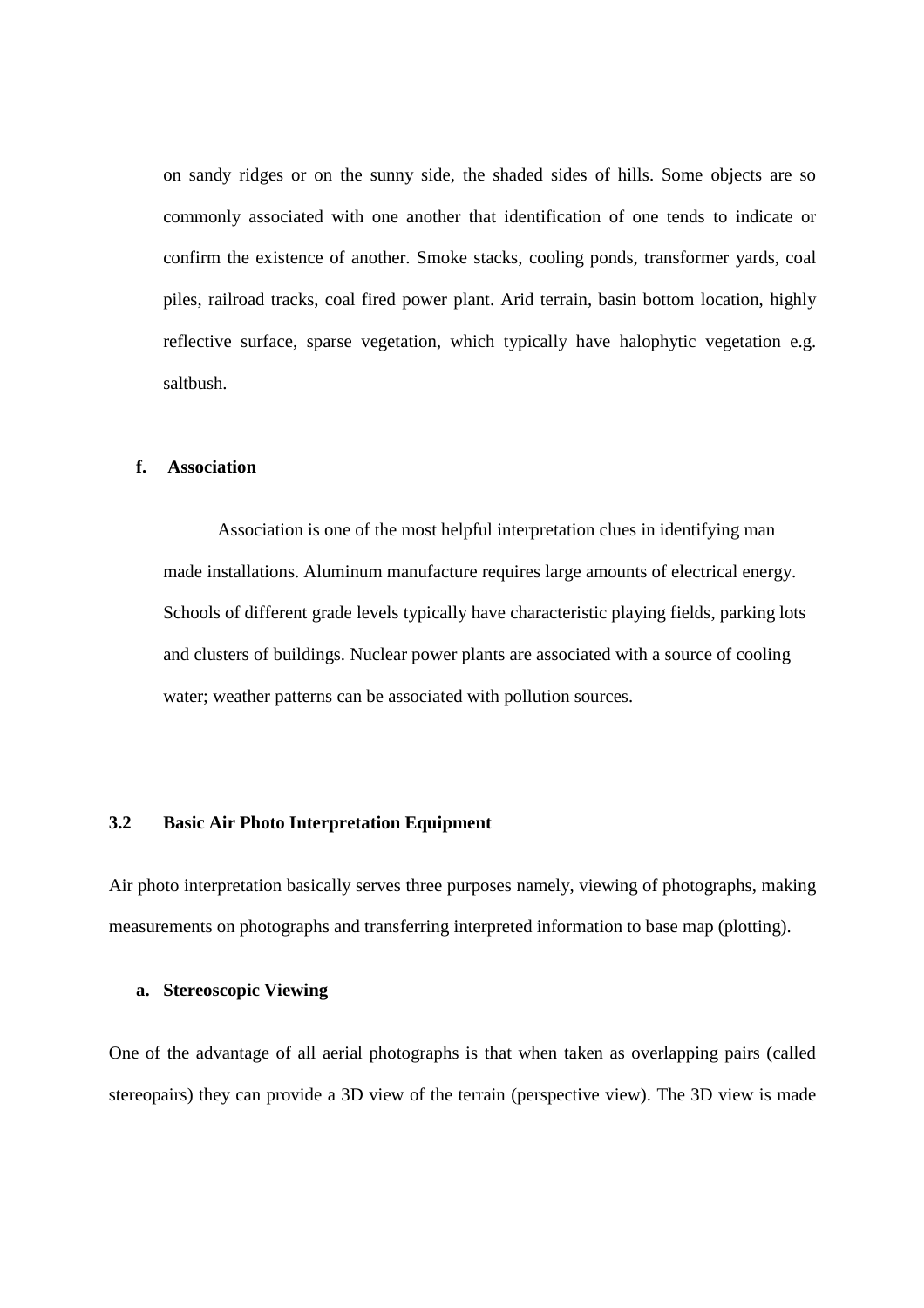on sandy ridges or on the sunny side, the shaded sides of hills. Some objects are so commonly associated with one another that identification of one tends to indicate or confirm the existence of another. Smoke stacks, cooling ponds, transformer yards, coal piles, railroad tracks, coal fired power plant. Arid terrain, basin bottom location, highly reflective surface, sparse vegetation, which typically have halophytic vegetation e.g. saltbush.

**f. Association**

Association is one of the most helpful interpretation clues in identifying man made installations. Aluminum manufacture requires large amounts of electrical energy. Schools of different grade levels typically have characteristic playing fields, parking lots and clusters of buildings. Nuclear power plants are associated with a source of cooling water; weather patterns can be associated with pollution sources.

## 3.2 Basic Air Photo Interpretation Equipment

Air photo interpretation basically serves three purposes namely, viewing of photographs, making measurements on photographs and transferring interpreted information to base map (plotting).

**a. Stereoscopic Viewing**

One of the advantage of all aerial photographs is that when taken as overlapping pairs (called stereopairs) they can provide a 3D view of the terrain (perspective view). The 3D view is made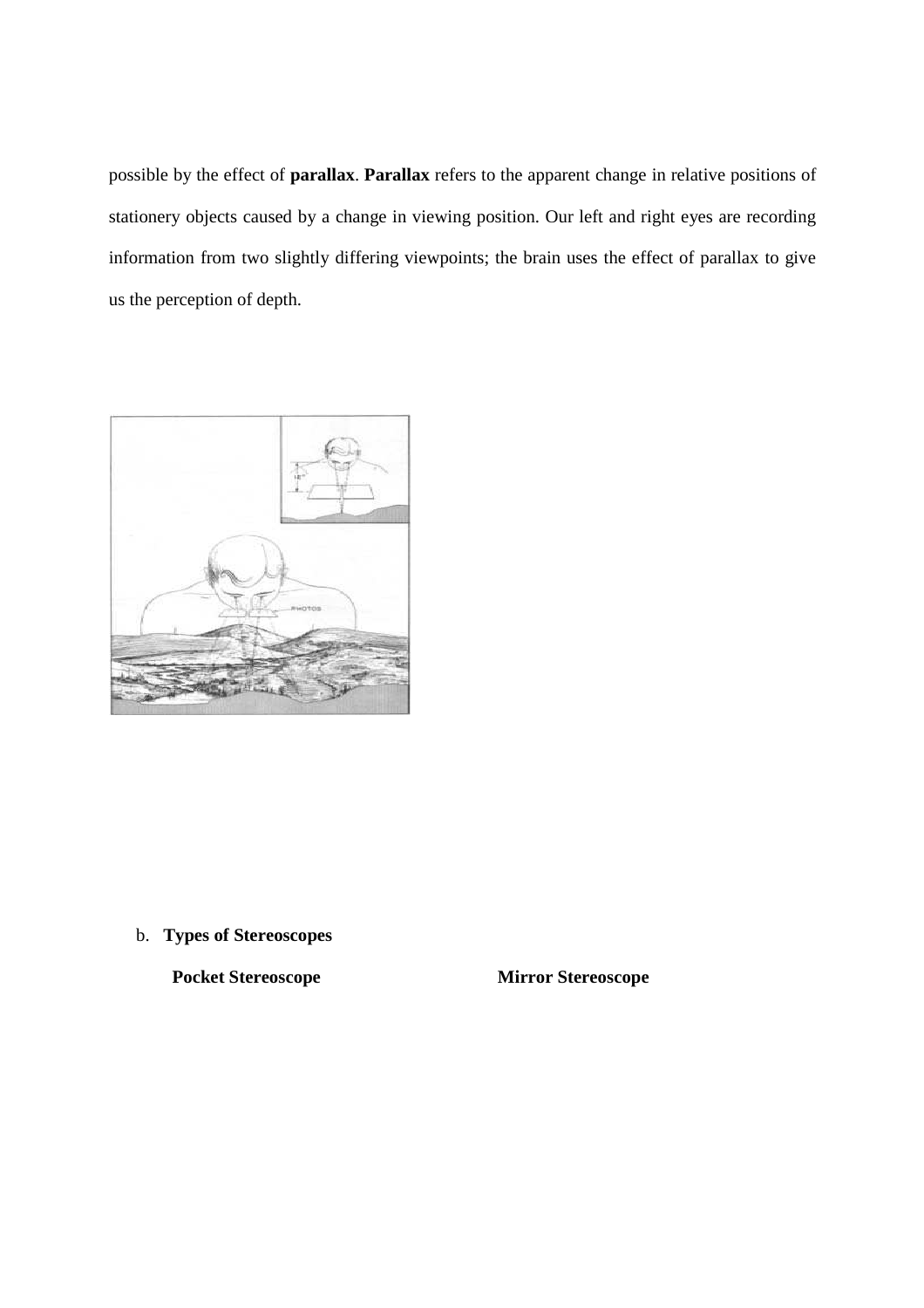possible by the effect of **parallax**. **Parallax** refers to the apparent change in relative positions of stationery objects caused by a change in viewing position. Our left and right eyes are recording information from two slightly differing viewpoints; the brain uses the effect of parallax to give us the perception of depth.

b. **Types of Stereoscopes**

**Pocket Stereoscope**

**Mirror Stereoscope**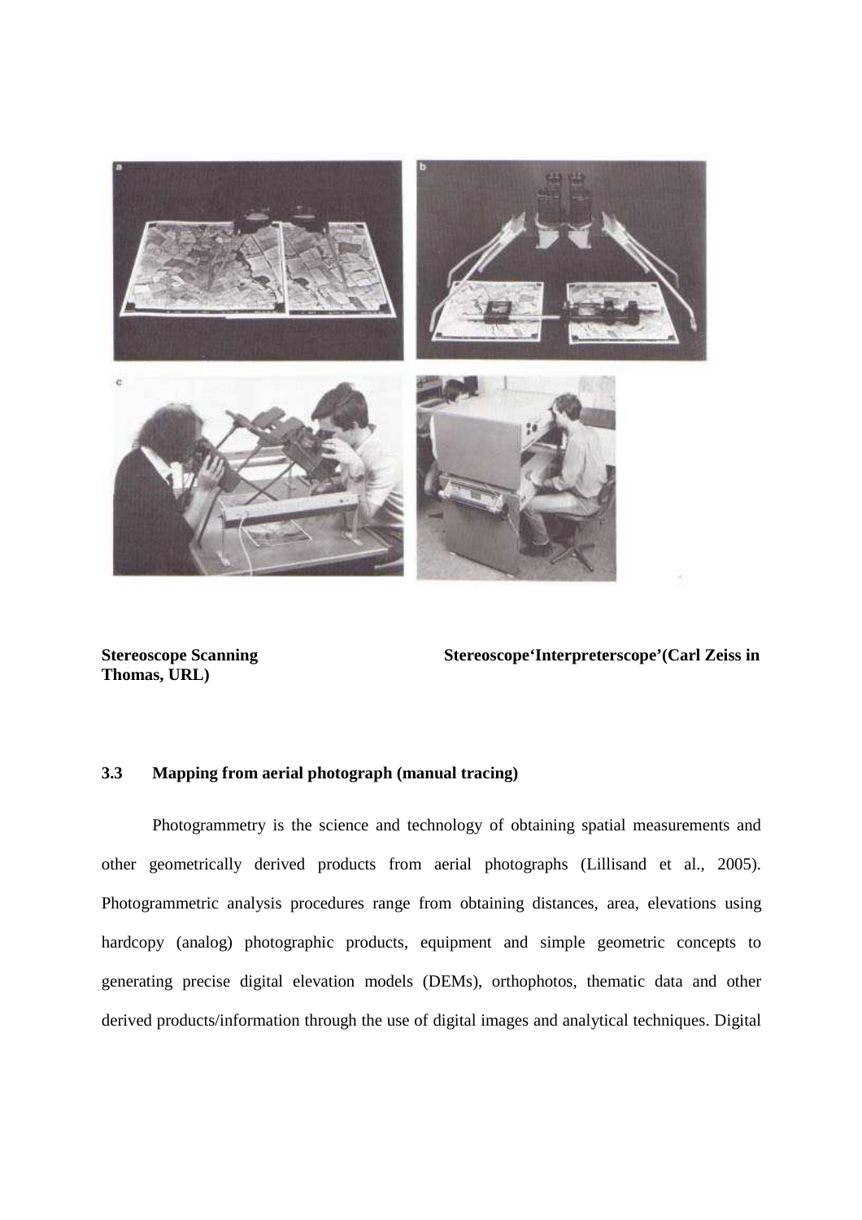**Stereoscope Scanning** **Stereoscope'Interpreterscope'(Carl Zeiss in Thomas, URL)**

### 3.3 Mapping from aerial photograph (manual tracing)

Photogrammetry is the science and technology of obtaining spatial measurements and other geometrically derived products from aerial photographs (Lillisand et al., 2005). Photogrammetric analysis procedures range from obtaining distances, area, elevations using hardcopy (analog) photographic products, equipment and simple geometric concepts to generating precise digital elevation models (DEMs), orthophotos, thematic data and other derived products/information through the use of digital images and analytical techniques. Digital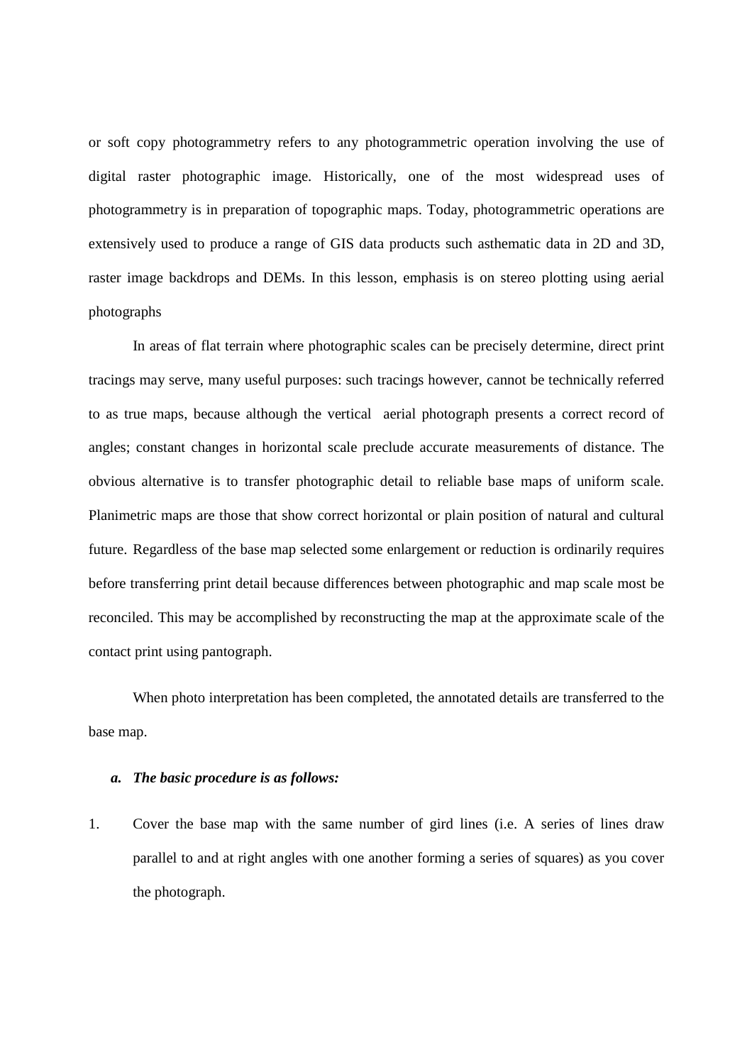or soft copy photogrammetry refers to any photogrammetric operation involving the use of digital raster photographic image. Historically, one of the most widespread uses of photogrammetry is in preparation of topographic maps. Today, photogrammetric operations are extensively used to produce a range of GIS data products such asthematic data in 2D and 3D, raster image backdrops and DEMs. In this lesson, emphasis is on stereo plotting using aerial photographs

In areas of flat terrain where photographic scales can be precisely determine, direct print tracings may serve, many useful purposes: such tracings however, cannot be technically referred to as true maps, because although the vertical aerial photograph presents a correct record of angles; constant changes in horizontal scale preclude accurate measurements of distance. The obvious alternative is to transfer photographic detail to reliable base maps of uniform scale. Planimetric maps are those that show correct horizontal or plain position of natural and cultural future. Regardless of the base map selected some enlargement or reduction is ordinarily requires before transferring print detail because differences between photographic and map scale most be reconciled. This may be accomplished by reconstructing the map at the approximate scale of the contact print using pantograph.

When photo interpretation has been completed, the annotated details are transferred to the base map.

***a. The basic procedure is as follows:***

1. Cover the base map with the same number of gird lines (i.e. A series of lines draw parallel to and at right angles with one another forming a series of squares) as you cover the photograph.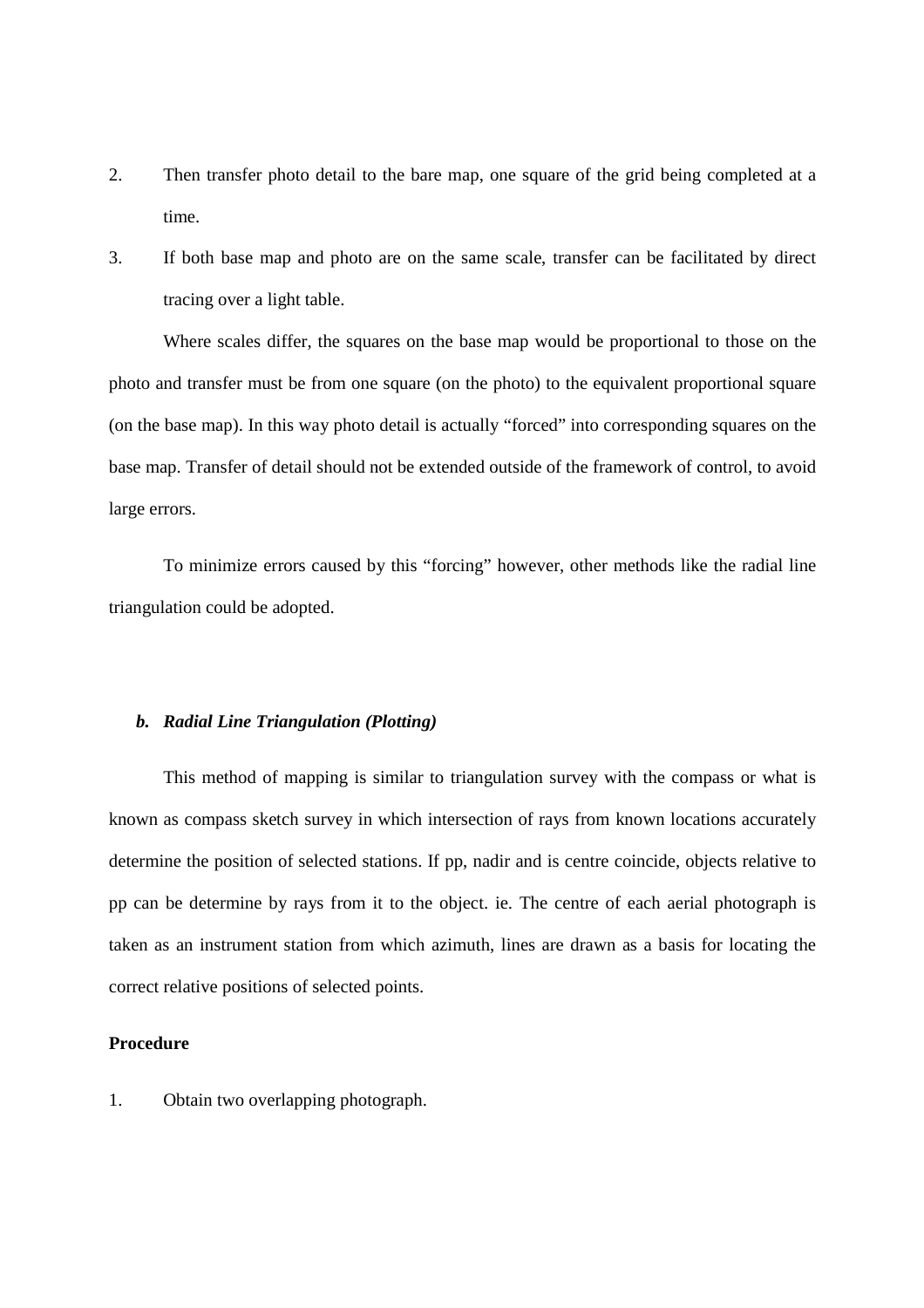2. Then transfer photo detail to the bare map, one square of the grid being completed at a time.
3. If both base map and photo are on the same scale, transfer can be facilitated by direct tracing over a light table.

Where scales differ, the squares on the base map would be proportional to those on the photo and transfer must be from one square (on the photo) to the equivalent proportional square (on the base map). In this way photo detail is actually "forced" into corresponding squares on the base map. Transfer of detail should not be extended outside of the framework of control, to avoid large errors.

To minimize errors caused by this "forcing" however, other methods like the radial line triangulation could be adopted.

### *b. Radial Line Triangulation (Plotting)*

This method of mapping is similar to triangulation survey with the compass or what is known as compass sketch survey in which intersection of rays from known locations accurately determine the position of selected stations. If pp, nadir and is centre coincide, objects relative to pp can be determine by rays from it to the object. ie. The centre of each aerial photograph is taken as an instrument station from which azimuth, lines are drawn as a basis for locating the correct relative positions of selected points.

**Procedure**

1. Obtain two overlapping photograph.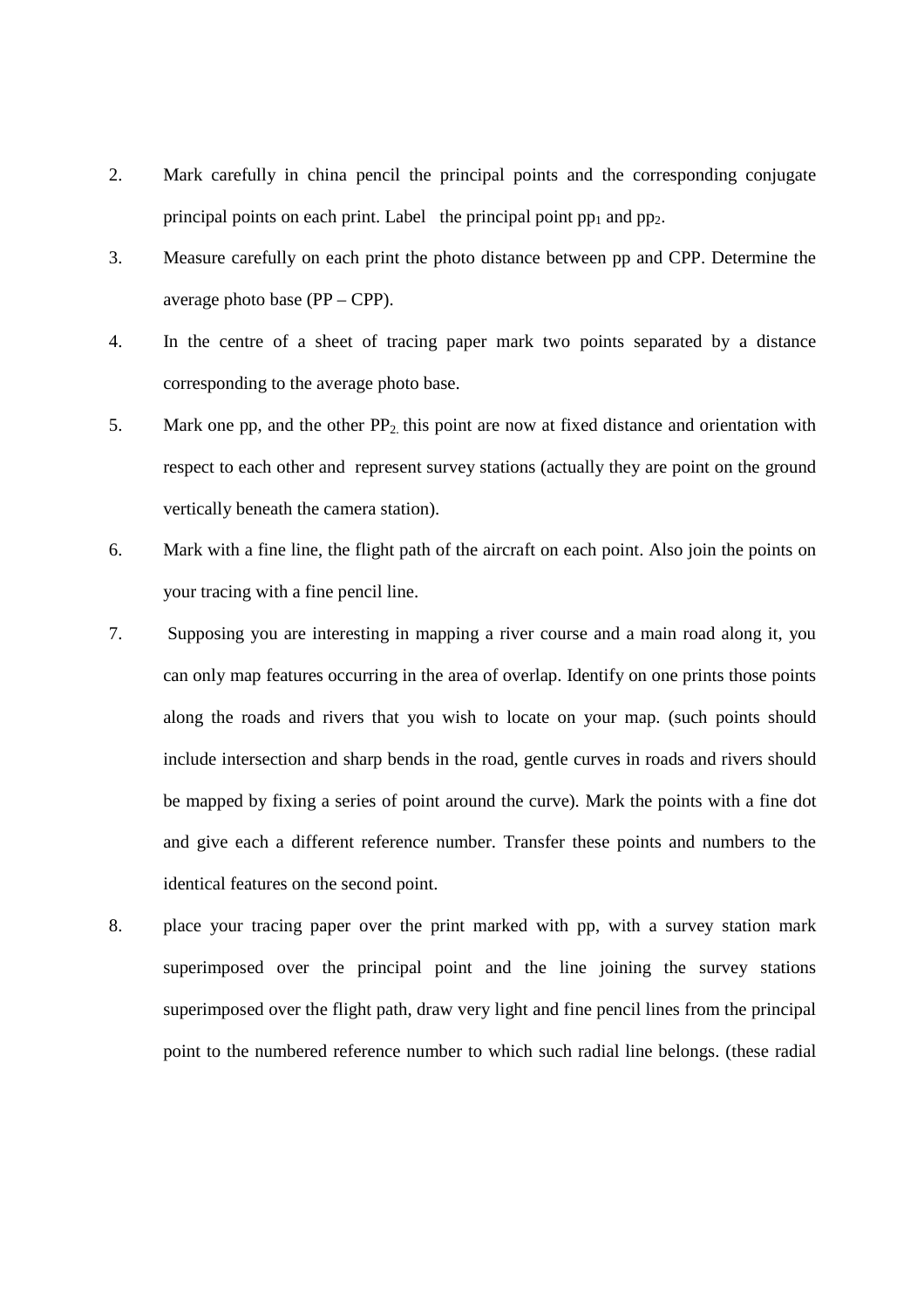2. Mark carefully in china pencil the principal points and the corresponding conjugate principal points on each print. Label the principal point $pp_1$ and $pp_2$.
3. Measure carefully on each print the photo distance between pp and CPP. Determine the average photo base (PP – CPP).
4. In the centre of a sheet of tracing paper mark two points separated by a distance corresponding to the average photo base.
5. Mark one pp, and the other $PP_{2.}$ this point are now at fixed distance and orientation with respect to each other and represent survey stations (actually they are point on the ground vertically beneath the camera station).
6. Mark with a fine line, the flight path of the aircraft on each point. Also join the points on your tracing with a fine pencil line.
7. Supposing you are interesting in mapping a river course and a main road along it, you can only map features occurring in the area of overlap. Identify on one prints those points along the roads and rivers that you wish to locate on your map. (such points should include intersection and sharp bends in the road, gentle curves in roads and rivers should be mapped by fixing a series of point around the curve). Mark the points with a fine dot and give each a different reference number. Transfer these points and numbers to the identical features on the second point.
8. place your tracing paper over the print marked with pp, with a survey station mark superimposed over the principal point and the line joining the survey stations superimposed over the flight path, draw very light and fine pencil lines from the principal point to the numbered reference number to which such radial line belongs. (these radial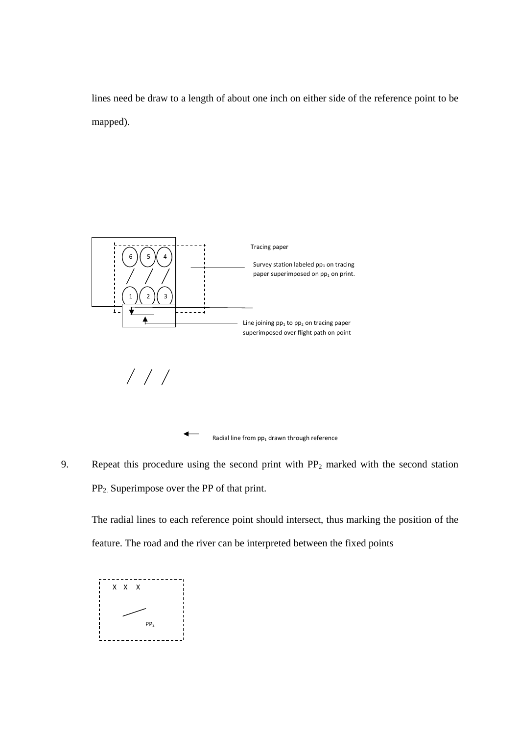lines need be draw to a length of about one inch on either side of the reference point to be mapped).

Tracing paper

Survey station labeled $pp_1$ on tracing paper superimposed on $pp_1$ on print.

Line joining $pp_1$ to $pp_2$ on tracing paper superimposed over flight path on point

Radial line from $pp_1$ drawn through reference

9. Repeat this procedure using the second print with $PP_2$ marked with the second station $PP_2$. Superimpose over the PP of that print.

   The radial lines to each reference point should intersect, thus marking the position of the feature. The road and the river can be interpreted between the fixed points

X X X

$PP_2$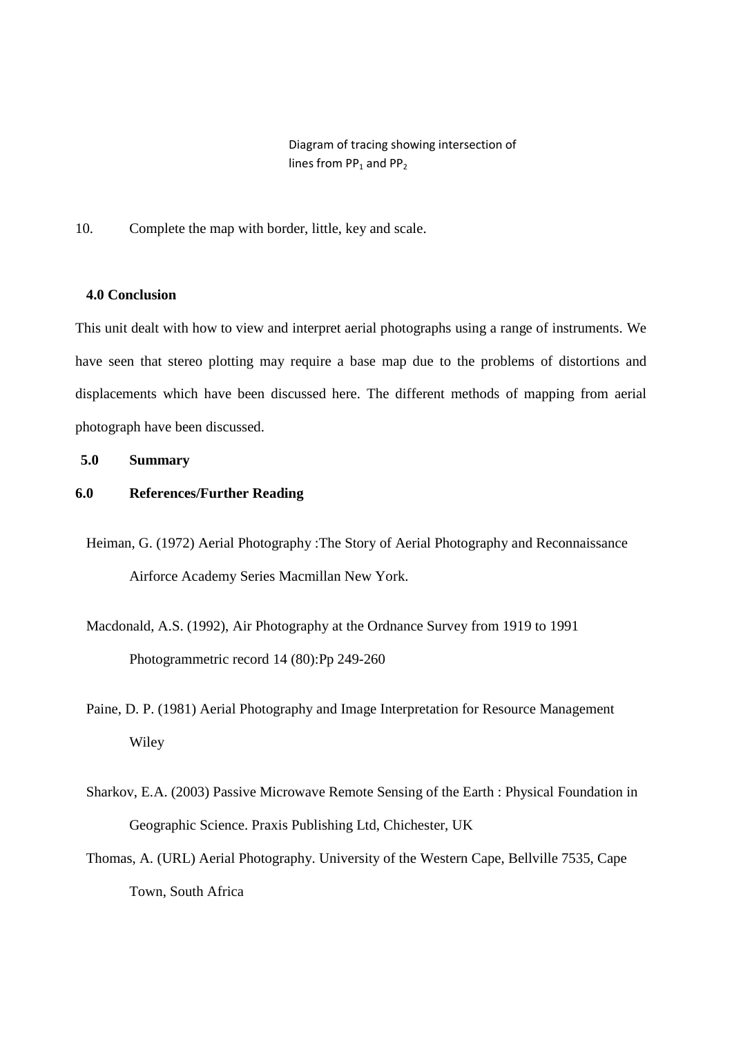Diagram of tracing showing intersection of lines from $PP_1$ and $PP_2$

10. Complete the map with border, little, key and scale.

## 4.0 Conclusion

This unit dealt with how to view and interpret aerial photographs using a range of instruments. We have seen that stereo plotting may require a base map due to the problems of distortions and displacements which have been discussed here. The different methods of mapping from aerial photograph have been discussed.

## 5.0 Summary

## 6.0 References/Further Reading

Heiman, G. (1972) Aerial Photography :The Story of Aerial Photography and Reconnaissance Airforce Academy Series Macmillan New York.

Macdonald, A.S. (1992), Air Photography at the Ordnance Survey from 1919 to 1991 Photogrammetric record 14 (80):Pp 249-260

Paine, D. P. (1981) Aerial Photography and Image Interpretation for Resource Management Wiley

Sharkov, E.A. (2003) Passive Microwave Remote Sensing of the Earth : Physical Foundation in Geographic Science. Praxis Publishing Ltd, Chichester, UK

Thomas, A. (URL) Aerial Photography. University of the Western Cape, Bellville 7535, Cape Town, South Africa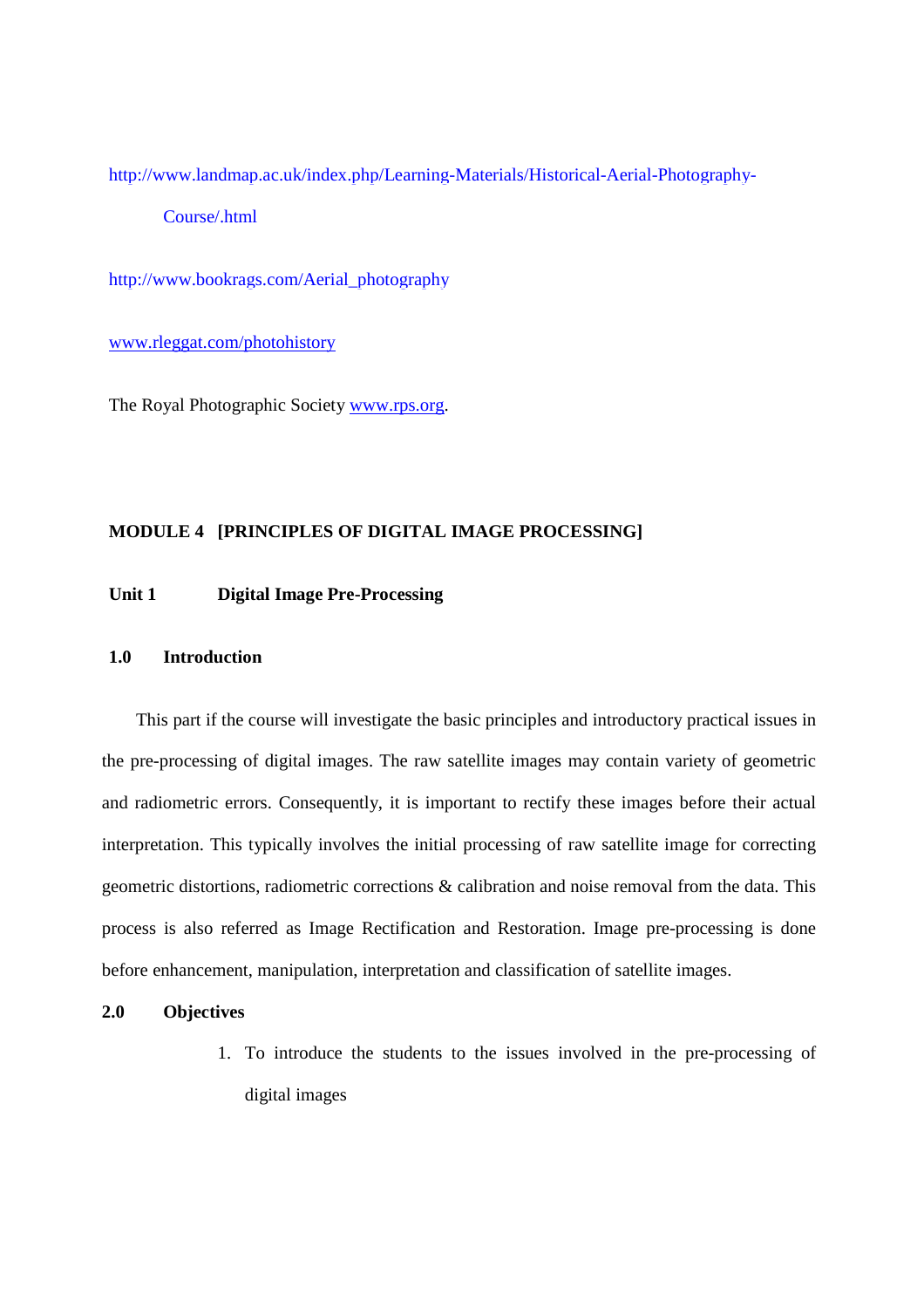http://www.landmap.ac.uk/index.php/Learning-Materials/Historical-Aerial-Photography-Course/.html

http://www.bookrags.com/Aerial_photography

www.rleggat.com/photohistory

The Royal Photographic Society www.rps.org.

## MODULE 4 [PRINCIPLES OF DIGITAL IMAGE PROCESSING]

### Unit 1 Digital Image Pre-Processing

#### 1.0 Introduction

This part if the course will investigate the basic principles and introductory practical issues in the pre-processing of digital images. The raw satellite images may contain variety of geometric and radiometric errors. Consequently, it is important to rectify these images before their actual interpretation. This typically involves the initial processing of raw satellite image for correcting geometric distortions, radiometric corrections & calibration and noise removal from the data. This process is also referred as Image Rectification and Restoration. Image pre-processing is done before enhancement, manipulation, interpretation and classification of satellite images.

#### 2.0 Objectives

1. To introduce the students to the issues involved in the pre-processing of digital images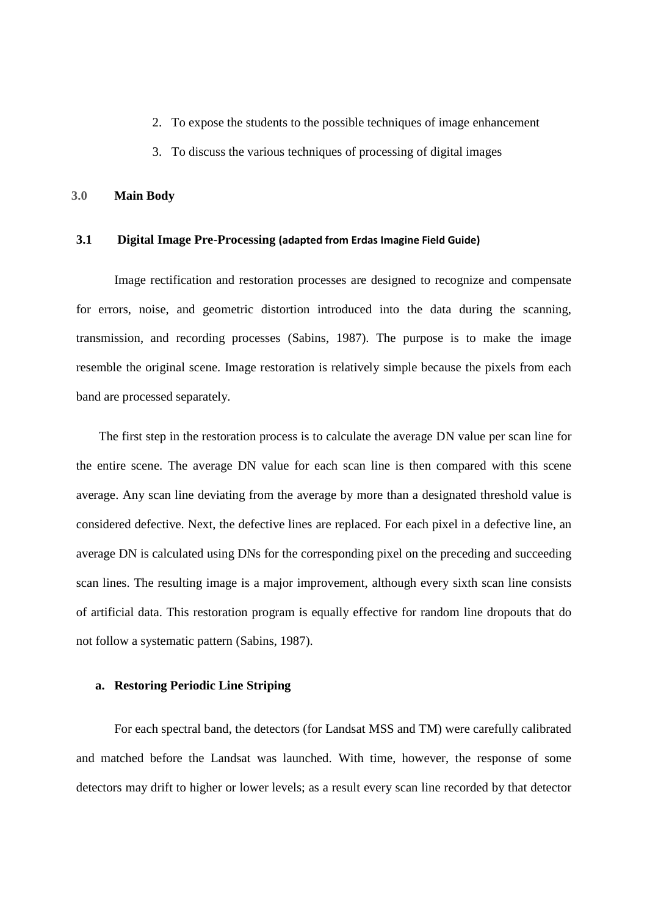2. To expose the students to the possible techniques of image enhancement
3. To discuss the various techniques of processing of digital images

## 3.0 Main Body

### 3.1 Digital Image Pre-Processing (adapted from Erdas Imagine Field Guide)

Image rectification and restoration processes are designed to recognize and compensate for errors, noise, and geometric distortion introduced into the data during the scanning, transmission, and recording processes (Sabins, 1987). The purpose is to make the image resemble the original scene. Image restoration is relatively simple because the pixels from each band are processed separately.

The first step in the restoration process is to calculate the average DN value per scan line for the entire scene. The average DN value for each scan line is then compared with this scene average. Any scan line deviating from the average by more than a designated threshold value is considered defective. Next, the defective lines are replaced. For each pixel in a defective line, an average DN is calculated using DNs for the corresponding pixel on the preceding and succeeding scan lines. The resulting image is a major improvement, although every sixth scan line consists of artificial data. This restoration program is equally effective for random line dropouts that do not follow a systematic pattern (Sabins, 1987).

#### a. Restoring Periodic Line Striping

For each spectral band, the detectors (for Landsat MSS and TM) were carefully calibrated and matched before the Landsat was launched. With time, however, the response of some detectors may drift to higher or lower levels; as a result every scan line recorded by that detector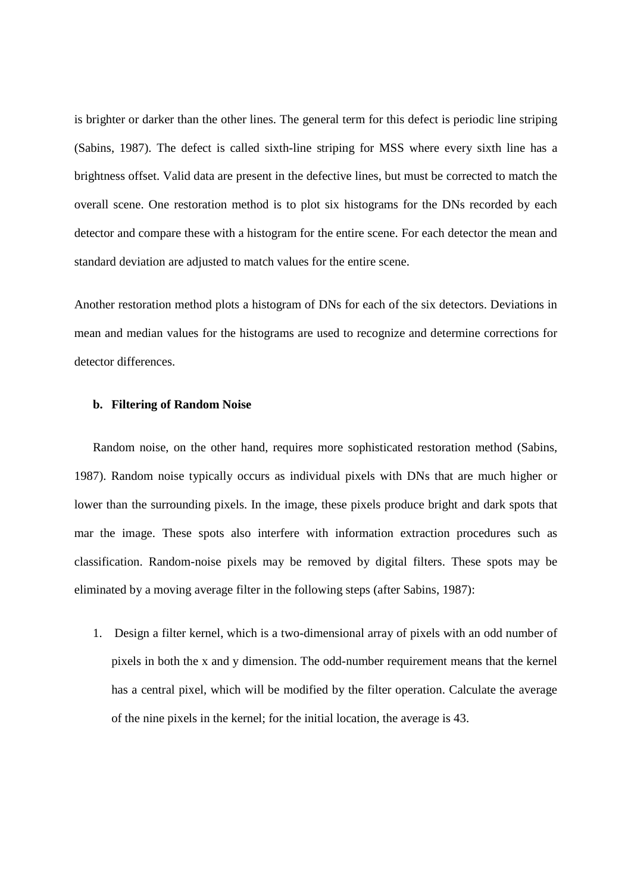is brighter or darker than the other lines. The general term for this defect is periodic line striping (Sabins, 1987). The defect is called sixth-line striping for MSS where every sixth line has a brightness offset. Valid data are present in the defective lines, but must be corrected to match the overall scene. One restoration method is to plot six histograms for the DNs recorded by each detector and compare these with a histogram for the entire scene. For each detector the mean and standard deviation are adjusted to match values for the entire scene.

Another restoration method plots a histogram of DNs for each of the six detectors. Deviations in mean and median values for the histograms are used to recognize and determine corrections for detector differences.

**b. Filtering of Random Noise**

Random noise, on the other hand, requires more sophisticated restoration method (Sabins, 1987). Random noise typically occurs as individual pixels with DNs that are much higher or lower than the surrounding pixels. In the image, these pixels produce bright and dark spots that mar the image. These spots also interfere with information extraction procedures such as classification. Random-noise pixels may be removed by digital filters. These spots may be eliminated by a moving average filter in the following steps (after Sabins, 1987):

1. Design a filter kernel, which is a two-dimensional array of pixels with an odd number of pixels in both the x and y dimension. The odd-number requirement means that the kernel has a central pixel, which will be modified by the filter operation. Calculate the average of the nine pixels in the kernel; for the initial location, the average is 43.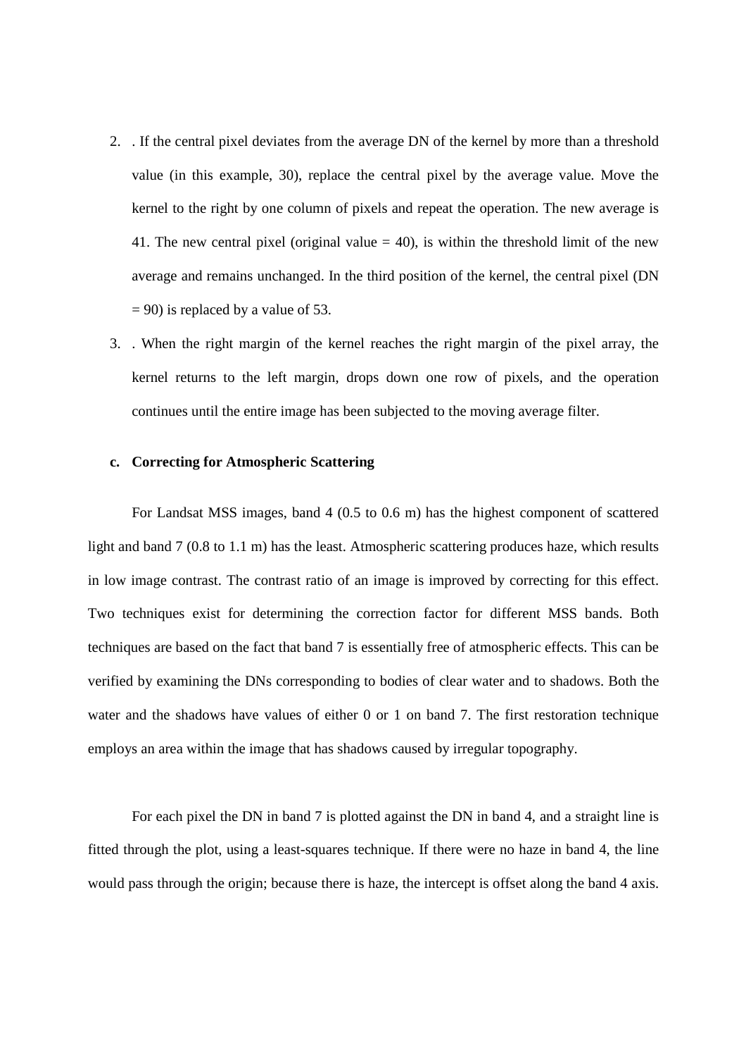2. . If the central pixel deviates from the average DN of the kernel by more than a threshold value (in this example, 30), replace the central pixel by the average value. Move the kernel to the right by one column of pixels and repeat the operation. The new average is 41. The new central pixel (original value = 40), is within the threshold limit of the new average and remains unchanged. In the third position of the kernel, the central pixel (DN = 90) is replaced by a value of 53.
3. . When the right margin of the kernel reaches the right margin of the pixel array, the kernel returns to the left margin, drops down one row of pixels, and the operation continues until the entire image has been subjected to the moving average filter.

**c. Correcting for Atmospheric Scattering**

For Landsat MSS images, band 4 (0.5 to 0.6 m) has the highest component of scattered light and band 7 (0.8 to 1.1 m) has the least. Atmospheric scattering produces haze, which results in low image contrast. The contrast ratio of an image is improved by correcting for this effect. Two techniques exist for determining the correction factor for different MSS bands. Both techniques are based on the fact that band 7 is essentially free of atmospheric effects. This can be verified by examining the DNs corresponding to bodies of clear water and to shadows. Both the water and the shadows have values of either 0 or 1 on band 7. The first restoration technique employs an area within the image that has shadows caused by irregular topography.

For each pixel the DN in band 7 is plotted against the DN in band 4, and a straight line is fitted through the plot, using a least-squares technique. If there were no haze in band 4, the line would pass through the origin; because there is haze, the intercept is offset along the band 4 axis.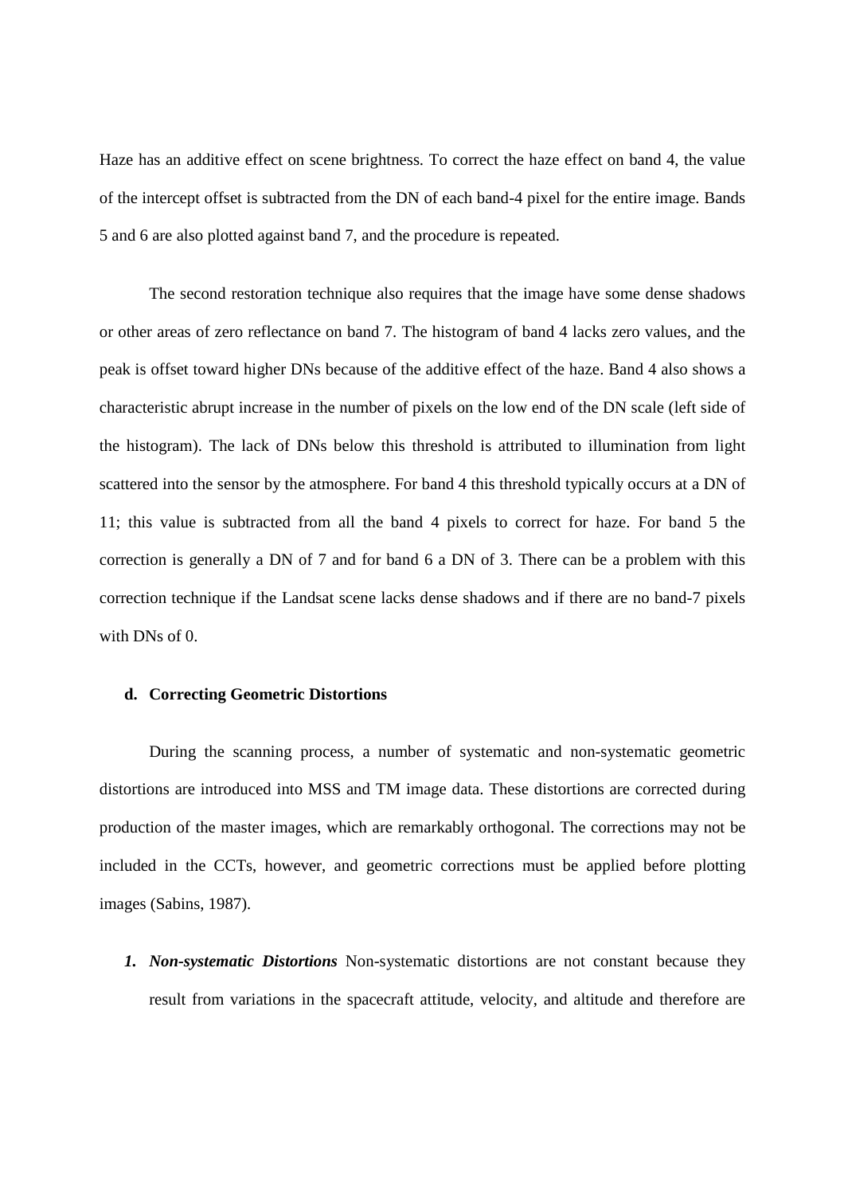Haze has an additive effect on scene brightness. To correct the haze effect on band 4, the value of the intercept offset is subtracted from the DN of each band-4 pixel for the entire image. Bands 5 and 6 are also plotted against band 7, and the procedure is repeated.

The second restoration technique also requires that the image have some dense shadows or other areas of zero reflectance on band 7. The histogram of band 4 lacks zero values, and the peak is offset toward higher DNs because of the additive effect of the haze. Band 4 also shows a characteristic abrupt increase in the number of pixels on the low end of the DN scale (left side of the histogram). The lack of DNs below this threshold is attributed to illumination from light scattered into the sensor by the atmosphere. For band 4 this threshold typically occurs at a DN of 11; this value is subtracted from all the band 4 pixels to correct for haze. For band 5 the correction is generally a DN of 7 and for band 6 a DN of 3. There can be a problem with this correction technique if the Landsat scene lacks dense shadows and if there are no band-7 pixels with DNs of 0.

#### d. Correcting Geometric Distortions

During the scanning process, a number of systematic and non-systematic geometric distortions are introduced into MSS and TM image data. These distortions are corrected during production of the master images, which are remarkably orthogonal. The corrections may not be included in the CCTs, however, and geometric corrections must be applied before plotting images (Sabins, 1987).

1. ***Non-systematic Distortions*** Non-systematic distortions are not constant because they result from variations in the spacecraft attitude, velocity, and altitude and therefore are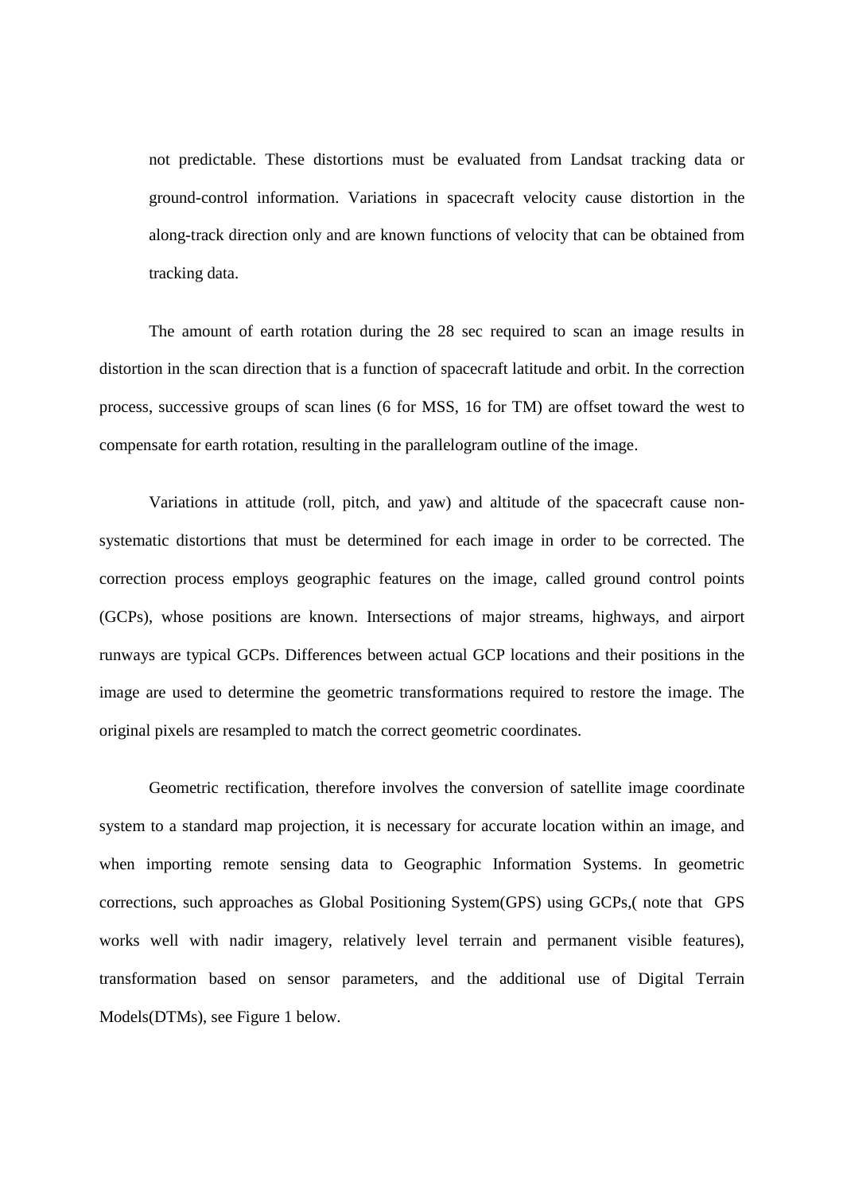not predictable. These distortions must be evaluated from Landsat tracking data or ground-control information. Variations in spacecraft velocity cause distortion in the along-track direction only and are known functions of velocity that can be obtained from tracking data.

The amount of earth rotation during the 28 sec required to scan an image results in distortion in the scan direction that is a function of spacecraft latitude and orbit. In the correction process, successive groups of scan lines (6 for MSS, 16 for TM) are offset toward the west to compensate for earth rotation, resulting in the parallelogram outline of the image.

Variations in attitude (roll, pitch, and yaw) and altitude of the spacecraft cause non-systematic distortions that must be determined for each image in order to be corrected. The correction process employs geographic features on the image, called ground control points (GCPs), whose positions are known. Intersections of major streams, highways, and airport runways are typical GCPs. Differences between actual GCP locations and their positions in the image are used to determine the geometric transformations required to restore the image. The original pixels are resampled to match the correct geometric coordinates.

Geometric rectification, therefore involves the conversion of satellite image coordinate system to a standard map projection, it is necessary for accurate location within an image, and when importing remote sensing data to Geographic Information Systems. In geometric corrections, such approaches as Global Positioning System(GPS) using GCPs,( note that GPS works well with nadir imagery, relatively level terrain and permanent visible features), transformation based on sensor parameters, and the additional use of Digital Terrain Models(DTMs), see Figure 1 below.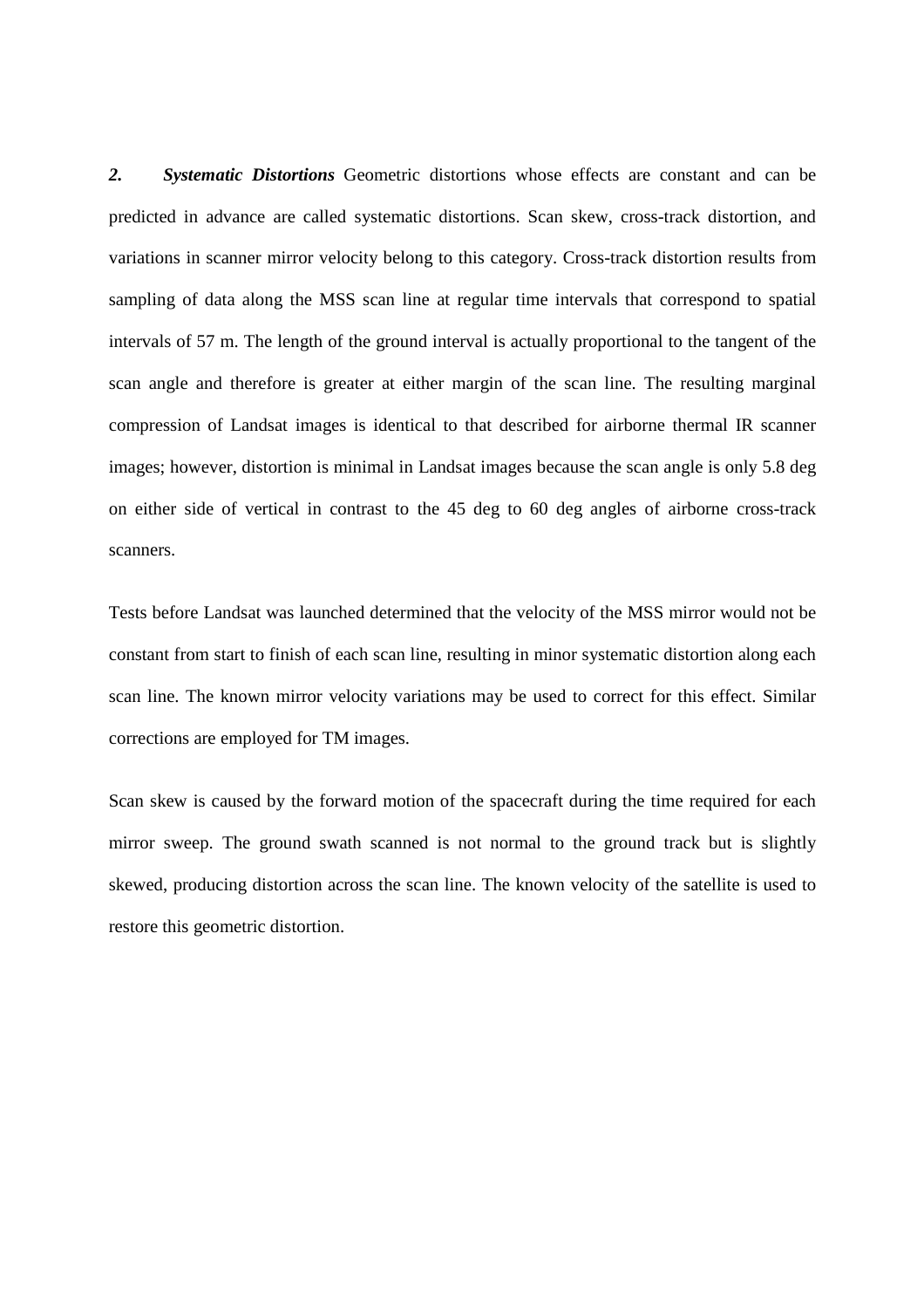***2. Systematic Distortions*** Geometric distortions whose effects are constant and can be predicted in advance are called systematic distortions. Scan skew, cross-track distortion, and variations in scanner mirror velocity belong to this category. Cross-track distortion results from sampling of data along the MSS scan line at regular time intervals that correspond to spatial intervals of 57 m. The length of the ground interval is actually proportional to the tangent of the scan angle and therefore is greater at either margin of the scan line. The resulting marginal compression of Landsat images is identical to that described for airborne thermal IR scanner images; however, distortion is minimal in Landsat images because the scan angle is only 5.8 deg on either side of vertical in contrast to the 45 deg to 60 deg angles of airborne cross-track scanners.

Tests before Landsat was launched determined that the velocity of the MSS mirror would not be constant from start to finish of each scan line, resulting in minor systematic distortion along each scan line. The known mirror velocity variations may be used to correct for this effect. Similar corrections are employed for TM images.

Scan skew is caused by the forward motion of the spacecraft during the time required for each mirror sweep. The ground swath scanned is not normal to the ground track but is slightly skewed, producing distortion across the scan line. The known velocity of the satellite is used to restore this geometric distortion.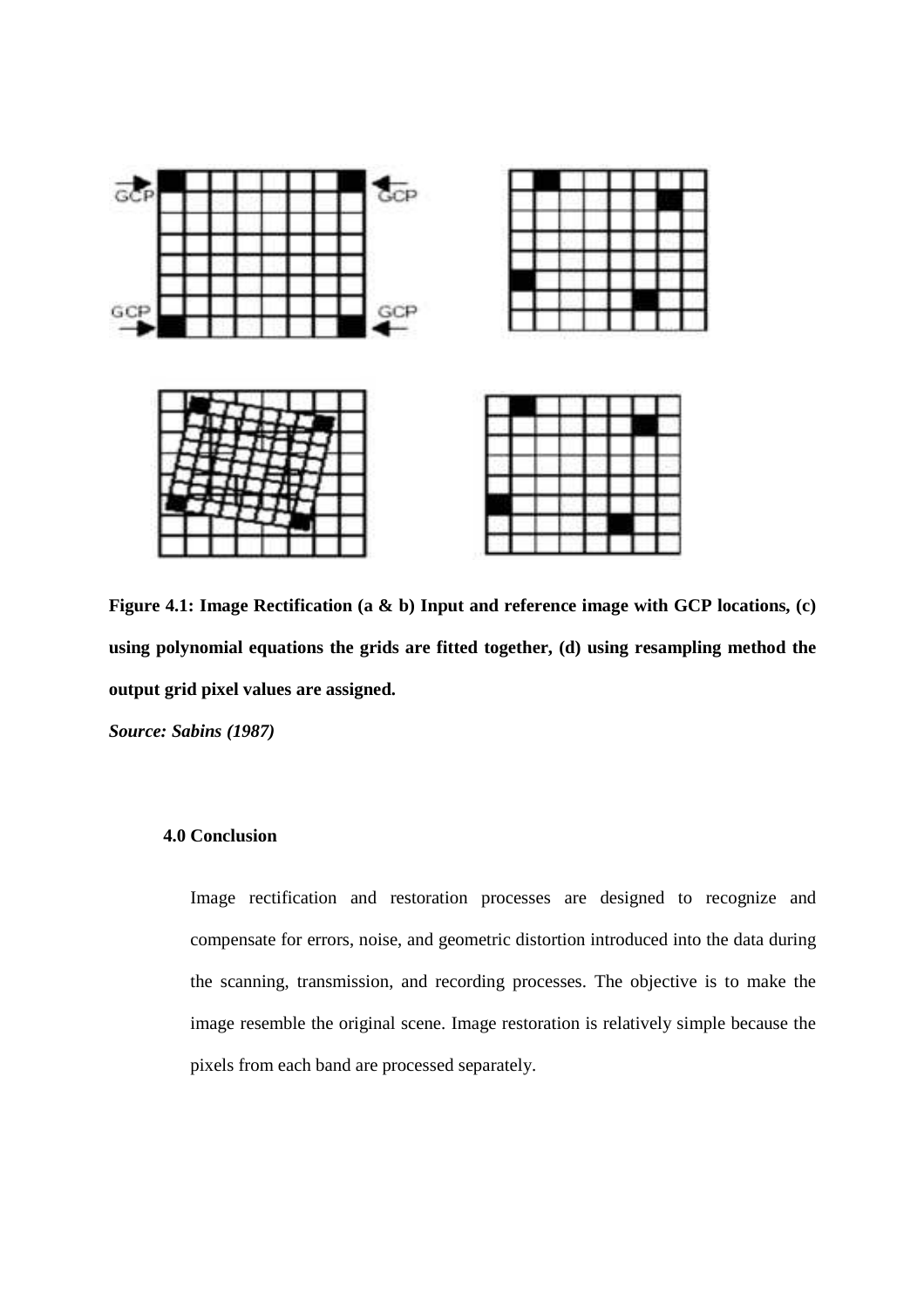**Figure 4.1: Image Rectification (a & b) Input and reference image with GCP locations, (c) using polynomial equations the grids are fitted together, (d) using resampling method the output grid pixel values are assigned.**

***Source: Sabins (1987)***

## 4.0 Conclusion

Image rectification and restoration processes are designed to recognize and compensate for errors, noise, and geometric distortion introduced into the data during the scanning, transmission, and recording processes. The objective is to make the image resemble the original scene. Image restoration is relatively simple because the pixels from each band are processed separately.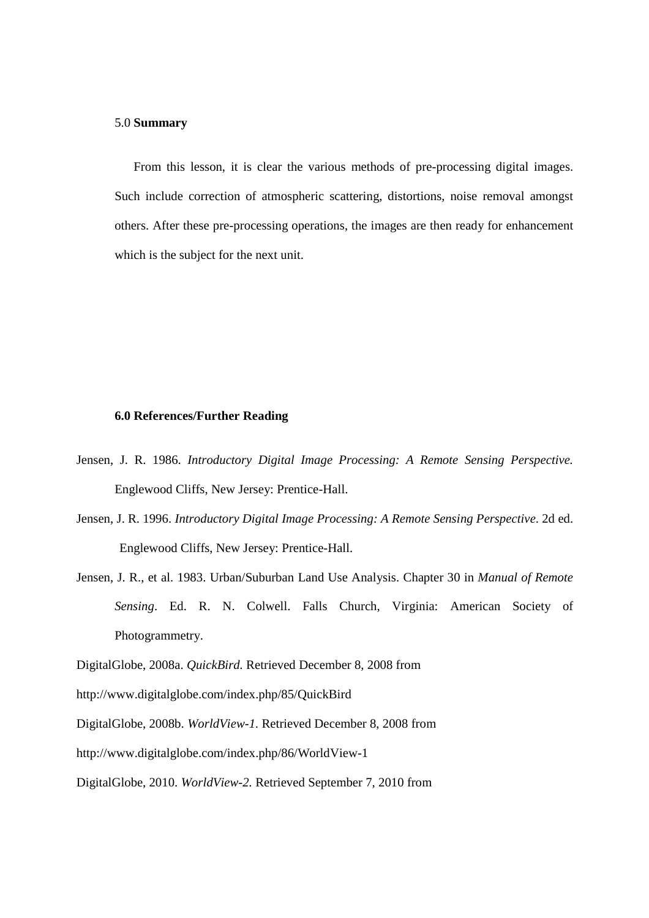## 5.0 **Summary**

From this lesson, it is clear the various methods of pre-processing digital images. Such include correction of atmospheric scattering, distortions, noise removal amongst others. After these pre-processing operations, the images are then ready for enhancement which is the subject for the next unit.

## 6.0 References/Further Reading

Jensen, J. R. 1986. *Introductory Digital Image Processing: A Remote Sensing Perspective.* Englewood Cliffs, New Jersey: Prentice-Hall.

Jensen, J. R. 1996. *Introductory Digital Image Processing: A Remote Sensing Perspective*. 2d ed. Englewood Cliffs, New Jersey: Prentice-Hall.

Jensen, J. R., et al. 1983. Urban/Suburban Land Use Analysis. Chapter 30 in *Manual of Remote Sensing*. Ed. R. N. Colwell. Falls Church, Virginia: American Society of Photogrammetry.

DigitalGlobe, 2008a. *QuickBird.* Retrieved December 8, 2008 from http://www.digitalglobe.com/index.php/85/QuickBird

DigitalGlobe, 2008b. *WorldView-1*. Retrieved December 8, 2008 from http://www.digitalglobe.com/index.php/86/WorldView-1

DigitalGlobe, 2010. *WorldView-2.* Retrieved September 7, 2010 from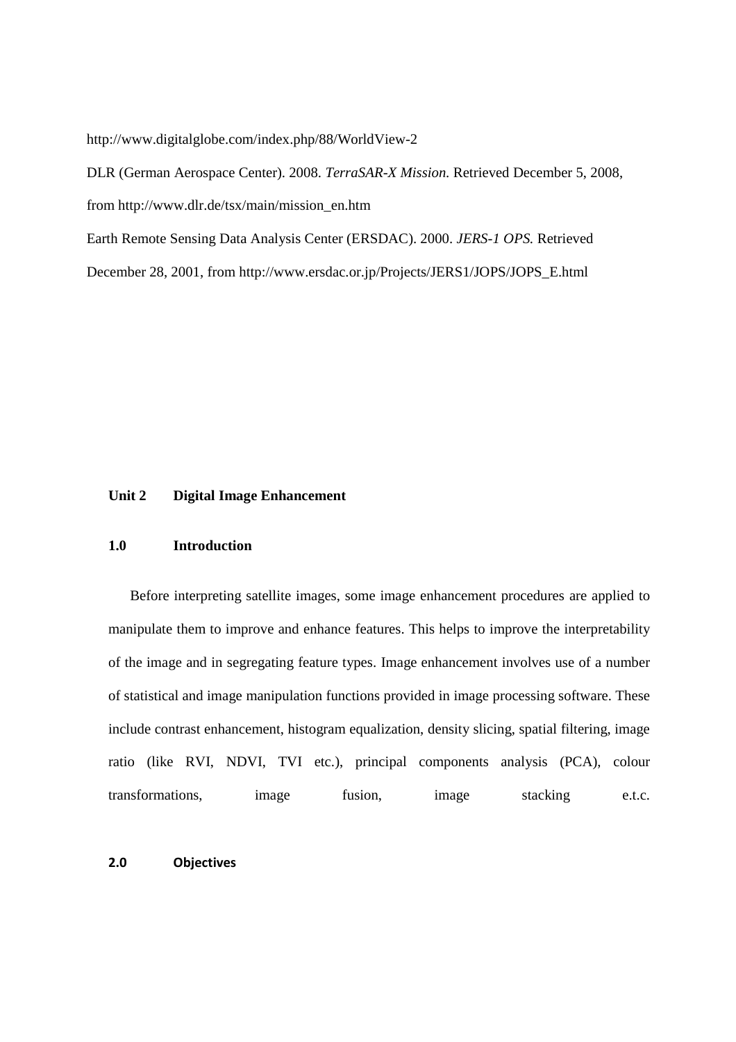http://www.digitalglobe.com/index.php/88/WorldView-2

DLR (German Aerospace Center). 2008. *TerraSAR-X Mission.* Retrieved December 5, 2008, from http://www.dlr.de/tsx/main/mission_en.htm

Earth Remote Sensing Data Analysis Center (ERSDAC). 2000. *JERS-1 OPS.* Retrieved December 28, 2001, from http://www.ersdac.or.jp/Projects/JERS1/JOPS/JOPS_E.html

## Unit 2 Digital Image Enhancement

### 1.0 Introduction

Before interpreting satellite images, some image enhancement procedures are applied to manipulate them to improve and enhance features. This helps to improve the interpretability of the image and in segregating feature types. Image enhancement involves use of a number of statistical and image manipulation functions provided in image processing software. These include contrast enhancement, histogram equalization, density slicing, spatial filtering, image ratio (like RVI, NDVI, TVI etc.), principal components analysis (PCA), colour transformations, image fusion, image stacking e.t.c.

### 2.0 Objectives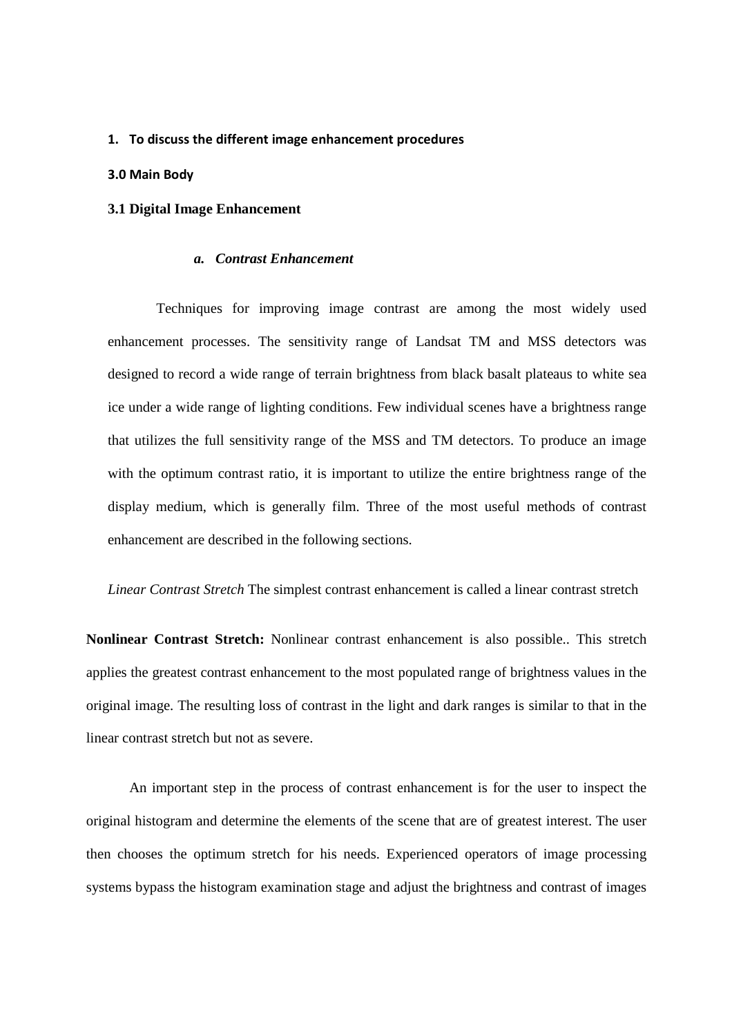1. **To discuss the different image enhancement procedures**

**3.0 Main Body**

**3.1 Digital Image Enhancement**

a. ***Contrast Enhancement***

Techniques for improving image contrast are among the most widely used enhancement processes. The sensitivity range of Landsat TM and MSS detectors was designed to record a wide range of terrain brightness from black basalt plateaus to white sea ice under a wide range of lighting conditions. Few individual scenes have a brightness range that utilizes the full sensitivity range of the MSS and TM detectors. To produce an image with the optimum contrast ratio, it is important to utilize the entire brightness range of the display medium, which is generally film. Three of the most useful methods of contrast enhancement are described in the following sections.

*Linear Contrast Stretch* The simplest contrast enhancement is called a linear contrast stretch

**Nonlinear Contrast Stretch:** Nonlinear contrast enhancement is also possible.. This stretch applies the greatest contrast enhancement to the most populated range of brightness values in the original image. The resulting loss of contrast in the light and dark ranges is similar to that in the linear contrast stretch but not as severe.

An important step in the process of contrast enhancement is for the user to inspect the original histogram and determine the elements of the scene that are of greatest interest. The user then chooses the optimum stretch for his needs. Experienced operators of image processing systems bypass the histogram examination stage and adjust the brightness and contrast of images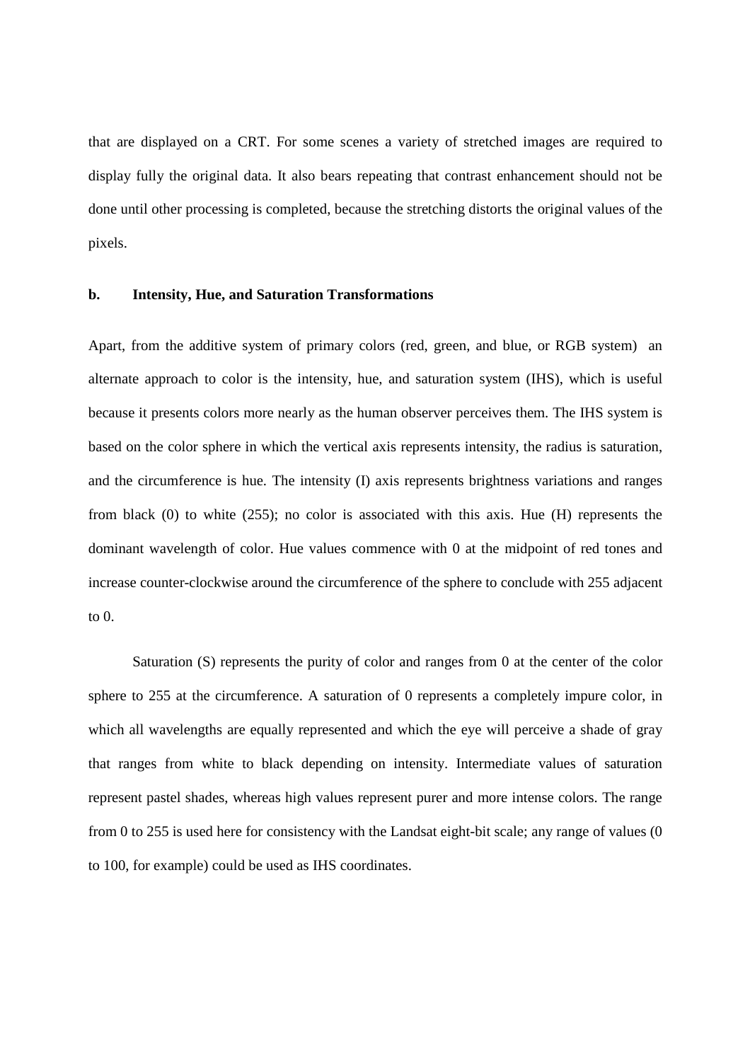that are displayed on a CRT. For some scenes a variety of stretched images are required to display fully the original data. It also bears repeating that contrast enhancement should not be done until other processing is completed, because the stretching distorts the original values of the pixels.

### b. Intensity, Hue, and Saturation Transformations

Apart, from the additive system of primary colors (red, green, and blue, or RGB system) an alternate approach to color is the intensity, hue, and saturation system (IHS), which is useful because it presents colors more nearly as the human observer perceives them. The IHS system is based on the color sphere in which the vertical axis represents intensity, the radius is saturation, and the circumference is hue. The intensity (I) axis represents brightness variations and ranges from black (0) to white (255); no color is associated with this axis. Hue (H) represents the dominant wavelength of color. Hue values commence with 0 at the midpoint of red tones and increase counter-clockwise around the circumference of the sphere to conclude with 255 adjacent to 0.

Saturation (S) represents the purity of color and ranges from 0 at the center of the color sphere to 255 at the circumference. A saturation of 0 represents a completely impure color, in which all wavelengths are equally represented and which the eye will perceive a shade of gray that ranges from white to black depending on intensity. Intermediate values of saturation represent pastel shades, whereas high values represent purer and more intense colors. The range from 0 to 255 is used here for consistency with the Landsat eight-bit scale; any range of values (0 to 100, for example) could be used as IHS coordinates.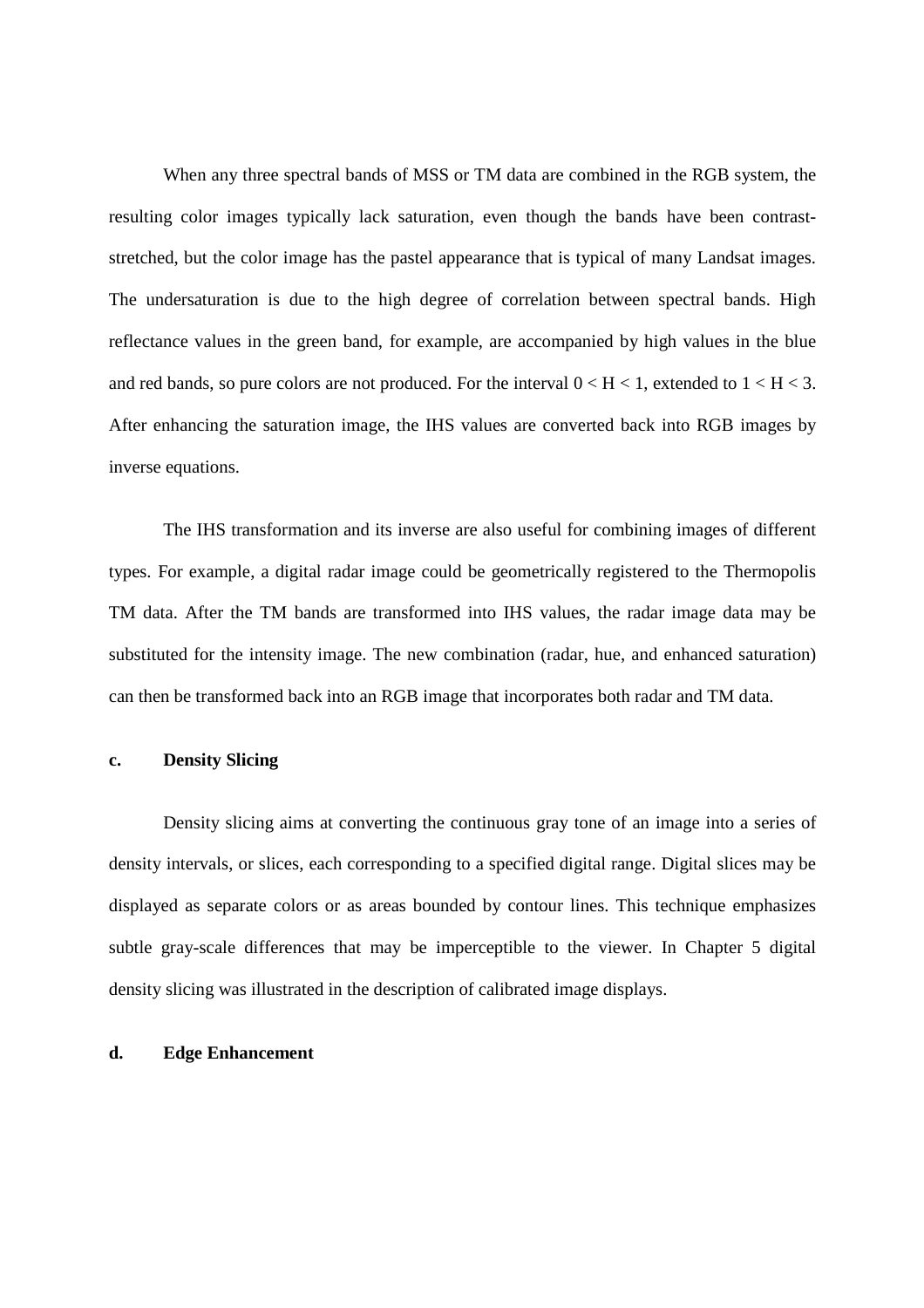When any three spectral bands of MSS or TM data are combined in the RGB system, the resulting color images typically lack saturation, even though the bands have been contrast-stretched, but the color image has the pastel appearance that is typical of many Landsat images. The undersaturation is due to the high degree of correlation between spectral bands. High reflectance values in the green band, for example, are accompanied by high values in the blue and red bands, so pure colors are not produced. For the interval $0 < H < 1$, extended to $1 < H < 3$. After enhancing the saturation image, the IHS values are converted back into RGB images by inverse equations.

The IHS transformation and its inverse are also useful for combining images of different types. For example, a digital radar image could be geometrically registered to the Thermopolis TM data. After the TM bands are transformed into IHS values, the radar image data may be substituted for the intensity image. The new combination (radar, hue, and enhanced saturation) can then be transformed back into an RGB image that incorporates both radar and TM data.

### c. Density Slicing

Density slicing aims at converting the continuous gray tone of an image into a series of density intervals, or slices, each corresponding to a specified digital range. Digital slices may be displayed as separate colors or as areas bounded by contour lines. This technique emphasizes subtle gray-scale differences that may be imperceptible to the viewer. In Chapter 5 digital density slicing was illustrated in the description of calibrated image displays.

### d. Edge Enhancement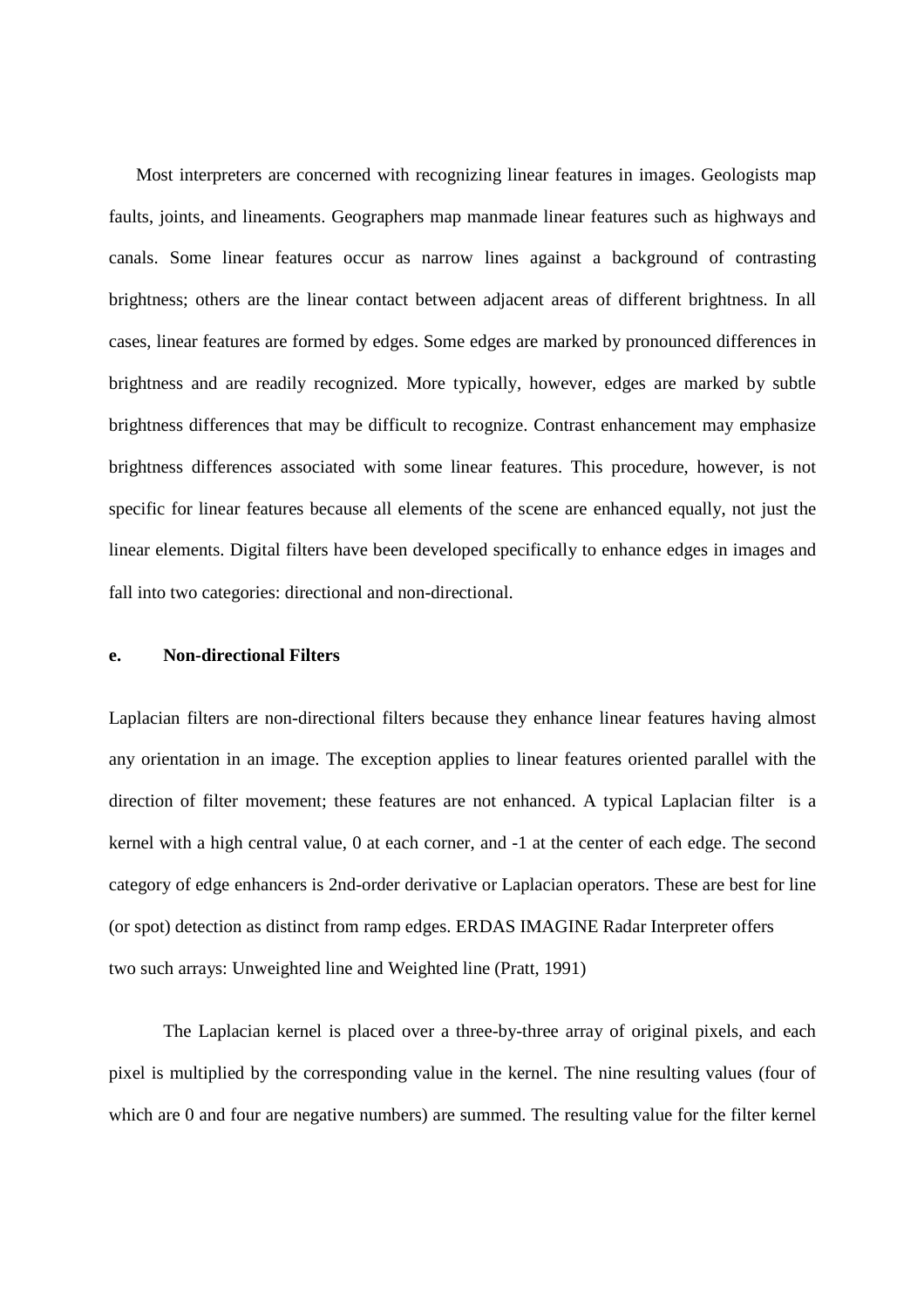Most interpreters are concerned with recognizing linear features in images. Geologists map faults, joints, and lineaments. Geographers map manmade linear features such as highways and canals. Some linear features occur as narrow lines against a background of contrasting brightness; others are the linear contact between adjacent areas of different brightness. In all cases, linear features are formed by edges. Some edges are marked by pronounced differences in brightness and are readily recognized. More typically, however, edges are marked by subtle brightness differences that may be difficult to recognize. Contrast enhancement may emphasize brightness differences associated with some linear features. This procedure, however, is not specific for linear features because all elements of the scene are enhanced equally, not just the linear elements. Digital filters have been developed specifically to enhance edges in images and fall into two categories: directional and non-directional.

**e. Non-directional Filters**

Laplacian filters are non-directional filters because they enhance linear features having almost any orientation in an image. The exception applies to linear features oriented parallel with the direction of filter movement; these features are not enhanced. A typical Laplacian filter is a kernel with a high central value, 0 at each corner, and -1 at the center of each edge. The second category of edge enhancers is 2nd-order derivative or Laplacian operators. These are best for line (or spot) detection as distinct from ramp edges. ERDAS IMAGINE Radar Interpreter offers two such arrays: Unweighted line and Weighted line (Pratt, 1991)

The Laplacian kernel is placed over a three-by-three array of original pixels, and each pixel is multiplied by the corresponding value in the kernel. The nine resulting values (four of which are 0 and four are negative numbers) are summed. The resulting value for the filter kernel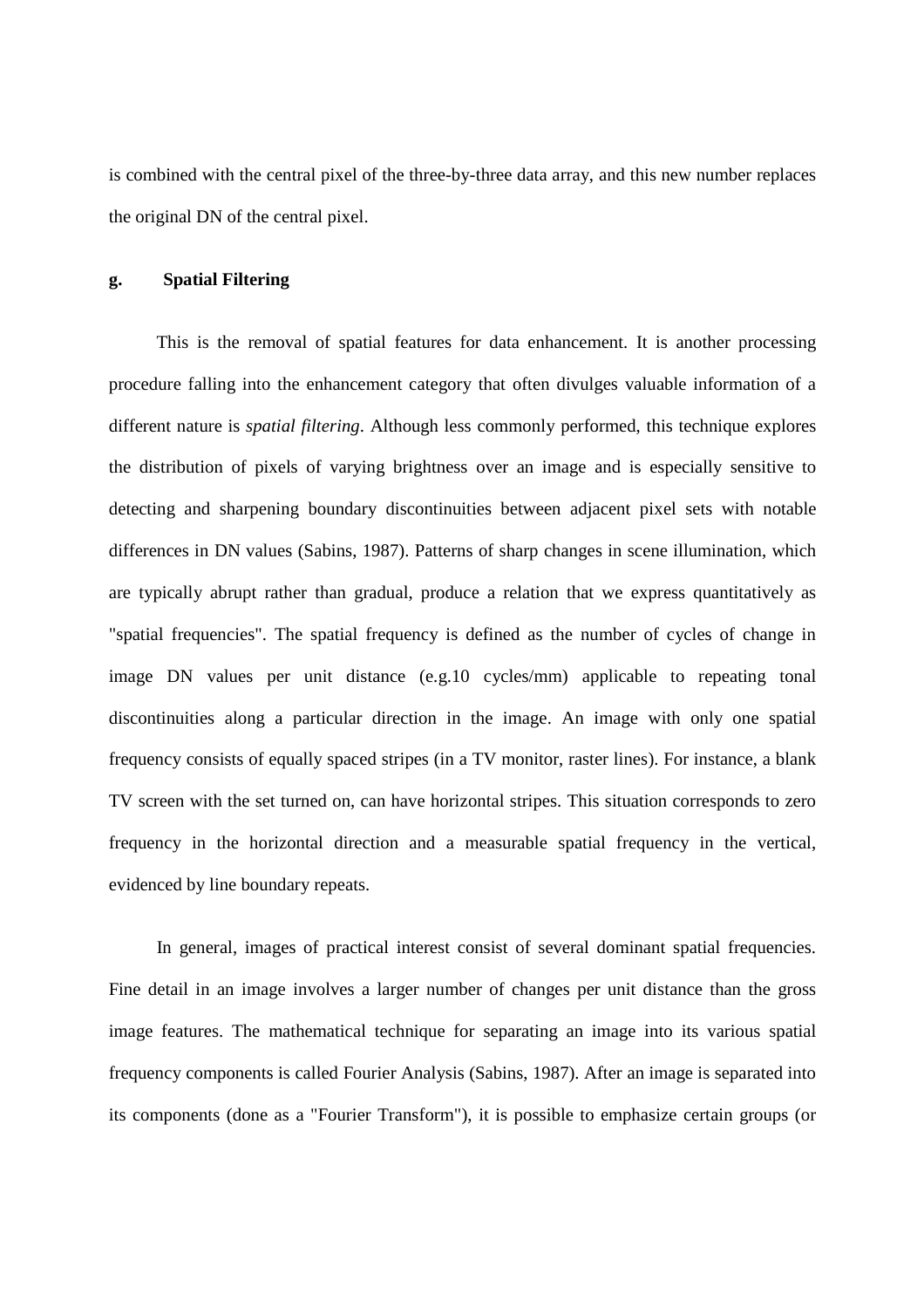is combined with the central pixel of the three-by-three data array, and this new number replaces the original DN of the central pixel.

**g. Spatial Filtering**

This is the removal of spatial features for data enhancement. It is another processing procedure falling into the enhancement category that often divulges valuable information of a different nature is *spatial filtering*. Although less commonly performed, this technique explores the distribution of pixels of varying brightness over an image and is especially sensitive to detecting and sharpening boundary discontinuities between adjacent pixel sets with notable differences in DN values (Sabins, 1987). Patterns of sharp changes in scene illumination, which are typically abrupt rather than gradual, produce a relation that we express quantitatively as "spatial frequencies". The spatial frequency is defined as the number of cycles of change in image DN values per unit distance (e.g.10 cycles/mm) applicable to repeating tonal discontinuities along a particular direction in the image. An image with only one spatial frequency consists of equally spaced stripes (in a TV monitor, raster lines). For instance, a blank TV screen with the set turned on, can have horizontal stripes. This situation corresponds to zero frequency in the horizontal direction and a measurable spatial frequency in the vertical, evidenced by line boundary repeats.

In general, images of practical interest consist of several dominant spatial frequencies. Fine detail in an image involves a larger number of changes per unit distance than the gross image features. The mathematical technique for separating an image into its various spatial frequency components is called Fourier Analysis (Sabins, 1987). After an image is separated into its components (done as a "Fourier Transform"), it is possible to emphasize certain groups (or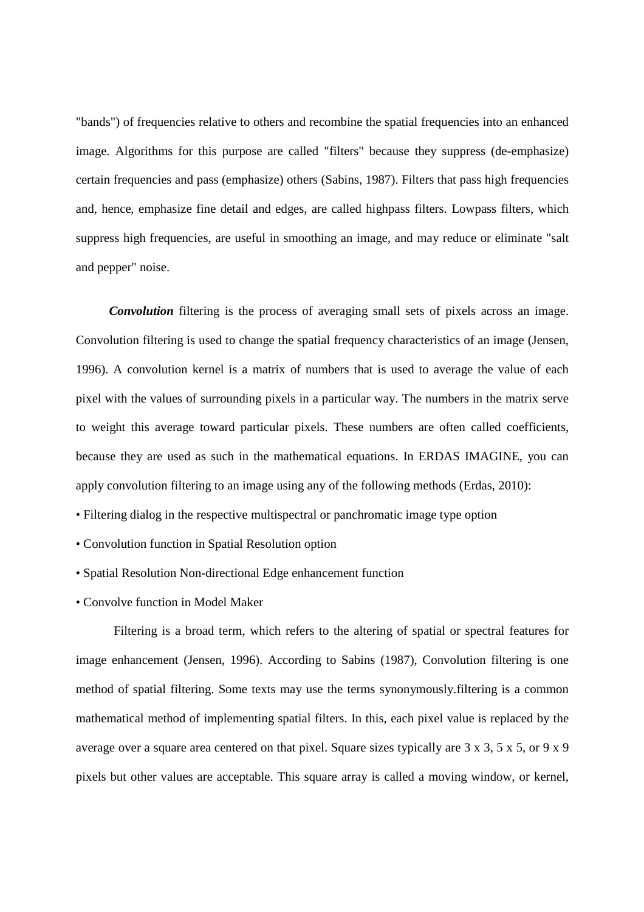"bands") of frequencies relative to others and recombine the spatial frequencies into an enhanced image. Algorithms for this purpose are called "filters" because they suppress (de-emphasize) certain frequencies and pass (emphasize) others (Sabins, 1987). Filters that pass high frequencies and, hence, emphasize fine detail and edges, are called highpass filters. Lowpass filters, which suppress high frequencies, are useful in smoothing an image, and may reduce or eliminate "salt and pepper" noise.

***Convolution*** filtering is the process of averaging small sets of pixels across an image. Convolution filtering is used to change the spatial frequency characteristics of an image (Jensen, 1996). A convolution kernel is a matrix of numbers that is used to average the value of each pixel with the values of surrounding pixels in a particular way. The numbers in the matrix serve to weight this average toward particular pixels. These numbers are often called coefficients, because they are used as such in the mathematical equations. In ERDAS IMAGINE, you can apply convolution filtering to an image using any of the following methods (Erdas, 2010):

- Filtering dialog in the respective multispectral or panchromatic image type option
- Convolution function in Spatial Resolution option
- Spatial Resolution Non-directional Edge enhancement function
- Convolve function in Model Maker

Filtering is a broad term, which refers to the altering of spatial or spectral features for image enhancement (Jensen, 1996). According to Sabins (1987), Convolution filtering is one method of spatial filtering. Some texts may use the terms synonymously.filtering is a common mathematical method of implementing spatial filters. In this, each pixel value is replaced by the average over a square area centered on that pixel. Square sizes typically are 3 x 3, 5 x 5, or 9 x 9 pixels but other values are acceptable. This square array is called a moving window, or kernel,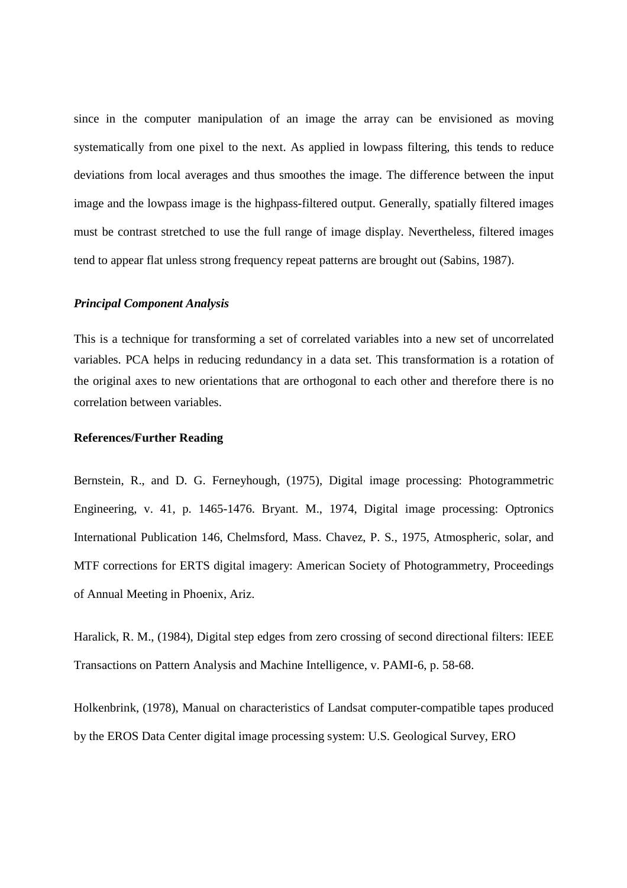since in the computer manipulation of an image the array can be envisioned as moving systematically from one pixel to the next. As applied in lowpass filtering, this tends to reduce deviations from local averages and thus smoothes the image. The difference between the input image and the lowpass image is the highpass-filtered output. Generally, spatially filtered images must be contrast stretched to use the full range of image display. Nevertheless, filtered images tend to appear flat unless strong frequency repeat patterns are brought out (Sabins, 1987).

***Principal Component Analysis***

This is a technique for transforming a set of correlated variables into a new set of uncorrelated variables. PCA helps in reducing redundancy in a data set. This transformation is a rotation of the original axes to new orientations that are orthogonal to each other and therefore there is no correlation between variables.

**References/Further Reading**

Bernstein, R., and D. G. Ferneyhough, (1975), Digital image processing: Photogrammetric Engineering, v. 41, p. 1465-1476. Bryant. M., 1974, Digital image processing: Optronics International Publication 146, Chelmsford, Mass. Chavez, P. S., 1975, Atmospheric, solar, and MTF corrections for ERTS digital imagery: American Society of Photogrammetry, Proceedings of Annual Meeting in Phoenix, Ariz.

Haralick, R. M., (1984), Digital step edges from zero crossing of second directional filters: IEEE Transactions on Pattern Analysis and Machine Intelligence, v. PAMI-6, p. 58-68.

Holkenbrink, (1978), Manual on characteristics of Landsat computer-compatible tapes produced by the EROS Data Center digital image processing system: U.S. Geological Survey, ERO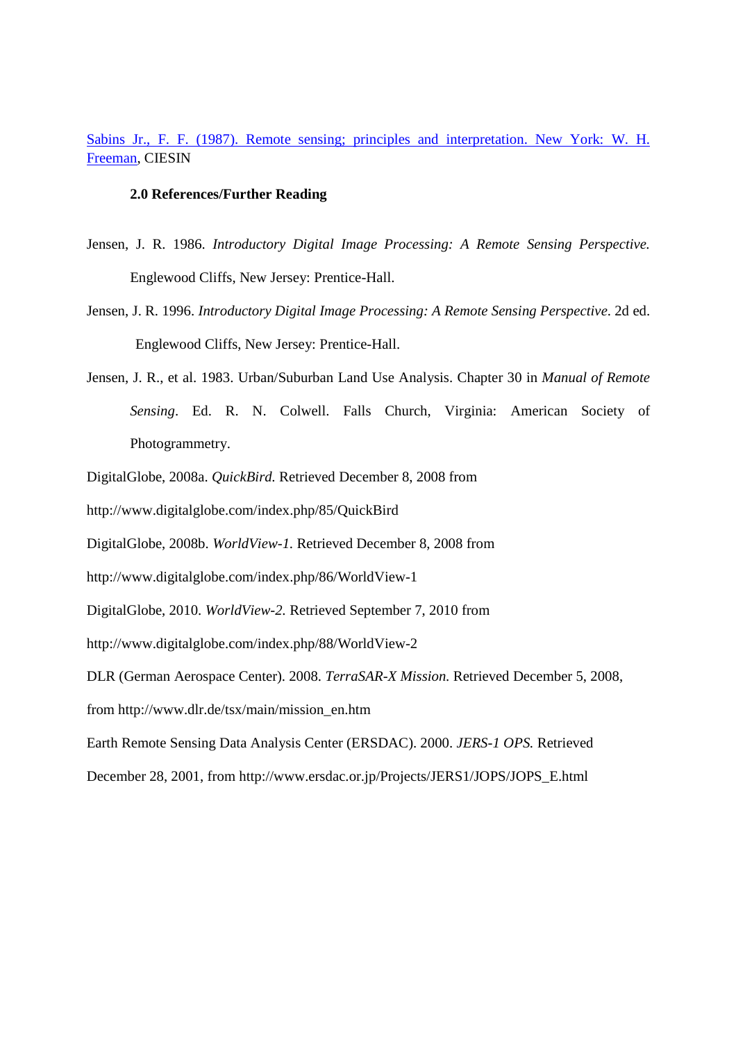Sabins Jr., F. F. (1987). Remote sensing; principles and interpretation. New York: W. H. Freeman, CIESIN

### 2.0 References/Further Reading

Jensen, J. R. 1986. *Introductory Digital Image Processing: A Remote Sensing Perspective.* Englewood Cliffs, New Jersey: Prentice-Hall.

Jensen, J. R. 1996. *Introductory Digital Image Processing: A Remote Sensing Perspective*. 2d ed. Englewood Cliffs, New Jersey: Prentice-Hall.

Jensen, J. R., et al. 1983. Urban/Suburban Land Use Analysis. Chapter 30 in *Manual of Remote Sensing*. Ed. R. N. Colwell. Falls Church, Virginia: American Society of Photogrammetry.

DigitalGlobe, 2008a. *QuickBird.* Retrieved December 8, 2008 from http://www.digitalglobe.com/index.php/85/QuickBird

DigitalGlobe, 2008b. *WorldView-1.* Retrieved December 8, 2008 from http://www.digitalglobe.com/index.php/86/WorldView-1

DigitalGlobe, 2010. *WorldView-2.* Retrieved September 7, 2010 from http://www.digitalglobe.com/index.php/88/WorldView-2

DLR (German Aerospace Center). 2008. *TerraSAR-X Mission.* Retrieved December 5, 2008, from http://www.dlr.de/tsx/main/mission_en.htm

Earth Remote Sensing Data Analysis Center (ERSDAC). 2000. *JERS-1 OPS.* Retrieved December 28, 2001, from http://www.ersdac.or.jp/Projects/JERS1/JOPS/JOPS_E.html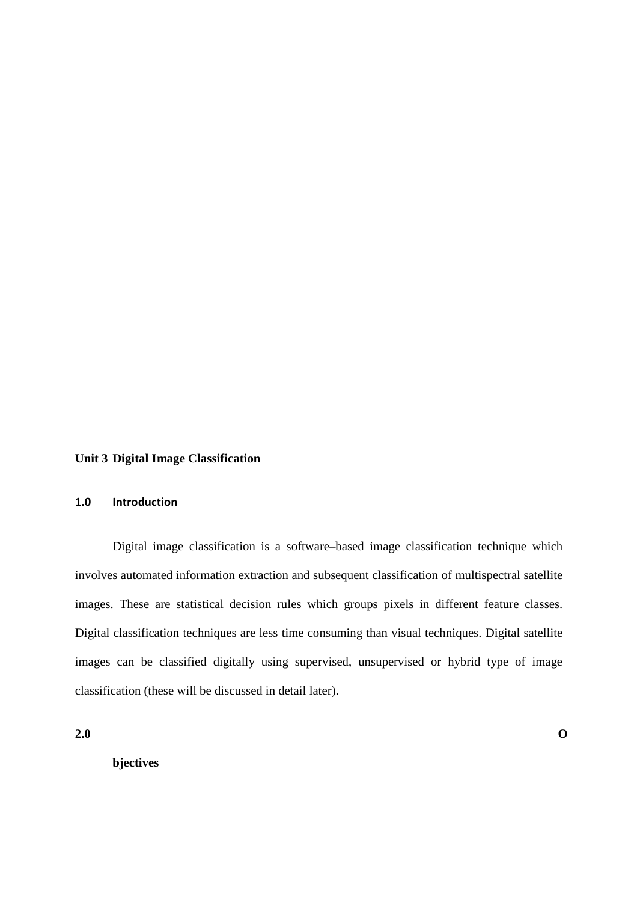## Unit 3 Digital Image Classification

### 1.0 Introduction

Digital image classification is a software–based image classification technique which involves automated information extraction and subsequent classification of multispectral satellite images. These are statistical decision rules which groups pixels in different feature classes. Digital classification techniques are less time consuming than visual techniques. Digital satellite images can be classified digitally using supervised, unsupervised or hybrid type of image classification (these will be discussed in detail later).

### 2.0 Objectives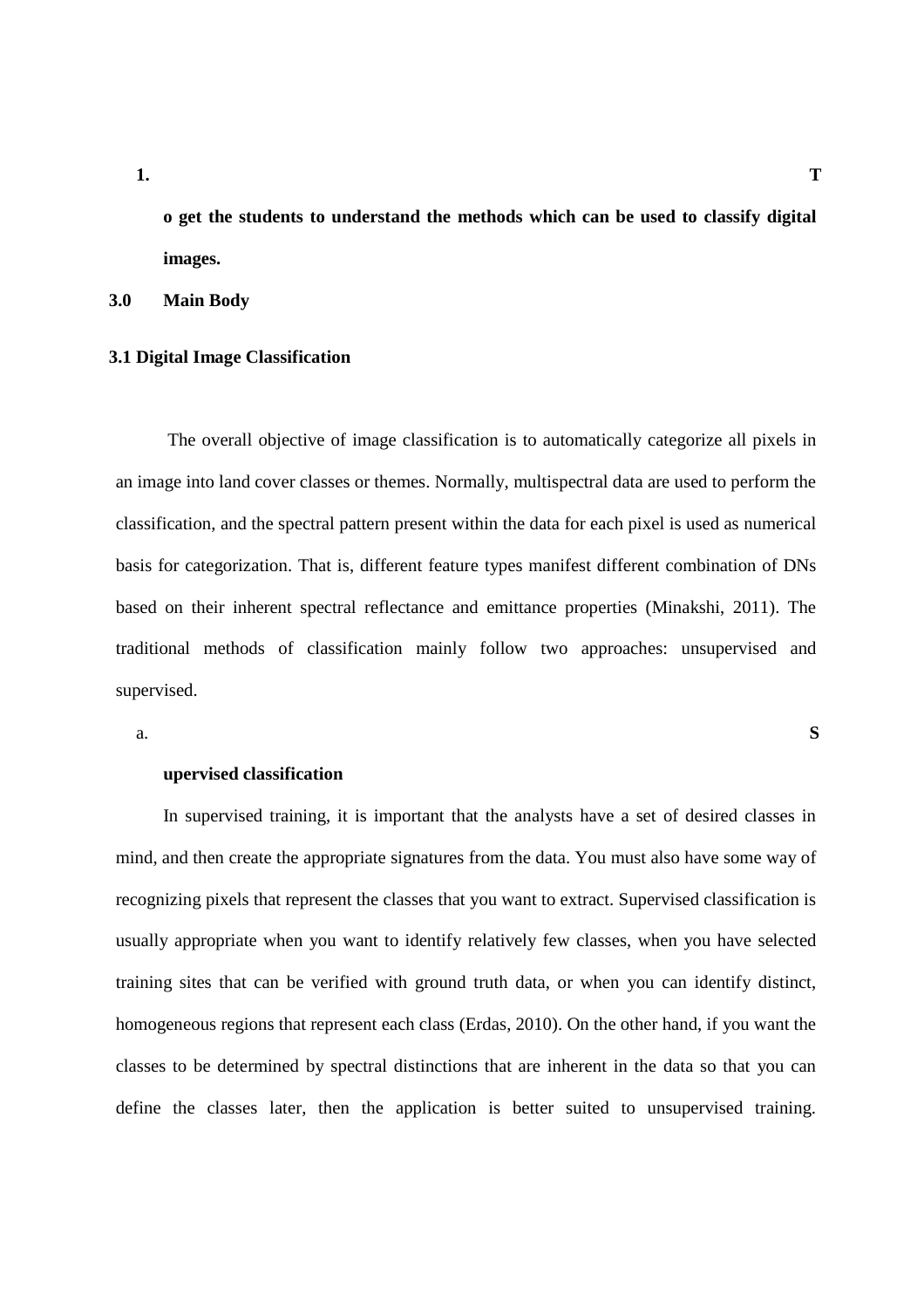1. **To get the students to understand the methods which can be used to classify digital images.**

## 3.0 Main Body

### 3.1 Digital Image Classification

The overall objective of image classification is to automatically categorize all pixels in an image into land cover classes or themes. Normally, multispectral data are used to perform the classification, and the spectral pattern present within the data for each pixel is used as numerical basis for categorization. That is, different feature types manifest different combination of DNs based on their inherent spectral reflectance and emittance properties (Minakshi, 2011). The traditional methods of classification mainly follow two approaches: unsupervised and supervised.

a. **Supervised classification**

In supervised training, it is important that the analysts have a set of desired classes in mind, and then create the appropriate signatures from the data. You must also have some way of recognizing pixels that represent the classes that you want to extract. Supervised classification is usually appropriate when you want to identify relatively few classes, when you have selected training sites that can be verified with ground truth data, or when you can identify distinct, homogeneous regions that represent each class (Erdas, 2010). On the other hand, if you want the classes to be determined by spectral distinctions that are inherent in the data so that you can define the classes later, then the application is better suited to unsupervised training.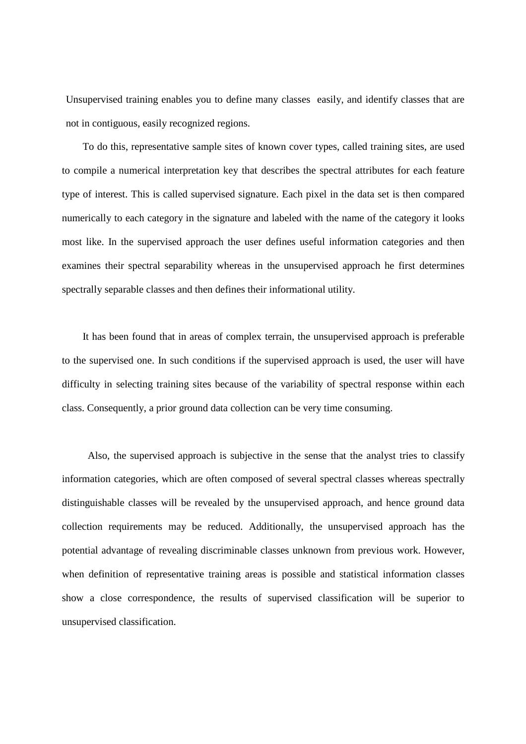Unsupervised training enables you to define many classes easily, and identify classes that are not in contiguous, easily recognized regions.

To do this, representative sample sites of known cover types, called training sites, are used to compile a numerical interpretation key that describes the spectral attributes for each feature type of interest. This is called supervised signature. Each pixel in the data set is then compared numerically to each category in the signature and labeled with the name of the category it looks most like. In the supervised approach the user defines useful information categories and then examines their spectral separability whereas in the unsupervised approach he first determines spectrally separable classes and then defines their informational utility.

It has been found that in areas of complex terrain, the unsupervised approach is preferable to the supervised one. In such conditions if the supervised approach is used, the user will have difficulty in selecting training sites because of the variability of spectral response within each class. Consequently, a prior ground data collection can be very time consuming.

Also, the supervised approach is subjective in the sense that the analyst tries to classify information categories, which are often composed of several spectral classes whereas spectrally distinguishable classes will be revealed by the unsupervised approach, and hence ground data collection requirements may be reduced. Additionally, the unsupervised approach has the potential advantage of revealing discriminable classes unknown from previous work. However, when definition of representative training areas is possible and statistical information classes show a close correspondence, the results of supervised classification will be superior to unsupervised classification.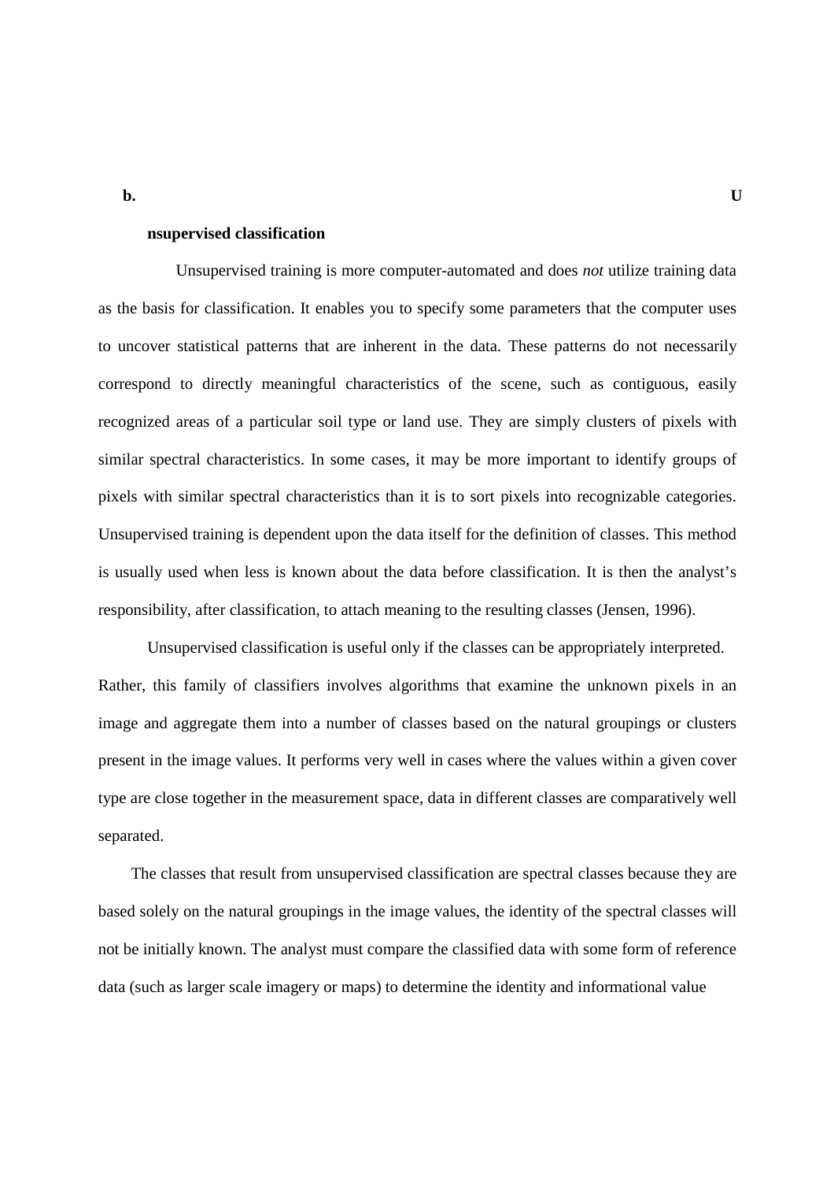**b. Unsupervised classification**

Unsupervised training is more computer-automated and does *not* utilize training data as the basis for classification. It enables you to specify some parameters that the computer uses to uncover statistical patterns that are inherent in the data. These patterns do not necessarily correspond to directly meaningful characteristics of the scene, such as contiguous, easily recognized areas of a particular soil type or land use. They are simply clusters of pixels with similar spectral characteristics. In some cases, it may be more important to identify groups of pixels with similar spectral characteristics than it is to sort pixels into recognizable categories. Unsupervised training is dependent upon the data itself for the definition of classes. This method is usually used when less is known about the data before classification. It is then the analyst's responsibility, after classification, to attach meaning to the resulting classes (Jensen, 1996).

Unsupervised classification is useful only if the classes can be appropriately interpreted. Rather, this family of classifiers involves algorithms that examine the unknown pixels in an image and aggregate them into a number of classes based on the natural groupings or clusters present in the image values. It performs very well in cases where the values within a given cover type are close together in the measurement space, data in different classes are comparatively well separated.

The classes that result from unsupervised classification are spectral classes because they are based solely on the natural groupings in the image values, the identity of the spectral classes will not be initially known. The analyst must compare the classified data with some form of reference data (such as larger scale imagery or maps) to determine the identity and informational value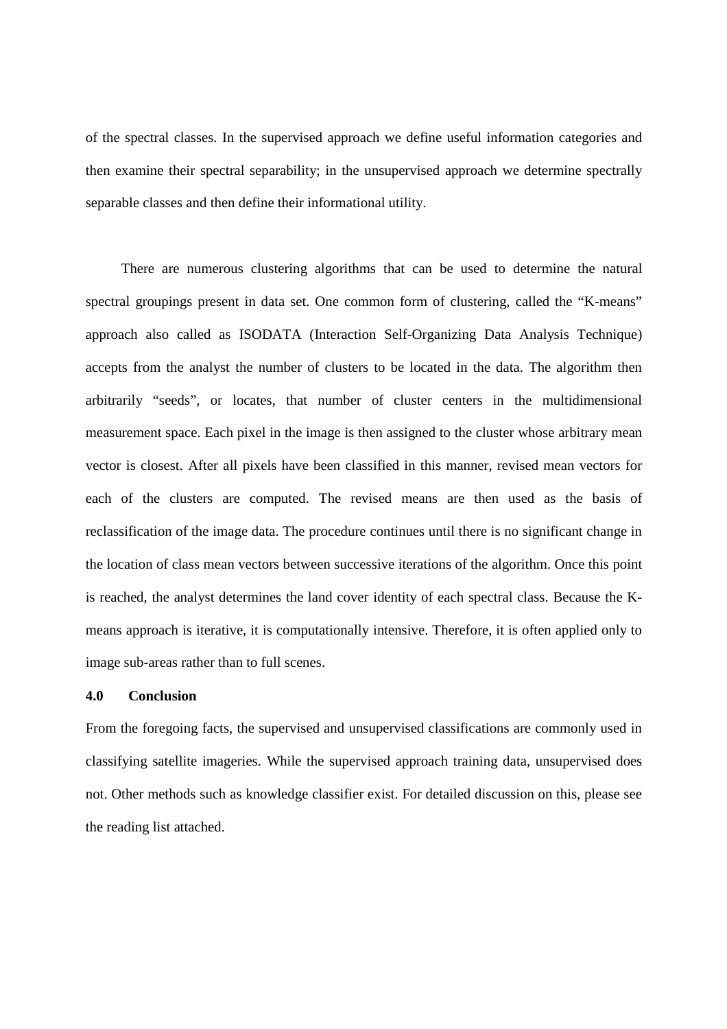of the spectral classes. In the supervised approach we define useful information categories and then examine their spectral separability; in the unsupervised approach we determine spectrally separable classes and then define their informational utility.

There are numerous clustering algorithms that can be used to determine the natural spectral groupings present in data set. One common form of clustering, called the "K-means" approach also called as ISODATA (Interaction Self-Organizing Data Analysis Technique) accepts from the analyst the number of clusters to be located in the data. The algorithm then arbitrarily "seeds", or locates, that number of cluster centers in the multidimensional measurement space. Each pixel in the image is then assigned to the cluster whose arbitrary mean vector is closest. After all pixels have been classified in this manner, revised mean vectors for each of the clusters are computed. The revised means are then used as the basis of reclassification of the image data. The procedure continues until there is no significant change in the location of class mean vectors between successive iterations of the algorithm. Once this point is reached, the analyst determines the land cover identity of each spectral class. Because the K-means approach is iterative, it is computationally intensive. Therefore, it is often applied only to image sub-areas rather than to full scenes.

## 4.0 Conclusion

From the foregoing facts, the supervised and unsupervised classifications are commonly used in classifying satellite imageries. While the supervised approach training data, unsupervised does not. Other methods such as knowledge classifier exist. For detailed discussion on this, please see the reading list attached.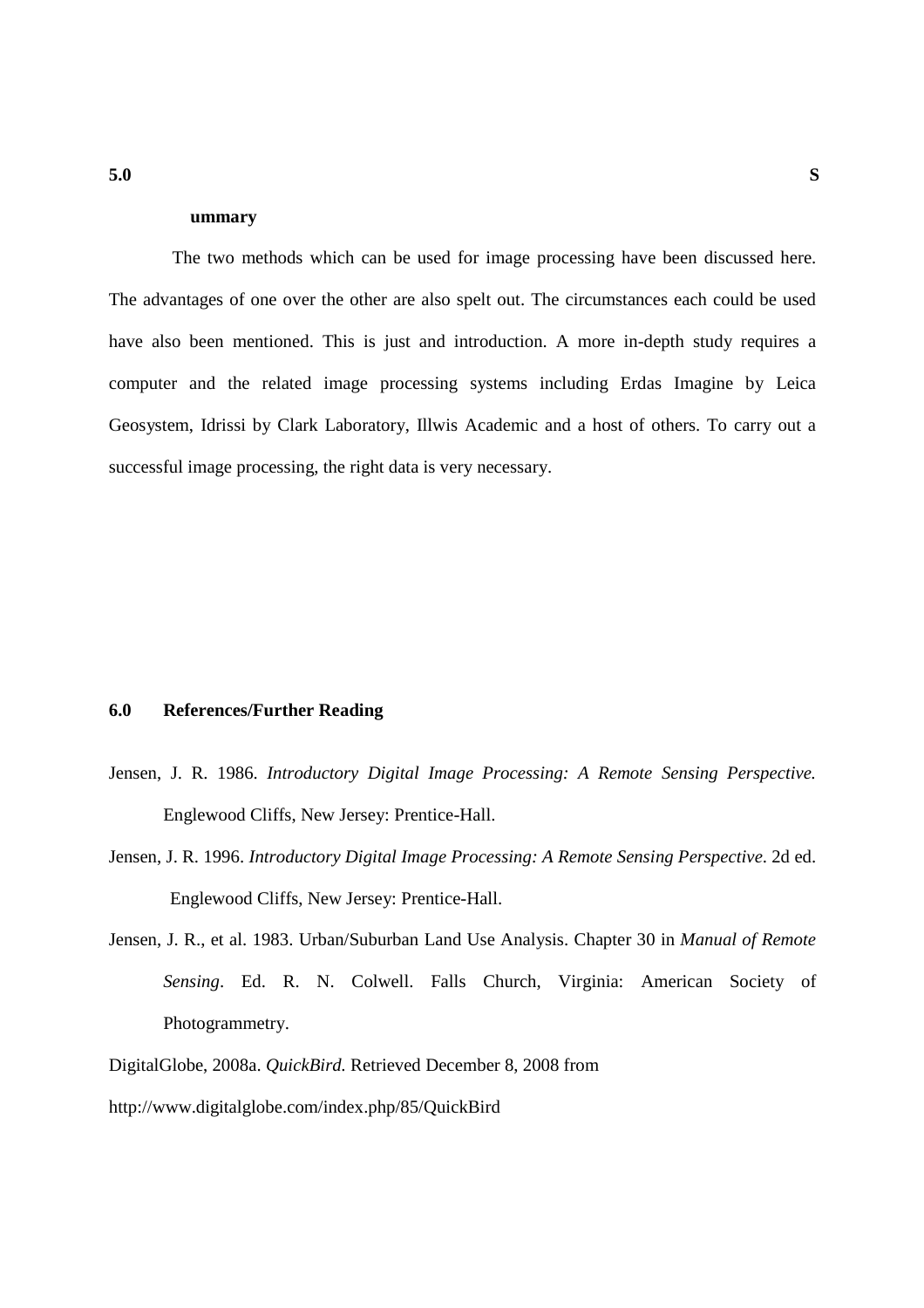## 5.0 Summary

The two methods which can be used for image processing have been discussed here. The advantages of one over the other are also spelt out. The circumstances each could be used have also been mentioned. This is just and introduction. A more in-depth study requires a computer and the related image processing systems including Erdas Imagine by Leica Geosystem, Idrissi by Clark Laboratory, Illwis Academic and a host of others. To carry out a successful image processing, the right data is very necessary.

## 6.0 References/Further Reading

Jensen, J. R. 1986. *Introductory Digital Image Processing: A Remote Sensing Perspective.* Englewood Cliffs, New Jersey: Prentice-Hall.

Jensen, J. R. 1996. *Introductory Digital Image Processing: A Remote Sensing Perspective*. 2d ed. Englewood Cliffs, New Jersey: Prentice-Hall.

Jensen, J. R., et al. 1983. Urban/Suburban Land Use Analysis. Chapter 30 in *Manual of Remote Sensing*. Ed. R. N. Colwell. Falls Church, Virginia: American Society of Photogrammetry.

DigitalGlobe, 2008a. *QuickBird.* Retrieved December 8, 2008 from http://www.digitalglobe.com/index.php/85/QuickBird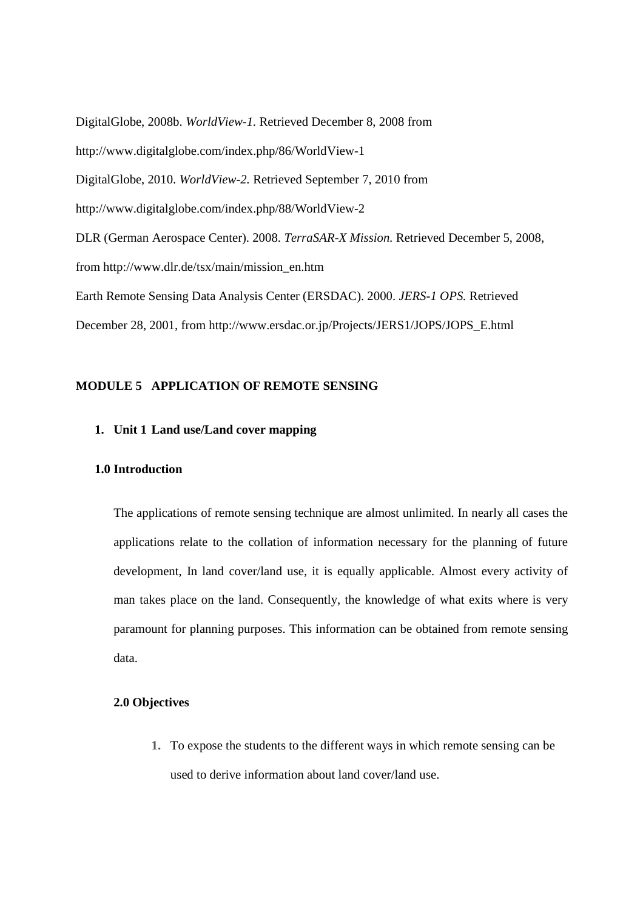DigitalGlobe, 2008b. *WorldView-1*. Retrieved December 8, 2008 from http://www.digitalglobe.com/index.php/86/WorldView-1

DigitalGlobe, 2010. *WorldView-2*. Retrieved September 7, 2010 from http://www.digitalglobe.com/index.php/88/WorldView-2

DLR (German Aerospace Center). 2008. *TerraSAR-X Mission.* Retrieved December 5, 2008, from http://www.dlr.de/tsx/main/mission_en.htm

Earth Remote Sensing Data Analysis Center (ERSDAC). 2000. *JERS-1 OPS.* Retrieved December 28, 2001, from http://www.ersdac.or.jp/Projects/JERS1/JOPS/JOPS_E.html

## MODULE 5 APPLICATION OF REMOTE SENSING

### 1. Unit 1 Land use/Land cover mapping

#### 1.0 Introduction

The applications of remote sensing technique are almost unlimited. In nearly all cases the applications relate to the collation of information necessary for the planning of future development, In land cover/land use, it is equally applicable. Almost every activity of man takes place on the land. Consequently, the knowledge of what exits where is very paramount for planning purposes. This information can be obtained from remote sensing data.

#### 2.0 Objectives

1. To expose the students to the different ways in which remote sensing can be used to derive information about land cover/land use.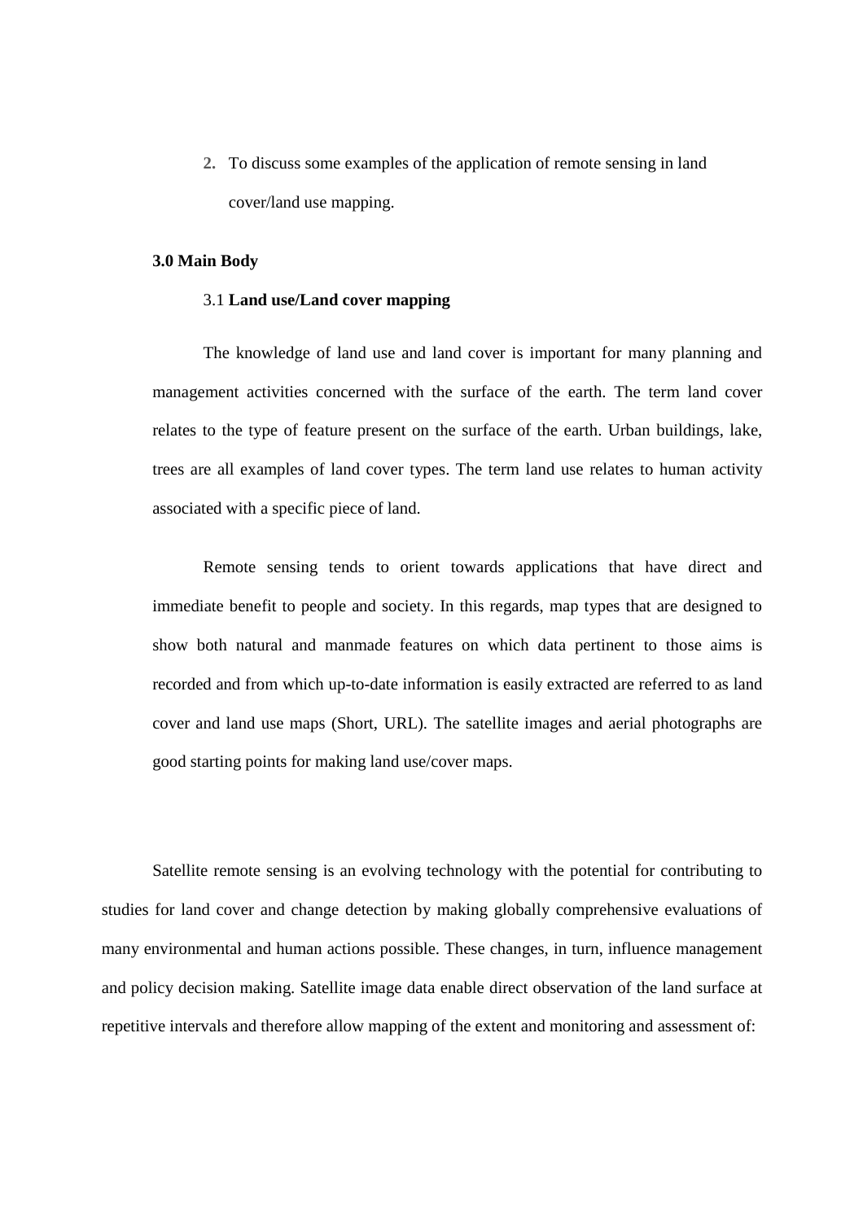2. To discuss some examples of the application of remote sensing in land cover/land use mapping.

**3.0 Main Body**

3.1 **Land use/Land cover mapping**

The knowledge of land use and land cover is important for many planning and management activities concerned with the surface of the earth. The term land cover relates to the type of feature present on the surface of the earth. Urban buildings, lake, trees are all examples of land cover types. The term land use relates to human activity associated with a specific piece of land.

Remote sensing tends to orient towards applications that have direct and immediate benefit to people and society. In this regards, map types that are designed to show both natural and manmade features on which data pertinent to those aims is recorded and from which up-to-date information is easily extracted are referred to as land cover and land use maps (Short, URL). The satellite images and aerial photographs are good starting points for making land use/cover maps.

Satellite remote sensing is an evolving technology with the potential for contributing to studies for land cover and change detection by making globally comprehensive evaluations of many environmental and human actions possible. These changes, in turn, influence management and policy decision making. Satellite image data enable direct observation of the land surface at repetitive intervals and therefore allow mapping of the extent and monitoring and assessment of: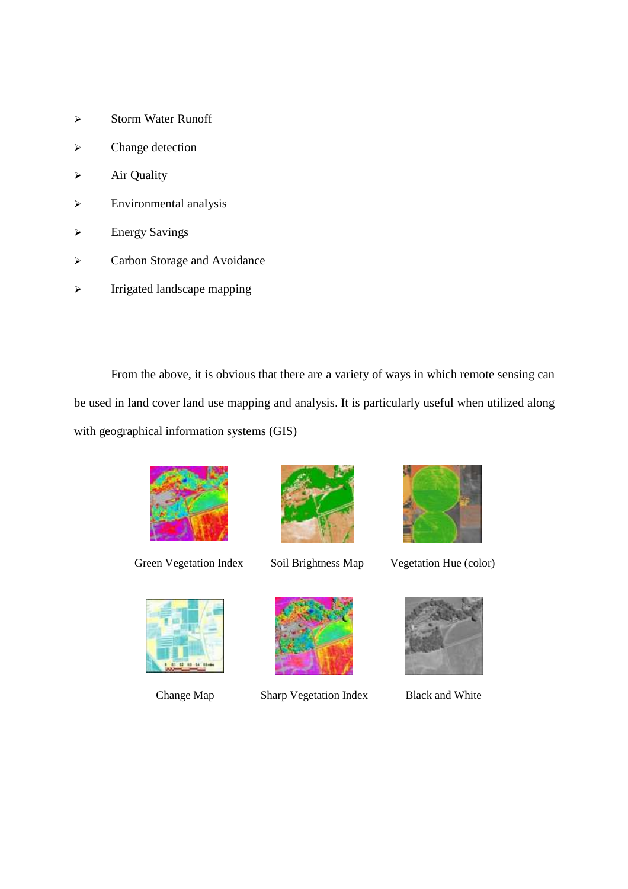- Storm Water Runoff
- Change detection
- Air Quality
- Environmental analysis
- Energy Savings
- Carbon Storage and Avoidance
- Irrigated landscape mapping

From the above, it is obvious that there are a variety of ways in which remote sensing can be used in land cover land use mapping and analysis. It is particularly useful when utilized along with geographical information systems (GIS)

Green Vegetation Index

Soil Brightness Map

Vegetation Hue (color)

Change Map

Sharp Vegetation Index

Black and White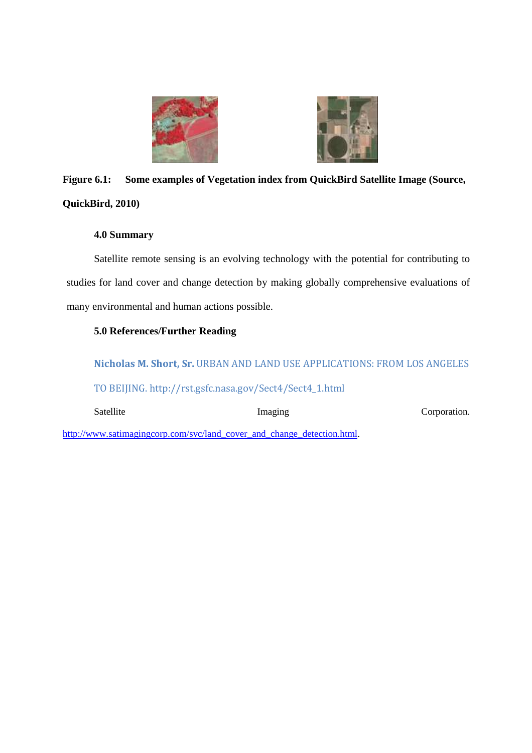**Figure 6.1: Some examples of Vegetation index from QuickBird Satellite Image (Source, QuickBird, 2010)**

### 4.0 Summary

Satellite remote sensing is an evolving technology with the potential for contributing to studies for land cover and change detection by making globally comprehensive evaluations of many environmental and human actions possible.

### 5.0 References/Further Reading

**Nicholas M. Short, Sr.** URBAN AND LAND USE APPLICATIONS: FROM LOS ANGELES TO BEIJING. http://rst.gsfc.nasa.gov/Sect4/Sect4_1.html

Satellite Imaging Corporation. http://www.satimagingcorp.com/svc/land_cover_and_change_detection.html.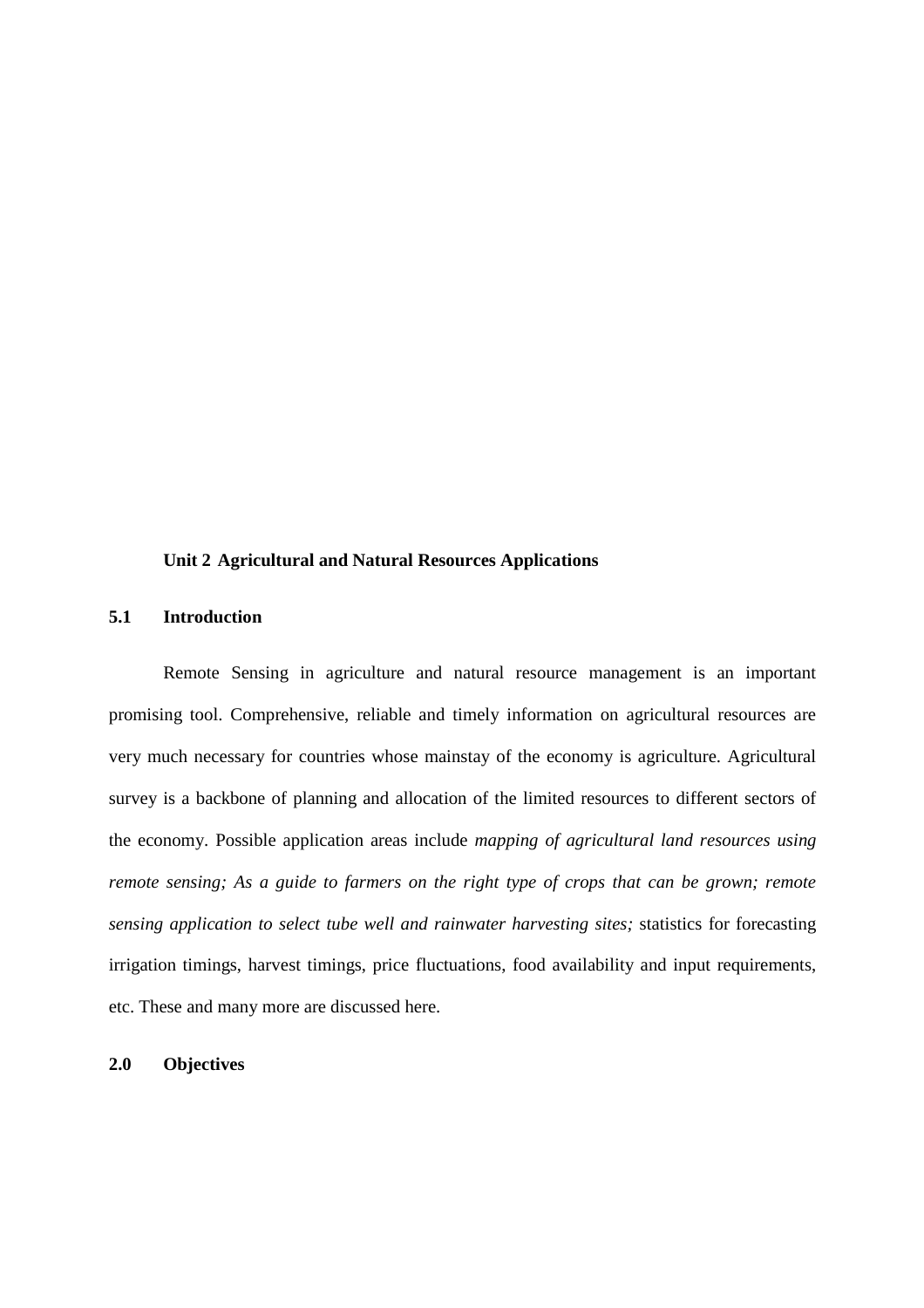## Unit 2 Agricultural and Natural Resources Applications

### 5.1 Introduction

Remote Sensing in agriculture and natural resource management is an important promising tool. Comprehensive, reliable and timely information on agricultural resources are very much necessary for countries whose mainstay of the economy is agriculture. Agricultural survey is a backbone of planning and allocation of the limited resources to different sectors of the economy. Possible application areas include *mapping of agricultural land resources using remote sensing; As a guide to farmers on the right type of crops that can be grown; remote sensing application to select tube well and rainwater harvesting sites;* statistics for forecasting irrigation timings, harvest timings, price fluctuations, food availability and input requirements, etc. These and many more are discussed here.

### 2.0 Objectives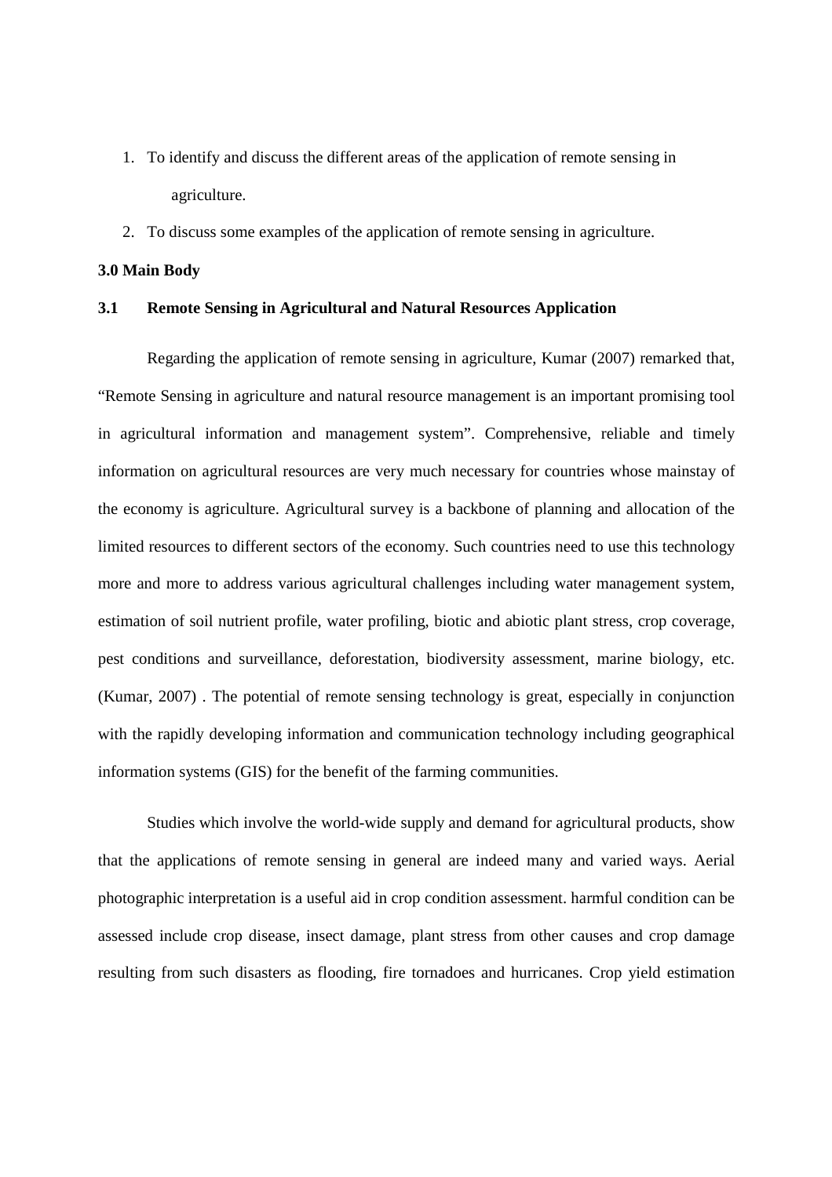1. To identify and discuss the different areas of the application of remote sensing in agriculture.
2. To discuss some examples of the application of remote sensing in agriculture.

**3.0 Main Body**

**3.1 Remote Sensing in Agricultural and Natural Resources Application**

Regarding the application of remote sensing in agriculture, Kumar (2007) remarked that, "Remote Sensing in agriculture and natural resource management is an important promising tool in agricultural information and management system". Comprehensive, reliable and timely information on agricultural resources are very much necessary for countries whose mainstay of the economy is agriculture. Agricultural survey is a backbone of planning and allocation of the limited resources to different sectors of the economy. Such countries need to use this technology more and more to address various agricultural challenges including water management system, estimation of soil nutrient profile, water profiling, biotic and abiotic plant stress, crop coverage, pest conditions and surveillance, deforestation, biodiversity assessment, marine biology, etc. (Kumar, 2007) . The potential of remote sensing technology is great, especially in conjunction with the rapidly developing information and communication technology including geographical information systems (GIS) for the benefit of the farming communities.

Studies which involve the world-wide supply and demand for agricultural products, show that the applications of remote sensing in general are indeed many and varied ways. Aerial photographic interpretation is a useful aid in crop condition assessment. harmful condition can be assessed include crop disease, insect damage, plant stress from other causes and crop damage resulting from such disasters as flooding, fire tornadoes and hurricanes. Crop yield estimation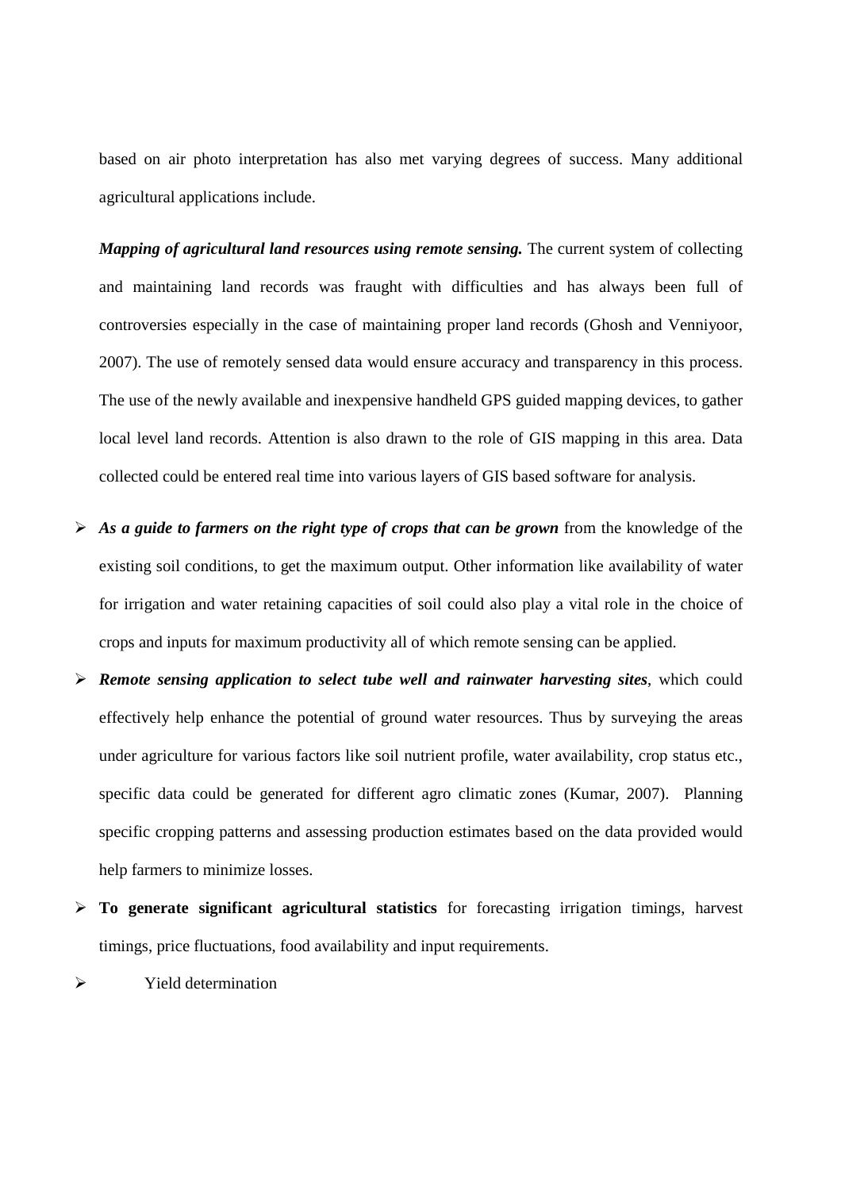based on air photo interpretation has also met varying degrees of success. Many additional agricultural applications include.

***Mapping of agricultural land resources using remote sensing.*** The current system of collecting and maintaining land records was fraught with difficulties and has always been full of controversies especially in the case of maintaining proper land records (Ghosh and Venniyoor, 2007). The use of remotely sensed data would ensure accuracy and transparency in this process. The use of the newly available and inexpensive handheld GPS guided mapping devices, to gather local level land records. Attention is also drawn to the role of GIS mapping in this area. Data collected could be entered real time into various layers of GIS based software for analysis.

- ***As a guide to farmers on the right type of crops that can be grown*** from the knowledge of the existing soil conditions, to get the maximum output. Other information like availability of water for irrigation and water retaining capacities of soil could also play a vital role in the choice of crops and inputs for maximum productivity all of which remote sensing can be applied.
- ***Remote sensing application to select tube well and rainwater harvesting sites***, which could effectively help enhance the potential of ground water resources. Thus by surveying the areas under agriculture for various factors like soil nutrient profile, water availability, crop status etc., specific data could be generated for different agro climatic zones (Kumar, 2007). Planning specific cropping patterns and assessing production estimates based on the data provided would help farmers to minimize losses.
- **To generate significant agricultural statistics** for forecasting irrigation timings, harvest timings, price fluctuations, food availability and input requirements.
- Yield determination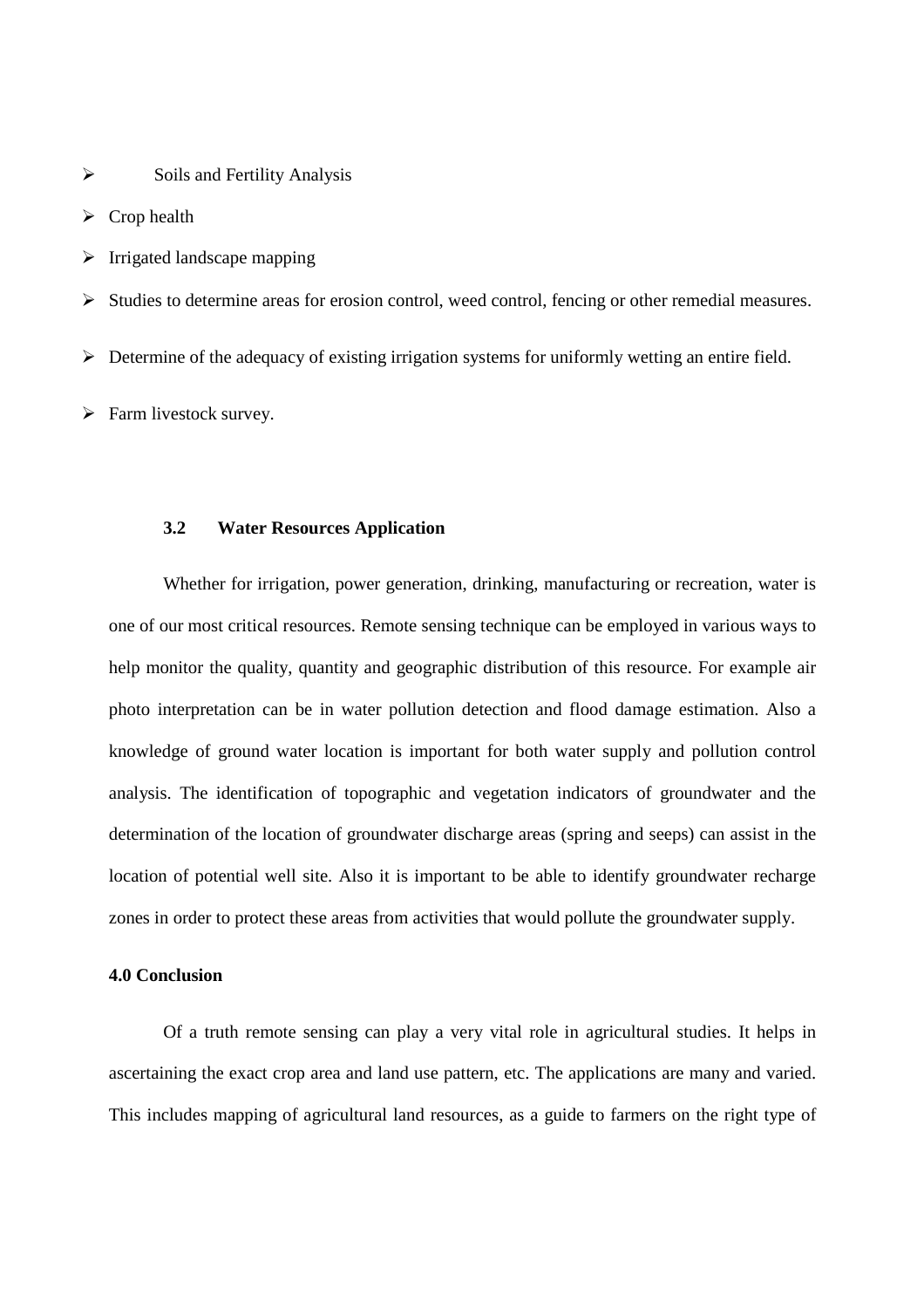- Soils and Fertility Analysis
- Crop health
- Irrigated landscape mapping
- Studies to determine areas for erosion control, weed control, fencing or other remedial measures.
- Determine of the adequacy of existing irrigation systems for uniformly wetting an entire field.
- Farm livestock survey.

### 3.2 Water Resources Application

Whether for irrigation, power generation, drinking, manufacturing or recreation, water is one of our most critical resources. Remote sensing technique can be employed in various ways to help monitor the quality, quantity and geographic distribution of this resource. For example air photo interpretation can be in water pollution detection and flood damage estimation. Also a knowledge of ground water location is important for both water supply and pollution control analysis. The identification of topographic and vegetation indicators of groundwater and the determination of the location of groundwater discharge areas (spring and seeps) can assist in the location of potential well site. Also it is important to be able to identify groundwater recharge zones in order to protect these areas from activities that would pollute the groundwater supply.

## 4.0 Conclusion

Of a truth remote sensing can play a very vital role in agricultural studies. It helps in ascertaining the exact crop area and land use pattern, etc. The applications are many and varied. This includes mapping of agricultural land resources, as a guide to farmers on the right type of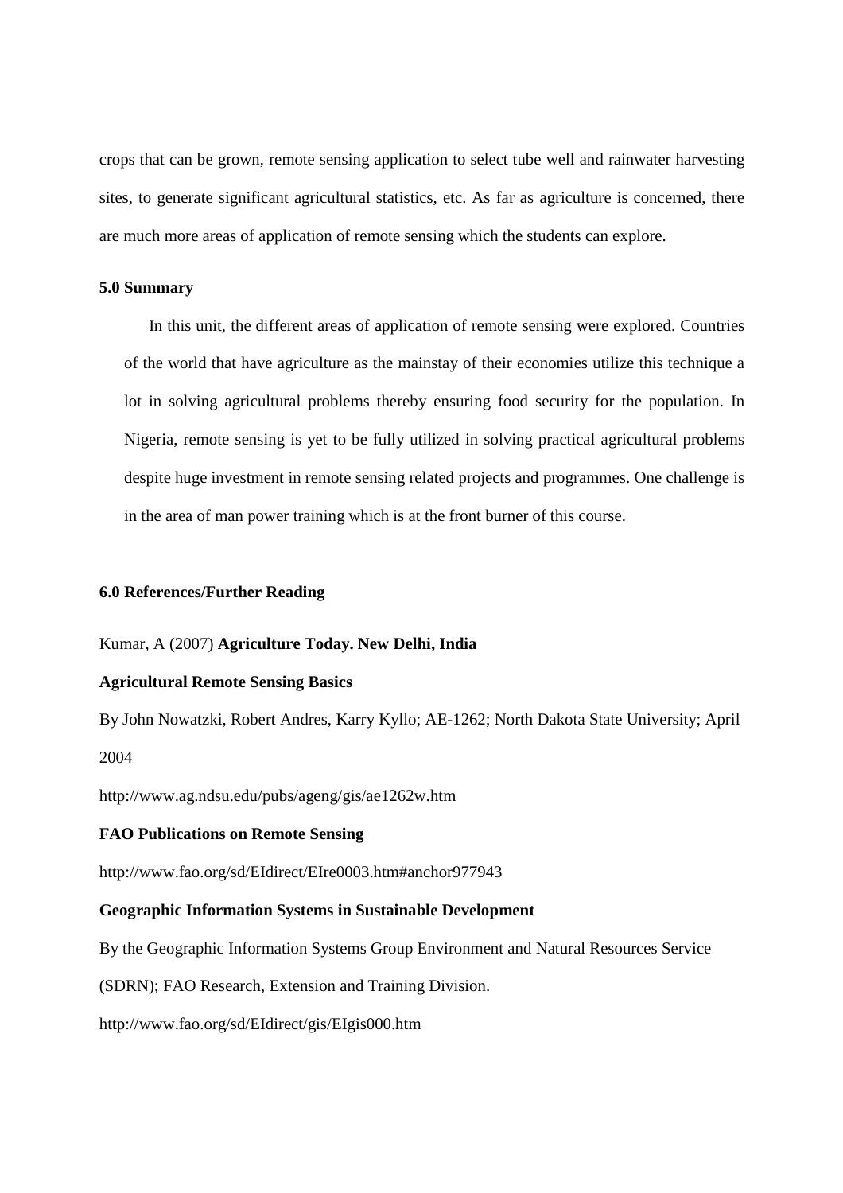crops that can be grown, remote sensing application to select tube well and rainwater harvesting sites, to generate significant agricultural statistics, etc. As far as agriculture is concerned, there are much more areas of application of remote sensing which the students can explore.

## 5.0 Summary

In this unit, the different areas of application of remote sensing were explored. Countries of the world that have agriculture as the mainstay of their economies utilize this technique a lot in solving agricultural problems thereby ensuring food security for the population. In Nigeria, remote sensing is yet to be fully utilized in solving practical agricultural problems despite huge investment in remote sensing related projects and programmes. One challenge is in the area of man power training which is at the front burner of this course.

## 6.0 References/Further Reading

Kumar, A (2007) **Agriculture Today. New Delhi, India**

**Agricultural Remote Sensing Basics**

By John Nowatzki, Robert Andres, Karry Kyllo; AE-1262; North Dakota State University; April 2004

http://www.ag.ndsu.edu/pubs/ageng/gis/ae1262w.htm

**FAO Publications on Remote Sensing**

http://www.fao.org/sd/EIdirect/EIre0003.htm#anchor977943

**Geographic Information Systems in Sustainable Development**

By the Geographic Information Systems Group Environment and Natural Resources Service (SDRN); FAO Research, Extension and Training Division.

http://www.fao.org/sd/EIdirect/gis/EIgis000.htm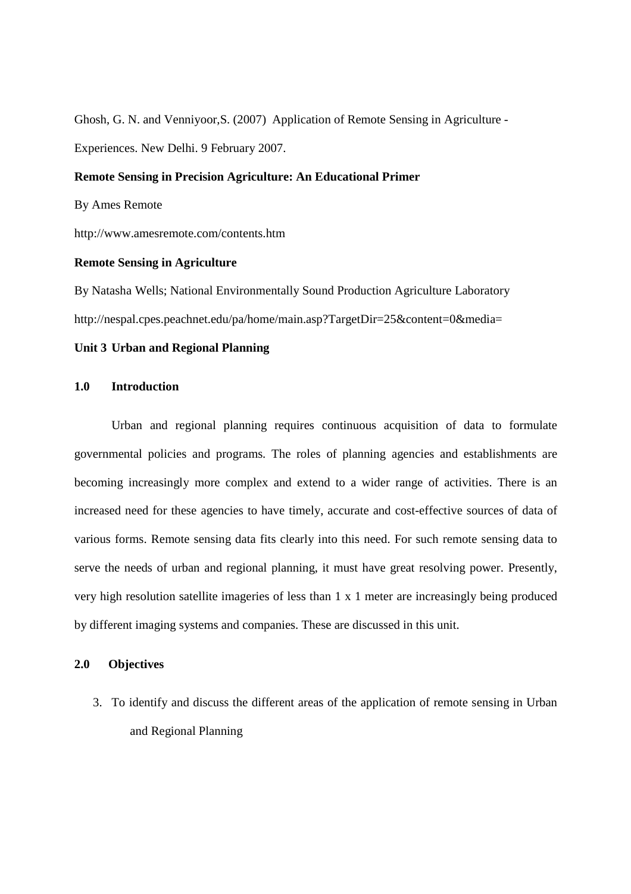Ghosh, G. N. and Venniyoor,S. (2007) Application of Remote Sensing in Agriculture - Experiences. New Delhi. 9 February 2007.

**Remote Sensing in Precision Agriculture: An Educational Primer**

By Ames Remote

http://www.amesremote.com/contents.htm

**Remote Sensing in Agriculture**

By Natasha Wells; National Environmentally Sound Production Agriculture Laboratory

http://nespal.cpes.peachnet.edu/pa/home/main.asp?TargetDir=25&content=0&media=

## Unit 3 Urban and Regional Planning

### 1.0 Introduction

Urban and regional planning requires continuous acquisition of data to formulate governmental policies and programs. The roles of planning agencies and establishments are becoming increasingly more complex and extend to a wider range of activities. There is an increased need for these agencies to have timely, accurate and cost-effective sources of data of various forms. Remote sensing data fits clearly into this need. For such remote sensing data to serve the needs of urban and regional planning, it must have great resolving power. Presently, very high resolution satellite imageries of less than 1 x 1 meter are increasingly being produced by different imaging systems and companies. These are discussed in this unit.

### 2.0 Objectives

3. To identify and discuss the different areas of the application of remote sensing in Urban and Regional Planning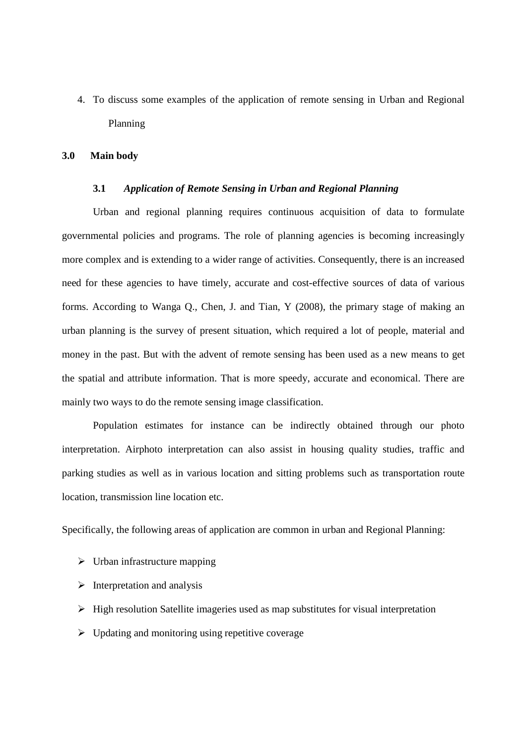4. To discuss some examples of the application of remote sensing in Urban and Regional Planning

**3.0 Main body**

***3.1 Application of Remote Sensing in Urban and Regional Planning***

Urban and regional planning requires continuous acquisition of data to formulate governmental policies and programs. The role of planning agencies is becoming increasingly more complex and is extending to a wider range of activities. Consequently, there is an increased need for these agencies to have timely, accurate and cost-effective sources of data of various forms. According to Wanga Q., Chen, J. and Tian, Y (2008), the primary stage of making an urban planning is the survey of present situation, which required a lot of people, material and money in the past. But with the advent of remote sensing has been used as a new means to get the spatial and attribute information. That is more speedy, accurate and economical. There are mainly two ways to do the remote sensing image classification.

Population estimates for instance can be indirectly obtained through our photo interpretation. Airphoto interpretation can also assist in housing quality studies, traffic and parking studies as well as in various location and sitting problems such as transportation route location, transmission line location etc.

Specifically, the following areas of application are common in urban and Regional Planning:

- Urban infrastructure mapping
- Interpretation and analysis
- High resolution Satellite imageries used as map substitutes for visual interpretation
- Updating and monitoring using repetitive coverage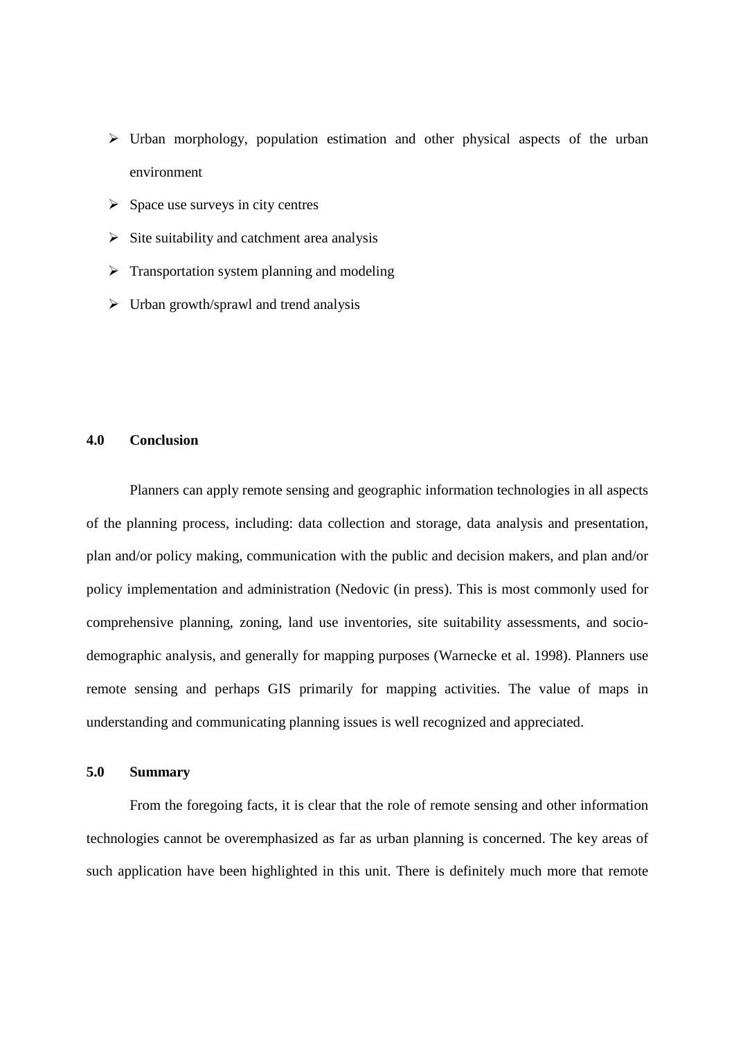- Urban morphology, population estimation and other physical aspects of the urban environment
- Space use surveys in city centres
- Site suitability and catchment area analysis
- Transportation system planning and modeling
- Urban growth/sprawl and trend analysis

## 4.0 Conclusion

Planners can apply remote sensing and geographic information technologies in all aspects of the planning process, including: data collection and storage, data analysis and presentation, plan and/or policy making, communication with the public and decision makers, and plan and/or policy implementation and administration (Nedovic (in press). This is most commonly used for comprehensive planning, zoning, land use inventories, site suitability assessments, and socio-demographic analysis, and generally for mapping purposes (Warnecke et al. 1998). Planners use remote sensing and perhaps GIS primarily for mapping activities. The value of maps in understanding and communicating planning issues is well recognized and appreciated.

## 5.0 Summary

From the foregoing facts, it is clear that the role of remote sensing and other information technologies cannot be overemphasized as far as urban planning is concerned. The key areas of such application have been highlighted in this unit. There is definitely much more that remote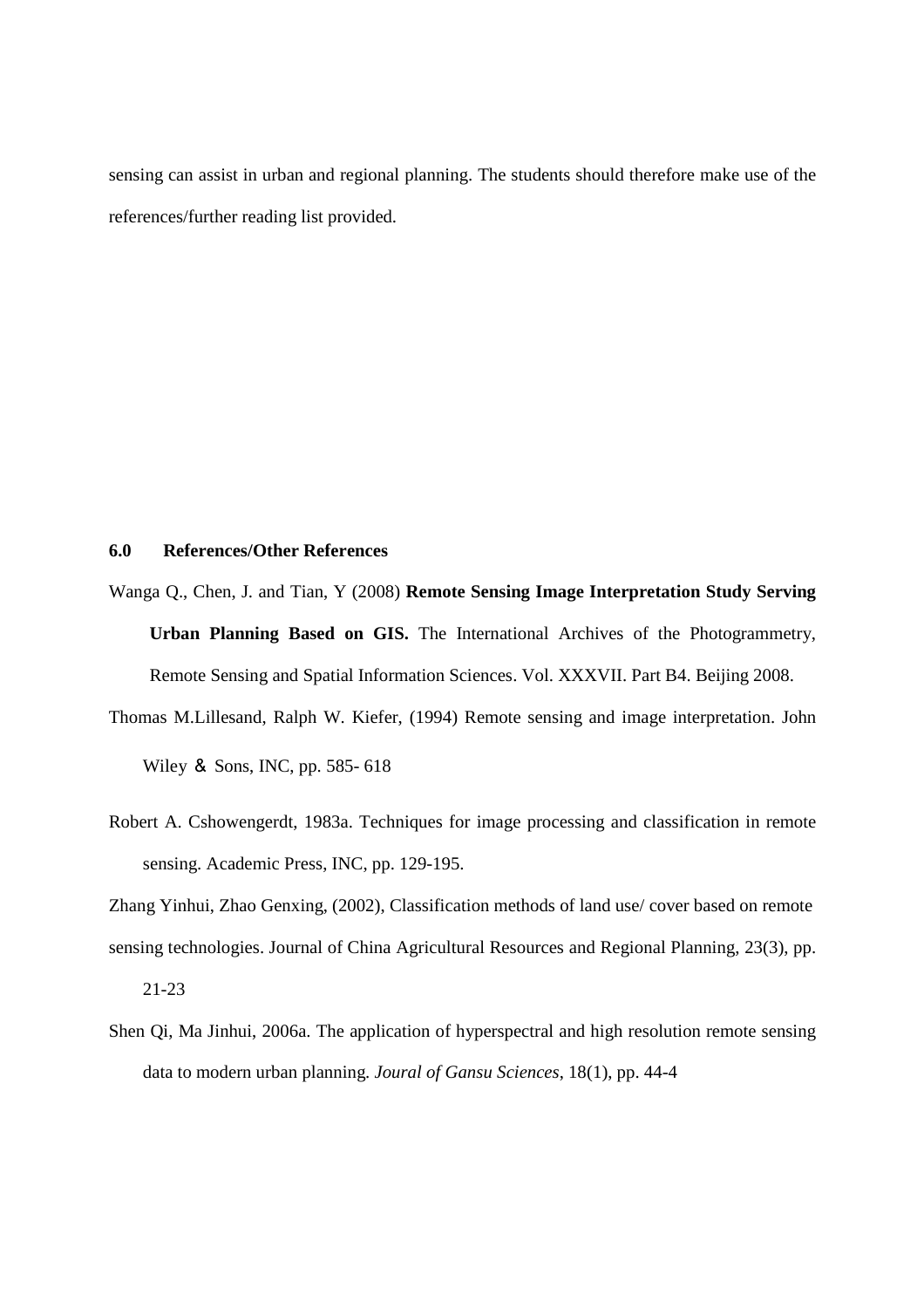sensing can assist in urban and regional planning. The students should therefore make use of the references/further reading list provided.

## 6.0 References/Other References

Wanga Q., Chen, J. and Tian, Y (2008) **Remote Sensing Image Interpretation Study Serving Urban Planning Based on GIS.** The International Archives of the Photogrammetry, Remote Sensing and Spatial Information Sciences. Vol. XXXVII. Part B4. Beijing 2008.

Thomas M.Lillesand, Ralph W. Kiefer, (1994) Remote sensing and image interpretation. John Wiley & Sons, INC, pp. 585- 618

Robert A. Cshowengerdt, 1983a. Techniques for image processing and classification in remote sensing. Academic Press, INC, pp. 129-195.

Zhang Yinhui, Zhao Genxing, (2002), Classification methods of land use/ cover based on remote sensing technologies. Journal of China Agricultural Resources and Regional Planning, 23(3), pp. 21-23

Shen Qi, Ma Jinhui, 2006a. The application of hyperspectral and high resolution remote sensing data to modern urban planning. *Joural of Gansu Sciences*, 18(1), pp. 44-4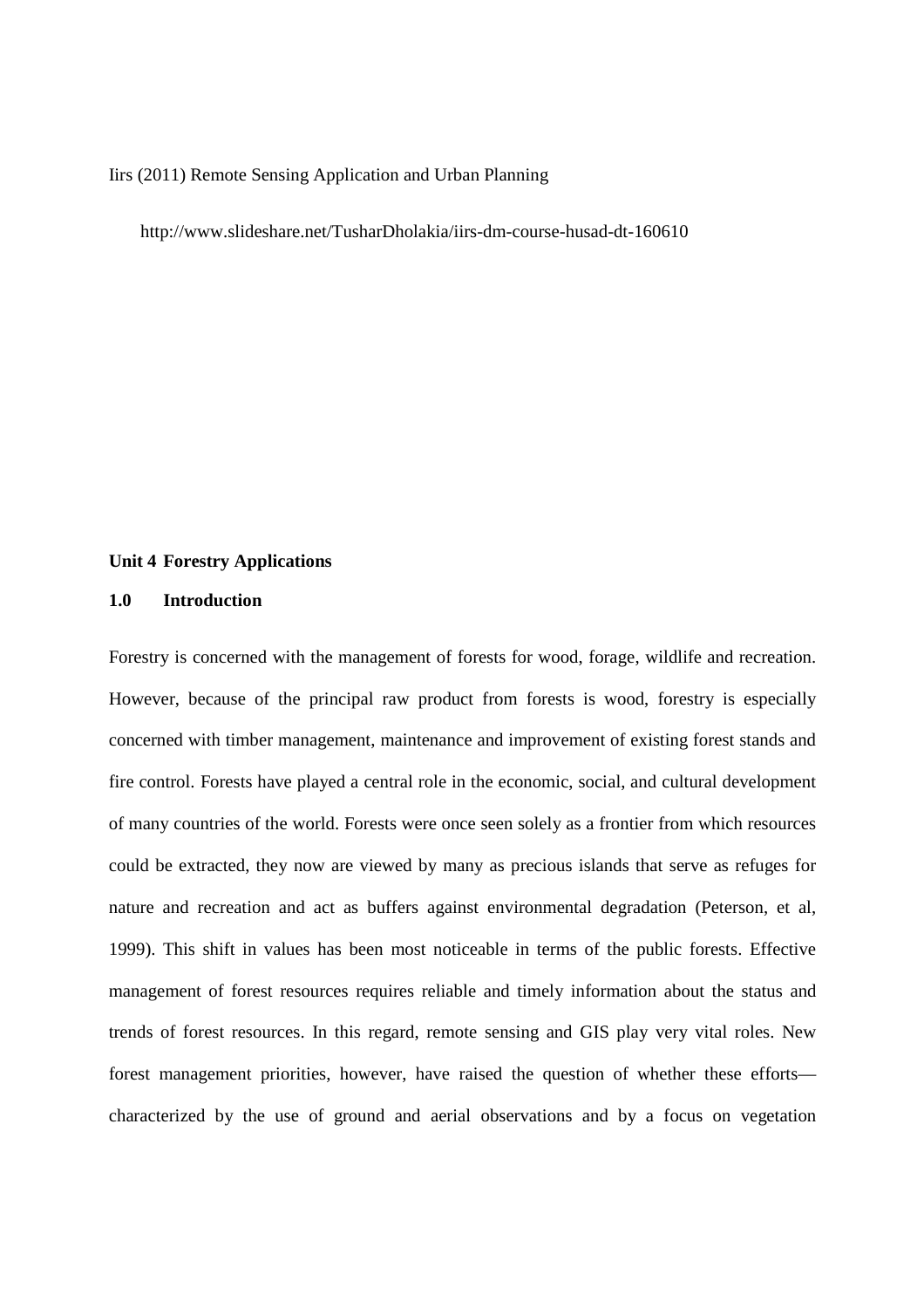Iirs (2011) Remote Sensing Application and Urban Planning

http://www.slideshare.net/TusharDholakia/iirs-dm-course-husad-dt-160610

## Unit 4 Forestry Applications

### 1.0 Introduction

Forestry is concerned with the management of forests for wood, forage, wildlife and recreation. However, because of the principal raw product from forests is wood, forestry is especially concerned with timber management, maintenance and improvement of existing forest stands and fire control. Forests have played a central role in the economic, social, and cultural development of many countries of the world. Forests were once seen solely as a frontier from which resources could be extracted, they now are viewed by many as precious islands that serve as refuges for nature and recreation and act as buffers against environmental degradation (Peterson, et al, 1999). This shift in values has been most noticeable in terms of the public forests. Effective management of forest resources requires reliable and timely information about the status and trends of forest resources. In this regard, remote sensing and GIS play very vital roles. New forest management priorities, however, have raised the question of whether these efforts—characterized by the use of ground and aerial observations and by a focus on vegetation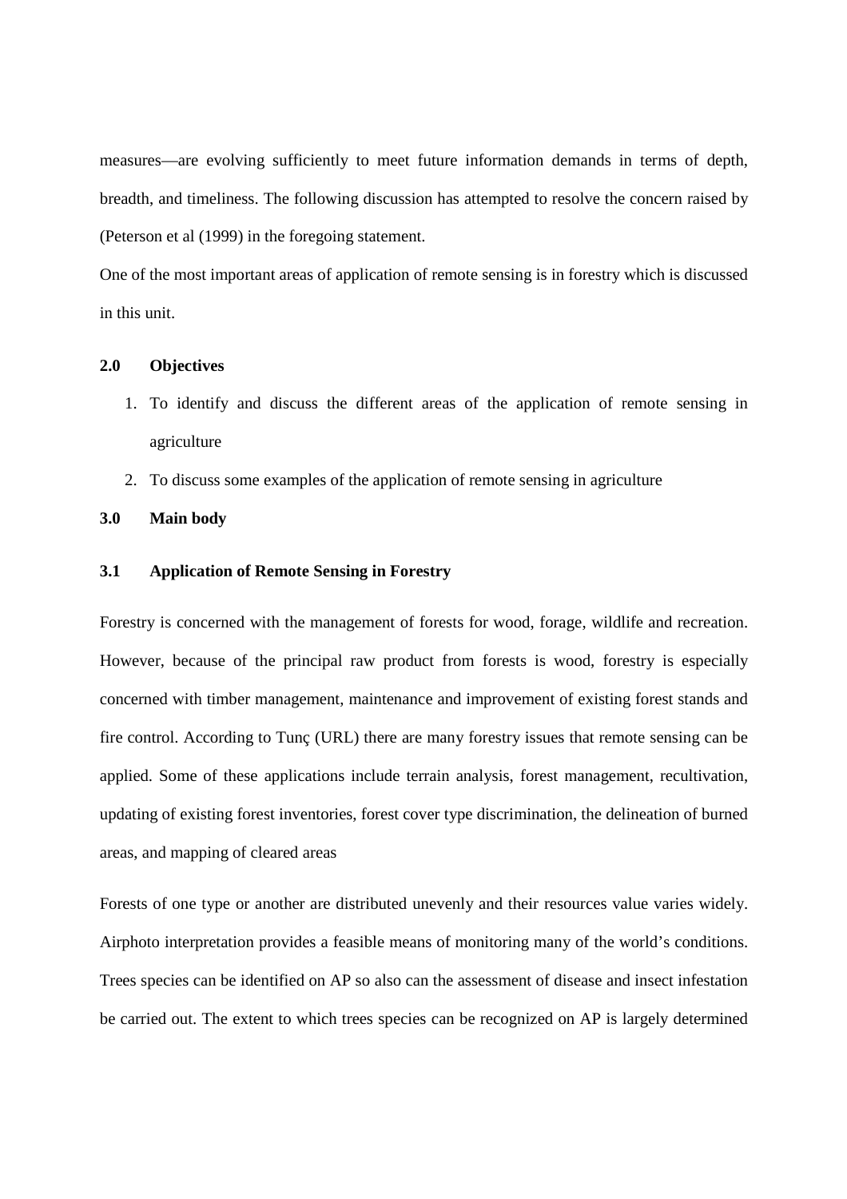measures—are evolving sufficiently to meet future information demands in terms of depth, breadth, and timeliness. The following discussion has attempted to resolve the concern raised by (Peterson et al (1999) in the foregoing statement.

One of the most important areas of application of remote sensing is in forestry which is discussed in this unit.

## 2.0 Objectives

1. To identify and discuss the different areas of the application of remote sensing in agriculture
2. To discuss some examples of the application of remote sensing in agriculture

## 3.0 Main body

### 3.1 Application of Remote Sensing in Forestry

Forestry is concerned with the management of forests for wood, forage, wildlife and recreation. However, because of the principal raw product from forests is wood, forestry is especially concerned with timber management, maintenance and improvement of existing forest stands and fire control. According to Tunç (URL) there are many forestry issues that remote sensing can be applied. Some of these applications include terrain analysis, forest management, recultivation, updating of existing forest inventories, forest cover type discrimination, the delineation of burned areas, and mapping of cleared areas

Forests of one type or another are distributed unevenly and their resources value varies widely. Airphoto interpretation provides a feasible means of monitoring many of the world's conditions. Trees species can be identified on AP so also can the assessment of disease and insect infestation be carried out. The extent to which trees species can be recognized on AP is largely determined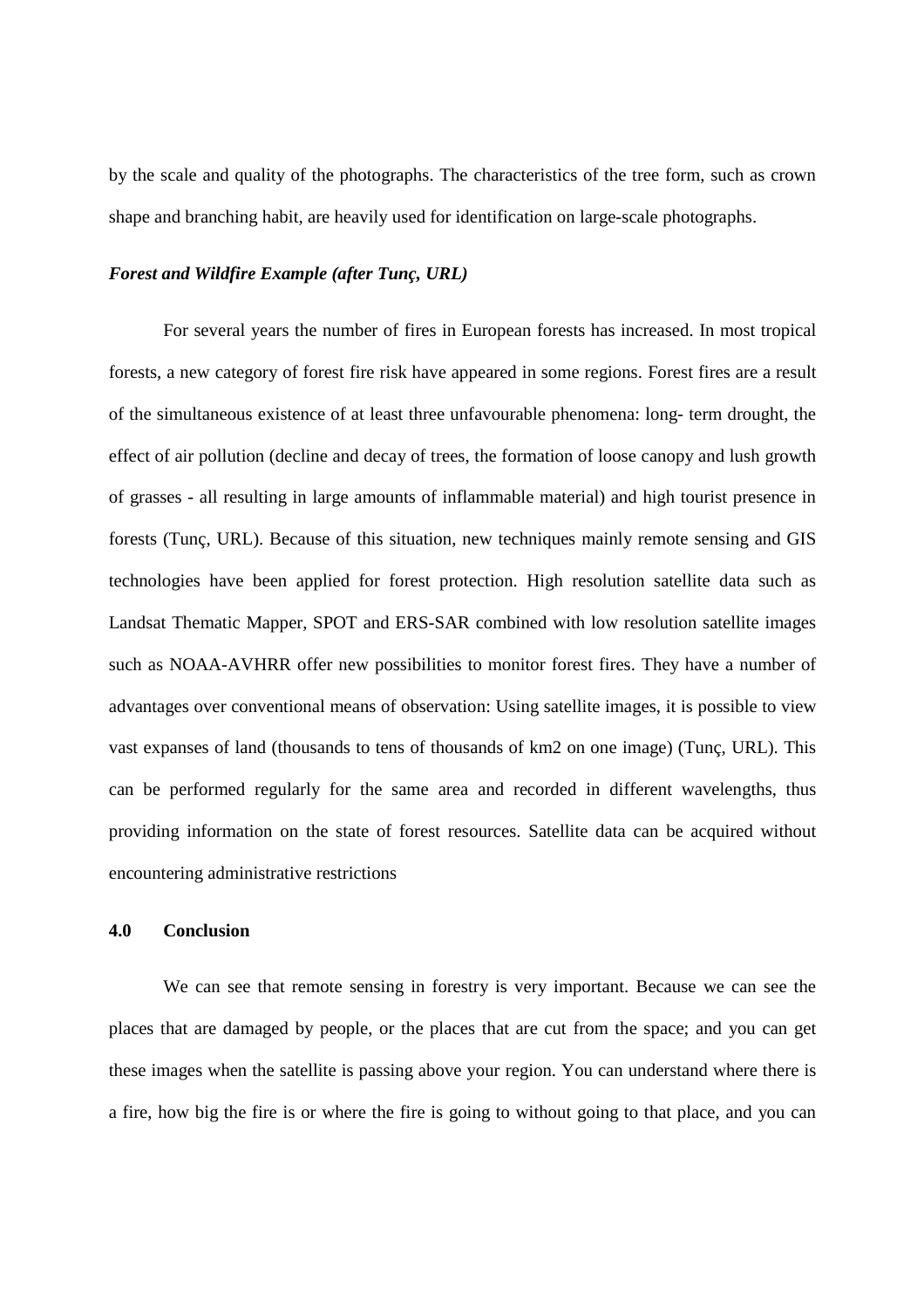by the scale and quality of the photographs. The characteristics of the tree form, such as crown shape and branching habit, are heavily used for identification on large-scale photographs.

***Forest and Wildfire Example (after Tunç, URL)***

For several years the number of fires in European forests has increased. In most tropical forests, a new category of forest fire risk have appeared in some regions. Forest fires are a result of the simultaneous existence of at least three unfavourable phenomena: long- term drought, the effect of air pollution (decline and decay of trees, the formation of loose canopy and lush growth of grasses - all resulting in large amounts of inflammable material) and high tourist presence in forests (Tunç, URL). Because of this situation, new techniques mainly remote sensing and GIS technologies have been applied for forest protection. High resolution satellite data such as Landsat Thematic Mapper, SPOT and ERS-SAR combined with low resolution satellite images such as NOAA-AVHRR offer new possibilities to monitor forest fires. They have a number of advantages over conventional means of observation: Using satellite images, it is possible to view vast expanses of land (thousands to tens of thousands of km2 on one image) (Tunç, URL). This can be performed regularly for the same area and recorded in different wavelengths, thus providing information on the state of forest resources. Satellite data can be acquired without encountering administrative restrictions

## 4.0 Conclusion

We can see that remote sensing in forestry is very important. Because we can see the places that are damaged by people, or the places that are cut from the space; and you can get these images when the satellite is passing above your region. You can understand where there is a fire, how big the fire is or where the fire is going to without going to that place, and you can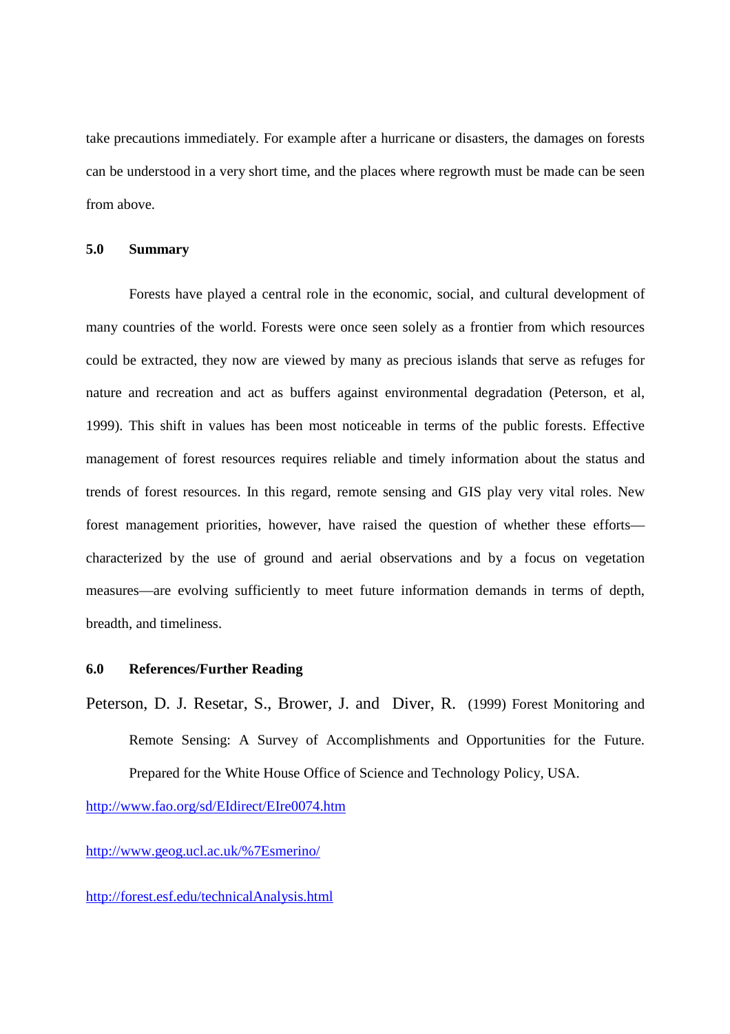take precautions immediately. For example after a hurricane or disasters, the damages on forests can be understood in a very short time, and the places where regrowth must be made can be seen from above.

## 5.0 Summary

Forests have played a central role in the economic, social, and cultural development of many countries of the world. Forests were once seen solely as a frontier from which resources could be extracted, they now are viewed by many as precious islands that serve as refuges for nature and recreation and act as buffers against environmental degradation (Peterson, et al, 1999). This shift in values has been most noticeable in terms of the public forests. Effective management of forest resources requires reliable and timely information about the status and trends of forest resources. In this regard, remote sensing and GIS play very vital roles. New forest management priorities, however, have raised the question of whether these efforts—characterized by the use of ground and aerial observations and by a focus on vegetation measures—are evolving sufficiently to meet future information demands in terms of depth, breadth, and timeliness.

## 6.0 References/Further Reading

Peterson, D. J. Resetar, S., Brower, J. and Diver, R. (1999) Forest Monitoring and Remote Sensing: A Survey of Accomplishments and Opportunities for the Future. Prepared for the White House Office of Science and Technology Policy, USA.

http://www.fao.org/sd/EIdirect/EIre0074.htm

http://www.geog.ucl.ac.uk/%7Esmerino/

http://forest.esf.edu/technicalAnalysis.html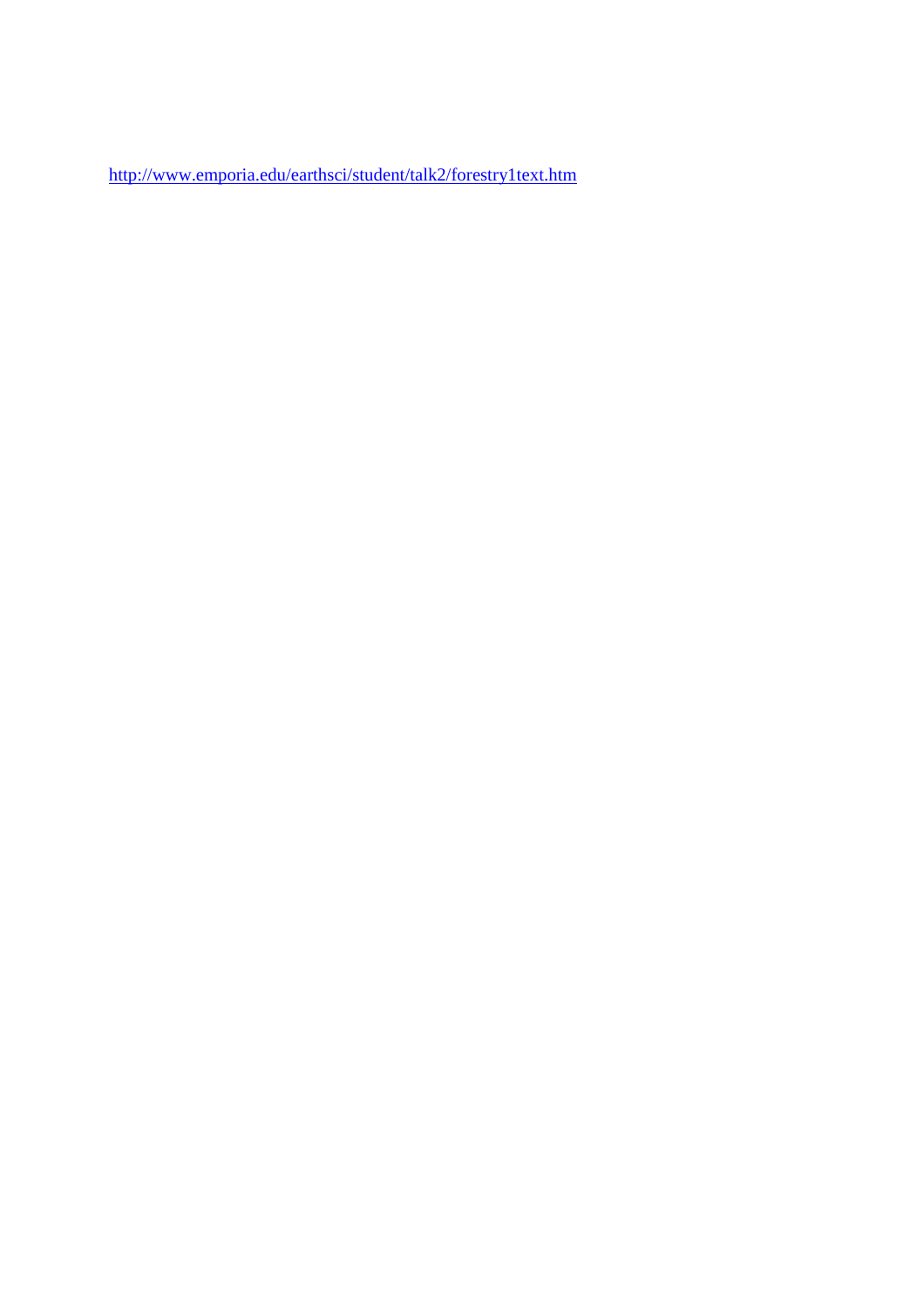http://www.emporia.edu/earthsci/student/talk2/forestry1text.htm